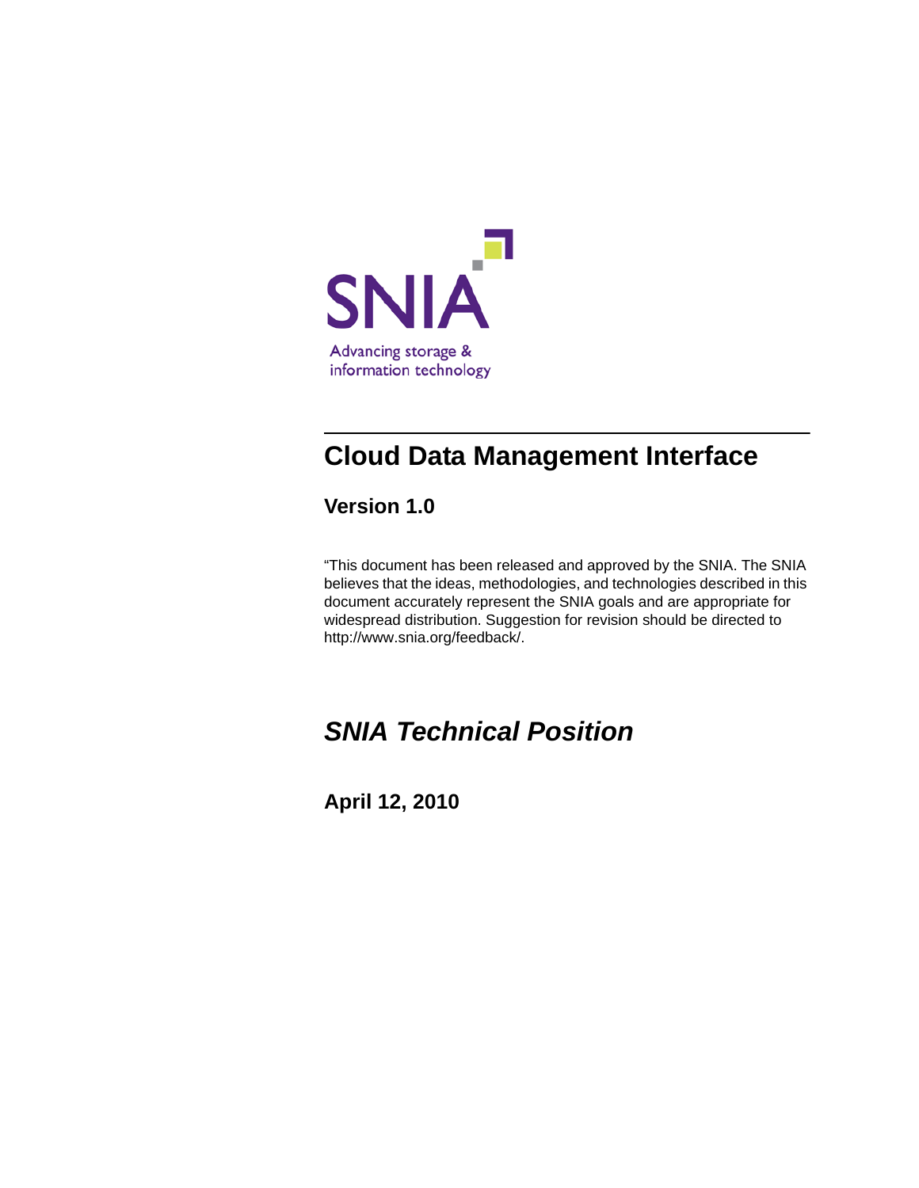SNIA

Advancing storage & information technology

# Cloud Data Management Interface

## Version 1.0

“This document has been released and approved by the SNIA. The SNIA believes that the ideas, methodologies, and technologies described in this document accurately represent the SNIA goals and are appropriate for widespread distribution. Suggestion for revision should be directed to http://www.snia.org/feedback/.

## *SNIA Technical Position*

**April 12, 2010**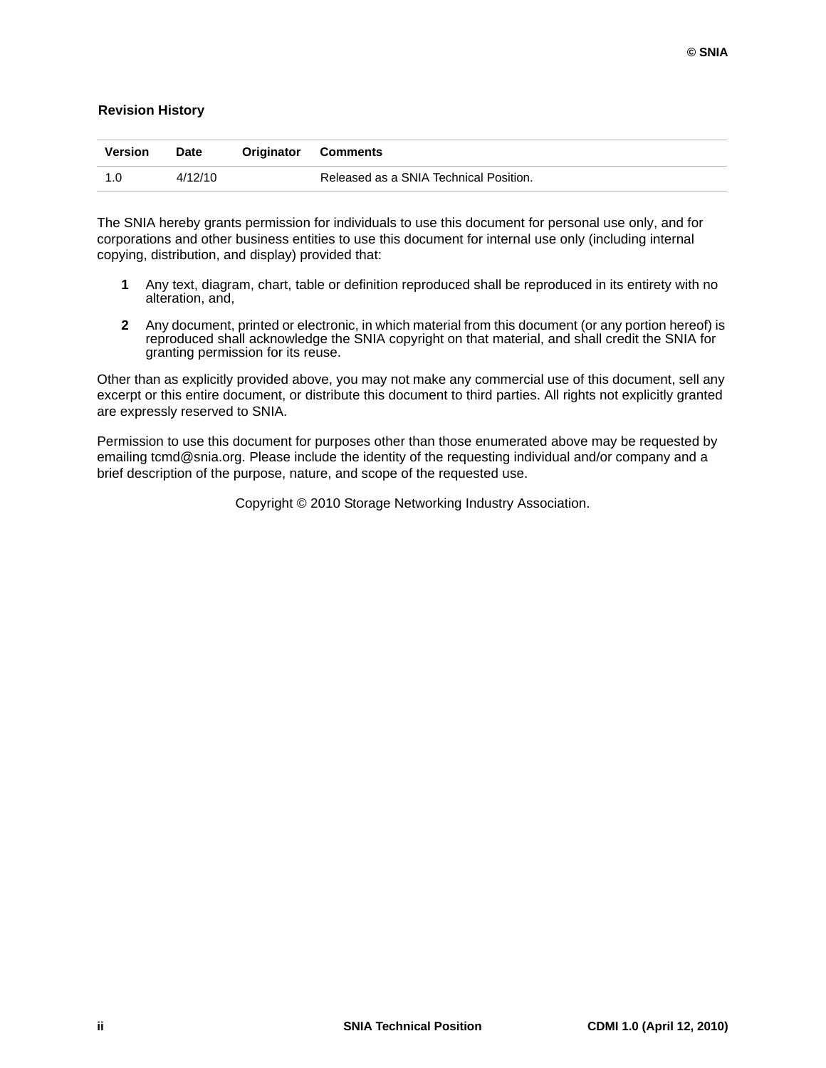## Revision History

| Version | Date | Originator | Comments |
| --- | --- | --- | --- |
| 1.0 | 4/12/10 | | Released as a SNIA Technical Position. |

The SNIA hereby grants permission for individuals to use this document for personal use only, and for corporations and other business entities to use this document for internal use only (including internal copying, distribution, and display) provided that:

1. Any text, diagram, chart, table or definition reproduced shall be reproduced in its entirety with no alteration, and,
2. Any document, printed or electronic, in which material from this document (or any portion hereof) is reproduced shall acknowledge the SNIA copyright on that material, and shall credit the SNIA for granting permission for its reuse.

Other than as explicitly provided above, you may not make any commercial use of this document, sell any excerpt or this entire document, or distribute this document to third parties. All rights not explicitly granted are expressly reserved to SNIA.

Permission to use this document for purposes other than those enumerated above may be requested by emailing tcmd@snia.org. Please include the identity of the requesting individual and/or company and a brief description of the purpose, nature, and scope of the requested use.

Copyright © 2010 Storage Networking Industry Association.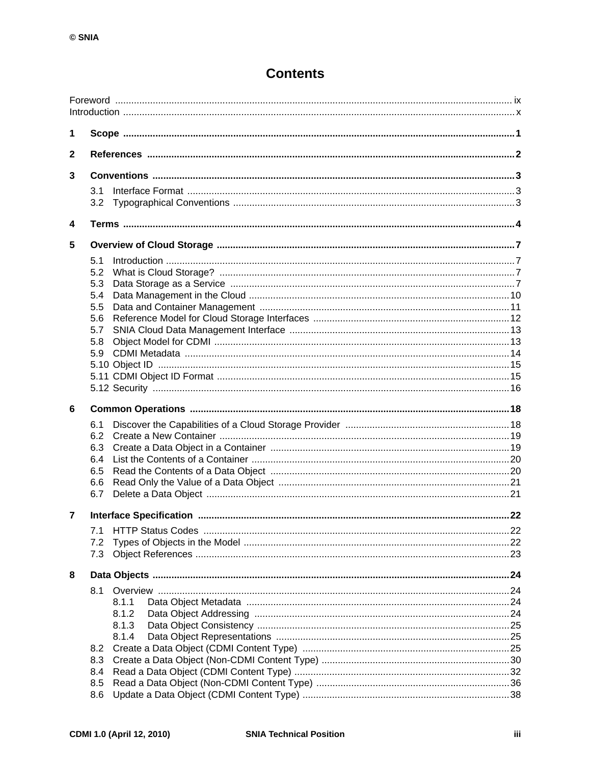# Contents

Foreword ix
Introduction x

**1 Scope 1**

**2 References 2**

**3 Conventions 3**

- 3.1 Interface Format 3
- 3.2 Typographical Conventions 3

**4 Terms 4**

**5 Overview of Cloud Storage 7**

- 5.1 Introduction 7
- 5.2 What is Cloud Storage? 7
- 5.3 Data Storage as a Service 7
- 5.4 Data Management in the Cloud 10
- 5.5 Data and Container Management 11
- 5.6 Reference Model for Cloud Storage Interfaces 12
- 5.7 SNIA Cloud Data Management Interface 13
- 5.8 Object Model for CDMI 13
- 5.9 CDMI Metadata 14
- 5.10 Object ID 15
- 5.11 CDMI Object ID Format 15
- 5.12 Security 16

**6 Common Operations 18**

- 6.1 Discover the Capabilities of a Cloud Storage Provider 18
- 6.2 Create a New Container 19
- 6.3 Create a Data Object in a Container 19
- 6.4 List the Contents of a Container 20
- 6.5 Read the Contents of a Data Object 20
- 6.6 Read Only the Value of a Data Object 21
- 6.7 Delete a Data Object 21

**7 Interface Specification 22**

- 7.1 HTTP Status Codes 22
- 7.2 Types of Objects in the Model 22
- 7.3 Object References 23

**8 Data Objects 24**

- 8.1 Overview 24
  - 8.1.1 Data Object Metadata 24
  - 8.1.2 Data Object Addressing 24
  - 8.1.3 Data Object Consistency 25
  - 8.1.4 Data Object Representations 25
- 8.2 Create a Data Object (CDMI Content Type) 25
- 8.3 Create a Data Object (Non-CDMI Content Type) 30
- 8.4 Read a Data Object (CDMI Content Type) 32
- 8.5 Read a Data Object (Non-CDMI Content Type) 36
- 8.6 Update a Data Object (CDMI Content Type) 38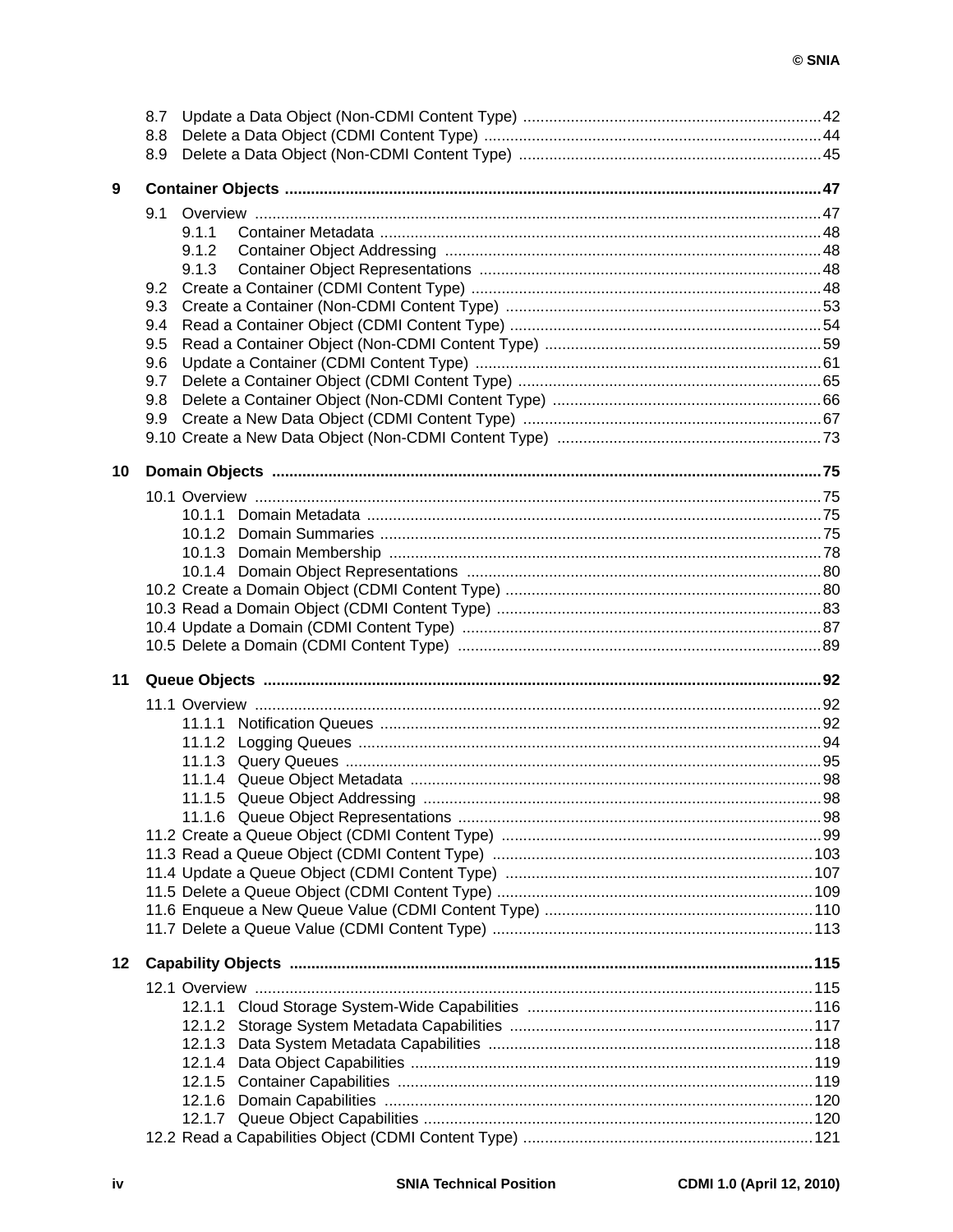8.7 Update a Data Object (Non-CDMI Content Type) .......... 42
8.8 Delete a Data Object (CDMI Content Type) .......... 44
8.9 Delete a Data Object (Non-CDMI Content Type) .......... 45

**9 Container Objects .......... 47**

9.1 Overview .......... 47
- 9.1.1 Container Metadata .......... 48
- 9.1.2 Container Object Addressing .......... 48
- 9.1.3 Container Object Representations .......... 48

9.2 Create a Container (CDMI Content Type) .......... 48
9.3 Create a Container (Non-CDMI Content Type) .......... 53
9.4 Read a Container Object (CDMI Content Type) .......... 54
9.5 Read a Container Object (Non-CDMI Content Type) .......... 59
9.6 Update a Container (CDMI Content Type) .......... 61
9.7 Delete a Container Object (CDMI Content Type) .......... 65
9.8 Delete a Container Object (Non-CDMI Content Type) .......... 66
9.9 Create a New Data Object (CDMI Content Type) .......... 67
9.10 Create a New Data Object (Non-CDMI Content Type) .......... 73

**10 Domain Objects .......... 75**

10.1 Overview .......... 75
- 10.1.1 Domain Metadata .......... 75
- 10.1.2 Domain Summaries .......... 75
- 10.1.3 Domain Membership .......... 78
- 10.1.4 Domain Object Representations .......... 80

10.2 Create a Domain Object (CDMI Content Type) .......... 80
10.3 Read a Domain Object (CDMI Content Type) .......... 83
10.4 Update a Domain (CDMI Content Type) .......... 87
10.5 Delete a Domain (CDMI Content Type) .......... 89

**11 Queue Objects .......... 92**

11.1 Overview .......... 92
- 11.1.1 Notification Queues .......... 92
- 11.1.2 Logging Queues .......... 94
- 11.1.3 Query Queues .......... 95
- 11.1.4 Queue Object Metadata .......... 98
- 11.1.5 Queue Object Addressing .......... 98
- 11.1.6 Queue Object Representations .......... 98

11.2 Create a Queue Object (CDMI Content Type) .......... 99
11.3 Read a Queue Object (CDMI Content Type) .......... 103
11.4 Update a Queue Object (CDMI Content Type) .......... 107
11.5 Delete a Queue Object (CDMI Content Type) .......... 109
11.6 Enqueue a New Queue Value (CDMI Content Type) .......... 110
11.7 Delete a Queue Value (CDMI Content Type) .......... 113

**12 Capability Objects .......... 115**

12.1 Overview .......... 115
- 12.1.1 Cloud Storage System-Wide Capabilities .......... 116
- 12.1.2 Storage System Metadata Capabilities .......... 117
- 12.1.3 Data System Metadata Capabilities .......... 118
- 12.1.4 Data Object Capabilities .......... 119
- 12.1.5 Container Capabilities .......... 119
- 12.1.6 Domain Capabilities .......... 120
- 12.1.7 Queue Object Capabilities .......... 120

12.2 Read a Capabilities Object (CDMI Content Type) .......... 121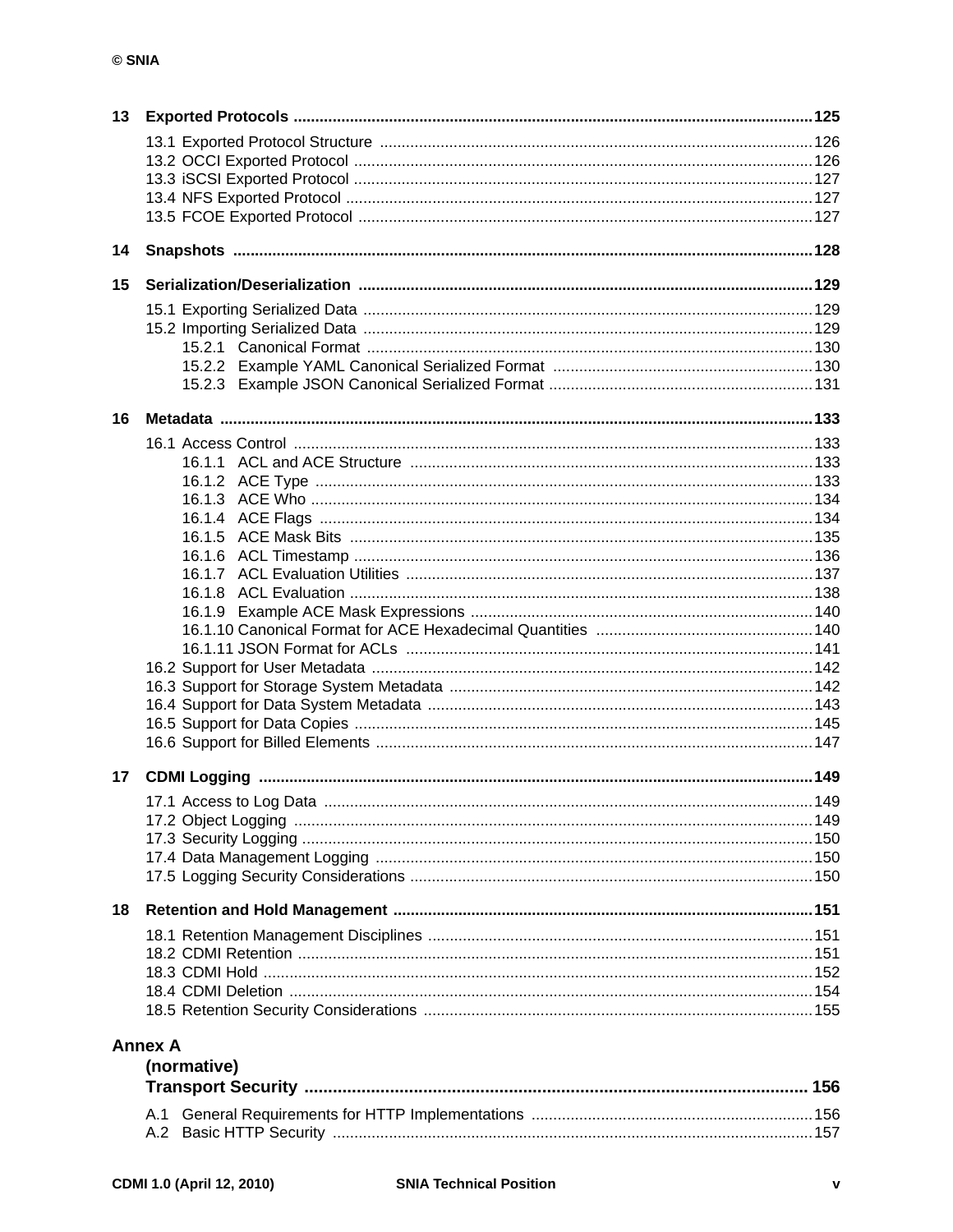**13 Exported Protocols** ..... 125

- 13.1 Exported Protocol Structure ..... 126
- 13.2 OCCI Exported Protocol ..... 126
- 13.3 iSCSI Exported Protocol ..... 127
- 13.4 NFS Exported Protocol ..... 127
- 13.5 FCOE Exported Protocol ..... 127

**14 Snapshots** ..... 128

**15 Serialization/Deserialization** ..... 129

- 15.1 Exporting Serialized Data ..... 129
- 15.2 Importing Serialized Data ..... 129
  - 15.2.1 Canonical Format ..... 130
  - 15.2.2 Example YAML Canonical Serialized Format ..... 130
  - 15.2.3 Example JSON Canonical Serialized Format ..... 131

**16 Metadata** ..... 133

- 16.1 Access Control ..... 133
  - 16.1.1 ACL and ACE Structure ..... 133
  - 16.1.2 ACE Type ..... 133
  - 16.1.3 ACE Who ..... 134
  - 16.1.4 ACE Flags ..... 134
  - 16.1.5 ACE Mask Bits ..... 135
  - 16.1.6 ACL Timestamp ..... 136
  - 16.1.7 ACL Evaluation Utilities ..... 137
  - 16.1.8 ACL Evaluation ..... 138
  - 16.1.9 Example ACE Mask Expressions ..... 140
  - 16.1.10 Canonical Format for ACE Hexadecimal Quantities ..... 140
  - 16.1.11 JSON Format for ACLs ..... 141
- 16.2 Support for User Metadata ..... 142
- 16.3 Support for Storage System Metadata ..... 142
- 16.4 Support for Data System Metadata ..... 143
- 16.5 Support for Data Copies ..... 145
- 16.6 Support for Billed Elements ..... 147

**17 CDMI Logging** ..... 149

- 17.1 Access to Log Data ..... 149
- 17.2 Object Logging ..... 149
- 17.3 Security Logging ..... 150
- 17.4 Data Management Logging ..... 150
- 17.5 Logging Security Considerations ..... 150

**18 Retention and Hold Management** ..... 151

- 18.1 Retention Management Disciplines ..... 151
- 18.2 CDMI Retention ..... 151
- 18.3 CDMI Hold ..... 152
- 18.4 CDMI Deletion ..... 154
- 18.5 Retention Security Considerations ..... 155

**Annex A (normative) Transport Security** ..... 156

- A.1 General Requirements for HTTP Implementations ..... 156
- A.2 Basic HTTP Security ..... 157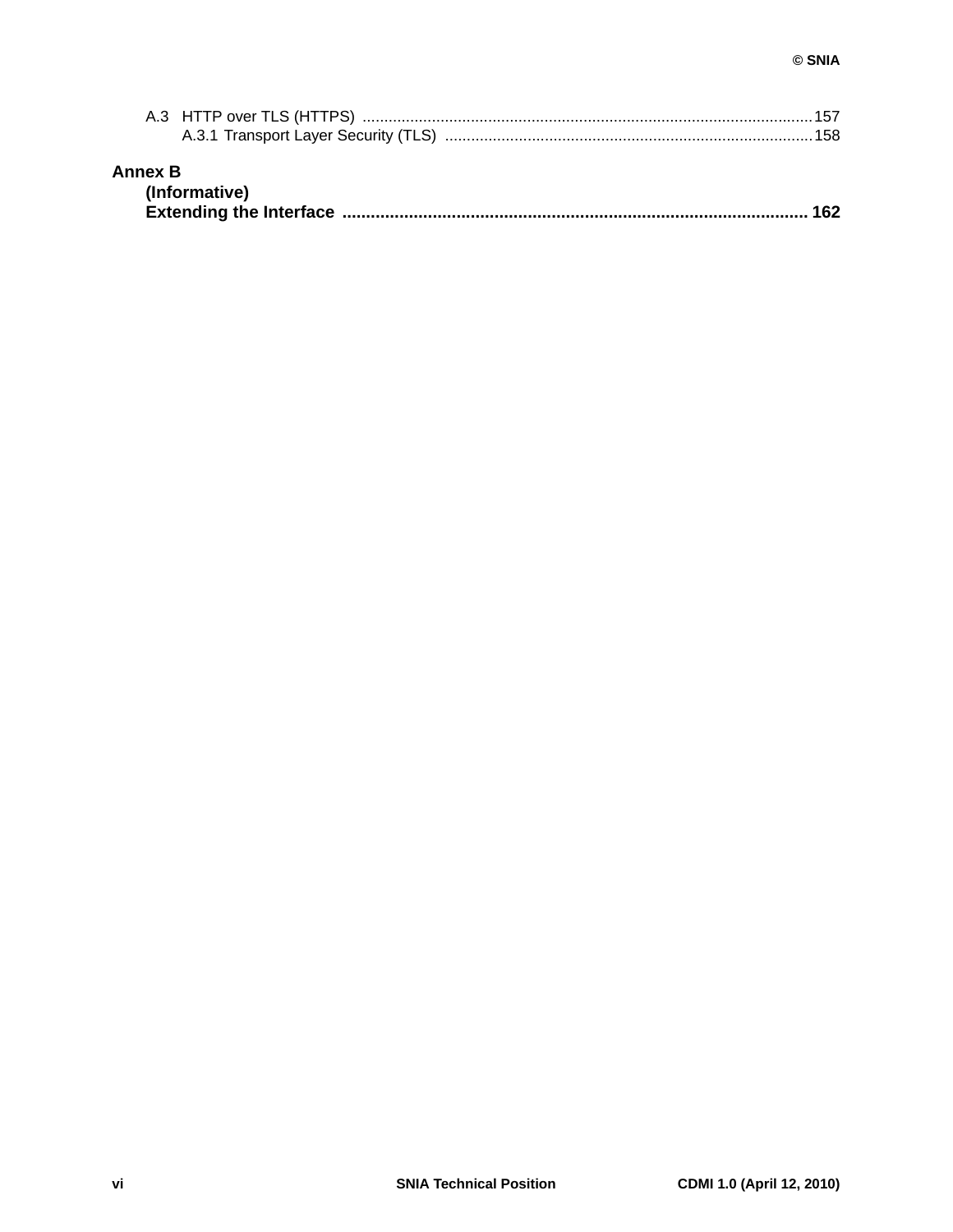A.3 HTTP over TLS (HTTPS) .......................................................................................................157
A.3.1 Transport Layer Security (TLS) ....................................................................................158

**Annex B**
**(Informative)**
**Extending the Interface ................................................................................................. 162**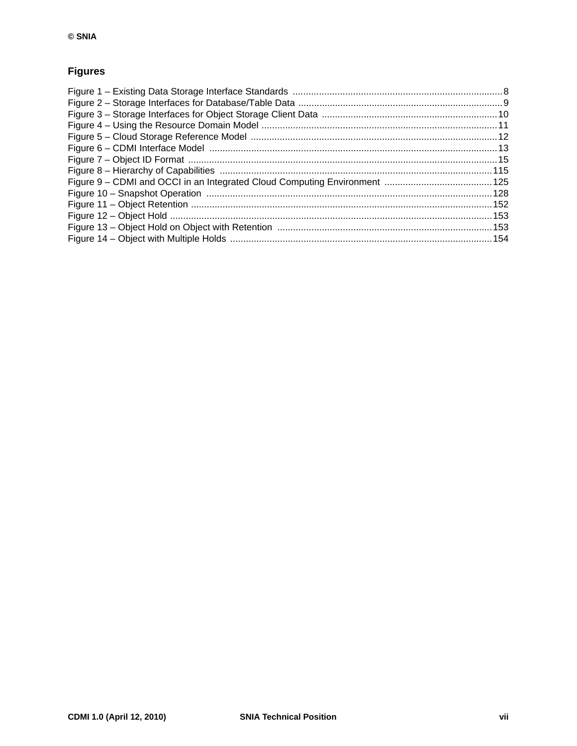## Figures

Figure 1 – Existing Data Storage Interface Standards ................................................................................. 8
Figure 2 – Storage Interfaces for Database/Table Data .............................................................................. 9
Figure 3 – Storage Interfaces for Object Storage Client Data .................................................................... 10
Figure 4 – Using the Resource Domain Model ........................................................................................... 11
Figure 5 – Cloud Storage Reference Model .............................................................................................. 12
Figure 6 – CDMI Interface Model .............................................................................................................. 13
Figure 7 – Object ID Format ...................................................................................................................... 15
Figure 8 – Hierarchy of Capabilities ......................................................................................................... 115
Figure 9 – CDMI and OCCI in an Integrated Cloud Computing Environment .......................................... 125
Figure 10 – Snapshot Operation ............................................................................................................. 128
Figure 11 – Object Retention ................................................................................................................... 152
Figure 12 – Object Hold ........................................................................................................................... 153
Figure 13 – Object Hold on Object with Retention ................................................................................... 153
Figure 14 – Object with Multiple Holds .................................................................................................... 154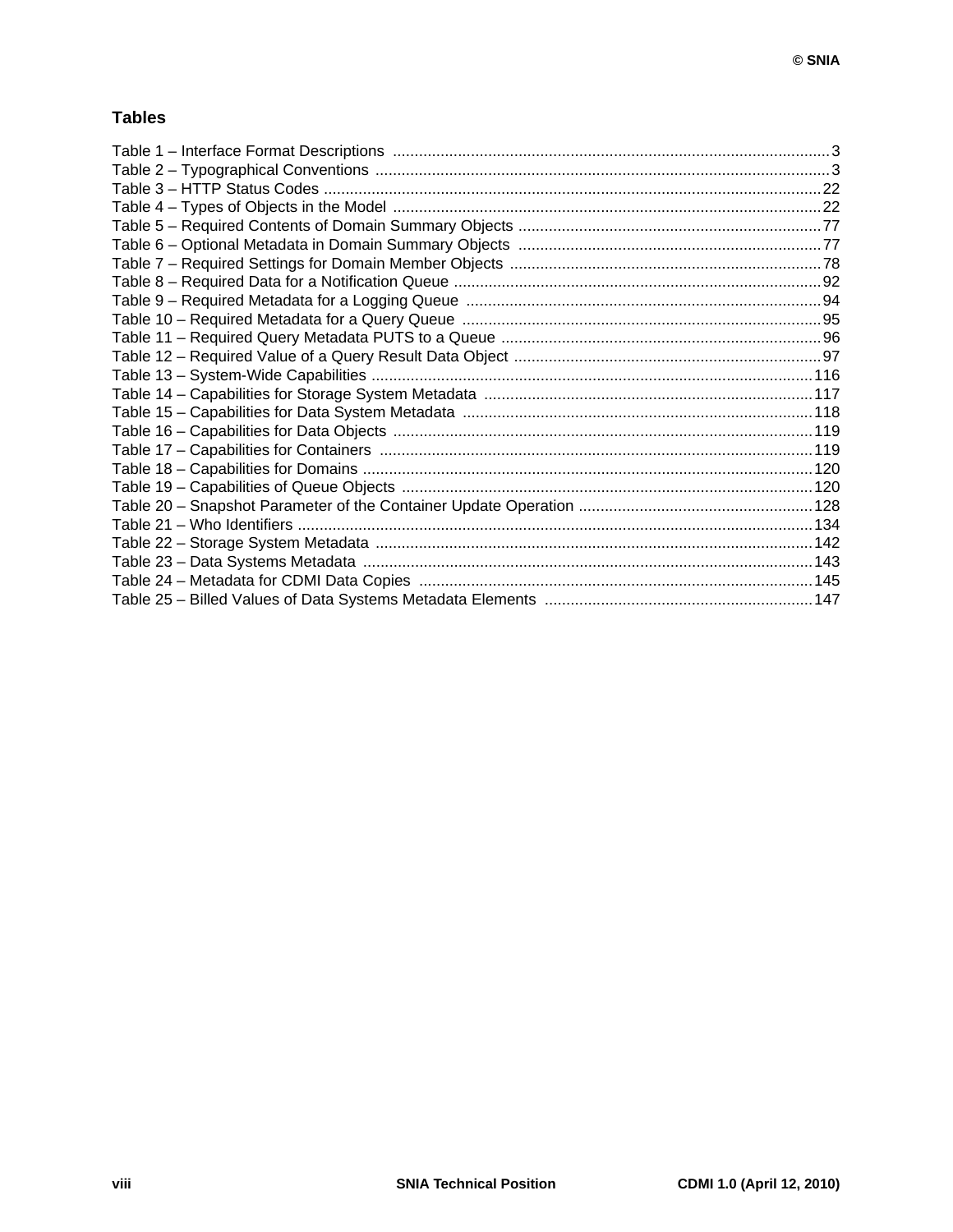## Tables

Table 1 – Interface Format Descriptions ....................................................................................................3
Table 2 – Typographical Conventions ........................................................................................................3
Table 3 – HTTP Status Codes ...................................................................................................................22
Table 4 – Types of Objects in the Model ..................................................................................................22
Table 5 – Required Contents of Domain Summary Objects ......................................................................77
Table 6 – Optional Metadata in Domain Summary Objects ......................................................................77
Table 7 – Required Settings for Domain Member Objects ........................................................................78
Table 8 – Required Data for a Notification Queue .....................................................................................92
Table 9 – Required Metadata for a Logging Queue ..................................................................................94
Table 10 – Required Metadata for a Query Queue ...................................................................................95
Table 11 – Required Query Metadata PUTS to a Queue ..........................................................................96
Table 12 – Required Value of a Query Result Data Object .......................................................................97
Table 13 – System-Wide Capabilities ......................................................................................................116
Table 14 – Capabilities for Storage System Metadata ............................................................................117
Table 15 – Capabilities for Data System Metadata .................................................................................118
Table 16 – Capabilities for Data Objects .................................................................................................119
Table 17 – Capabilities for Containers ....................................................................................................119
Table 18 – Capabilities for Domains .......................................................................................................120
Table 19 – Capabilities of Queue Objects ..............................................................................................120
Table 20 – Snapshot Parameter of the Container Update Operation ......................................................128
Table 21 – Who Identifiers .......................................................................................................................134
Table 22 – Storage System Metadata ....................................................................................................142
Table 23 – Data Systems Metadata .......................................................................................................143
Table 24 – Metadata for CDMI Data Copies ...........................................................................................145
Table 25 – Billed Values of Data Systems Metadata Elements ..............................................................147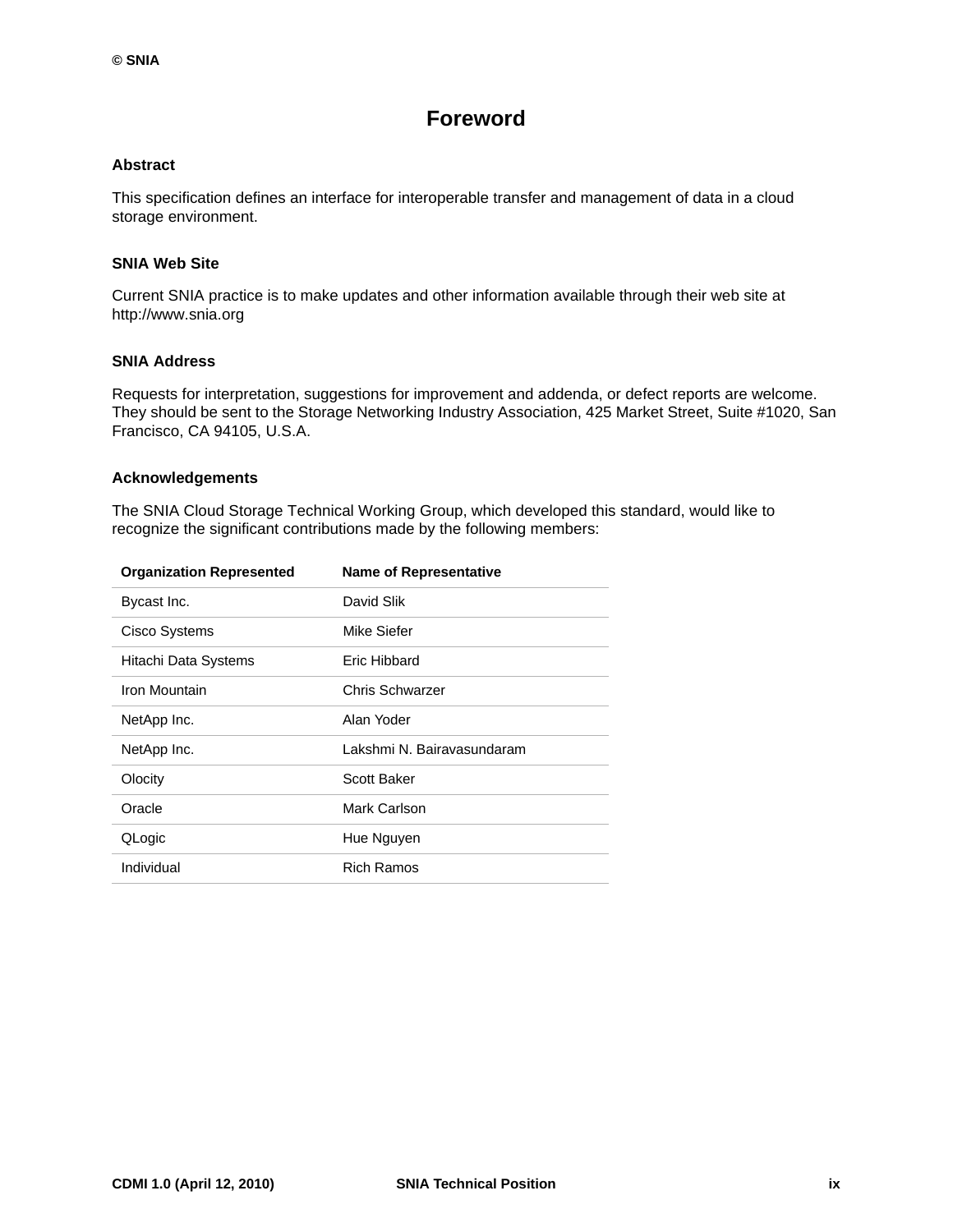# Foreword

### Abstract

This specification defines an interface for interoperable transfer and management of data in a cloud storage environment.

### SNIA Web Site

Current SNIA practice is to make updates and other information available through their web site at http://www.snia.org

### SNIA Address

Requests for interpretation, suggestions for improvement and addenda, or defect reports are welcome. They should be sent to the Storage Networking Industry Association, 425 Market Street, Suite #1020, San Francisco, CA 94105, U.S.A.

### Acknowledgements

The SNIA Cloud Storage Technical Working Group, which developed this standard, would like to recognize the significant contributions made by the following members:

| Organization Represented | Name of Representative |
|---|---|
| Bycast Inc. | David Slik |
| Cisco Systems | Mike Siefer |
| Hitachi Data Systems | Eric Hibbard |
| Iron Mountain | Chris Schwarzer |
| NetApp Inc. | Alan Yoder |
| NetApp Inc. | Lakshmi N. Bairavasundaram |
| Olocity | Scott Baker |
| Oracle | Mark Carlson |
| QLogic | Hue Nguyen |
| Individual | Rich Ramos |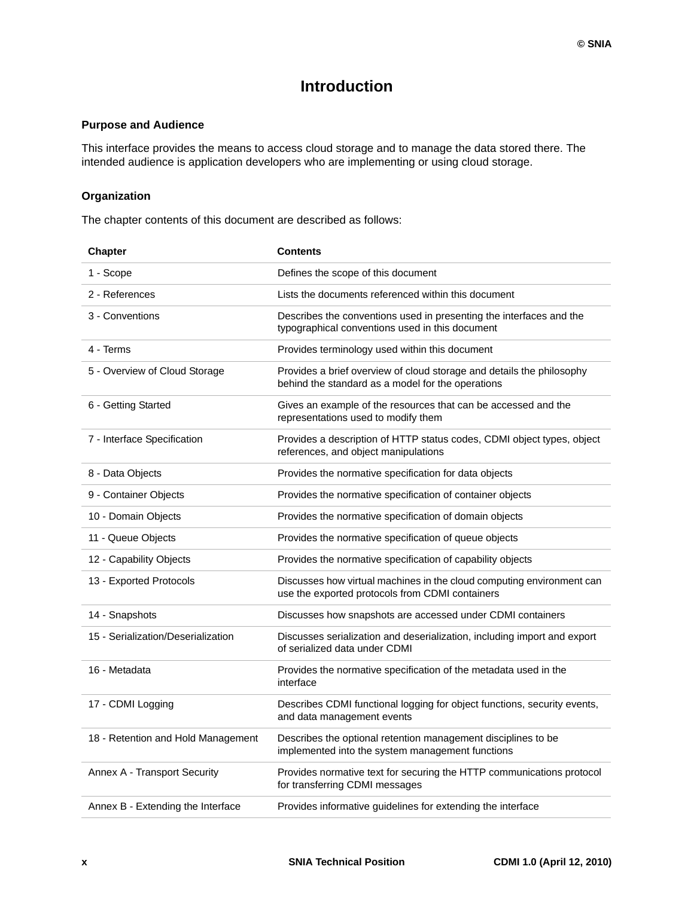# Introduction

## Purpose and Audience

This interface provides the means to access cloud storage and to manage the data stored there. The intended audience is application developers who are implementing or using cloud storage.

## Organization

The chapter contents of this document are described as follows:

| Chapter | Contents |
|---|---|
| 1 - Scope | Defines the scope of this document |
| 2 - References | Lists the documents referenced within this document |
| 3 - Conventions | Describes the conventions used in presenting the interfaces and the typographical conventions used in this document |
| 4 - Terms | Provides terminology used within this document |
| 5 - Overview of Cloud Storage | Provides a brief overview of cloud storage and details the philosophy behind the standard as a model for the operations |
| 6 - Getting Started | Gives an example of the resources that can be accessed and the representations used to modify them |
| 7 - Interface Specification | Provides a description of HTTP status codes, CDMI object types, object references, and object manipulations |
| 8 - Data Objects | Provides the normative specification for data objects |
| 9 - Container Objects | Provides the normative specification of container objects |
| 10 - Domain Objects | Provides the normative specification of domain objects |
| 11 - Queue Objects | Provides the normative specification of queue objects |
| 12 - Capability Objects | Provides the normative specification of capability objects |
| 13 - Exported Protocols | Discusses how virtual machines in the cloud computing environment can use the exported protocols from CDMI containers |
| 14 - Snapshots | Discusses how snapshots are accessed under CDMI containers |
| 15 - Serialization/Deserialization | Discusses serialization and deserialization, including import and export of serialized data under CDMI |
| 16 - Metadata | Provides the normative specification of the metadata used in the interface |
| 17 - CDMI Logging | Describes CDMI functional logging for object functions, security events, and data management events |
| 18 - Retention and Hold Management | Describes the optional retention management disciplines to be implemented into the system management functions |
| Annex A - Transport Security | Provides normative text for securing the HTTP communications protocol for transferring CDMI messages |
| Annex B - Extending the Interface | Provides informative guidelines for extending the interface |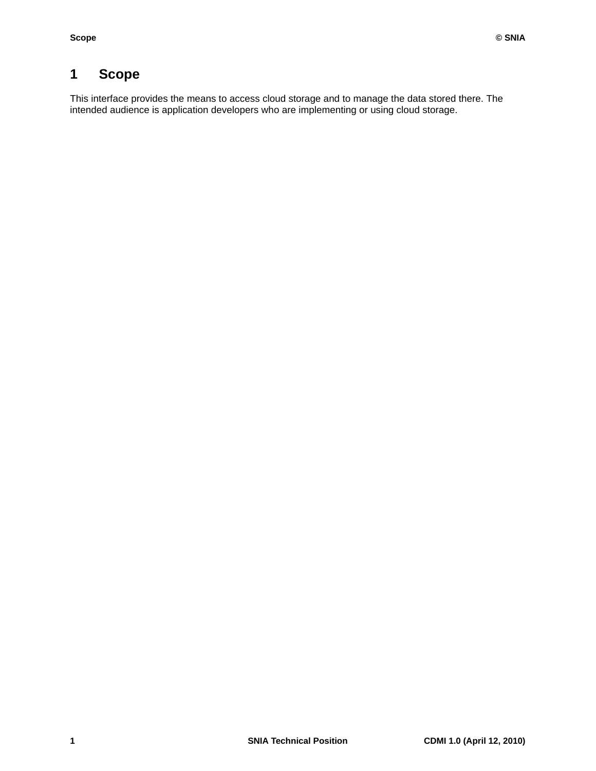# 1 Scope

This interface provides the means to access cloud storage and to manage the data stored there. The intended audience is application developers who are implementing or using cloud storage.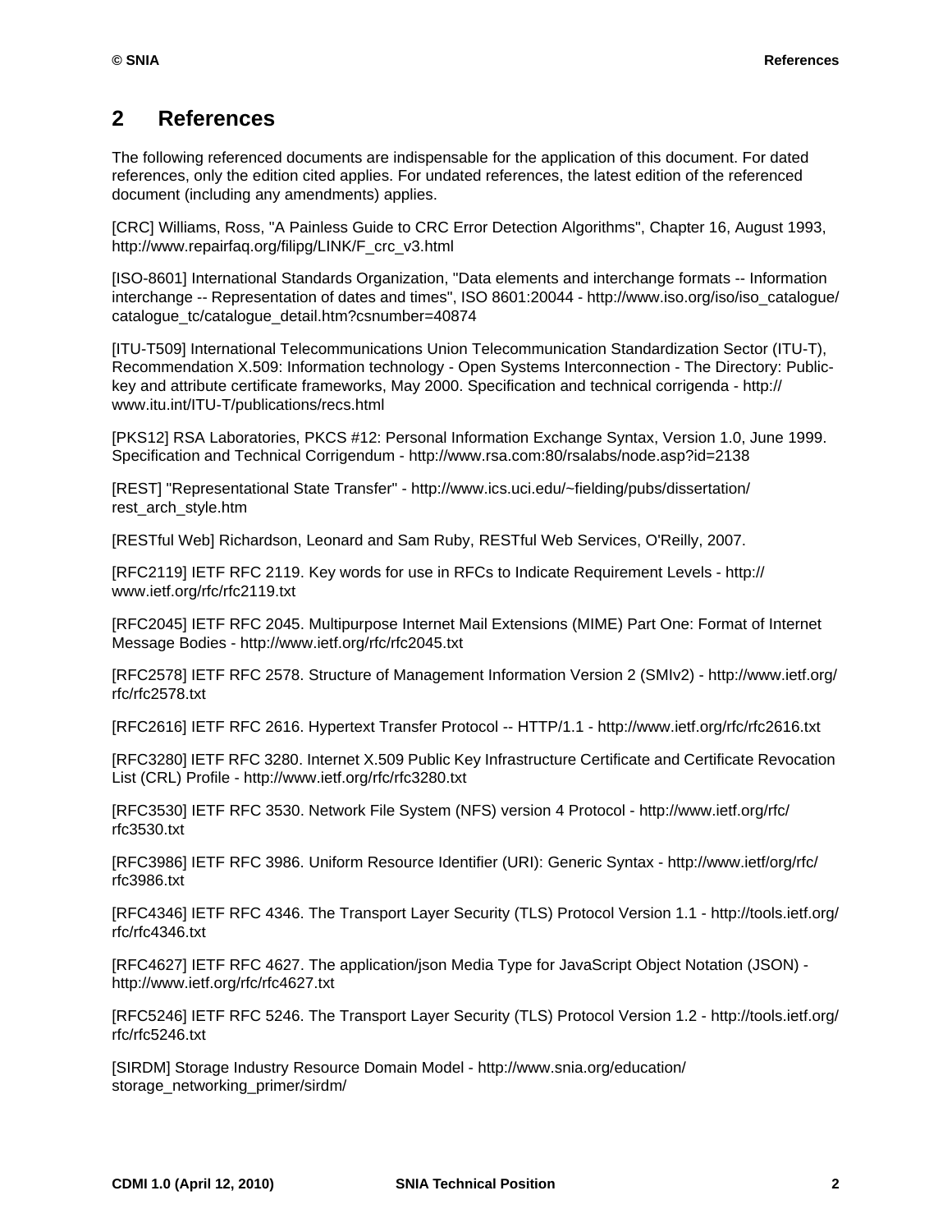# 2 References

The following referenced documents are indispensable for the application of this document. For dated references, only the edition cited applies. For undated references, the latest edition of the referenced document (including any amendments) applies.

[CRC] Williams, Ross, "A Painless Guide to CRC Error Detection Algorithms", Chapter 16, August 1993, http://www.repairfaq.org/filipg/LINK/F_crc_v3.html

[ISO-8601] International Standards Organization, "Data elements and interchange formats -- Information interchange -- Representation of dates and times", ISO 8601:20044 - http://www.iso.org/iso/iso_catalogue/catalogue_tc/catalogue_detail.htm?csnumber=40874

[ITU-T509] International Telecommunications Union Telecommunication Standardization Sector (ITU-T), Recommendation X.509: Information technology - Open Systems Interconnection - The Directory: Public-key and attribute certificate frameworks, May 2000. Specification and technical corrigenda - http://www.itu.int/ITU-T/publications/recs.html

[PKS12] RSA Laboratories, PKCS #12: Personal Information Exchange Syntax, Version 1.0, June 1999. Specification and Technical Corrigendum - http://www.rsa.com:80/rsalabs/node.asp?id=2138

[REST] "Representational State Transfer" - http://www.ics.uci.edu/~fielding/pubs/dissertation/rest_arch_style.htm

[RESTful Web] Richardson, Leonard and Sam Ruby, RESTful Web Services, O'Reilly, 2007.

[RFC2119] IETF RFC 2119. Key words for use in RFCs to Indicate Requirement Levels - http://www.ietf.org/rfc/rfc2119.txt

[RFC2045] IETF RFC 2045. Multipurpose Internet Mail Extensions (MIME) Part One: Format of Internet Message Bodies - http://www.ietf.org/rfc/rfc2045.txt

[RFC2578] IETF RFC 2578. Structure of Management Information Version 2 (SMIv2) - http://www.ietf.org/rfc/rfc2578.txt

[RFC2616] IETF RFC 2616. Hypertext Transfer Protocol -- HTTP/1.1 - http://www.ietf.org/rfc/rfc2616.txt

[RFC3280] IETF RFC 3280. Internet X.509 Public Key Infrastructure Certificate and Certificate Revocation List (CRL) Profile - http://www.ietf.org/rfc/rfc3280.txt

[RFC3530] IETF RFC 3530. Network File System (NFS) version 4 Protocol - http://www.ietf.org/rfc/rfc3530.txt

[RFC3986] IETF RFC 3986. Uniform Resource Identifier (URI): Generic Syntax - http://www.ietf/org/rfc/rfc3986.txt

[RFC4346] IETF RFC 4346. The Transport Layer Security (TLS) Protocol Version 1.1 - http://tools.ietf.org/rfc/rfc4346.txt

[RFC4627] IETF RFC 4627. The application/json Media Type for JavaScript Object Notation (JSON) - http://www.ietf.org/rfc/rfc4627.txt

[RFC5246] IETF RFC 5246. The Transport Layer Security (TLS) Protocol Version 1.2 - http://tools.ietf.org/rfc/rfc5246.txt

[SIRDM] Storage Industry Resource Domain Model - http://www.snia.org/education/storage_networking_primer/sirdm/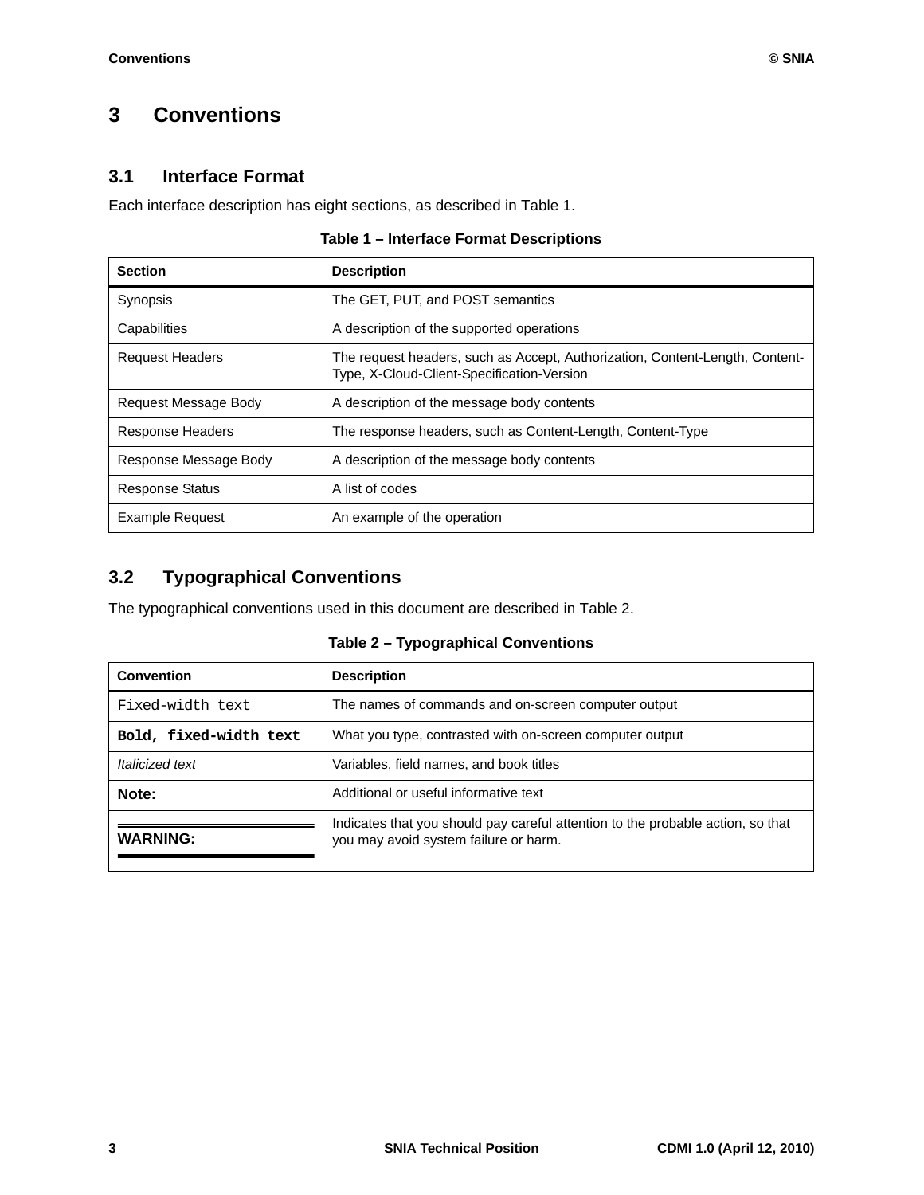# 3 Conventions

## 3.1 Interface Format

Each interface description has eight sections, as described in Table 1.

**Table 1 – Interface Format Descriptions**

| Section | Description |
|---|---|
| Synopsis | The GET, PUT, and POST semantics |
| Capabilities | A description of the supported operations |
| Request Headers | The request headers, such as Accept, Authorization, Content-Length, Content-Type, X-Cloud-Client-Specification-Version |
| Request Message Body | A description of the message body contents |
| Response Headers | The response headers, such as Content-Length, Content-Type |
| Response Message Body | A description of the message body contents |
| Response Status | A list of codes |
| Example Request | An example of the operation |

## 3.2 Typographical Conventions

The typographical conventions used in this document are described in Table 2.

**Table 2 – Typographical Conventions**

| Convention | Description |
|---|---|
| `Fixed-width text` | The names of commands and on-screen computer output |
| **`Bold, fixed-width text`** | What you type, contrasted with on-screen computer output |
| *Italicized text* | Variables, field names, and book titles |
| **Note:** | Additional or useful informative text |
| **WARNING:** | Indicates that you should pay careful attention to the probable action, so that you may avoid system failure or harm. |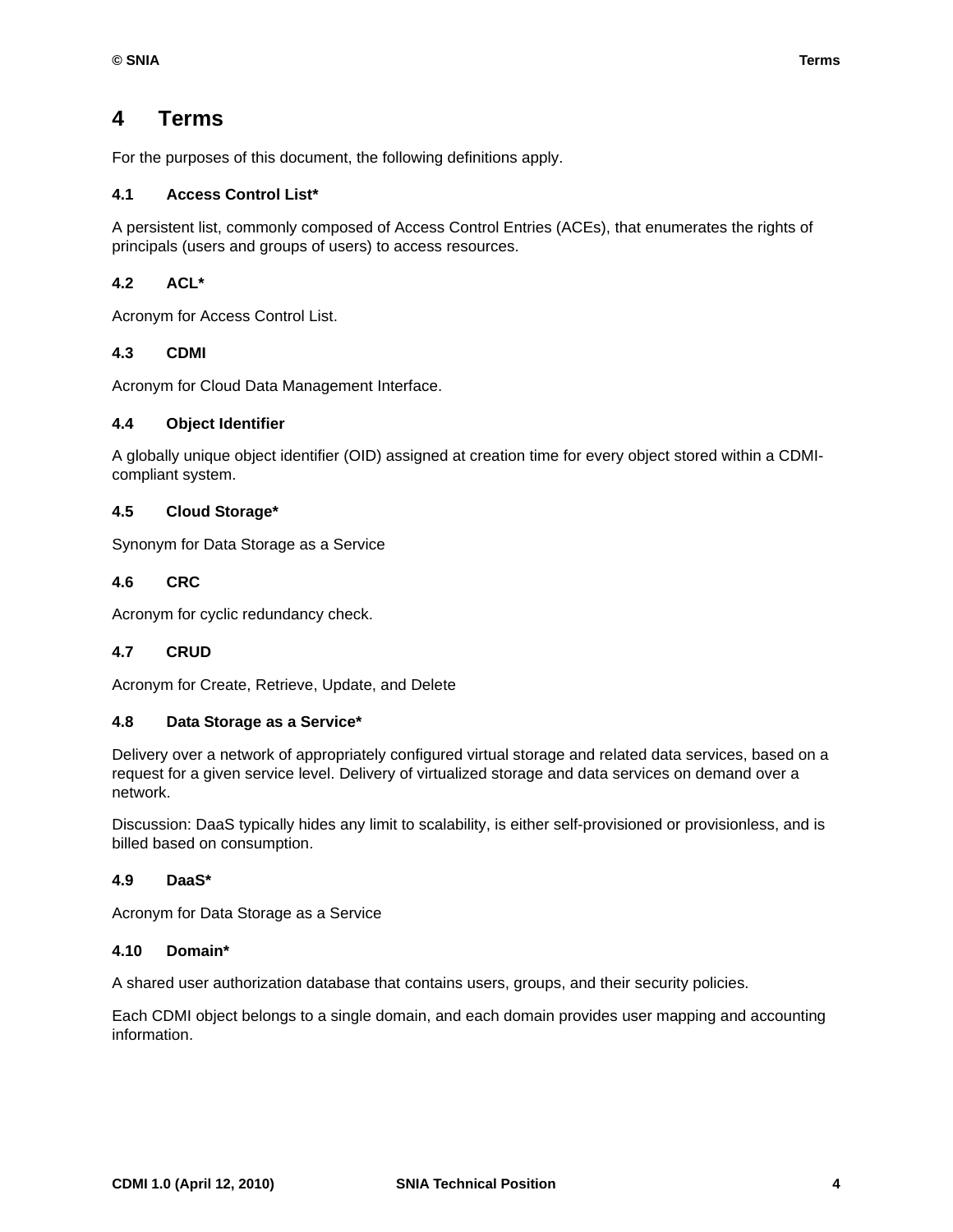# 4 Terms

For the purposes of this document, the following definitions apply.

### 4.1 Access Control List*

A persistent list, commonly composed of Access Control Entries (ACEs), that enumerates the rights of principals (users and groups of users) to access resources.

### 4.2 ACL*

Acronym for Access Control List.

### 4.3 CDMI

Acronym for Cloud Data Management Interface.

### 4.4 Object Identifier

A globally unique object identifier (OID) assigned at creation time for every object stored within a CDMI-compliant system.

### 4.5 Cloud Storage*

Synonym for Data Storage as a Service

### 4.6 CRC

Acronym for cyclic redundancy check.

### 4.7 CRUD

Acronym for Create, Retrieve, Update, and Delete

### 4.8 Data Storage as a Service*

Delivery over a network of appropriately configured virtual storage and related data services, based on a request for a given service level. Delivery of virtualized storage and data services on demand over a network.

Discussion: DaaS typically hides any limit to scalability, is either self-provisioned or provisionless, and is billed based on consumption.

### 4.9 DaaS*

Acronym for Data Storage as a Service

### 4.10 Domain*

A shared user authorization database that contains users, groups, and their security policies.

Each CDMI object belongs to a single domain, and each domain provides user mapping and accounting information.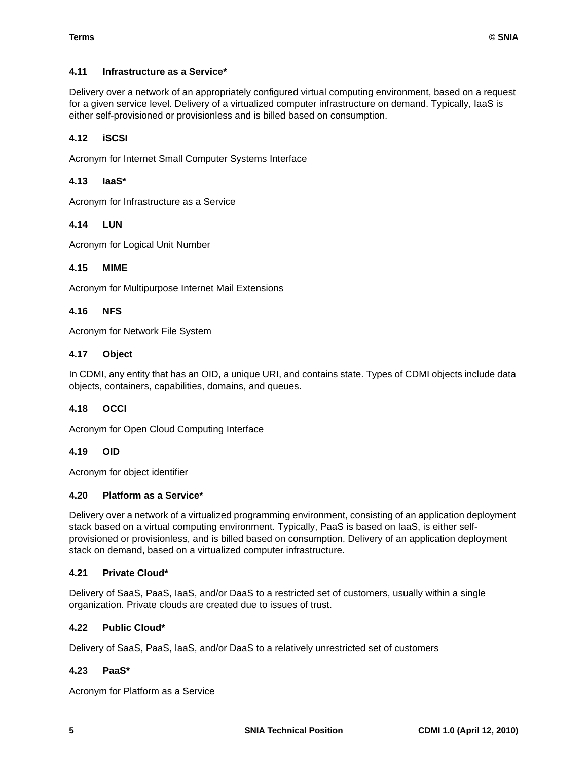### 4.11 Infrastructure as a Service*

Delivery over a network of an appropriately configured virtual computing environment, based on a request for a given service level. Delivery of a virtualized computer infrastructure on demand. Typically, IaaS is either self-provisioned or provisionless and is billed based on consumption.

### 4.12 iSCSI

Acronym for Internet Small Computer Systems Interface

### 4.13 IaaS*

Acronym for Infrastructure as a Service

### 4.14 LUN

Acronym for Logical Unit Number

### 4.15 MIME

Acronym for Multipurpose Internet Mail Extensions

### 4.16 NFS

Acronym for Network File System

### 4.17 Object

In CDMI, any entity that has an OID, a unique URI, and contains state. Types of CDMI objects include data objects, containers, capabilities, domains, and queues.

### 4.18 OCCI

Acronym for Open Cloud Computing Interface

### 4.19 OID

Acronym for object identifier

### 4.20 Platform as a Service*

Delivery over a network of a virtualized programming environment, consisting of an application deployment stack based on a virtual computing environment. Typically, PaaS is based on IaaS, is either self-provisioned or provisionless, and is billed based on consumption. Delivery of an application deployment stack on demand, based on a virtualized computer infrastructure.

### 4.21 Private Cloud*

Delivery of SaaS, PaaS, IaaS, and/or DaaS to a restricted set of customers, usually within a single organization. Private clouds are created due to issues of trust.

### 4.22 Public Cloud*

Delivery of SaaS, PaaS, IaaS, and/or DaaS to a relatively unrestricted set of customers

### 4.23 PaaS*

Acronym for Platform as a Service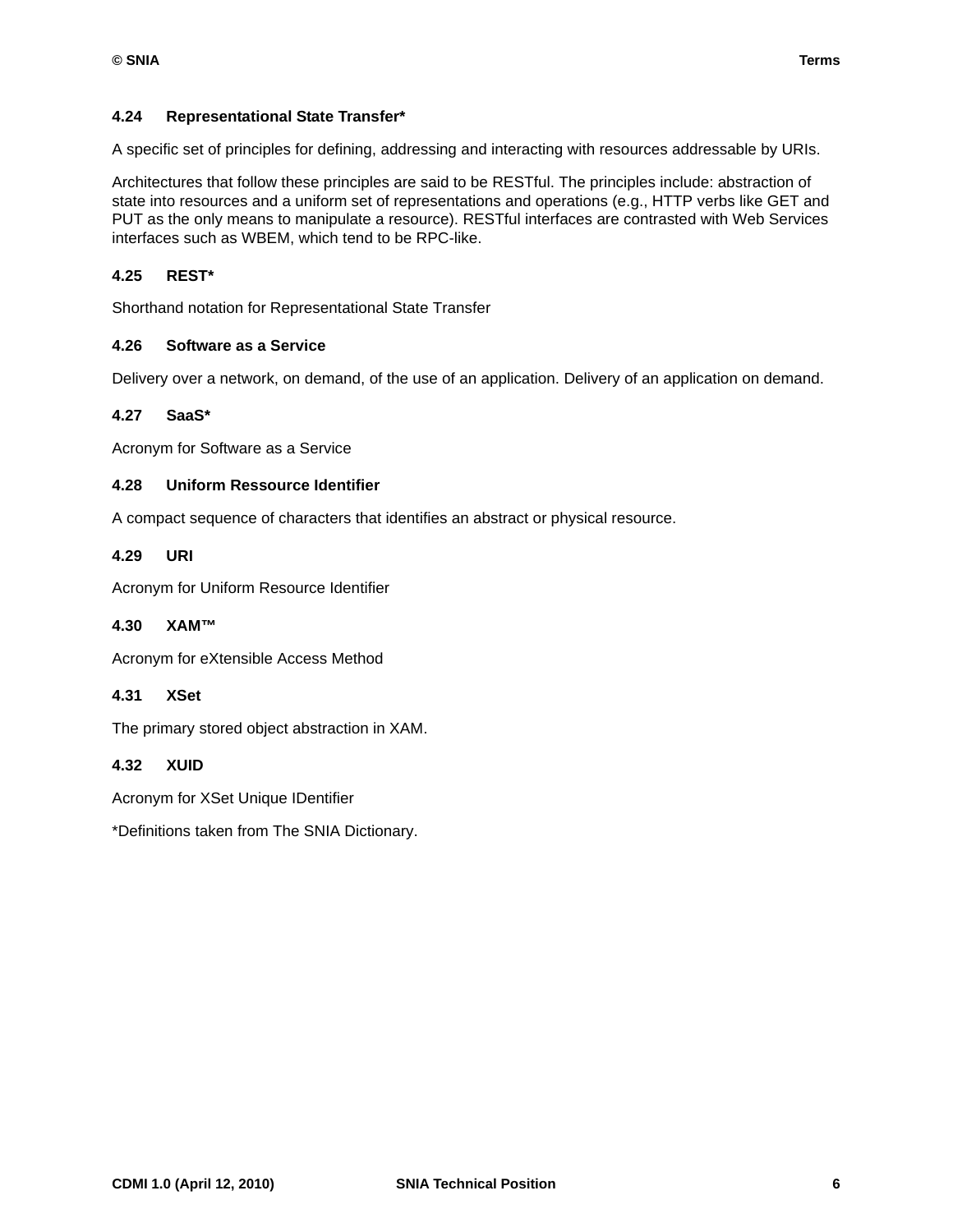### 4.24 Representational State Transfer*

A specific set of principles for defining, addressing and interacting with resources addressable by URIs.

Architectures that follow these principles are said to be RESTful. The principles include: abstraction of state into resources and a uniform set of representations and operations (e.g., HTTP verbs like GET and PUT as the only means to manipulate a resource). RESTful interfaces are contrasted with Web Services interfaces such as WBEM, which tend to be RPC-like.

### 4.25 REST*

Shorthand notation for Representational State Transfer

### 4.26 Software as a Service

Delivery over a network, on demand, of the use of an application. Delivery of an application on demand.

### 4.27 SaaS*

Acronym for Software as a Service

### 4.28 Uniform Ressource Identifier

A compact sequence of characters that identifies an abstract or physical resource.

### 4.29 URI

Acronym for Uniform Resource Identifier

### 4.30 XAM™

Acronym for eXtensible Access Method

### 4.31 XSet

The primary stored object abstraction in XAM.

### 4.32 XUID

Acronym for XSet Unique IDentifier

*Definitions taken from The SNIA Dictionary.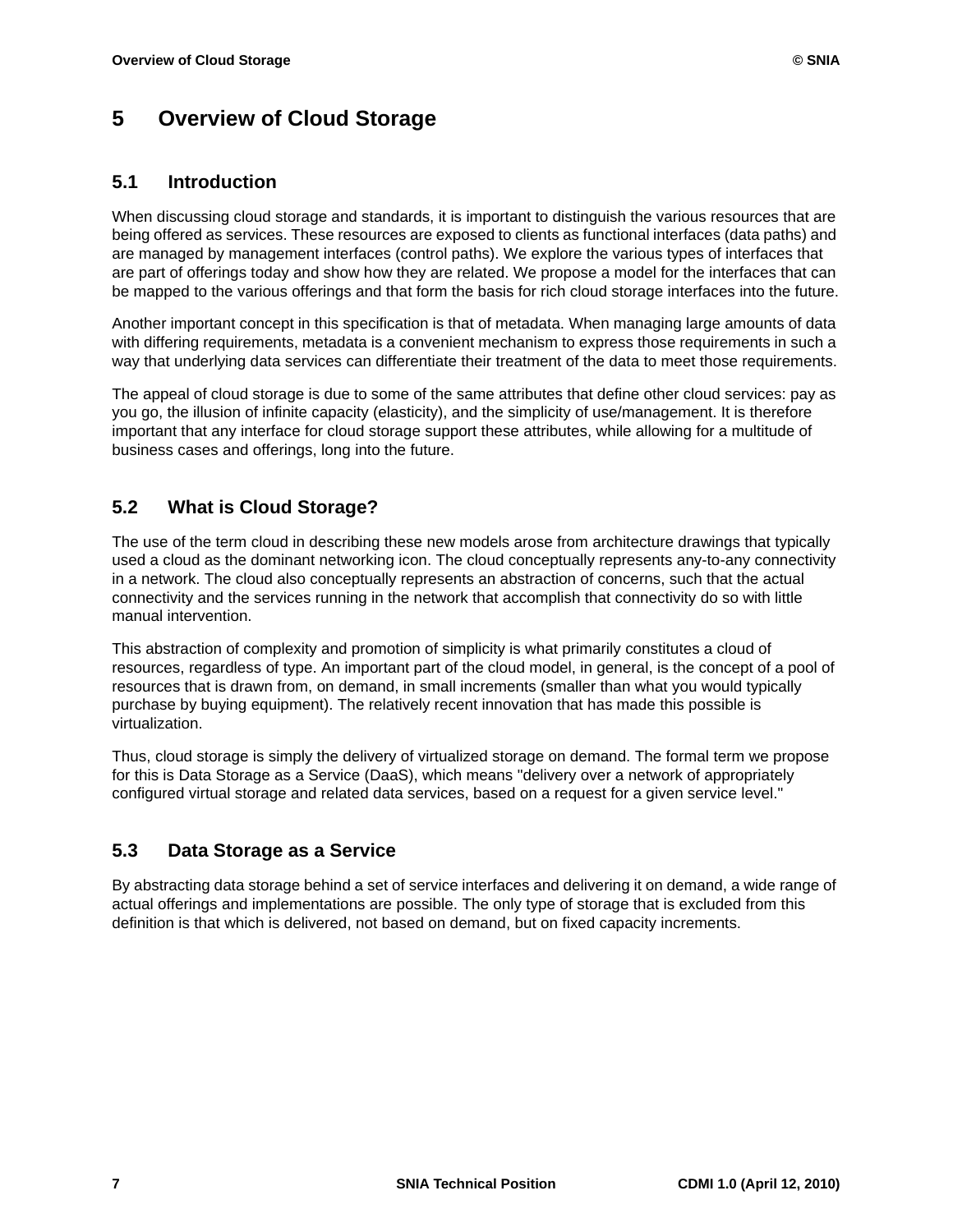# 5 Overview of Cloud Storage

## 5.1 Introduction

When discussing cloud storage and standards, it is important to distinguish the various resources that are being offered as services. These resources are exposed to clients as functional interfaces (data paths) and are managed by management interfaces (control paths). We explore the various types of interfaces that are part of offerings today and show how they are related. We propose a model for the interfaces that can be mapped to the various offerings and that form the basis for rich cloud storage interfaces into the future.

Another important concept in this specification is that of metadata. When managing large amounts of data with differing requirements, metadata is a convenient mechanism to express those requirements in such a way that underlying data services can differentiate their treatment of the data to meet those requirements.

The appeal of cloud storage is due to some of the same attributes that define other cloud services: pay as you go, the illusion of infinite capacity (elasticity), and the simplicity of use/management. It is therefore important that any interface for cloud storage support these attributes, while allowing for a multitude of business cases and offerings, long into the future.

## 5.2 What is Cloud Storage?

The use of the term cloud in describing these new models arose from architecture drawings that typically used a cloud as the dominant networking icon. The cloud conceptually represents any-to-any connectivity in a network. The cloud also conceptually represents an abstraction of concerns, such that the actual connectivity and the services running in the network that accomplish that connectivity do so with little manual intervention.

This abstraction of complexity and promotion of simplicity is what primarily constitutes a cloud of resources, regardless of type. An important part of the cloud model, in general, is the concept of a pool of resources that is drawn from, on demand, in small increments (smaller than what you would typically purchase by buying equipment). The relatively recent innovation that has made this possible is virtualization.

Thus, cloud storage is simply the delivery of virtualized storage on demand. The formal term we propose for this is Data Storage as a Service (DaaS), which means "delivery over a network of appropriately configured virtual storage and related data services, based on a request for a given service level."

## 5.3 Data Storage as a Service

By abstracting data storage behind a set of service interfaces and delivering it on demand, a wide range of actual offerings and implementations are possible. The only type of storage that is excluded from this definition is that which is delivered, not based on demand, but on fixed capacity increments.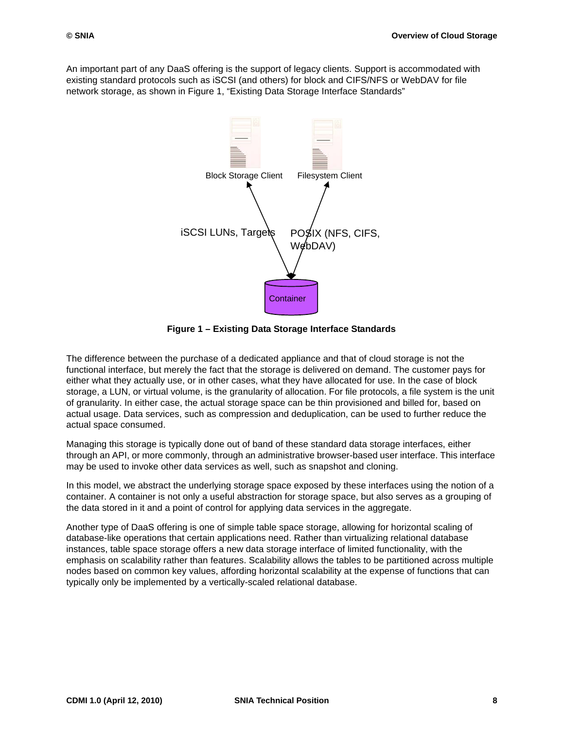An important part of any DaaS offering is the support of legacy clients. Support is accommodated with existing standard protocols such as iSCSI (and others) for block and CIFS/NFS or WebDAV for file network storage, as shown in Figure 1, “Existing Data Storage Interface Standards”

Block Storage Client    Filesystem Client

iSCSI LUNs, Targets    POSIX (NFS, CIFS, WebDAV)

Container

**Figure 1 – Existing Data Storage Interface Standards**

The difference between the purchase of a dedicated appliance and that of cloud storage is not the functional interface, but merely the fact that the storage is delivered on demand. The customer pays for either what they actually use, or in other cases, what they have allocated for use. In the case of block storage, a LUN, or virtual volume, is the granularity of allocation. For file protocols, a file system is the unit of granularity. In either case, the actual storage space can be thin provisioned and billed for, based on actual usage. Data services, such as compression and deduplication, can be used to further reduce the actual space consumed.

Managing this storage is typically done out of band of these standard data storage interfaces, either through an API, or more commonly, through an administrative browser-based user interface. This interface may be used to invoke other data services as well, such as snapshot and cloning.

In this model, we abstract the underlying storage space exposed by these interfaces using the notion of a container. A container is not only a useful abstraction for storage space, but also serves as a grouping of the data stored in it and a point of control for applying data services in the aggregate.

Another type of DaaS offering is one of simple table space storage, allowing for horizontal scaling of database-like operations that certain applications need. Rather than virtualizing relational database instances, table space storage offers a new data storage interface of limited functionality, with the emphasis on scalability rather than features. Scalability allows the tables to be partitioned across multiple nodes based on common key values, affording horizontal scalability at the expense of functions that can typically only be implemented by a vertically-scaled relational database.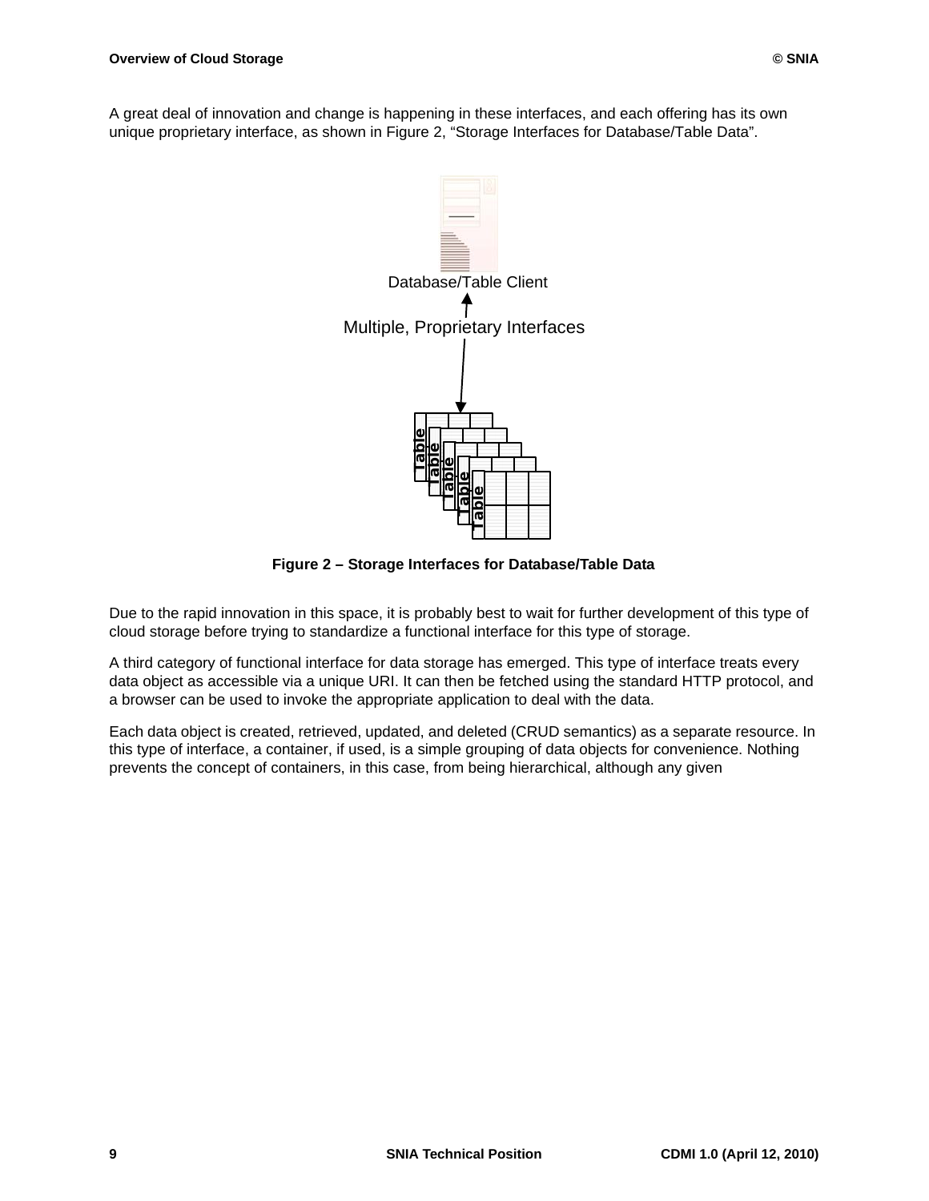A great deal of innovation and change is happening in these interfaces, and each offering has its own unique proprietary interface, as shown in Figure 2, “Storage Interfaces for Database/Table Data”.

**Figure 2 – Storage Interfaces for Database/Table Data**

Due to the rapid innovation in this space, it is probably best to wait for further development of this type of cloud storage before trying to standardize a functional interface for this type of storage.

A third category of functional interface for data storage has emerged. This type of interface treats every data object as accessible via a unique URI. It can then be fetched using the standard HTTP protocol, and a browser can be used to invoke the appropriate application to deal with the data.

Each data object is created, retrieved, updated, and deleted (CRUD semantics) as a separate resource. In this type of interface, a container, if used, is a simple grouping of data objects for convenience. Nothing prevents the concept of containers, in this case, from being hierarchical, although any given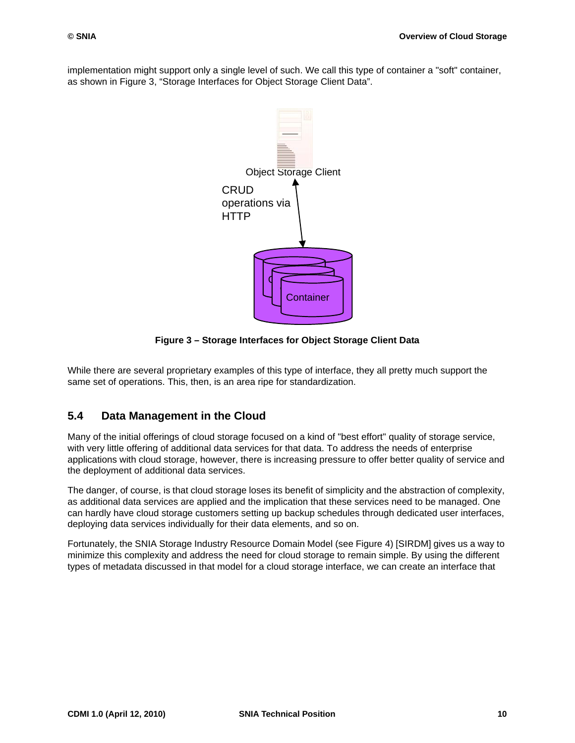implementation might support only a single level of such. We call this type of container a "soft" container, as shown in Figure 3, “Storage Interfaces for Object Storage Client Data”.

Object Storage Client

CRUD operations via HTTP

Container

**Figure 3 – Storage Interfaces for Object Storage Client Data**

While there are several proprietary examples of this type of interface, they all pretty much support the same set of operations. This, then, is an area ripe for standardization.

## 5.4 Data Management in the Cloud

Many of the initial offerings of cloud storage focused on a kind of "best effort" quality of storage service, with very little offering of additional data services for that data. To address the needs of enterprise applications with cloud storage, however, there is increasing pressure to offer better quality of service and the deployment of additional data services.

The danger, of course, is that cloud storage loses its benefit of simplicity and the abstraction of complexity, as additional data services are applied and the implication that these services need to be managed. One can hardly have cloud storage customers setting up backup schedules through dedicated user interfaces, deploying data services individually for their data elements, and so on.

Fortunately, the SNIA Storage Industry Resource Domain Model (see Figure 4) [SIRDM] gives us a way to minimize this complexity and address the need for cloud storage to remain simple. By using the different types of metadata discussed in that model for a cloud storage interface, we can create an interface that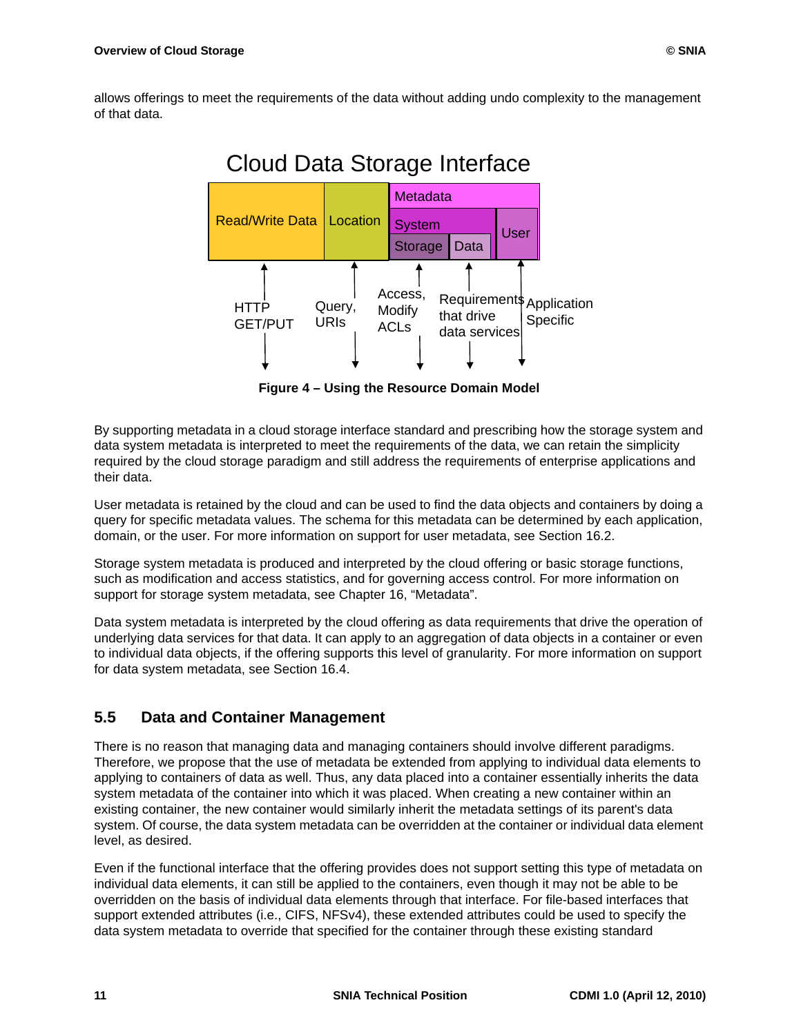allows offerings to meet the requirements of the data without adding undo complexity to the management of that data.

Cloud Data Storage Interface

| Read/Write Data | Location | Metadata: System (Storage, Data) | Metadata: User |
|---|---|---|---|
| HTTP GET/PUT | Query, URIs | Access, Modify ACLs (Storage); Requirements that drive data services (Data) | Application Specific |

**Figure 4 – Using the Resource Domain Model**

By supporting metadata in a cloud storage interface standard and prescribing how the storage system and data system metadata is interpreted to meet the requirements of the data, we can retain the simplicity required by the cloud storage paradigm and still address the requirements of enterprise applications and their data.

User metadata is retained by the cloud and can be used to find the data objects and containers by doing a query for specific metadata values. The schema for this metadata can be determined by each application, domain, or the user. For more information on support for user metadata, see Section 16.2.

Storage system metadata is produced and interpreted by the cloud offering or basic storage functions, such as modification and access statistics, and for governing access control. For more information on support for storage system metadata, see Chapter 16, "Metadata".

Data system metadata is interpreted by the cloud offering as data requirements that drive the operation of underlying data services for that data. It can apply to an aggregation of data objects in a container or even to individual data objects, if the offering supports this level of granularity. For more information on support for data system metadata, see Section 16.4.

## 5.5 Data and Container Management

There is no reason that managing data and managing containers should involve different paradigms. Therefore, we propose that the use of metadata be extended from applying to individual data elements to applying to containers of data as well. Thus, any data placed into a container essentially inherits the data system metadata of the container into which it was placed. When creating a new container within an existing container, the new container would similarly inherit the metadata settings of its parent's data system. Of course, the data system metadata can be overridden at the container or individual data element level, as desired.

Even if the functional interface that the offering provides does not support setting this type of metadata on individual data elements, it can still be applied to the containers, even though it may not be able to be overridden on the basis of individual data elements through that interface. For file-based interfaces that support extended attributes (i.e., CIFS, NFSv4), these extended attributes could be used to specify the data system metadata to override that specified for the container through these existing standard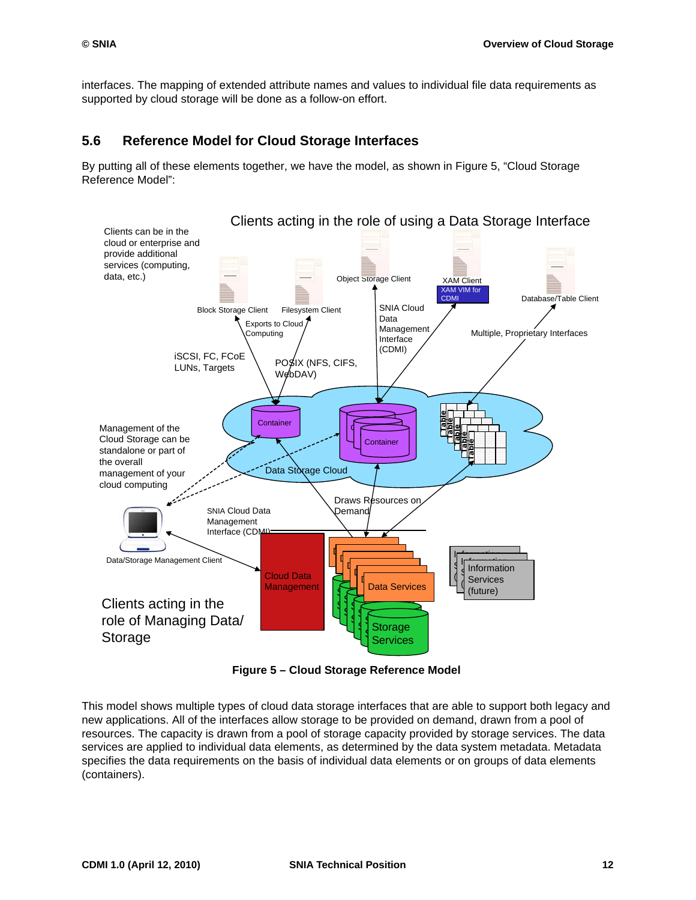interfaces. The mapping of extended attribute names and values to individual file data requirements as supported by cloud storage will be done as a follow-on effort.

## 5.6 Reference Model for Cloud Storage Interfaces

By putting all of these elements together, we have the model, as shown in Figure 5, "Cloud Storage Reference Model":

**Figure 5 – Cloud Storage Reference Model**

This model shows multiple types of cloud data storage interfaces that are able to support both legacy and new applications. All of the interfaces allow storage to be provided on demand, drawn from a pool of resources. The capacity is drawn from a pool of storage capacity provided by storage services. The data services are applied to individual data elements, as determined by the data system metadata. Metadata specifies the data requirements on the basis of individual data elements or on groups of data elements (containers).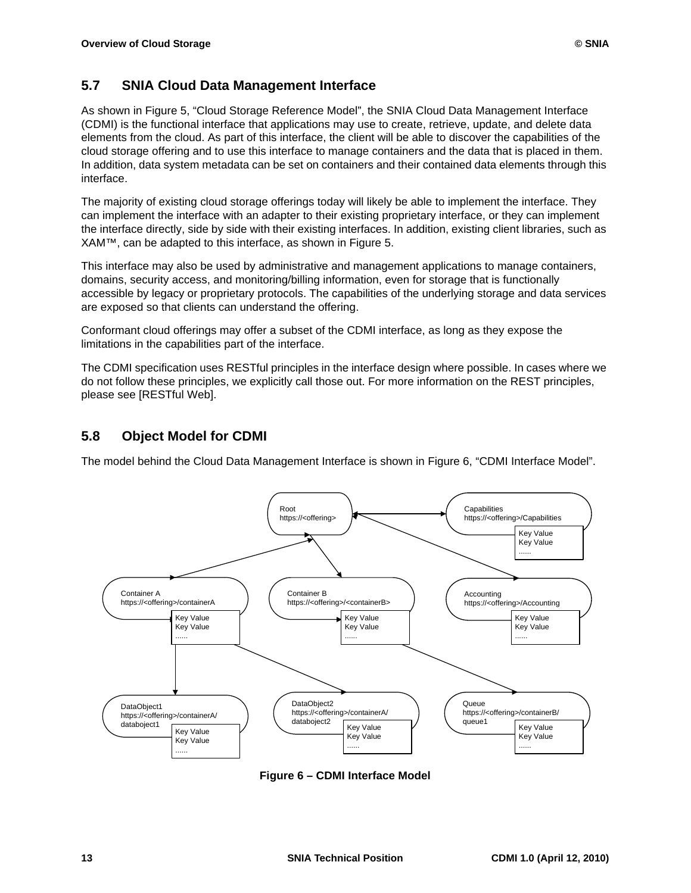## 5.7 SNIA Cloud Data Management Interface

As shown in Figure 5, "Cloud Storage Reference Model", the SNIA Cloud Data Management Interface (CDMI) is the functional interface that applications may use to create, retrieve, update, and delete data elements from the cloud. As part of this interface, the client will be able to discover the capabilities of the cloud storage offering and to use this interface to manage containers and the data that is placed in them. In addition, data system metadata can be set on containers and their contained data elements through this interface.

The majority of existing cloud storage offerings today will likely be able to implement the interface. They can implement the interface with an adapter to their existing proprietary interface, or they can implement the interface directly, side by side with their existing interfaces. In addition, existing client libraries, such as XAM™, can be adapted to this interface, as shown in Figure 5.

This interface may also be used by administrative and management applications to manage containers, domains, security access, and monitoring/billing information, even for storage that is functionally accessible by legacy or proprietary protocols. The capabilities of the underlying storage and data services are exposed so that clients can understand the offering.

Conformant cloud offerings may offer a subset of the CDMI interface, as long as they expose the limitations in the capabilities part of the interface.

The CDMI specification uses RESTful principles in the interface design where possible. In cases where we do not follow these principles, we explicitly call those out. For more information on the REST principles, please see [RESTful Web].

## 5.8 Object Model for CDMI

The model behind the Cloud Data Management Interface is shown in Figure 6, "CDMI Interface Model".

Root https://<offering>

Capabilities https://<offering>/Capabilities — Key Value, Key Value, ......

Container A https://<offering>/containerA — Key Value, Key Value, ......

Container B https://<offering>/<containerB> — Key Value, Key Value, ......

Accounting https://<offering>/Accounting — Key Value, Key Value, ......

DataObject1 https://<offering>/containerA/databoject1 — Key Value, Key Value, ......

DataObject2 https://<offering>/containerA/databoject2 — Key Value, Key Value, ......

Queue https://<offering>/containerB/queue1 — Key Value, Key Value, ......

**Figure 6 – CDMI Interface Model**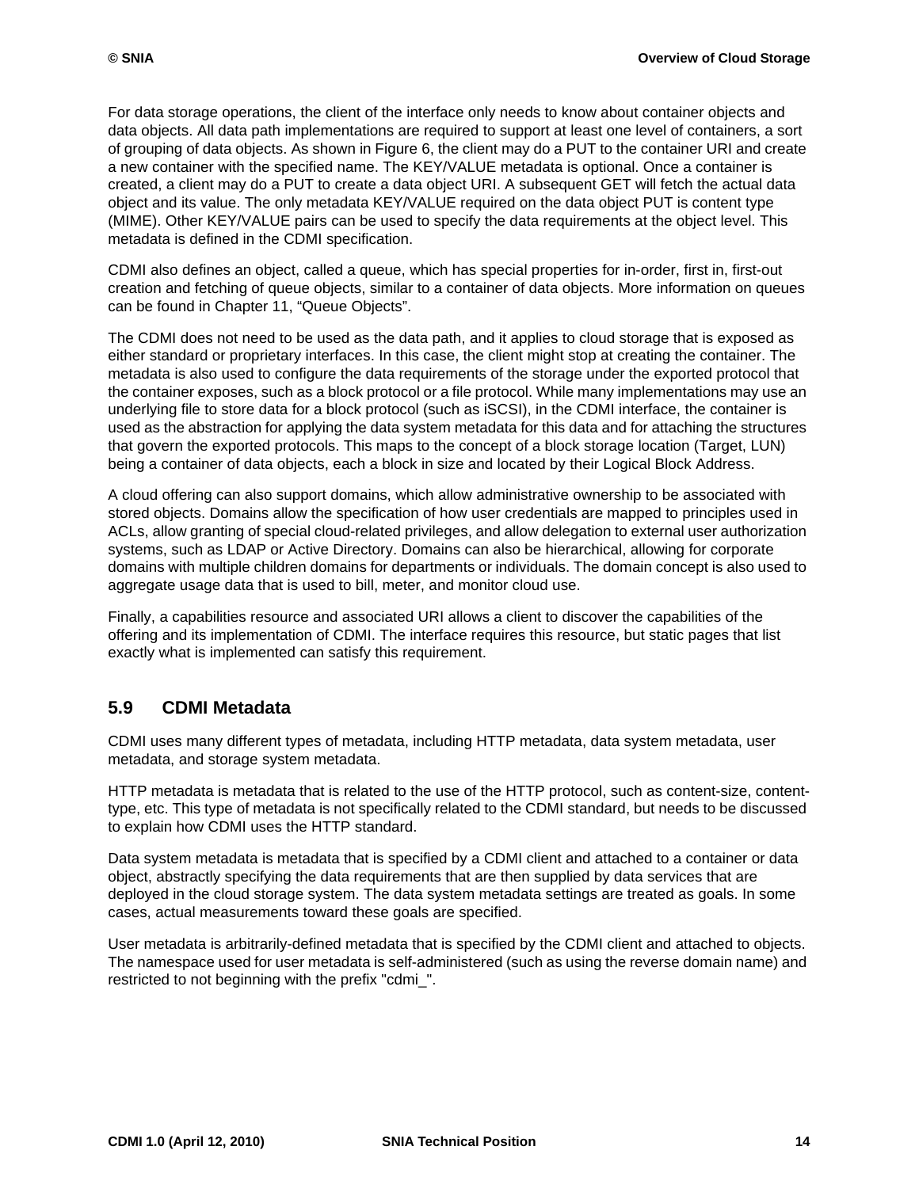For data storage operations, the client of the interface only needs to know about container objects and data objects. All data path implementations are required to support at least one level of containers, a sort of grouping of data objects. As shown in Figure 6, the client may do a PUT to the container URI and create a new container with the specified name. The KEY/VALUE metadata is optional. Once a container is created, a client may do a PUT to create a data object URI. A subsequent GET will fetch the actual data object and its value. The only metadata KEY/VALUE required on the data object PUT is content type (MIME). Other KEY/VALUE pairs can be used to specify the data requirements at the object level. This metadata is defined in the CDMI specification.

CDMI also defines an object, called a queue, which has special properties for in-order, first in, first-out creation and fetching of queue objects, similar to a container of data objects. More information on queues can be found in Chapter 11, "Queue Objects".

The CDMI does not need to be used as the data path, and it applies to cloud storage that is exposed as either standard or proprietary interfaces. In this case, the client might stop at creating the container. The metadata is also used to configure the data requirements of the storage under the exported protocol that the container exposes, such as a block protocol or a file protocol. While many implementations may use an underlying file to store data for a block protocol (such as iSCSI), in the CDMI interface, the container is used as the abstraction for applying the data system metadata for this data and for attaching the structures that govern the exported protocols. This maps to the concept of a block storage location (Target, LUN) being a container of data objects, each a block in size and located by their Logical Block Address.

A cloud offering can also support domains, which allow administrative ownership to be associated with stored objects. Domains allow the specification of how user credentials are mapped to principles used in ACLs, allow granting of special cloud-related privileges, and allow delegation to external user authorization systems, such as LDAP or Active Directory. Domains can also be hierarchical, allowing for corporate domains with multiple children domains for departments or individuals. The domain concept is also used to aggregate usage data that is used to bill, meter, and monitor cloud use.

Finally, a capabilities resource and associated URI allows a client to discover the capabilities of the offering and its implementation of CDMI. The interface requires this resource, but static pages that list exactly what is implemented can satisfy this requirement.

## 5.9 CDMI Metadata

CDMI uses many different types of metadata, including HTTP metadata, data system metadata, user metadata, and storage system metadata.

HTTP metadata is metadata that is related to the use of the HTTP protocol, such as content-size, content-type, etc. This type of metadata is not specifically related to the CDMI standard, but needs to be discussed to explain how CDMI uses the HTTP standard.

Data system metadata is metadata that is specified by a CDMI client and attached to a container or data object, abstractly specifying the data requirements that are then supplied by data services that are deployed in the cloud storage system. The data system metadata settings are treated as goals. In some cases, actual measurements toward these goals are specified.

User metadata is arbitrarily-defined metadata that is specified by the CDMI client and attached to objects. The namespace used for user metadata is self-administered (such as using the reverse domain name) and restricted to not beginning with the prefix "cdmi_".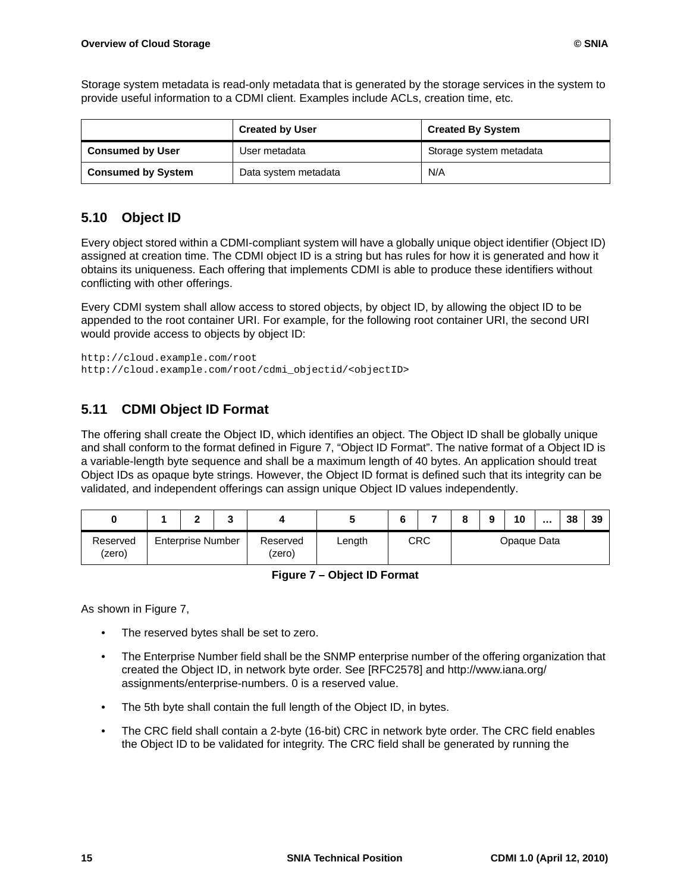Storage system metadata is read-only metadata that is generated by the storage services in the system to provide useful information to a CDMI client. Examples include ACLs, creation time, etc.

| | Created by User | Created By System |
|---|---|---|
| **Consumed by User** | User metadata | Storage system metadata |
| **Consumed by System** | Data system metadata | N/A |

## 5.10 Object ID

Every object stored within a CDMI-compliant system will have a globally unique object identifier (Object ID) assigned at creation time. The CDMI object ID is a string but has rules for how it is generated and how it obtains its uniqueness. Each offering that implements CDMI is able to produce these identifiers without conflicting with other offerings.

Every CDMI system shall allow access to stored objects, by object ID, by allowing the object ID to be appended to the root container URI. For example, for the following root container URI, the second URI would provide access to objects by object ID:

```
http://cloud.example.com/root
http://cloud.example.com/root/cdmi_objectid/<objectID>
```

## 5.11 CDMI Object ID Format

The offering shall create the Object ID, which identifies an object. The Object ID shall be globally unique and shall conform to the format defined in Figure 7, "Object ID Format". The native format of a Object ID is a variable-length byte sequence and shall be a maximum length of 40 bytes. An application should treat Object IDs as opaque byte strings. However, the Object ID format is defined such that its integrity can be validated, and independent offerings can assign unique Object ID values independently.

| 0 | 1 | 2 | 3 | 4 | 5 | 6 | 7 | 8 | 9 | 10 | … | 38 | 39 |
|---|---|---|---|---|---|---|---|---|---|---|---|---|---|
| Reserved (zero) | Enterprise Number | | | Reserved (zero) | Length | CRC | | Opaque Data | | | | | |

**Figure 7 – Object ID Format**

As shown in Figure 7,

- The reserved bytes shall be set to zero.
- The Enterprise Number field shall be the SNMP enterprise number of the offering organization that created the Object ID, in network byte order. See [RFC2578] and http://www.iana.org/assignments/enterprise-numbers. 0 is a reserved value.
- The 5th byte shall contain the full length of the Object ID, in bytes.
- The CRC field shall contain a 2-byte (16-bit) CRC in network byte order. The CRC field enables the Object ID to be validated for integrity. The CRC field shall be generated by running the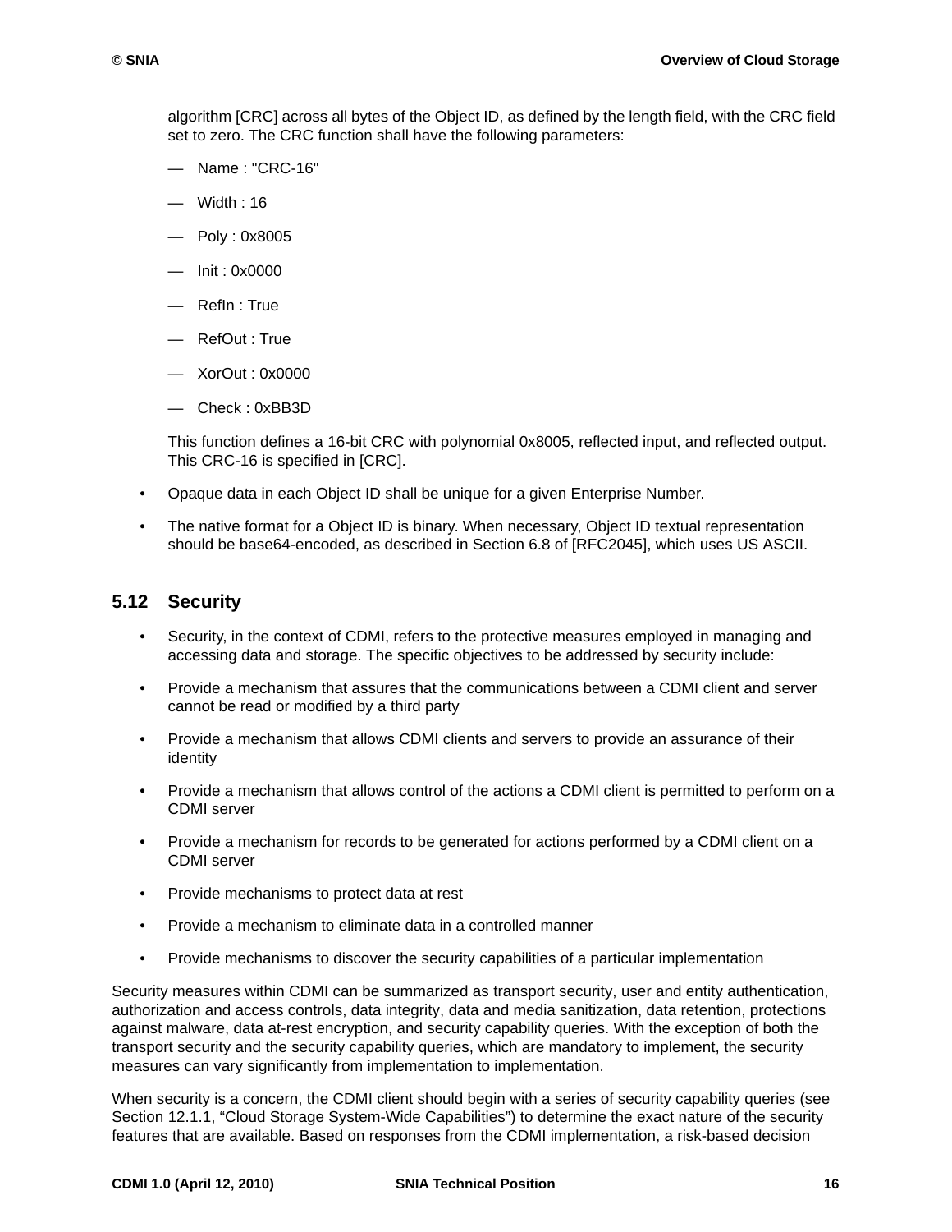algorithm [CRC] across all bytes of the Object ID, as defined by the length field, with the CRC field set to zero. The CRC function shall have the following parameters:

— Name : "CRC-16"

— Width : 16

— Poly : 0x8005

— Init : 0x0000

— RefIn : True

— RefOut : True

— XorOut : 0x0000

— Check : 0xBB3D

This function defines a 16-bit CRC with polynomial 0x8005, reflected input, and reflected output. This CRC-16 is specified in [CRC].

- Opaque data in each Object ID shall be unique for a given Enterprise Number.
- The native format for a Object ID is binary. When necessary, Object ID textual representation should be base64-encoded, as described in Section 6.8 of [RFC2045], which uses US ASCII.

## 5.12 Security

- Security, in the context of CDMI, refers to the protective measures employed in managing and accessing data and storage. The specific objectives to be addressed by security include:
- Provide a mechanism that assures that the communications between a CDMI client and server cannot be read or modified by a third party
- Provide a mechanism that allows CDMI clients and servers to provide an assurance of their identity
- Provide a mechanism that allows control of the actions a CDMI client is permitted to perform on a CDMI server
- Provide a mechanism for records to be generated for actions performed by a CDMI client on a CDMI server
- Provide mechanisms to protect data at rest
- Provide a mechanism to eliminate data in a controlled manner
- Provide mechanisms to discover the security capabilities of a particular implementation

Security measures within CDMI can be summarized as transport security, user and entity authentication, authorization and access controls, data integrity, data and media sanitization, data retention, protections against malware, data at-rest encryption, and security capability queries. With the exception of both the transport security and the security capability queries, which are mandatory to implement, the security measures can vary significantly from implementation to implementation.

When security is a concern, the CDMI client should begin with a series of security capability queries (see Section 12.1.1, “Cloud Storage System-Wide Capabilities”) to determine the exact nature of the security features that are available. Based on responses from the CDMI implementation, a risk-based decision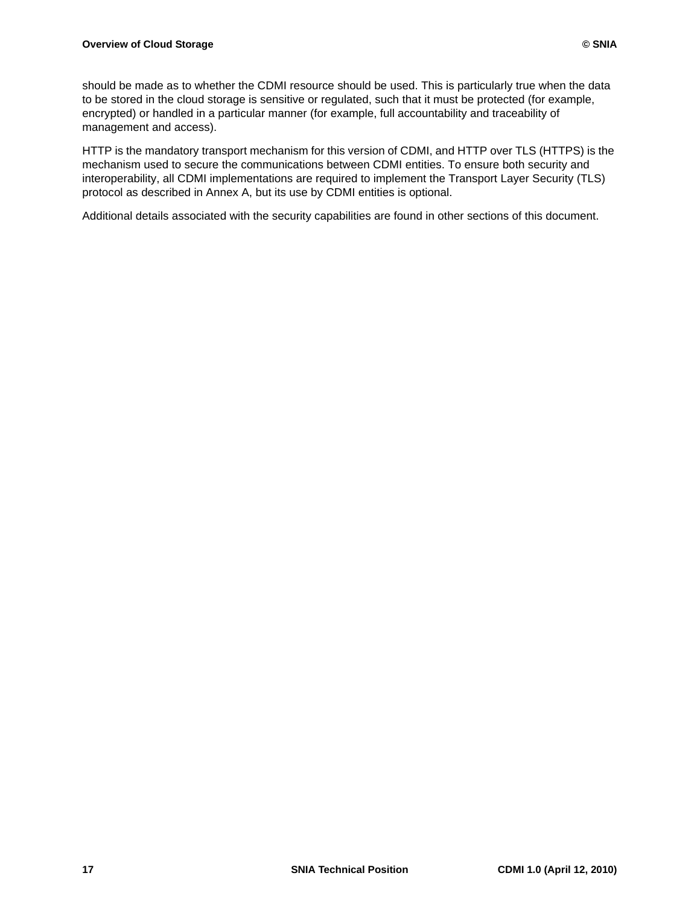should be made as to whether the CDMI resource should be used. This is particularly true when the data to be stored in the cloud storage is sensitive or regulated, such that it must be protected (for example, encrypted) or handled in a particular manner (for example, full accountability and traceability of management and access).

HTTP is the mandatory transport mechanism for this version of CDMI, and HTTP over TLS (HTTPS) is the mechanism used to secure the communications between CDMI entities. To ensure both security and interoperability, all CDMI implementations are required to implement the Transport Layer Security (TLS) protocol as described in Annex A, but its use by CDMI entities is optional.

Additional details associated with the security capabilities are found in other sections of this document.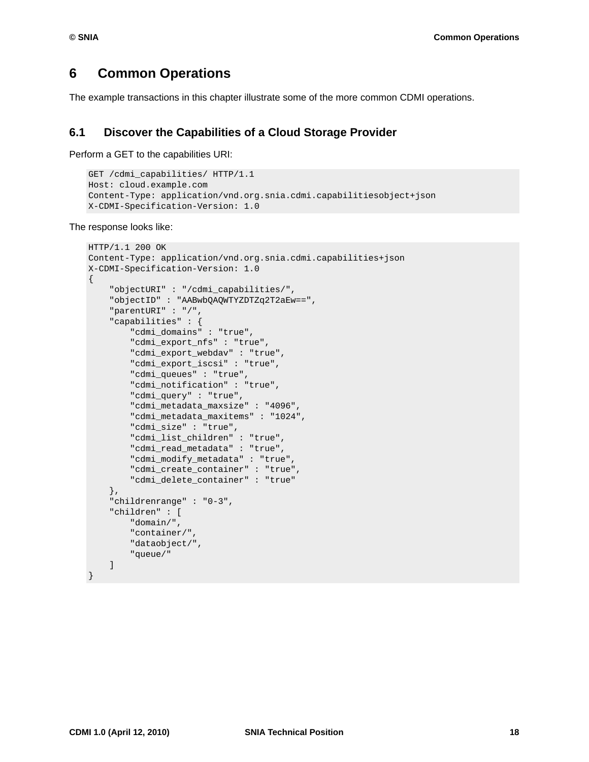# 6 Common Operations

The example transactions in this chapter illustrate some of the more common CDMI operations.

## 6.1 Discover the Capabilities of a Cloud Storage Provider

Perform a GET to the capabilities URI:

```
GET /cdmi_capabilities/ HTTP/1.1
Host: cloud.example.com
Content-Type: application/vnd.org.snia.cdmi.capabilitiesobject+json
X-CDMI-Specification-Version: 1.0
```

The response looks like:

```
HTTP/1.1 200 OK
Content-Type: application/vnd.org.snia.cdmi.capabilities+json
X-CDMI-Specification-Version: 1.0
{
    "objectURI" : "/cdmi_capabilities/",
    "objectID" : "AABwbQAQWTYZDTZq2T2aEw==",
    "parentURI" : "/",
    "capabilities" : {
        "cdmi_domains" : "true",
        "cdmi_export_nfs" : "true",
        "cdmi_export_webdav" : "true",
        "cdmi_export_iscsi" : "true",
        "cdmi_queues" : "true",
        "cdmi_notification" : "true",
        "cdmi_query" : "true",
        "cdmi_metadata_maxsize" : "4096",
        "cdmi_metadata_maxitems" : "1024",
        "cdmi_size" : "true",
        "cdmi_list_children" : "true",
        "cdmi_read_metadata" : "true",
        "cdmi_modify_metadata" : "true",
        "cdmi_create_container" : "true",
        "cdmi_delete_container" : "true"
    },
    "childrenrange" : "0-3",
    "children" : [
        "domain/",
        "container/",
        "dataobject/",
        "queue/"
    ]
}
```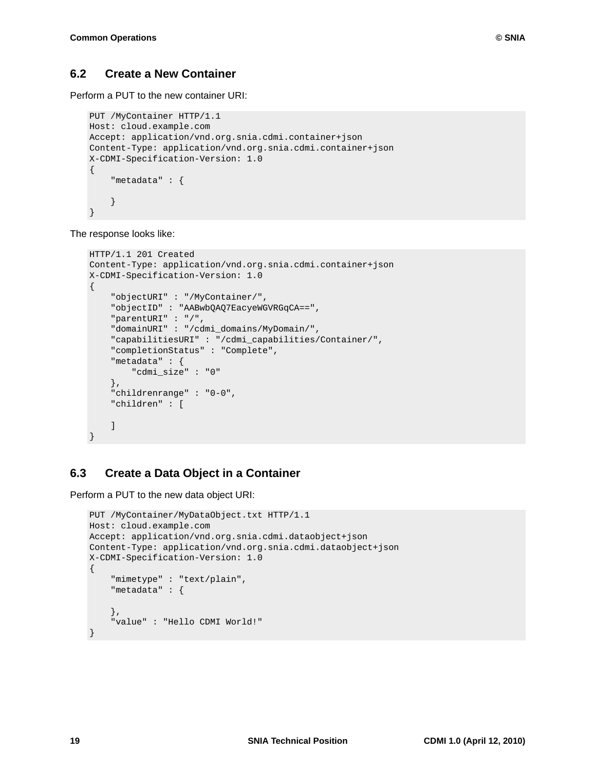## 6.2 Create a New Container

Perform a PUT to the new container URI:

```
PUT /MyContainer HTTP/1.1
Host: cloud.example.com
Accept: application/vnd.org.snia.cdmi.container+json
Content-Type: application/vnd.org.snia.cdmi.container+json
X-CDMI-Specification-Version: 1.0
{
    "metadata" : {

    }
}
```

The response looks like:

```
HTTP/1.1 201 Created
Content-Type: application/vnd.org.snia.cdmi.container+json
X-CDMI-Specification-Version: 1.0
{
    "objectURI" : "/MyContainer/",
    "objectID" : "AABwbQAQ7EacyeWGVRGqCA==",
    "parentURI" : "/",
    "domainURI" : "/cdmi_domains/MyDomain/",
    "capabilitiesURI" : "/cdmi_capabilities/Container/",
    "completionStatus" : "Complete",
    "metadata" : {
        "cdmi_size" : "0"
    },
    "childrenrange" : "0-0",
    "children" : [

    ]
}
```

## 6.3 Create a Data Object in a Container

Perform a PUT to the new data object URI:

```
PUT /MyContainer/MyDataObject.txt HTTP/1.1
Host: cloud.example.com
Accept: application/vnd.org.snia.cdmi.dataobject+json
Content-Type: application/vnd.org.snia.cdmi.dataobject+json
X-CDMI-Specification-Version: 1.0
{
    "mimetype" : "text/plain",
    "metadata" : {

    },
    "value" : "Hello CDMI World!"
}
```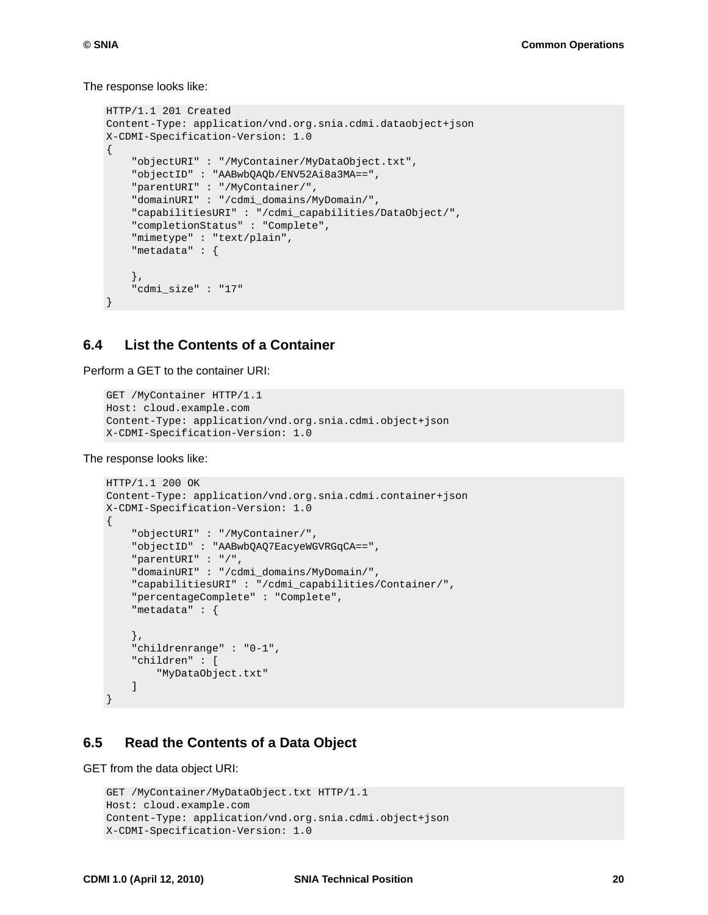The response looks like:

```
HTTP/1.1 201 Created
Content-Type: application/vnd.org.snia.cdmi.dataobject+json
X-CDMI-Specification-Version: 1.0
{
    "objectURI" : "/MyContainer/MyDataObject.txt",
    "objectID" : "AABwbQAQb/ENV52Ai8a3MA==",
    "parentURI" : "/MyContainer/",
    "domainURI" : "/cdmi_domains/MyDomain/",
    "capabilitiesURI" : "/cdmi_capabilities/DataObject/",
    "completionStatus" : "Complete",
    "mimetype" : "text/plain",
    "metadata" : {

    },
    "cdmi_size" : "17"
}
```

## 6.4 List the Contents of a Container

Perform a GET to the container URI:

```
GET /MyContainer HTTP/1.1
Host: cloud.example.com
Content-Type: application/vnd.org.snia.cdmi.object+json
X-CDMI-Specification-Version: 1.0
```

The response looks like:

```
HTTP/1.1 200 OK
Content-Type: application/vnd.org.snia.cdmi.container+json
X-CDMI-Specification-Version: 1.0
{
    "objectURI" : "/MyContainer/",
    "objectID" : "AABwbQAQ7EacyeWGVRGqCA==",
    "parentURI" : "/",
    "domainURI" : "/cdmi_domains/MyDomain/",
    "capabilitiesURI" : "/cdmi_capabilities/Container/",
    "percentageComplete" : "Complete",
    "metadata" : {

    },
    "childrenrange" : "0-1",
    "children" : [
        "MyDataObject.txt"
    ]
}
```

## 6.5 Read the Contents of a Data Object

GET from the data object URI:

```
GET /MyContainer/MyDataObject.txt HTTP/1.1
Host: cloud.example.com
Content-Type: application/vnd.org.snia.cdmi.object+json
X-CDMI-Specification-Version: 1.0
```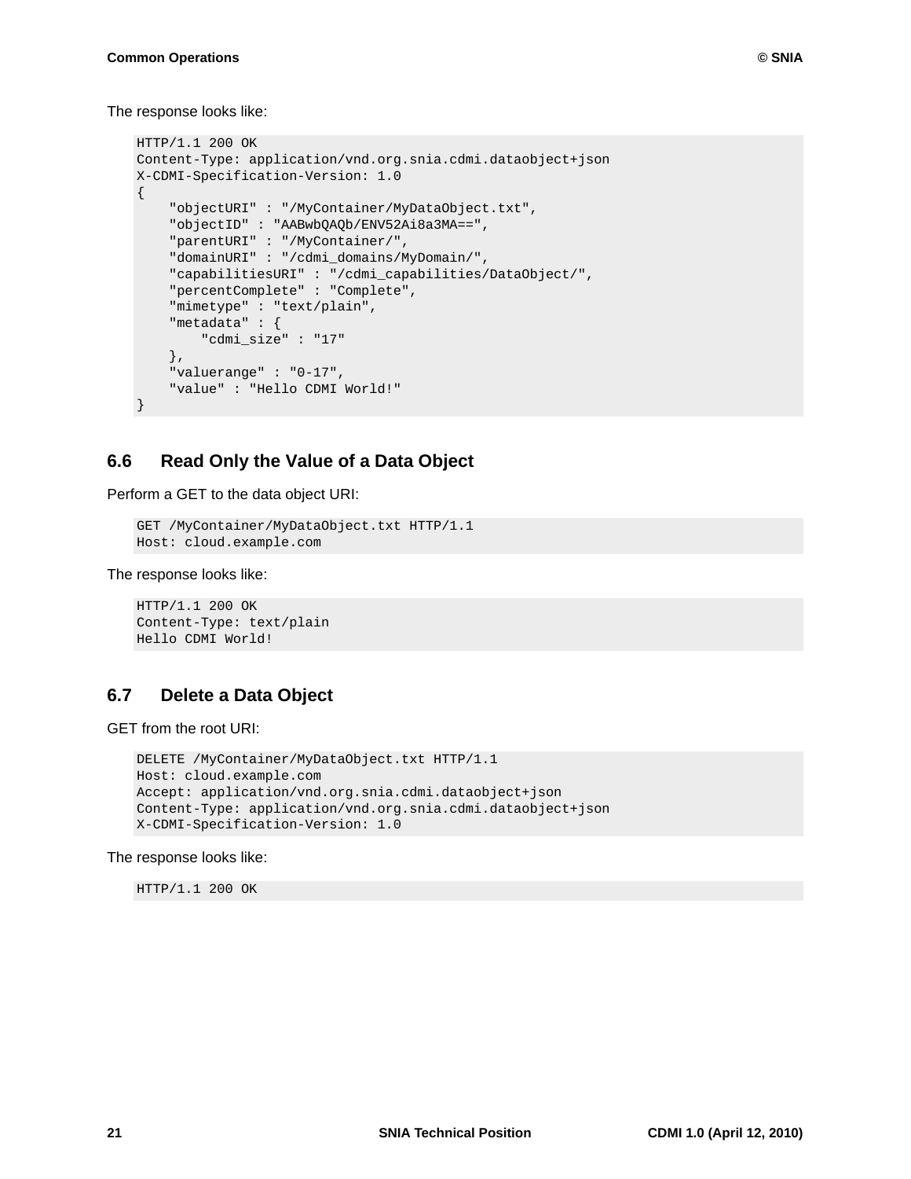The response looks like:

```
HTTP/1.1 200 OK
Content-Type: application/vnd.org.snia.cdmi.dataobject+json
X-CDMI-Specification-Version: 1.0
{
    "objectURI" : "/MyContainer/MyDataObject.txt",
    "objectID" : "AABwbQAQb/ENV52Ai8a3MA==",
    "parentURI" : "/MyContainer/",
    "domainURI" : "/cdmi_domains/MyDomain/",
    "capabilitiesURI" : "/cdmi_capabilities/DataObject/",
    "percentComplete" : "Complete",
    "mimetype" : "text/plain",
    "metadata" : {
        "cdmi_size" : "17"
    },
    "valuerange" : "0-17",
    "value" : "Hello CDMI World!"
}
```

## 6.6 Read Only the Value of a Data Object

Perform a GET to the data object URI:

```
GET /MyContainer/MyDataObject.txt HTTP/1.1
Host: cloud.example.com
```

The response looks like:

```
HTTP/1.1 200 OK
Content-Type: text/plain
Hello CDMI World!
```

## 6.7 Delete a Data Object

GET from the root URI:

```
DELETE /MyContainer/MyDataObject.txt HTTP/1.1
Host: cloud.example.com
Accept: application/vnd.org.snia.cdmi.dataobject+json
Content-Type: application/vnd.org.snia.cdmi.dataobject+json
X-CDMI-Specification-Version: 1.0
```

The response looks like:

```
HTTP/1.1 200 OK
```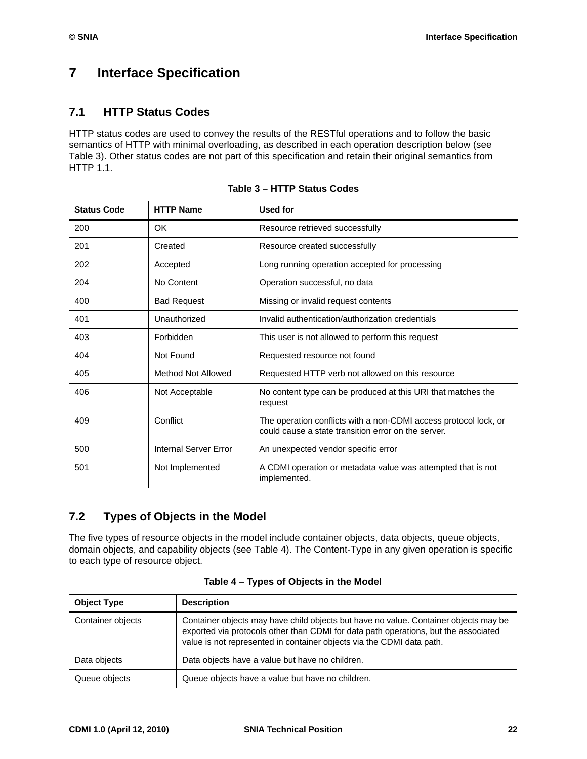# 7 Interface Specification

## 7.1 HTTP Status Codes

HTTP status codes are used to convey the results of the RESTful operations and to follow the basic semantics of HTTP with minimal overloading, as described in each operation description below (see Table 3). Other status codes are not part of this specification and retain their original semantics from HTTP 1.1.

**Table 3 – HTTP Status Codes**

| Status Code | HTTP Name | Used for |
|---|---|---|
| 200 | OK | Resource retrieved successfully |
| 201 | Created | Resource created successfully |
| 202 | Accepted | Long running operation accepted for processing |
| 204 | No Content | Operation successful, no data |
| 400 | Bad Request | Missing or invalid request contents |
| 401 | Unauthorized | Invalid authentication/authorization credentials |
| 403 | Forbidden | This user is not allowed to perform this request |
| 404 | Not Found | Requested resource not found |
| 405 | Method Not Allowed | Requested HTTP verb not allowed on this resource |
| 406 | Not Acceptable | No content type can be produced at this URI that matches the request |
| 409 | Conflict | The operation conflicts with a non-CDMI access protocol lock, or could cause a state transition error on the server. |
| 500 | Internal Server Error | An unexpected vendor specific error |
| 501 | Not Implemented | A CDMI operation or metadata value was attempted that is not implemented. |

## 7.2 Types of Objects in the Model

The five types of resource objects in the model include container objects, data objects, queue objects, domain objects, and capability objects (see Table 4). The Content-Type in any given operation is specific to each type of resource object.

**Table 4 – Types of Objects in the Model**

| Object Type | Description |
|---|---|
| Container objects | Container objects may have child objects but have no value. Container objects may be exported via protocols other than CDMI for data path operations, but the associated value is not represented in container objects via the CDMI data path. |
| Data objects | Data objects have a value but have no children. |
| Queue objects | Queue objects have a value but have no children. |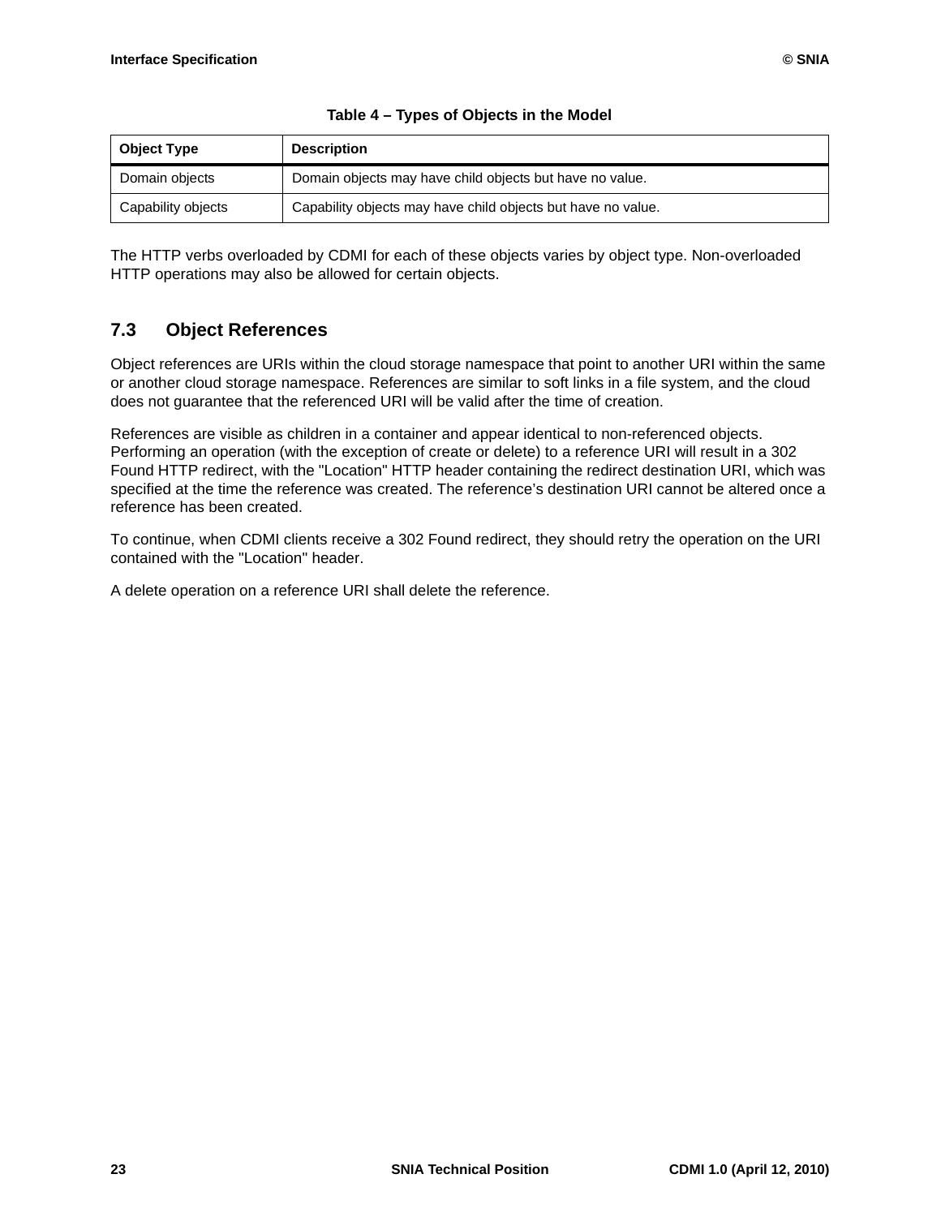**Table 4 – Types of Objects in the Model**

| Object Type | Description |
|---|---|
| Domain objects | Domain objects may have child objects but have no value. |
| Capability objects | Capability objects may have child objects but have no value. |

The HTTP verbs overloaded by CDMI for each of these objects varies by object type. Non-overloaded HTTP operations may also be allowed for certain objects.

## 7.3 Object References

Object references are URIs within the cloud storage namespace that point to another URI within the same or another cloud storage namespace. References are similar to soft links in a file system, and the cloud does not guarantee that the referenced URI will be valid after the time of creation.

References are visible as children in a container and appear identical to non-referenced objects. Performing an operation (with the exception of create or delete) to a reference URI will result in a 302 Found HTTP redirect, with the "Location" HTTP header containing the redirect destination URI, which was specified at the time the reference was created. The reference's destination URI cannot be altered once a reference has been created.

To continue, when CDMI clients receive a 302 Found redirect, they should retry the operation on the URI contained with the "Location" header.

A delete operation on a reference URI shall delete the reference.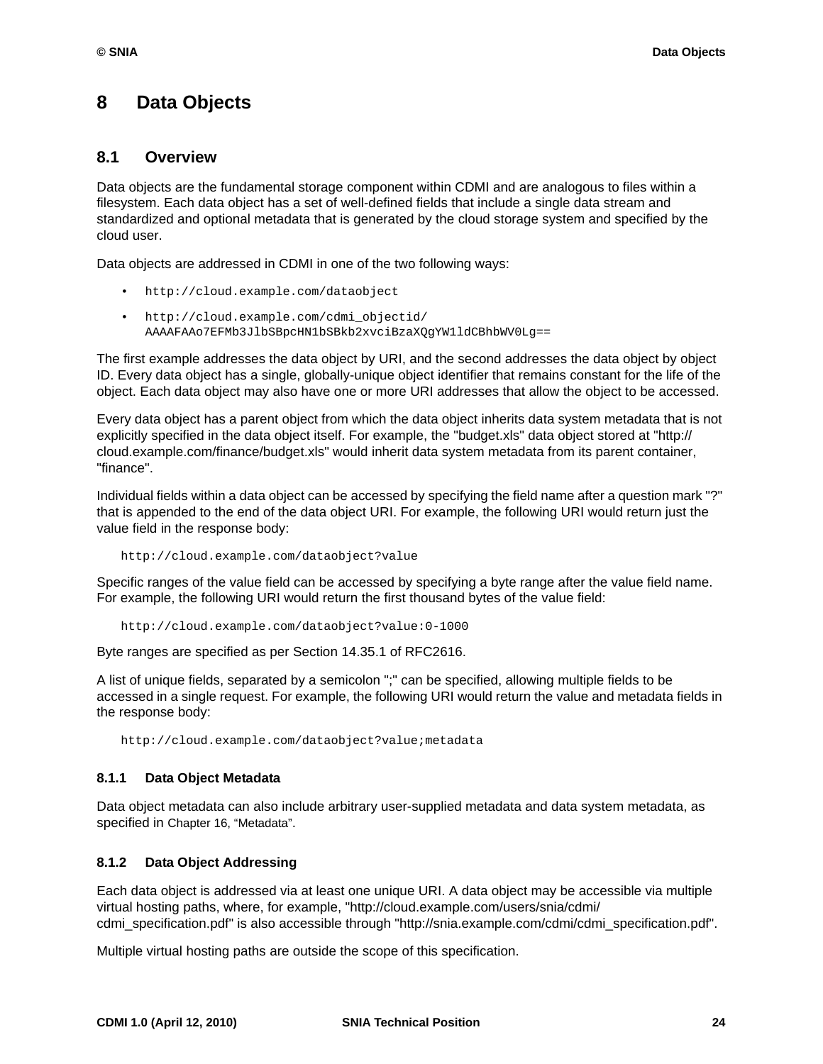# 8 Data Objects

## 8.1 Overview

Data objects are the fundamental storage component within CDMI and are analogous to files within a filesystem. Each data object has a set of well-defined fields that include a single data stream and standardized and optional metadata that is generated by the cloud storage system and specified by the cloud user.

Data objects are addressed in CDMI in one of the two following ways:

- `http://cloud.example.com/dataobject`
- `http://cloud.example.com/cdmi_objectid/AAAAFAAo7EFMb3JlbSBpcHN1bSBkb2xvciBzaXQgYW1ldCBhbWV0Lg==`

The first example addresses the data object by URI, and the second addresses the data object by object ID. Every data object has a single, globally-unique object identifier that remains constant for the life of the object. Each data object may also have one or more URI addresses that allow the object to be accessed.

Every data object has a parent object from which the data object inherits data system metadata that is not explicitly specified in the data object itself. For example, the "budget.xls" data object stored at "http://cloud.example.com/finance/budget.xls" would inherit data system metadata from its parent container, "finance".

Individual fields within a data object can be accessed by specifying the field name after a question mark "?" that is appended to the end of the data object URI. For example, the following URI would return just the value field in the response body:

```
http://cloud.example.com/dataobject?value
```

Specific ranges of the value field can be accessed by specifying a byte range after the value field name. For example, the following URI would return the first thousand bytes of the value field:

```
http://cloud.example.com/dataobject?value:0-1000
```

Byte ranges are specified as per Section 14.35.1 of RFC2616.

A list of unique fields, separated by a semicolon ";" can be specified, allowing multiple fields to be accessed in a single request. For example, the following URI would return the value and metadata fields in the response body:

```
http://cloud.example.com/dataobject?value;metadata
```

### 8.1.1 Data Object Metadata

Data object metadata can also include arbitrary user-supplied metadata and data system metadata, as specified in Chapter 16, "Metadata".

### 8.1.2 Data Object Addressing

Each data object is addressed via at least one unique URI. A data object may be accessible via multiple virtual hosting paths, where, for example, "http://cloud.example.com/users/snia/cdmi/cdmi_specification.pdf" is also accessible through "http://snia.example.com/cdmi/cdmi_specification.pdf".

Multiple virtual hosting paths are outside the scope of this specification.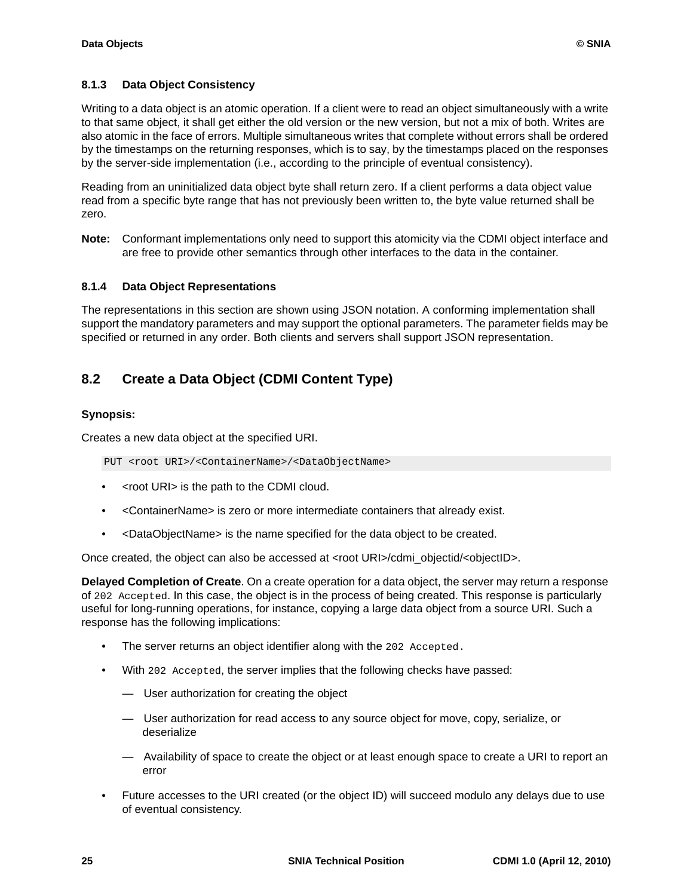### 8.1.3 Data Object Consistency

Writing to a data object is an atomic operation. If a client were to read an object simultaneously with a write to that same object, it shall get either the old version or the new version, but not a mix of both. Writes are also atomic in the face of errors. Multiple simultaneous writes that complete without errors shall be ordered by the timestamps on the returning responses, which is to say, by the timestamps placed on the responses by the server-side implementation (i.e., according to the principle of eventual consistency).

Reading from an uninitialized data object byte shall return zero. If a client performs a data object value read from a specific byte range that has not previously been written to, the byte value returned shall be zero.

**Note:** Conformant implementations only need to support this atomicity via the CDMI object interface and are free to provide other semantics through other interfaces to the data in the container.

### 8.1.4 Data Object Representations

The representations in this section are shown using JSON notation. A conforming implementation shall support the mandatory parameters and may support the optional parameters. The parameter fields may be specified or returned in any order. Both clients and servers shall support JSON representation.

## 8.2 Create a Data Object (CDMI Content Type)

**Synopsis:**

Creates a new data object at the specified URI.

```
PUT <root URI>/<ContainerName>/<DataObjectName>
```

- <root URI> is the path to the CDMI cloud.
- <ContainerName> is zero or more intermediate containers that already exist.
- <DataObjectName> is the name specified for the data object to be created.

Once created, the object can also be accessed at <root URI>/cdmi_objectid/<objectID>.

**Delayed Completion of Create**. On a create operation for a data object, the server may return a response of `202 Accepted`. In this case, the object is in the process of being created. This response is particularly useful for long-running operations, for instance, copying a large data object from a source URI. Such a response has the following implications:

- The server returns an object identifier along with the `202 Accepted.`
- With `202 Accepted`, the server implies that the following checks have passed:
  - User authorization for creating the object
  - User authorization for read access to any source object for move, copy, serialize, or deserialize
  - Availability of space to create the object or at least enough space to create a URI to report an error
- Future accesses to the URI created (or the object ID) will succeed modulo any delays due to use of eventual consistency.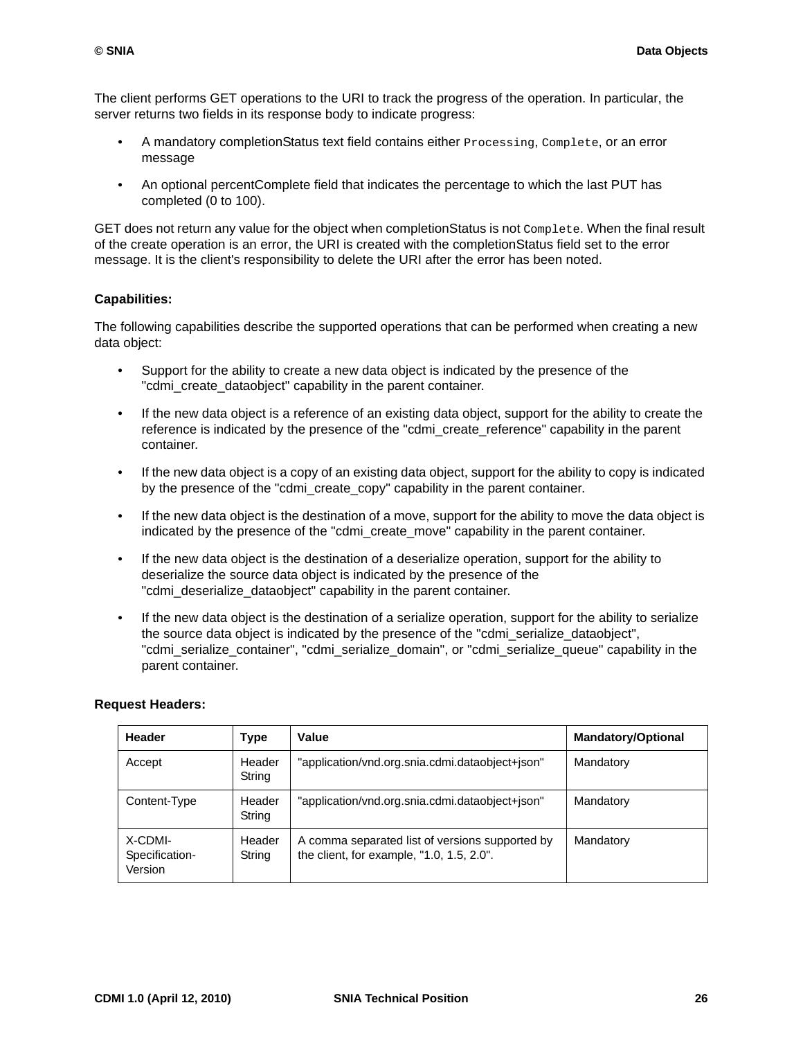The client performs GET operations to the URI to track the progress of the operation. In particular, the server returns two fields in its response body to indicate progress:

- A mandatory completionStatus text field contains either `Processing`, `Complete`, or an error message
- An optional percentComplete field that indicates the percentage to which the last PUT has completed (0 to 100).

GET does not return any value for the object when completionStatus is not `Complete`. When the final result of the create operation is an error, the URI is created with the completionStatus field set to the error message. It is the client's responsibility to delete the URI after the error has been noted.

**Capabilities:**

The following capabilities describe the supported operations that can be performed when creating a new data object:

- Support for the ability to create a new data object is indicated by the presence of the "cdmi_create_dataobject" capability in the parent container.
- If the new data object is a reference of an existing data object, support for the ability to create the reference is indicated by the presence of the "cdmi_create_reference" capability in the parent container.
- If the new data object is a copy of an existing data object, support for the ability to copy is indicated by the presence of the "cdmi_create_copy" capability in the parent container.
- If the new data object is the destination of a move, support for the ability to move the data object is indicated by the presence of the "cdmi_create_move" capability in the parent container.
- If the new data object is the destination of a deserialize operation, support for the ability to deserialize the source data object is indicated by the presence of the "cdmi_deserialize_dataobject" capability in the parent container.
- If the new data object is the destination of a serialize operation, support for the ability to serialize the source data object is indicated by the presence of the "cdmi_serialize_dataobject", "cdmi_serialize_container", "cdmi_serialize_domain", or "cdmi_serialize_queue" capability in the parent container.

**Request Headers:**

| Header | Type | Value | Mandatory/Optional |
|---|---|---|---|
| Accept | Header String | "application/vnd.org.snia.cdmi.dataobject+json" | Mandatory |
| Content-Type | Header String | "application/vnd.org.snia.cdmi.dataobject+json" | Mandatory |
| X-CDMI-Specification-Version | Header String | A comma separated list of versions supported by the client, for example, "1.0, 1.5, 2.0". | Mandatory |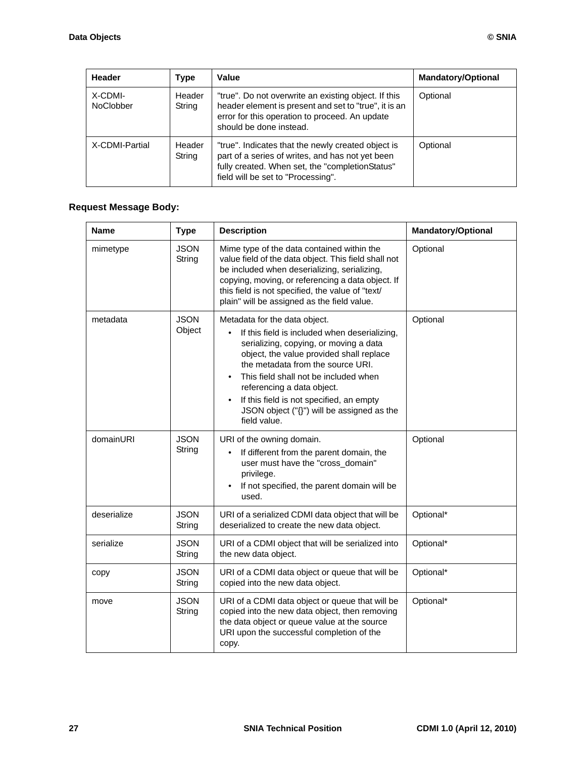| Header | Type | Value | Mandatory/Optional |
|---|---|---|---|
| X-CDMI-NoClobber | Header String | "true". Do not overwrite an existing object. If this header element is present and set to "true", it is an error for this operation to proceed. An update should be done instead. | Optional |
| X-CDMI-Partial | Header String | "true". Indicates that the newly created object is part of a series of writes, and has not yet been fully created. When set, the "completionStatus" field will be set to "Processing". | Optional |

**Request Message Body:**

| Name | Type | Description | Mandatory/Optional |
|---|---|---|---|
| mimetype | JSON String | Mime type of the data contained within the value field of the data object. This field shall not be included when deserializing, serializing, copying, moving, or referencing a data object. If this field is not specified, the value of "text/plain" will be assigned as the field value. | Optional |
| metadata | JSON Object | Metadata for the data object. <br>• If this field is included when deserializing, serializing, copying, or moving a data object, the value provided shall replace the metadata from the source URI. <br>• This field shall not be included when referencing a data object. <br>• If this field is not specified, an empty JSON object ("{}") will be assigned as the field value. | Optional |
| domainURI | JSON String | URI of the owning domain. <br>• If different from the parent domain, the user must have the "cross_domain" privilege. <br>• If not specified, the parent domain will be used. | Optional |
| deserialize | JSON String | URI of a serialized CDMI data object that will be deserialized to create the new data object. | Optional* |
| serialize | JSON String | URI of a CDMI object that will be serialized into the new data object. | Optional* |
| copy | JSON String | URI of a CDMI data object or queue that will be copied into the new data object. | Optional* |
| move | JSON String | URI of a CDMI data object or queue that will be copied into the new data object, then removing the data object or queue value at the source URI upon the successful completion of the copy. | Optional* |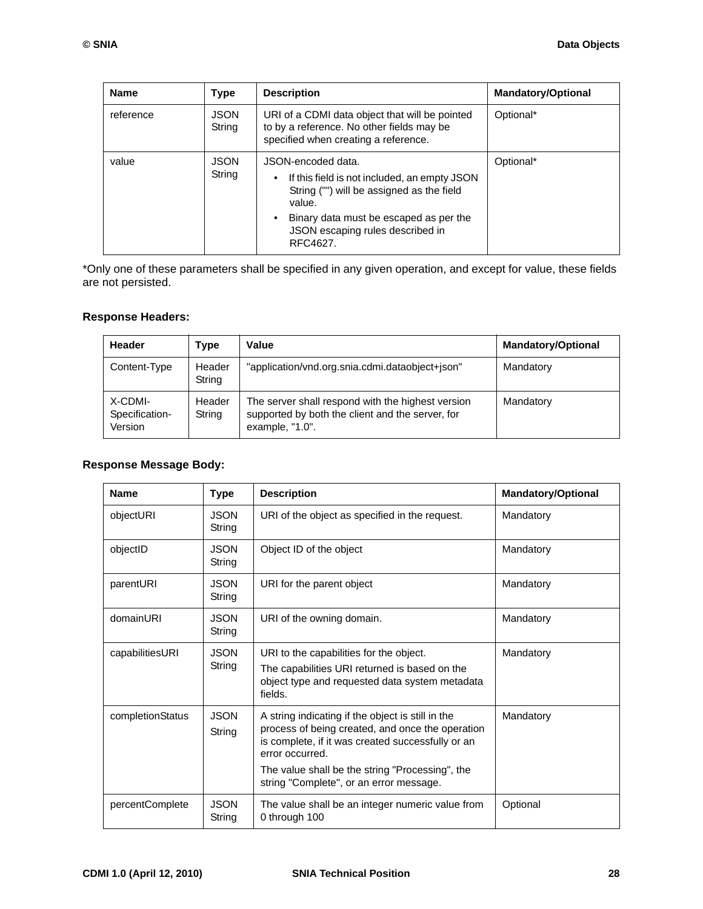| Name | Type | Description | Mandatory/Optional |
| --- | --- | --- | --- |
| reference | JSON String | URI of a CDMI data object that will be pointed to by a reference. No other fields may be specified when creating a reference. | Optional* |
| value | JSON String | JSON-encoded data.<br>• If this field is not included, an empty JSON String ("") will be assigned as the field value.<br>• Binary data must be escaped as per the JSON escaping rules described in RFC4627. | Optional* |

*Only one of these parameters shall be specified in any given operation, and except for value, these fields are not persisted.

**Response Headers:**

| Header | Type | Value | Mandatory/Optional |
| --- | --- | --- | --- |
| Content-Type | Header String | "application/vnd.org.snia.cdmi.dataobject+json" | Mandatory |
| X-CDMI-Specification-Version | Header String | The server shall respond with the highest version supported by both the client and the server, for example, "1.0". | Mandatory |

**Response Message Body:**

| Name | Type | Description | Mandatory/Optional |
| --- | --- | --- | --- |
| objectURI | JSON String | URI of the object as specified in the request. | Mandatory |
| objectID | JSON String | Object ID of the object | Mandatory |
| parentURI | JSON String | URI for the parent object | Mandatory |
| domainURI | JSON String | URI of the owning domain. | Mandatory |
| capabilitiesURI | JSON String | URI to the capabilities for the object.<br>The capabilities URI returned is based on the object type and requested data system metadata fields. | Mandatory |
| completionStatus | JSON String | A string indicating if the object is still in the process of being created, and once the operation is complete, if it was created successfully or an error occurred.<br>The value shall be the string "Processing", the string "Complete", or an error message. | Mandatory |
| percentComplete | JSON String | The value shall be an integer numeric value from 0 through 100 | Optional |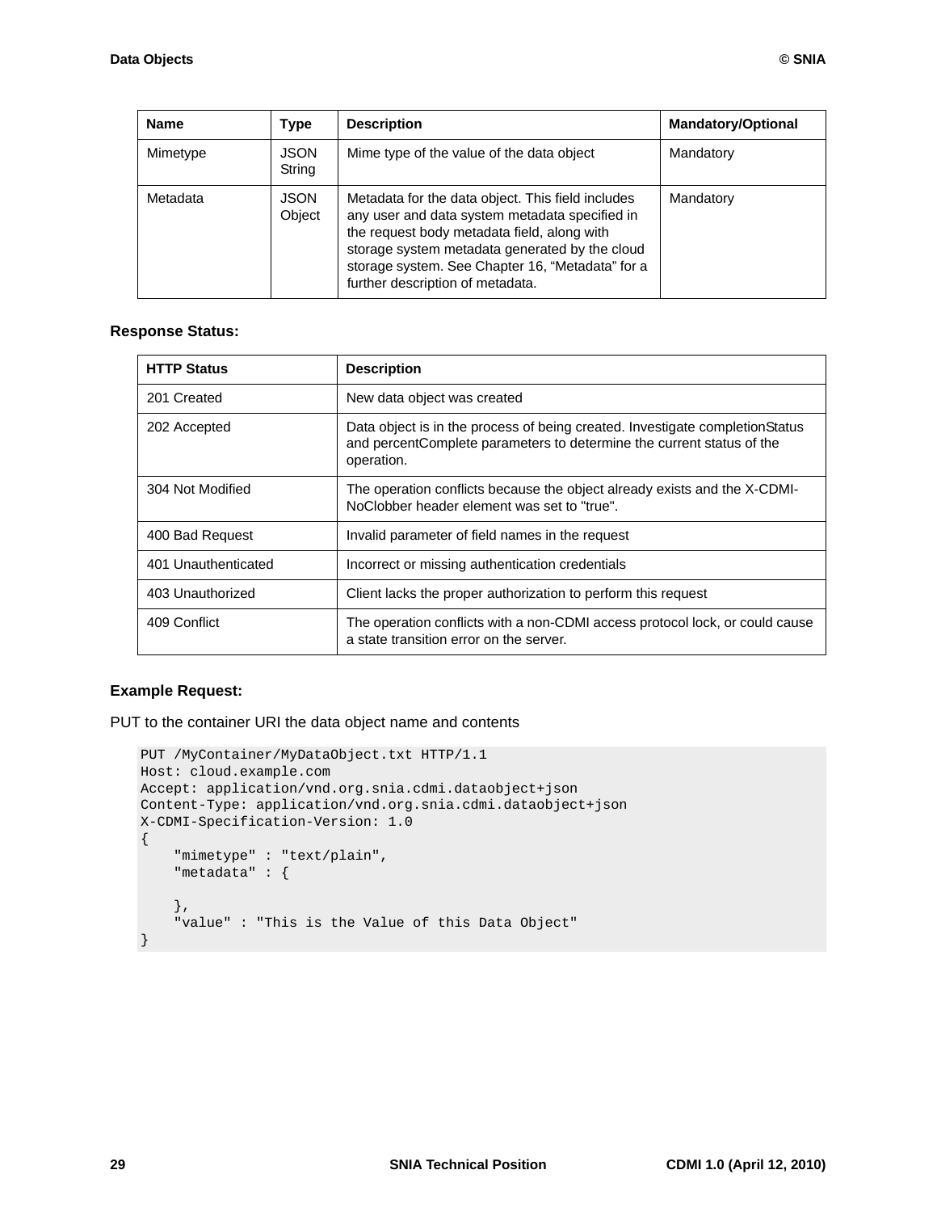| Name | Type | Description | Mandatory/Optional |
| --- | --- | --- | --- |
| Mimetype | JSON String | Mime type of the value of the data object | Mandatory |
| Metadata | JSON Object | Metadata for the data object. This field includes any user and data system metadata specified in the request body metadata field, along with storage system metadata generated by the cloud storage system. See Chapter 16, “Metadata” for a further description of metadata. | Mandatory |

**Response Status:**

| HTTP Status | Description |
| --- | --- |
| 201 Created | New data object was created |
| 202 Accepted | Data object is in the process of being created. Investigate completionStatus and percentComplete parameters to determine the current status of the operation. |
| 304 Not Modified | The operation conflicts because the object already exists and the X-CDMI-NoClobber header element was set to "true". |
| 400 Bad Request | Invalid parameter of field names in the request |
| 401 Unauthenticated | Incorrect or missing authentication credentials |
| 403 Unauthorized | Client lacks the proper authorization to perform this request |
| 409 Conflict | The operation conflicts with a non-CDMI access protocol lock, or could cause a state transition error on the server. |

**Example Request:**

PUT to the container URI the data object name and contents

```
PUT /MyContainer/MyDataObject.txt HTTP/1.1
Host: cloud.example.com
Accept: application/vnd.org.snia.cdmi.dataobject+json
Content-Type: application/vnd.org.snia.cdmi.dataobject+json
X-CDMI-Specification-Version: 1.0
{
    "mimetype" : "text/plain",
    "metadata" : {

    },
    "value" : "This is the Value of this Data Object"
}
```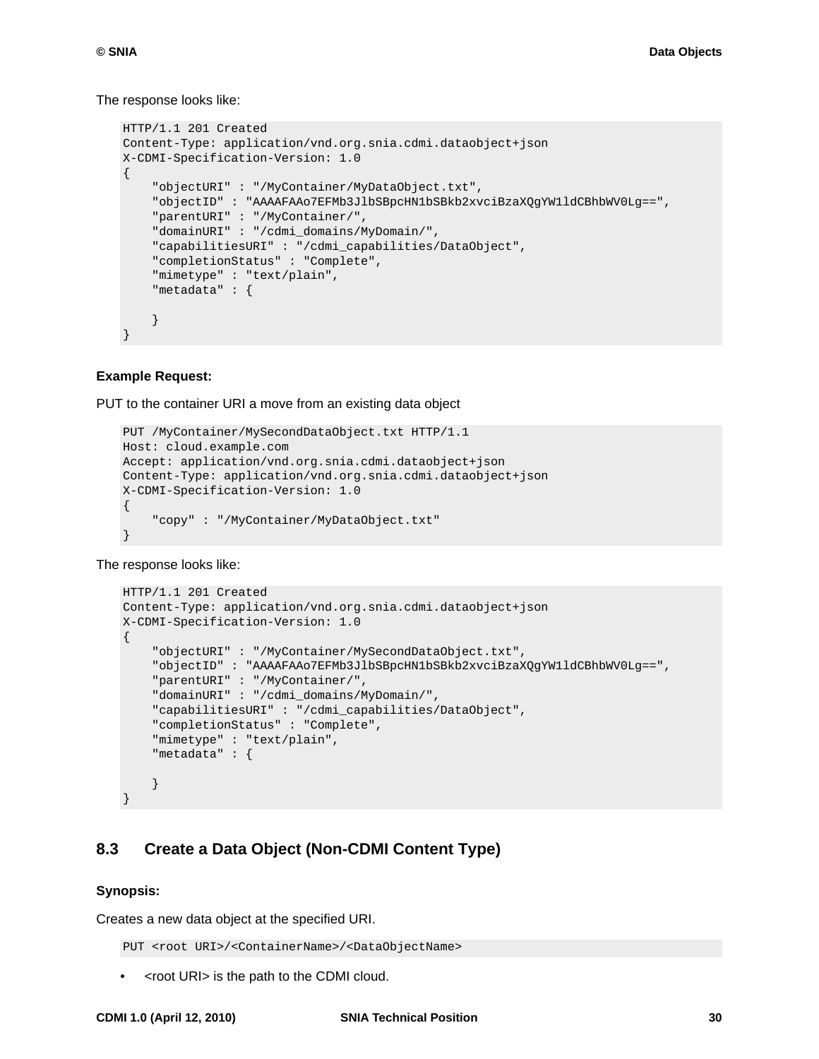The response looks like:

```
HTTP/1.1 201 Created
Content-Type: application/vnd.org.snia.cdmi.dataobject+json
X-CDMI-Specification-Version: 1.0
{
    "objectURI" : "/MyContainer/MyDataObject.txt",
    "objectID" : "AAAAFAAo7EFMb3JlbSBpcHN1bSBkb2xvciBzaXQgYW1ldCBhbWV0Lg==",
    "parentURI" : "/MyContainer/",
    "domainURI" : "/cdmi_domains/MyDomain/",
    "capabilitiesURI" : "/cdmi_capabilities/DataObject",
    "completionStatus" : "Complete",
    "mimetype" : "text/plain",
    "metadata" : {

    }
}
```

**Example Request:**

PUT to the container URI a move from an existing data object

```
PUT /MyContainer/MySecondDataObject.txt HTTP/1.1
Host: cloud.example.com
Accept: application/vnd.org.snia.cdmi.dataobject+json
Content-Type: application/vnd.org.snia.cdmi.dataobject+json
X-CDMI-Specification-Version: 1.0
{
    "copy" : "/MyContainer/MyDataObject.txt"
}
```

The response looks like:

```
HTTP/1.1 201 Created
Content-Type: application/vnd.org.snia.cdmi.dataobject+json
X-CDMI-Specification-Version: 1.0
{
    "objectURI" : "/MyContainer/MySecondDataObject.txt",
    "objectID" : "AAAAFAAo7EFMb3JlbSBpcHN1bSBkb2xvciBzaXQgYW1ldCBhbWV0Lg==",
    "parentURI" : "/MyContainer/",
    "domainURI" : "/cdmi_domains/MyDomain/",
    "capabilitiesURI" : "/cdmi_capabilities/DataObject",
    "completionStatus" : "Complete",
    "mimetype" : "text/plain",
    "metadata" : {

    }
}
```

## 8.3 Create a Data Object (Non-CDMI Content Type)

**Synopsis:**

Creates a new data object at the specified URI.

```
PUT <root URI>/<ContainerName>/<DataObjectName>
```

- <root URI> is the path to the CDMI cloud.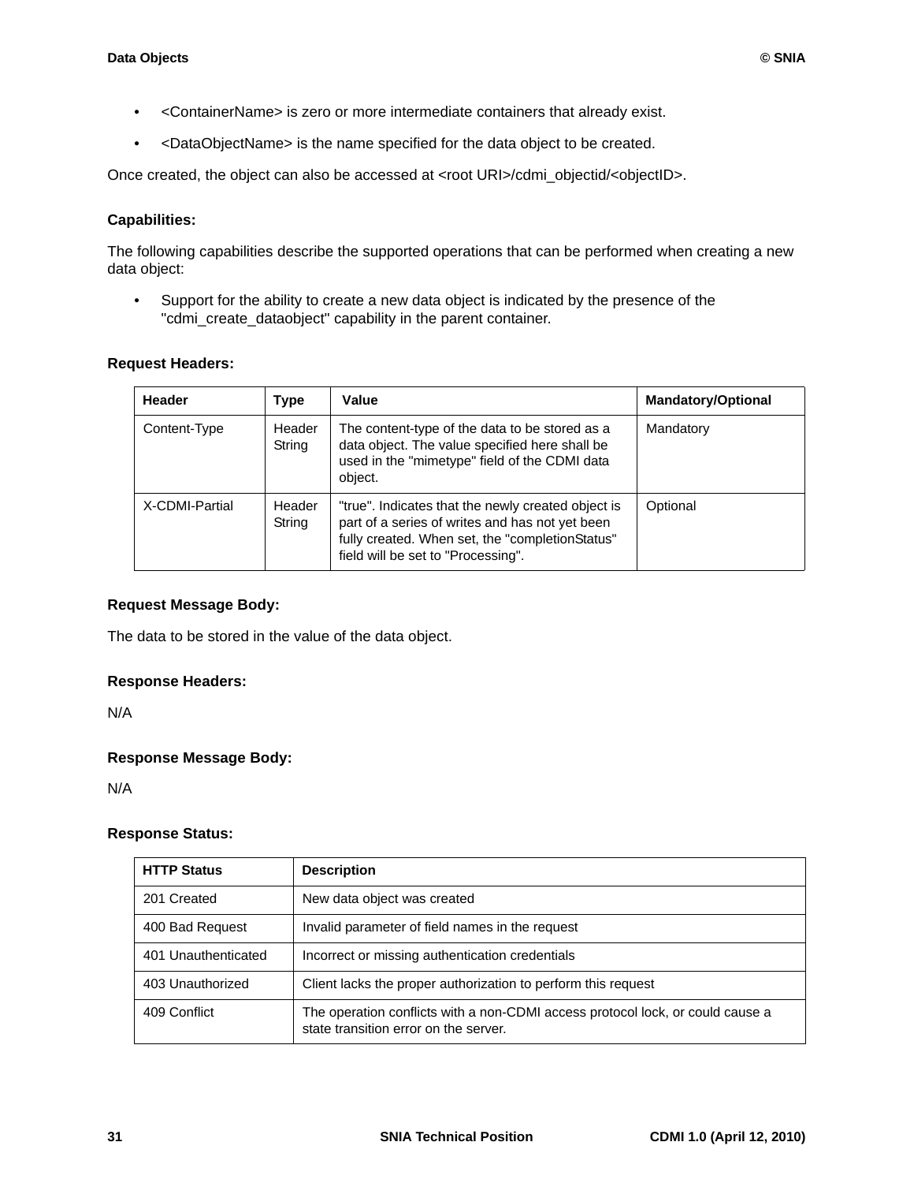- <ContainerName> is zero or more intermediate containers that already exist.
- <DataObjectName> is the name specified for the data object to be created.

Once created, the object can also be accessed at <root URI>/cdmi_objectid/<objectID>.

**Capabilities:**

The following capabilities describe the supported operations that can be performed when creating a new data object:

- Support for the ability to create a new data object is indicated by the presence of the "cdmi_create_dataobject" capability in the parent container.

**Request Headers:**

| Header | Type | Value | Mandatory/Optional |
| --- | --- | --- | --- |
| Content-Type | Header String | The content-type of the data to be stored as a data object. The value specified here shall be used in the "mimetype" field of the CDMI data object. | Mandatory |
| X-CDMI-Partial | Header String | "true". Indicates that the newly created object is part of a series of writes and has not yet been fully created. When set, the "completionStatus" field will be set to "Processing". | Optional |

**Request Message Body:**

The data to be stored in the value of the data object.

**Response Headers:**

N/A

**Response Message Body:**

N/A

**Response Status:**

| HTTP Status | Description |
| --- | --- |
| 201 Created | New data object was created |
| 400 Bad Request | Invalid parameter of field names in the request |
| 401 Unauthenticated | Incorrect or missing authentication credentials |
| 403 Unauthorized | Client lacks the proper authorization to perform this request |
| 409 Conflict | The operation conflicts with a non-CDMI access protocol lock, or could cause a state transition error on the server. |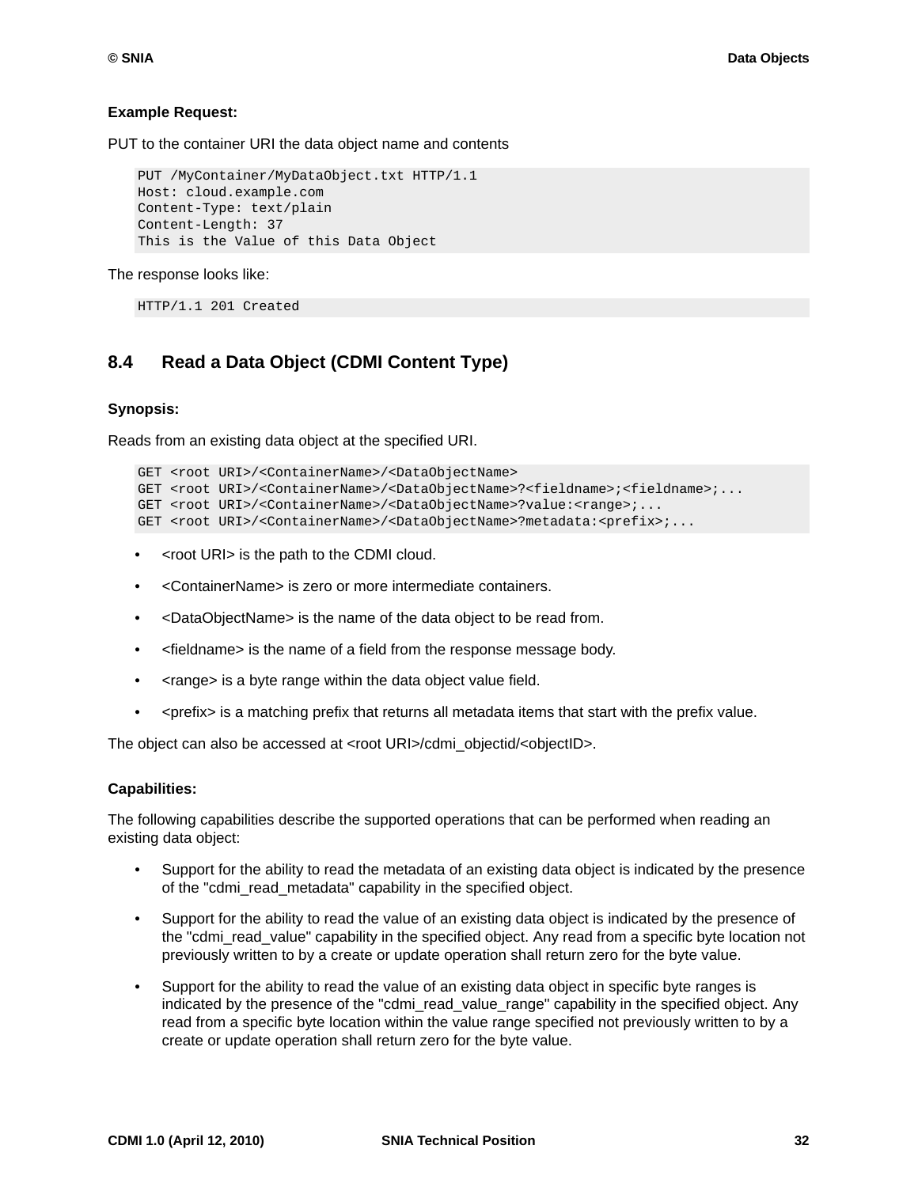**Example Request:**

PUT to the container URI the data object name and contents

```
PUT /MyContainer/MyDataObject.txt HTTP/1.1
Host: cloud.example.com
Content-Type: text/plain
Content-Length: 37
This is the Value of this Data Object
```

The response looks like:

```
HTTP/1.1 201 Created
```

## 8.4 Read a Data Object (CDMI Content Type)

**Synopsis:**

Reads from an existing data object at the specified URI.

```
GET <root URI>/<ContainerName>/<DataObjectName>
GET <root URI>/<ContainerName>/<DataObjectName>?<fieldname>;<fieldname>;...
GET <root URI>/<ContainerName>/<DataObjectName>?value:<range>;...
GET <root URI>/<ContainerName>/<DataObjectName>?metadata:<prefix>;...
```

- <root URI> is the path to the CDMI cloud.
- <ContainerName> is zero or more intermediate containers.
- <DataObjectName> is the name of the data object to be read from.
- <fieldname> is the name of a field from the response message body.
- <range> is a byte range within the data object value field.
- <prefix> is a matching prefix that returns all metadata items that start with the prefix value.

The object can also be accessed at <root URI>/cdmi_objectid/<objectID>.

**Capabilities:**

The following capabilities describe the supported operations that can be performed when reading an existing data object:

- Support for the ability to read the metadata of an existing data object is indicated by the presence of the "cdmi_read_metadata" capability in the specified object.
- Support for the ability to read the value of an existing data object is indicated by the presence of the "cdmi_read_value" capability in the specified object. Any read from a specific byte location not previously written to by a create or update operation shall return zero for the byte value.
- Support for the ability to read the value of an existing data object in specific byte ranges is indicated by the presence of the "cdmi_read_value_range" capability in the specified object. Any read from a specific byte location within the value range specified not previously written to by a create or update operation shall return zero for the byte value.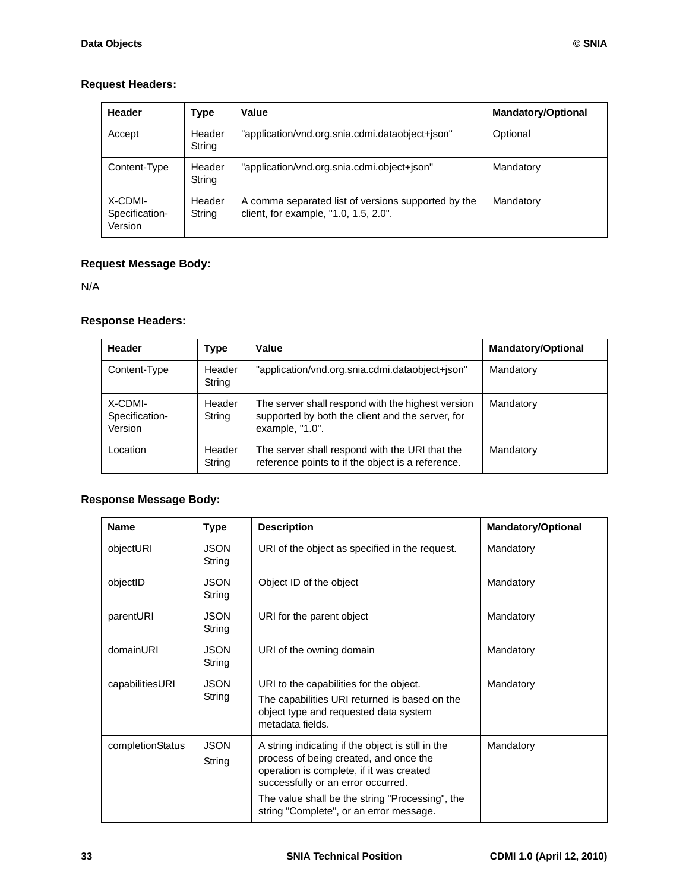**Request Headers:**

| Header | Type | Value | Mandatory/Optional |
|---|---|---|---|
| Accept | Header String | "application/vnd.org.snia.cdmi.dataobject+json" | Optional |
| Content-Type | Header String | "application/vnd.org.snia.cdmi.object+json" | Mandatory |
| X-CDMI-Specification-Version | Header String | A comma separated list of versions supported by the client, for example, "1.0, 1.5, 2.0". | Mandatory |

**Request Message Body:**

N/A

**Response Headers:**

| Header | Type | Value | Mandatory/Optional |
|---|---|---|---|
| Content-Type | Header String | "application/vnd.org.snia.cdmi.dataobject+json" | Mandatory |
| X-CDMI-Specification-Version | Header String | The server shall respond with the highest version supported by both the client and the server, for example, "1.0". | Mandatory |
| Location | Header String | The server shall respond with the URI that the reference points to if the object is a reference. | Mandatory |

**Response Message Body:**

| Name | Type | Description | Mandatory/Optional |
|---|---|---|---|
| objectURI | JSON String | URI of the object as specified in the request. | Mandatory |
| objectID | JSON String | Object ID of the object | Mandatory |
| parentURI | JSON String | URI for the parent object | Mandatory |
| domainURI | JSON String | URI of the owning domain | Mandatory |
| capabilitiesURI | JSON String | URI to the capabilities for the object. The capabilities URI returned is based on the object type and requested data system metadata fields. | Mandatory |
| completionStatus | JSON String | A string indicating if the object is still in the process of being created, and once the operation is complete, if it was created successfully or an error occurred. The value shall be the string "Processing", the string "Complete", or an error message. | Mandatory |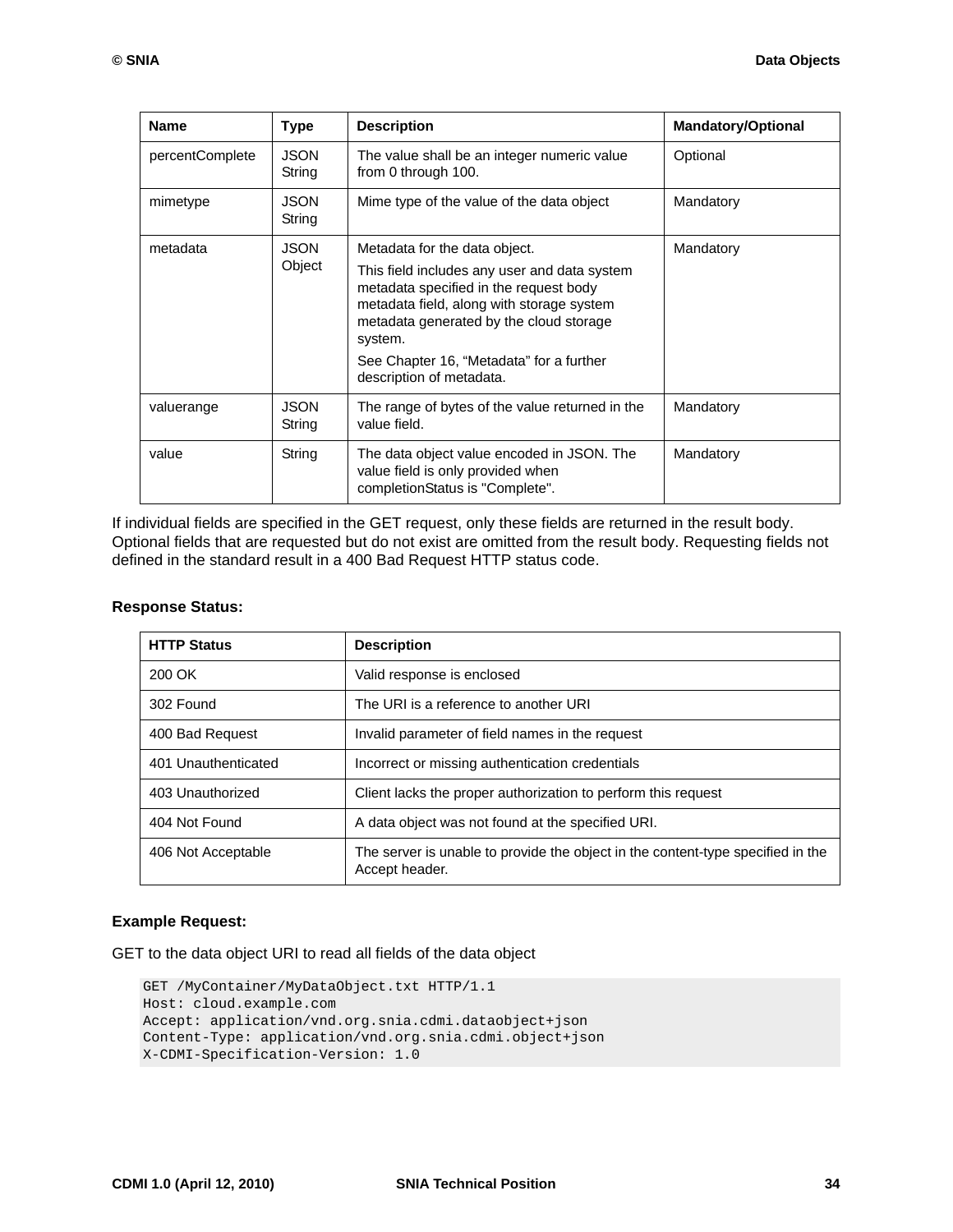| Name | Type | Description | Mandatory/Optional |
| --- | --- | --- | --- |
| percentComplete | JSON String | The value shall be an integer numeric value from 0 through 100. | Optional |
| mimetype | JSON String | Mime type of the value of the data object | Mandatory |
| metadata | JSON Object | Metadata for the data object.<br><br>This field includes any user and data system metadata specified in the request body metadata field, along with storage system metadata generated by the cloud storage system.<br><br>See Chapter 16, “Metadata” for a further description of metadata. | Mandatory |
| valuerange | JSON String | The range of bytes of the value returned in the value field. | Mandatory |
| value | String | The data object value encoded in JSON. The value field is only provided when completionStatus is "Complete". | Mandatory |

If individual fields are specified in the GET request, only these fields are returned in the result body. Optional fields that are requested but do not exist are omitted from the result body. Requesting fields not defined in the standard result in a 400 Bad Request HTTP status code.

**Response Status:**

| HTTP Status | Description |
| --- | --- |
| 200 OK | Valid response is enclosed |
| 302 Found | The URI is a reference to another URI |
| 400 Bad Request | Invalid parameter of field names in the request |
| 401 Unauthenticated | Incorrect or missing authentication credentials |
| 403 Unauthorized | Client lacks the proper authorization to perform this request |
| 404 Not Found | A data object was not found at the specified URI. |
| 406 Not Acceptable | The server is unable to provide the object in the content-type specified in the Accept header. |

**Example Request:**

GET to the data object URI to read all fields of the data object

```
GET /MyContainer/MyDataObject.txt HTTP/1.1
Host: cloud.example.com
Accept: application/vnd.org.snia.cdmi.dataobject+json
Content-Type: application/vnd.org.snia.cdmi.object+json
X-CDMI-Specification-Version: 1.0
```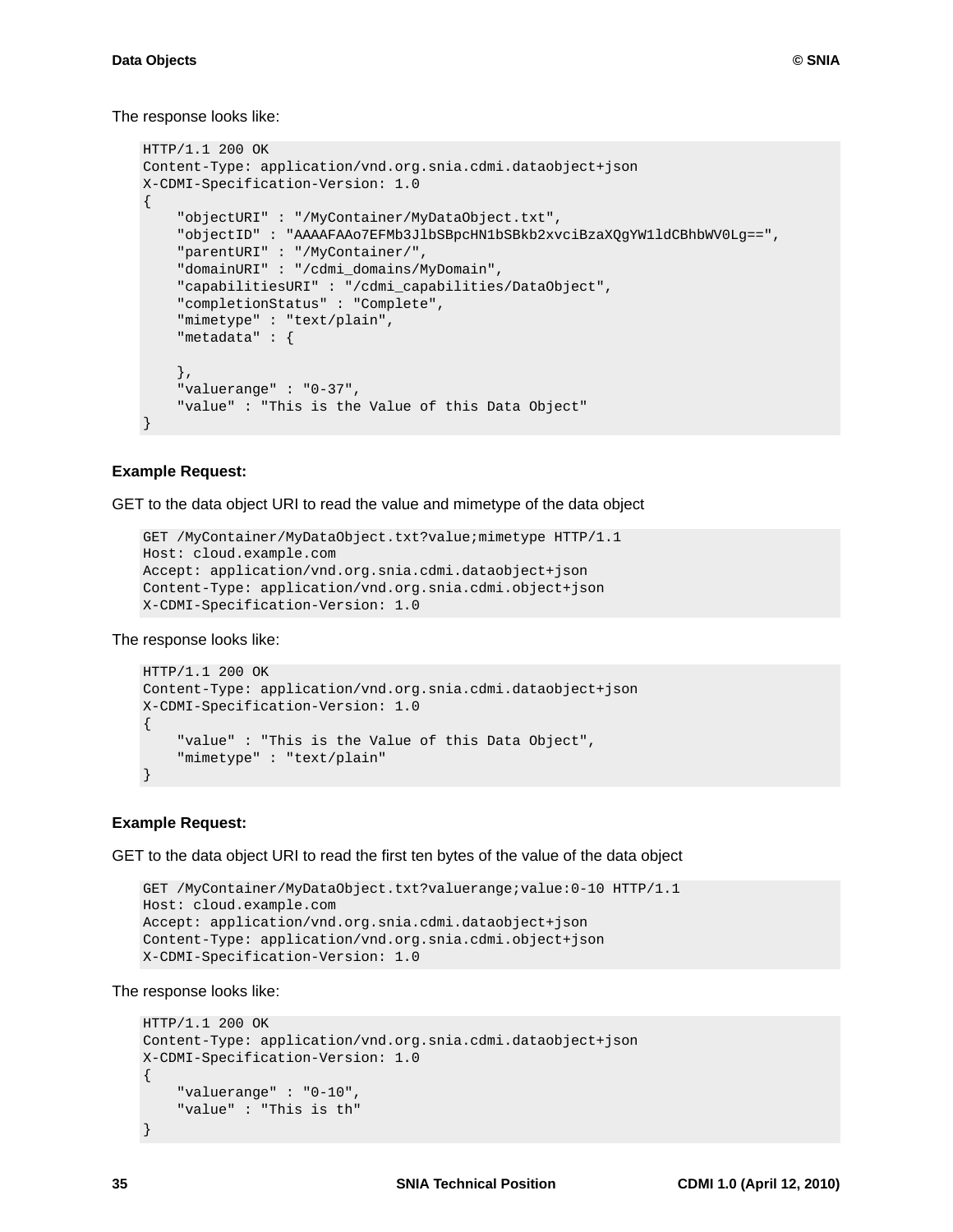The response looks like:

```
HTTP/1.1 200 OK
Content-Type: application/vnd.org.snia.cdmi.dataobject+json
X-CDMI-Specification-Version: 1.0
{
    "objectURI" : "/MyContainer/MyDataObject.txt",
    "objectID" : "AAAAFAAo7EFMb3JlbSBpcHN1bSBkb2xvciBzaXQgYW1ldCBhbWV0Lg==",
    "parentURI" : "/MyContainer/",
    "domainURI" : "/cdmi_domains/MyDomain",
    "capabilitiesURI" : "/cdmi_capabilities/DataObject",
    "completionStatus" : "Complete",
    "mimetype" : "text/plain",
    "metadata" : {

    },
    "valuerange" : "0-37",
    "value" : "This is the Value of this Data Object"
}
```

**Example Request:**

GET to the data object URI to read the value and mimetype of the data object

```
GET /MyContainer/MyDataObject.txt?value;mimetype HTTP/1.1
Host: cloud.example.com
Accept: application/vnd.org.snia.cdmi.dataobject+json
Content-Type: application/vnd.org.snia.cdmi.object+json
X-CDMI-Specification-Version: 1.0
```

The response looks like:

```
HTTP/1.1 200 OK
Content-Type: application/vnd.org.snia.cdmi.dataobject+json
X-CDMI-Specification-Version: 1.0
{
    "value" : "This is the Value of this Data Object",
    "mimetype" : "text/plain"
}
```

**Example Request:**

GET to the data object URI to read the first ten bytes of the value of the data object

```
GET /MyContainer/MyDataObject.txt?valuerange;value:0-10 HTTP/1.1
Host: cloud.example.com
Accept: application/vnd.org.snia.cdmi.dataobject+json
Content-Type: application/vnd.org.snia.cdmi.object+json
X-CDMI-Specification-Version: 1.0
```

The response looks like:

```
HTTP/1.1 200 OK
Content-Type: application/vnd.org.snia.cdmi.dataobject+json
X-CDMI-Specification-Version: 1.0
{
    "valuerange" : "0-10",
    "value" : "This is th"
}
```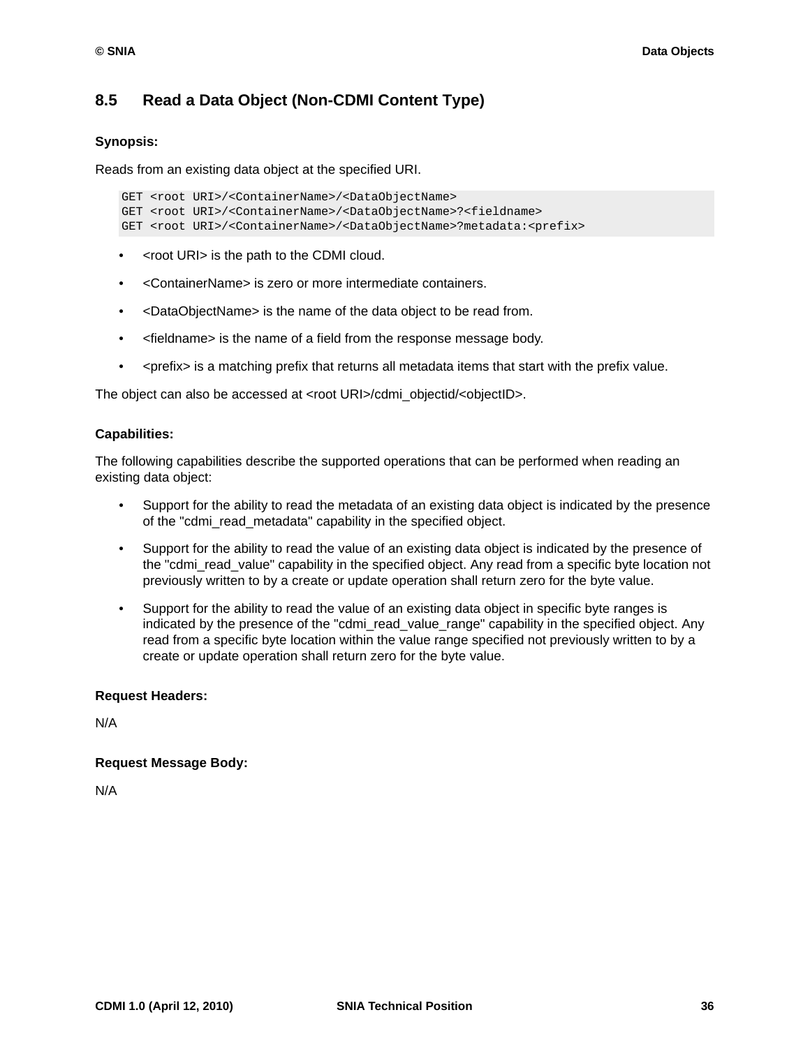## 8.5 Read a Data Object (Non-CDMI Content Type)

**Synopsis:**

Reads from an existing data object at the specified URI.

```
GET <root URI>/<ContainerName>/<DataObjectName>
GET <root URI>/<ContainerName>/<DataObjectName>?<fieldname>
GET <root URI>/<ContainerName>/<DataObjectName>?metadata:<prefix>
```

- <root URI> is the path to the CDMI cloud.
- <ContainerName> is zero or more intermediate containers.
- <DataObjectName> is the name of the data object to be read from.
- <fieldname> is the name of a field from the response message body.
- <prefix> is a matching prefix that returns all metadata items that start with the prefix value.

The object can also be accessed at <root URI>/cdmi_objectid/<objectID>.

**Capabilities:**

The following capabilities describe the supported operations that can be performed when reading an existing data object:

- Support for the ability to read the metadata of an existing data object is indicated by the presence of the "cdmi_read_metadata" capability in the specified object.
- Support for the ability to read the value of an existing data object is indicated by the presence of the "cdmi_read_value" capability in the specified object. Any read from a specific byte location not previously written to by a create or update operation shall return zero for the byte value.
- Support for the ability to read the value of an existing data object in specific byte ranges is indicated by the presence of the "cdmi_read_value_range" capability in the specified object. Any read from a specific byte location within the value range specified not previously written to by a create or update operation shall return zero for the byte value.

**Request Headers:**

N/A

**Request Message Body:**

N/A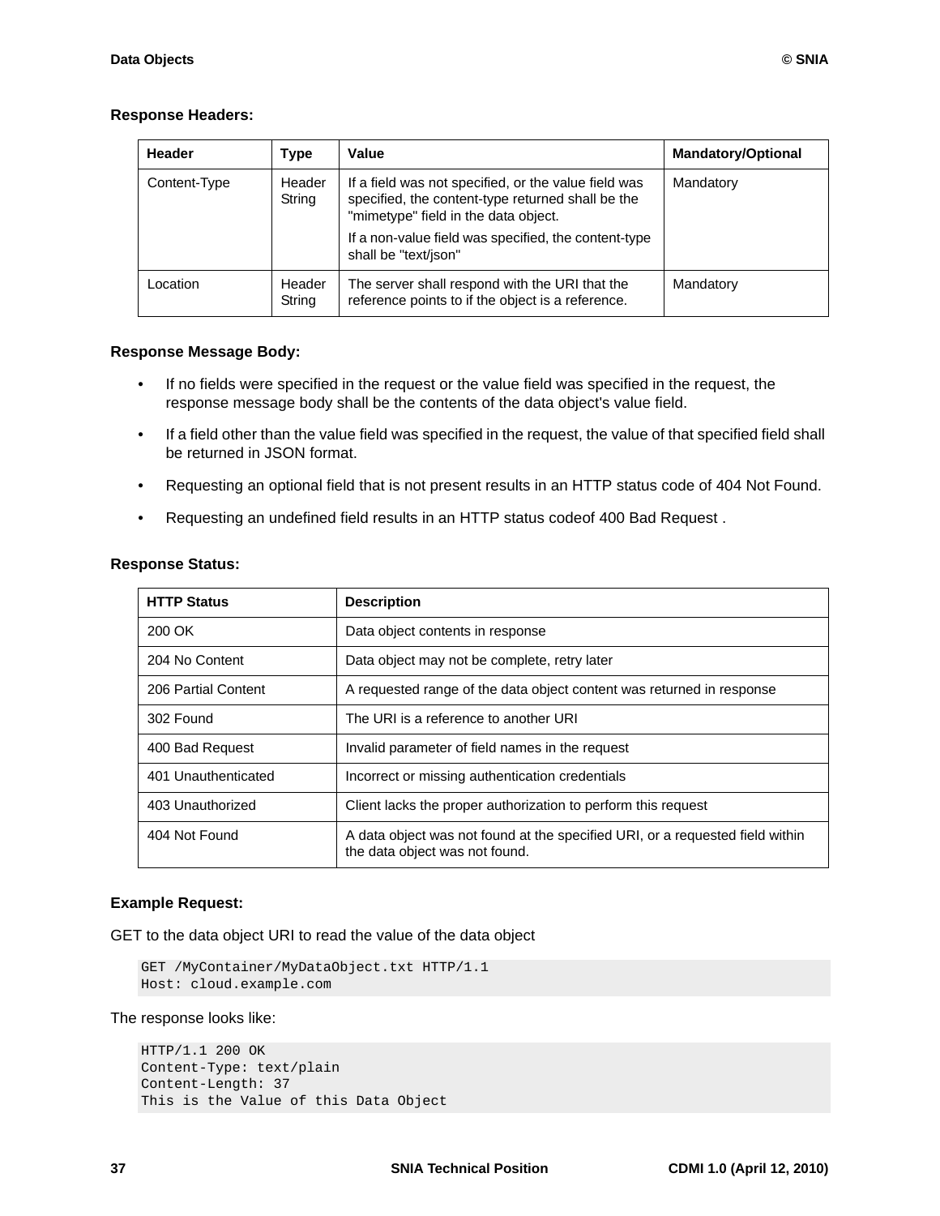**Response Headers:**

| Header | Type | Value | Mandatory/Optional |
|---|---|---|---|
| Content-Type | Header String | If a field was not specified, or the value field was specified, the content-type returned shall be the "mimetype" field in the data object.<br><br>If a non-value field was specified, the content-type shall be "text/json" | Mandatory |
| Location | Header String | The server shall respond with the URI that the reference points to if the object is a reference. | Mandatory |

**Response Message Body:**

- If no fields were specified in the request or the value field was specified in the request, the response message body shall be the contents of the data object's value field.
- If a field other than the value field was specified in the request, the value of that specified field shall be returned in JSON format.
- Requesting an optional field that is not present results in an HTTP status code of 404 Not Found.
- Requesting an undefined field results in an HTTP status codeof 400 Bad Request .

**Response Status:**

| HTTP Status | Description |
|---|---|
| 200 OK | Data object contents in response |
| 204 No Content | Data object may not be complete, retry later |
| 206 Partial Content | A requested range of the data object content was returned in response |
| 302 Found | The URI is a reference to another URI |
| 400 Bad Request | Invalid parameter of field names in the request |
| 401 Unauthenticated | Incorrect or missing authentication credentials |
| 403 Unauthorized | Client lacks the proper authorization to perform this request |
| 404 Not Found | A data object was not found at the specified URI, or a requested field within the data object was not found. |

**Example Request:**

GET to the data object URI to read the value of the data object

```
GET /MyContainer/MyDataObject.txt HTTP/1.1
Host: cloud.example.com
```

The response looks like:

```
HTTP/1.1 200 OK
Content-Type: text/plain
Content-Length: 37
This is the Value of this Data Object
```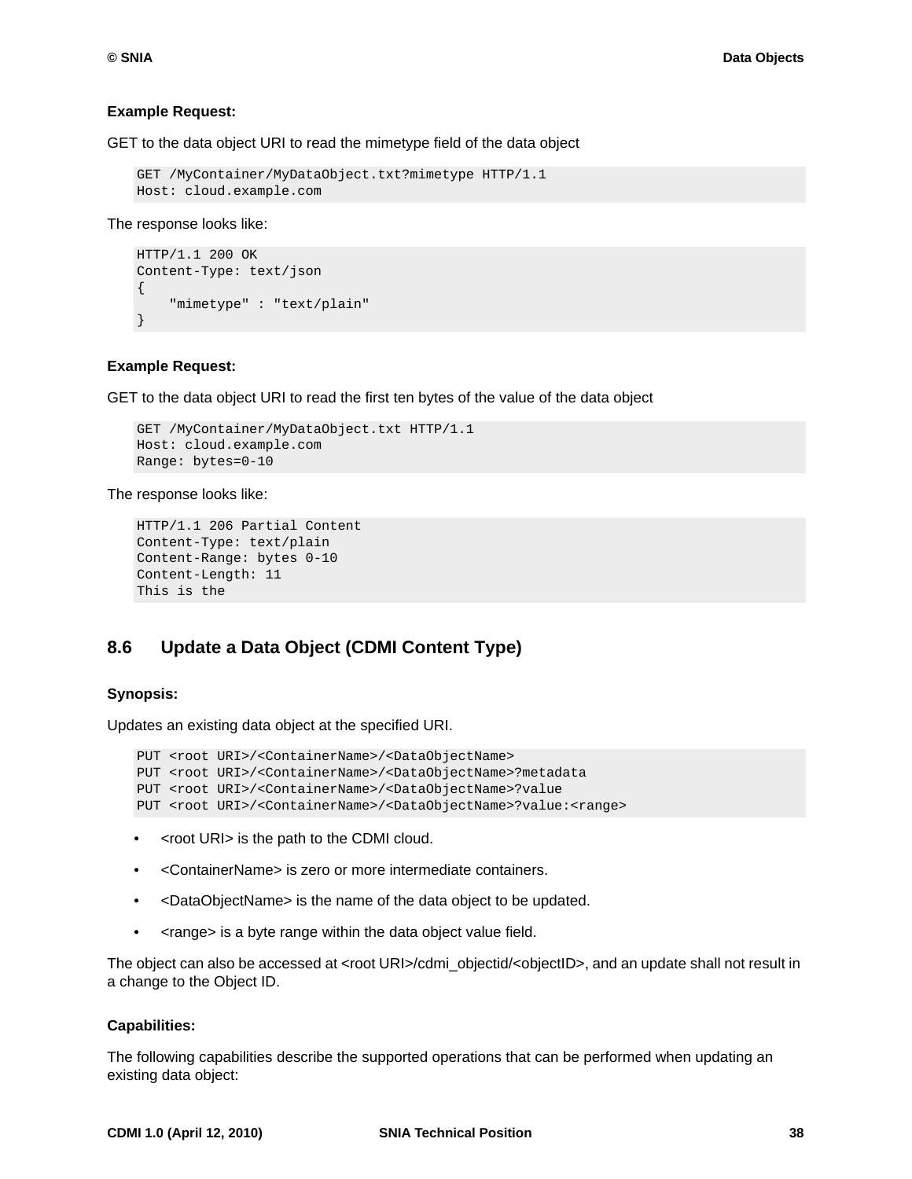**Example Request:**

GET to the data object URI to read the mimetype field of the data object

```
GET /MyContainer/MyDataObject.txt?mimetype HTTP/1.1
Host: cloud.example.com
```

The response looks like:

```
HTTP/1.1 200 OK
Content-Type: text/json
{
    "mimetype" : "text/plain"
}
```

**Example Request:**

GET to the data object URI to read the first ten bytes of the value of the data object

```
GET /MyContainer/MyDataObject.txt HTTP/1.1
Host: cloud.example.com
Range: bytes=0-10
```

The response looks like:

```
HTTP/1.1 206 Partial Content
Content-Type: text/plain
Content-Range: bytes 0-10
Content-Length: 11
This is the
```

## 8.6 Update a Data Object (CDMI Content Type)

**Synopsis:**

Updates an existing data object at the specified URI.

```
PUT <root URI>/<ContainerName>/<DataObjectName>
PUT <root URI>/<ContainerName>/<DataObjectName>?metadata
PUT <root URI>/<ContainerName>/<DataObjectName>?value
PUT <root URI>/<ContainerName>/<DataObjectName>?value:<range>
```

- <root URI> is the path to the CDMI cloud.
- <ContainerName> is zero or more intermediate containers.
- <DataObjectName> is the name of the data object to be updated.
- <range> is a byte range within the data object value field.

The object can also be accessed at <root URI>/cdmi_objectid/<objectID>, and an update shall not result in a change to the Object ID.

**Capabilities:**

The following capabilities describe the supported operations that can be performed when updating an existing data object: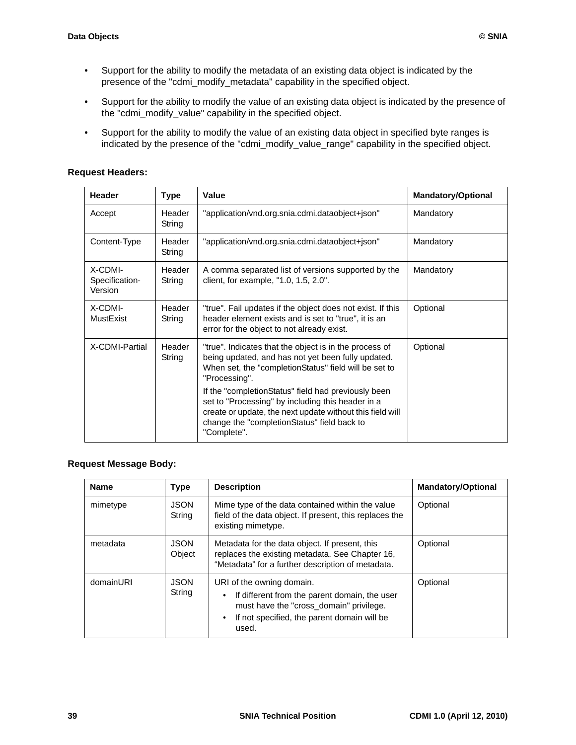- Support for the ability to modify the metadata of an existing data object is indicated by the presence of the "cdmi_modify_metadata" capability in the specified object.
- Support for the ability to modify the value of an existing data object is indicated by the presence of the "cdmi_modify_value" capability in the specified object.
- Support for the ability to modify the value of an existing data object in specified byte ranges is indicated by the presence of the "cdmi_modify_value_range" capability in the specified object.

**Request Headers:**

| Header | Type | Value | Mandatory/Optional |
|---|---|---|---|
| Accept | Header String | "application/vnd.org.snia.cdmi.dataobject+json" | Mandatory |
| Content-Type | Header String | "application/vnd.org.snia.cdmi.dataobject+json" | Mandatory |
| X-CDMI-Specification-Version | Header String | A comma separated list of versions supported by the client, for example, "1.0, 1.5, 2.0". | Mandatory |
| X-CDMI-MustExist | Header String | "true". Fail updates if the object does not exist. If this header element exists and is set to "true", it is an error for the object to not already exist. | Optional |
| X-CDMI-Partial | Header String | "true". Indicates that the object is in the process of being updated, and has not yet been fully updated. When set, the "completionStatus" field will be set to "Processing".<br>If the "completionStatus" field had previously been set to "Processing" by including this header in a create or update, the next update without this field will change the "completionStatus" field back to "Complete". | Optional |

**Request Message Body:**

| Name | Type | Description | Mandatory/Optional |
|---|---|---|---|
| mimetype | JSON String | Mime type of the data contained within the value field of the data object. If present, this replaces the existing mimetype. | Optional |
| metadata | JSON Object | Metadata for the data object. If present, this replaces the existing metadata. See Chapter 16, “Metadata” for a further description of metadata. | Optional |
| domainURI | JSON String | URI of the owning domain.<br>• If different from the parent domain, the user must have the "cross_domain" privilege.<br>• If not specified, the parent domain will be used. | Optional |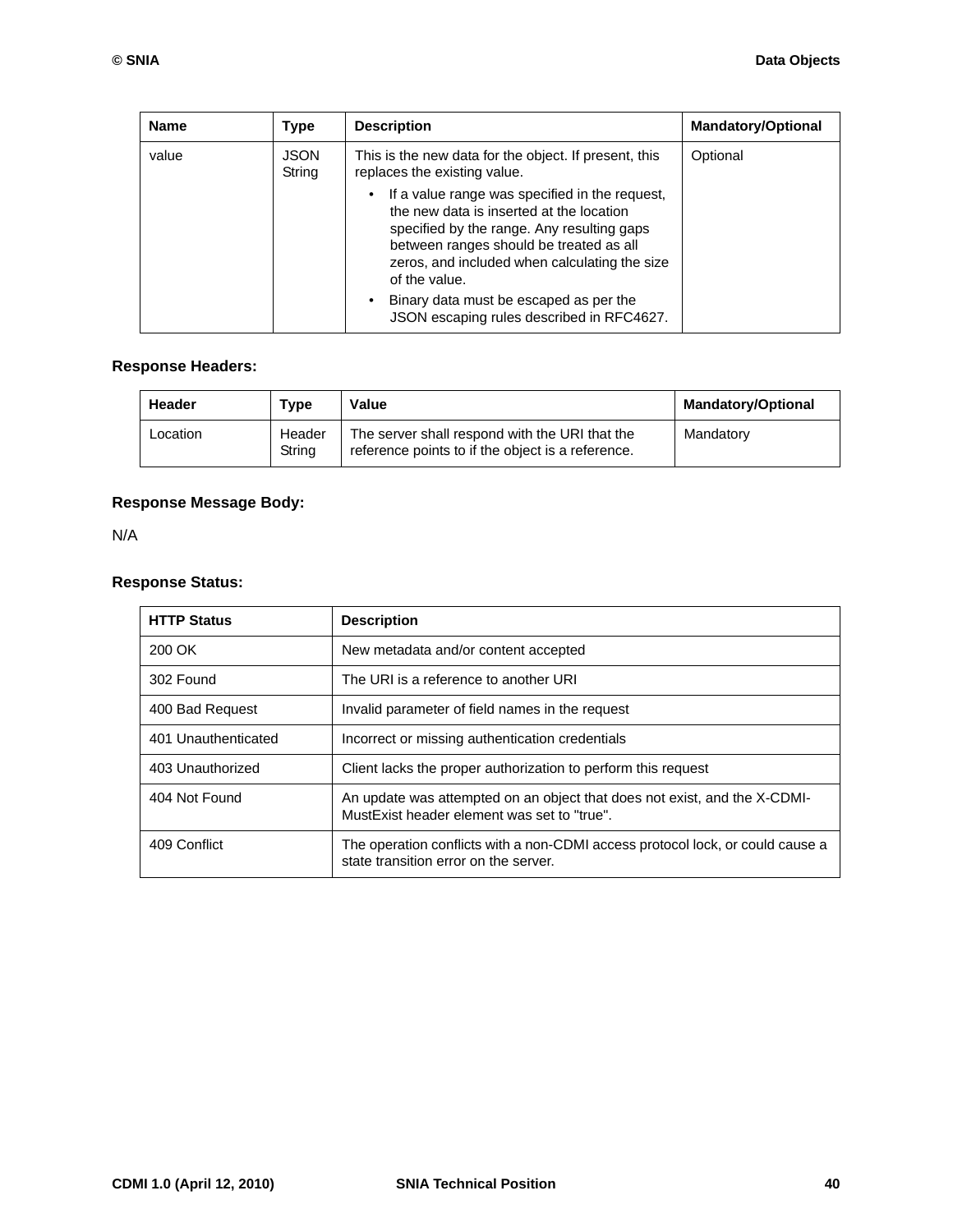| Name | Type | Description | Mandatory/Optional |
|---|---|---|---|
| value | JSON String | This is the new data for the object. If present, this replaces the existing value.<br>• If a value range was specified in the request, the new data is inserted at the location specified by the range. Any resulting gaps between ranges should be treated as all zeros, and included when calculating the size of the value.<br>• Binary data must be escaped as per the JSON escaping rules described in RFC4627. | Optional |

**Response Headers:**

| Header | Type | Value | Mandatory/Optional |
|---|---|---|---|
| Location | Header String | The server shall respond with the URI that the reference points to if the object is a reference. | Mandatory |

**Response Message Body:**

N/A

**Response Status:**

| HTTP Status | Description |
|---|---|
| 200 OK | New metadata and/or content accepted |
| 302 Found | The URI is a reference to another URI |
| 400 Bad Request | Invalid parameter of field names in the request |
| 401 Unauthenticated | Incorrect or missing authentication credentials |
| 403 Unauthorized | Client lacks the proper authorization to perform this request |
| 404 Not Found | An update was attempted on an object that does not exist, and the X-CDMI-MustExist header element was set to "true". |
| 409 Conflict | The operation conflicts with a non-CDMI access protocol lock, or could cause a state transition error on the server. |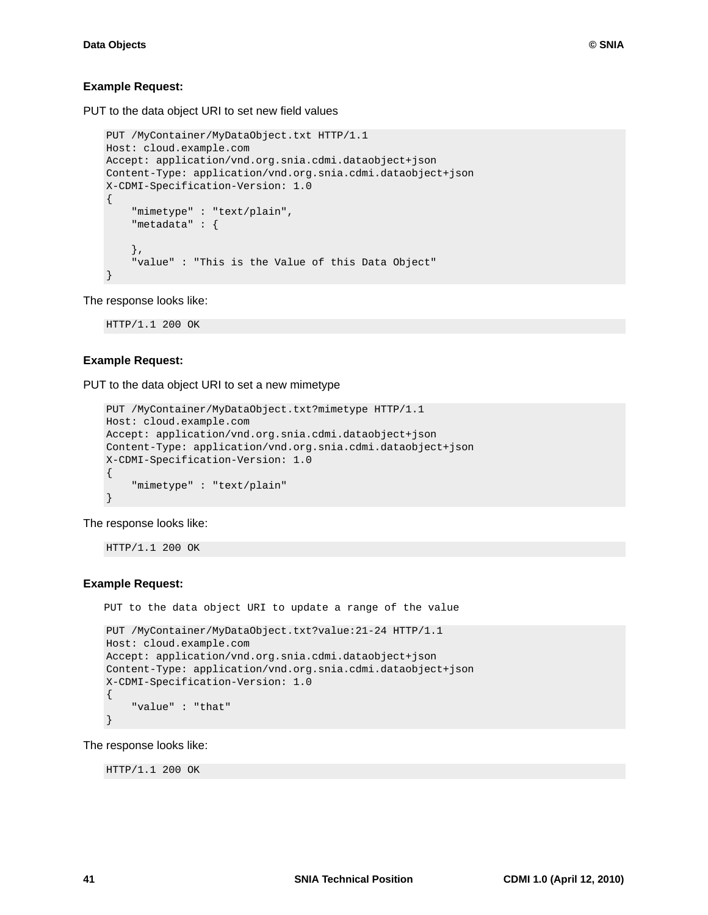**Example Request:**

PUT to the data object URI to set new field values

```
PUT /MyContainer/MyDataObject.txt HTTP/1.1
Host: cloud.example.com
Accept: application/vnd.org.snia.cdmi.dataobject+json
Content-Type: application/vnd.org.snia.cdmi.dataobject+json
X-CDMI-Specification-Version: 1.0
{
    "mimetype" : "text/plain",
    "metadata" : {

    },
    "value" : "This is the Value of this Data Object"
}
```

The response looks like:

```
HTTP/1.1 200 OK
```

**Example Request:**

PUT to the data object URI to set a new mimetype

```
PUT /MyContainer/MyDataObject.txt?mimetype HTTP/1.1
Host: cloud.example.com
Accept: application/vnd.org.snia.cdmi.dataobject+json
Content-Type: application/vnd.org.snia.cdmi.dataobject+json
X-CDMI-Specification-Version: 1.0
{
    "mimetype" : "text/plain"
}
```

The response looks like:

```
HTTP/1.1 200 OK
```

**Example Request:**

PUT to the data object URI to update a range of the value

```
PUT /MyContainer/MyDataObject.txt?value:21-24 HTTP/1.1
Host: cloud.example.com
Accept: application/vnd.org.snia.cdmi.dataobject+json
Content-Type: application/vnd.org.snia.cdmi.dataobject+json
X-CDMI-Specification-Version: 1.0
{
    "value" : "that"
}
```

The response looks like:

```
HTTP/1.1 200 OK
```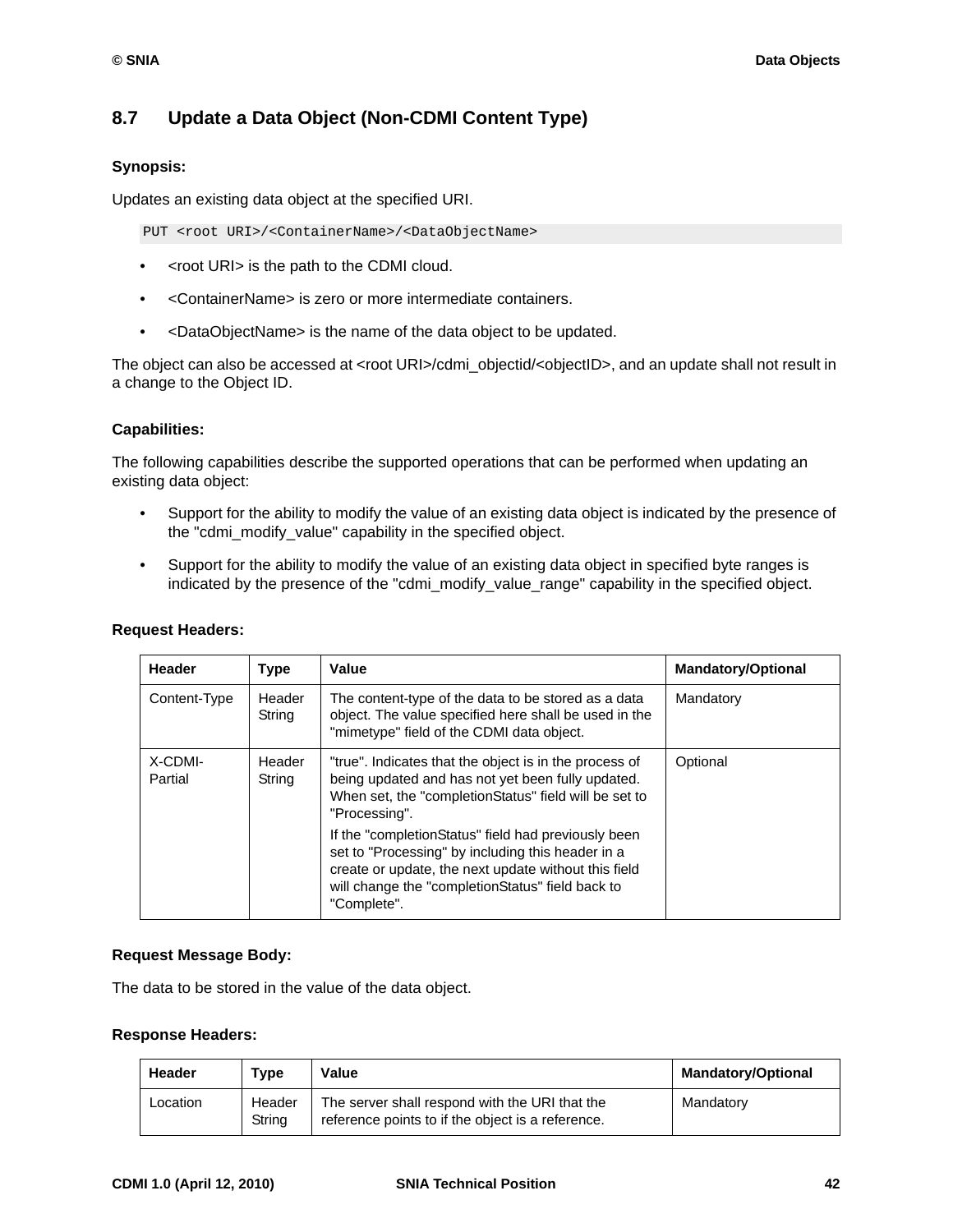## 8.7 Update a Data Object (Non-CDMI Content Type)

**Synopsis:**

Updates an existing data object at the specified URI.

```
PUT <root URI>/<ContainerName>/<DataObjectName>
```

- <root URI> is the path to the CDMI cloud.
- <ContainerName> is zero or more intermediate containers.
- <DataObjectName> is the name of the data object to be updated.

The object can also be accessed at <root URI>/cdmi_objectid/<objectID>, and an update shall not result in a change to the Object ID.

**Capabilities:**

The following capabilities describe the supported operations that can be performed when updating an existing data object:

- Support for the ability to modify the value of an existing data object is indicated by the presence of the "cdmi_modify_value" capability in the specified object.
- Support for the ability to modify the value of an existing data object in specified byte ranges is indicated by the presence of the "cdmi_modify_value_range" capability in the specified object.

**Request Headers:**

| Header | Type | Value | Mandatory/Optional |
|---|---|---|---|
| Content-Type | Header String | The content-type of the data to be stored as a data object. The value specified here shall be used in the "mimetype" field of the CDMI data object. | Mandatory |
| X-CDMI-Partial | Header String | "true". Indicates that the object is in the process of being updated and has not yet been fully updated. When set, the "completionStatus" field will be set to "Processing". If the "completionStatus" field had previously been set to "Processing" by including this header in a create or update, the next update without this field will change the "completionStatus" field back to "Complete". | Optional |

**Request Message Body:**

The data to be stored in the value of the data object.

**Response Headers:**

| Header | Type | Value | Mandatory/Optional |
|---|---|---|---|
| Location | Header String | The server shall respond with the URI that the reference points to if the object is a reference. | Mandatory |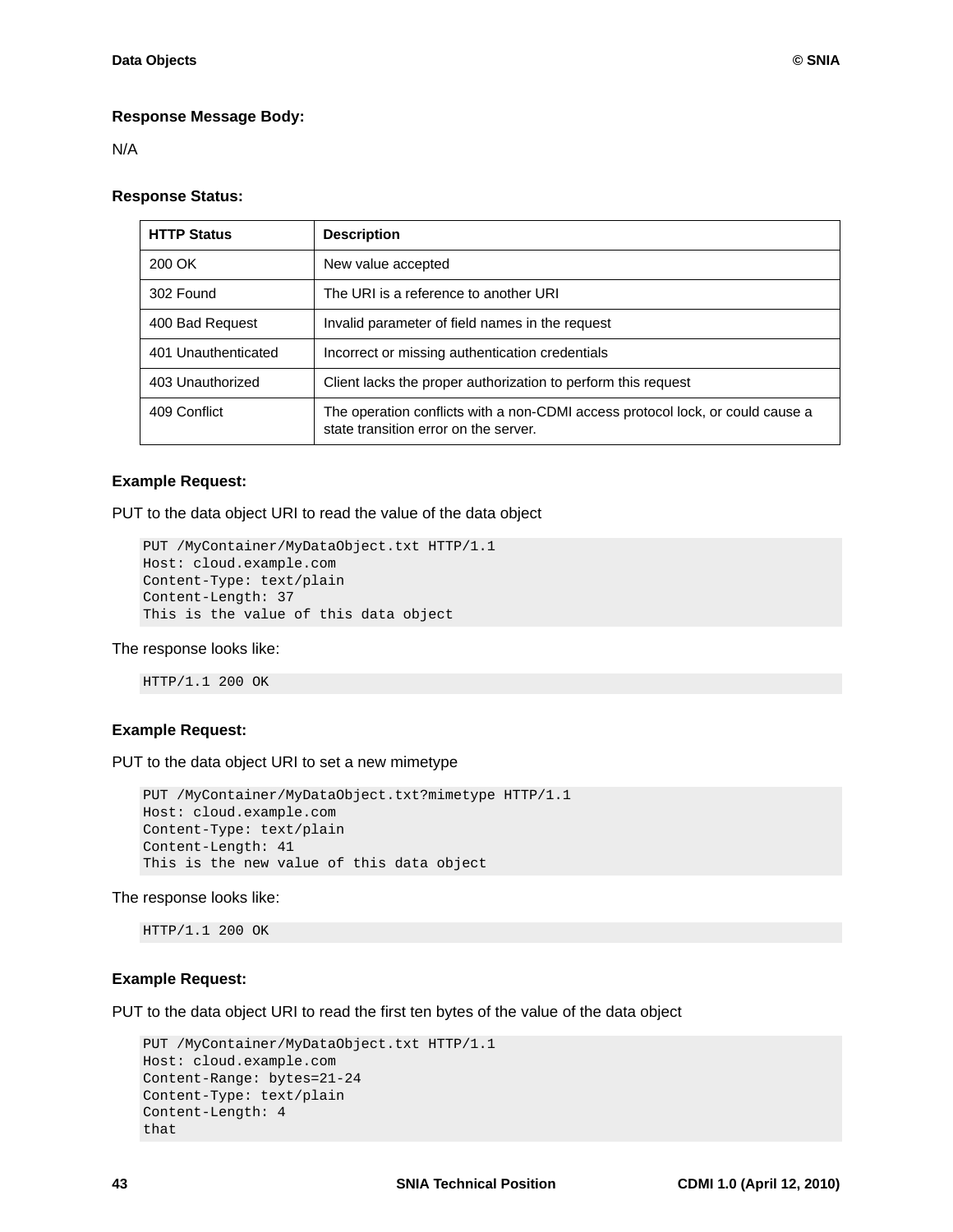**Response Message Body:**

N/A

**Response Status:**

| HTTP Status | Description |
| --- | --- |
| 200 OK | New value accepted |
| 302 Found | The URI is a reference to another URI |
| 400 Bad Request | Invalid parameter of field names in the request |
| 401 Unauthenticated | Incorrect or missing authentication credentials |
| 403 Unauthorized | Client lacks the proper authorization to perform this request |
| 409 Conflict | The operation conflicts with a non-CDMI access protocol lock, or could cause a state transition error on the server. |

**Example Request:**

PUT to the data object URI to read the value of the data object

```
PUT /MyContainer/MyDataObject.txt HTTP/1.1
Host: cloud.example.com
Content-Type: text/plain
Content-Length: 37
This is the value of this data object
```

The response looks like:

```
HTTP/1.1 200 OK
```

**Example Request:**

PUT to the data object URI to set a new mimetype

```
PUT /MyContainer/MyDataObject.txt?mimetype HTTP/1.1
Host: cloud.example.com
Content-Type: text/plain
Content-Length: 41
This is the new value of this data object
```

The response looks like:

```
HTTP/1.1 200 OK
```

**Example Request:**

PUT to the data object URI to read the first ten bytes of the value of the data object

```
PUT /MyContainer/MyDataObject.txt HTTP/1.1
Host: cloud.example.com
Content-Range: bytes=21-24
Content-Type: text/plain
Content-Length: 4
that
```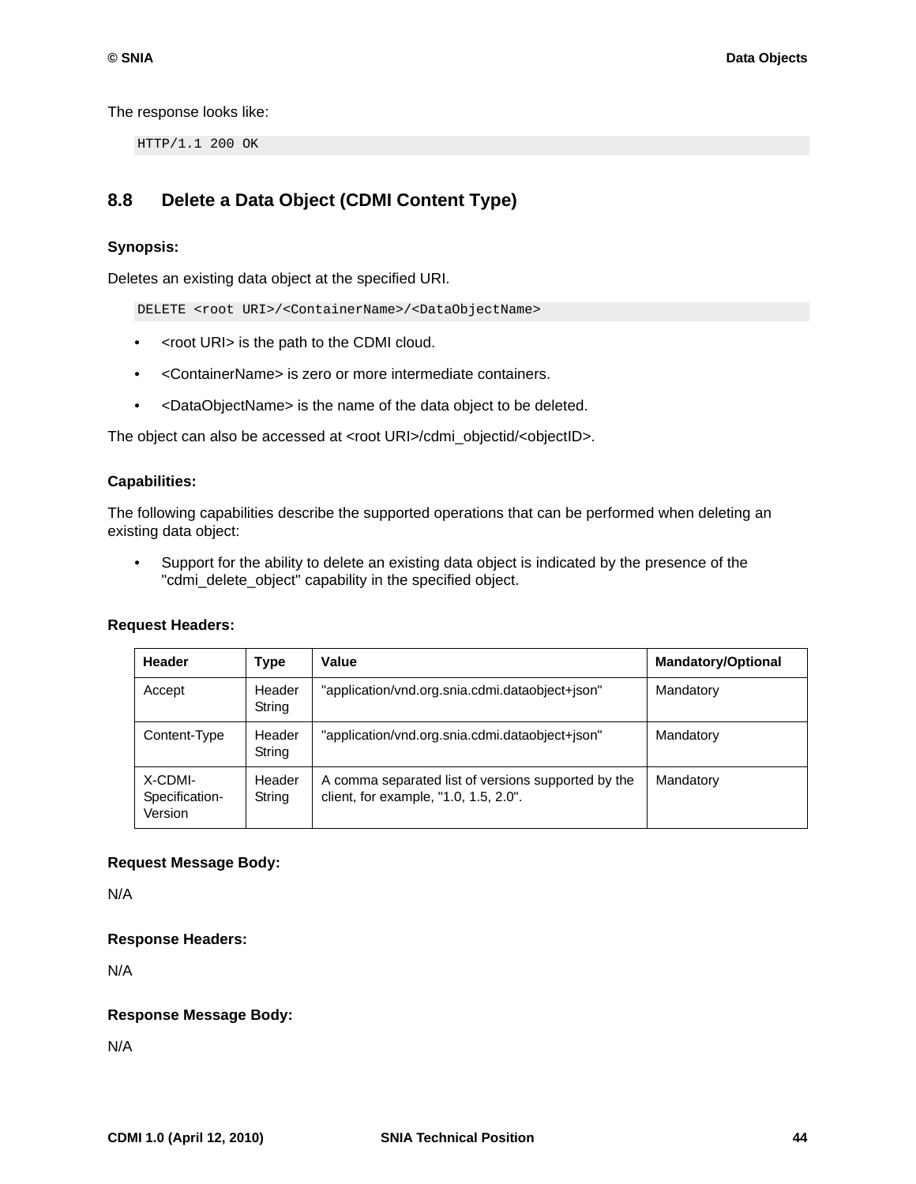The response looks like:

```
HTTP/1.1 200 OK
```

## 8.8 Delete a Data Object (CDMI Content Type)

**Synopsis:**

Deletes an existing data object at the specified URI.

```
DELETE <root URI>/<ContainerName>/<DataObjectName>
```

- <root URI> is the path to the CDMI cloud.
- <ContainerName> is zero or more intermediate containers.
- <DataObjectName> is the name of the data object to be deleted.

The object can also be accessed at <root URI>/cdmi_objectid/<objectID>.

**Capabilities:**

The following capabilities describe the supported operations that can be performed when deleting an existing data object:

- Support for the ability to delete an existing data object is indicated by the presence of the "cdmi_delete_object" capability in the specified object.

**Request Headers:**

| Header | Type | Value | Mandatory/Optional |
|---|---|---|---|
| Accept | Header String | "application/vnd.org.snia.cdmi.dataobject+json" | Mandatory |
| Content-Type | Header String | "application/vnd.org.snia.cdmi.dataobject+json" | Mandatory |
| X-CDMI-Specification-Version | Header String | A comma separated list of versions supported by the client, for example, "1.0, 1.5, 2.0". | Mandatory |

**Request Message Body:**

N/A

**Response Headers:**

N/A

**Response Message Body:**

N/A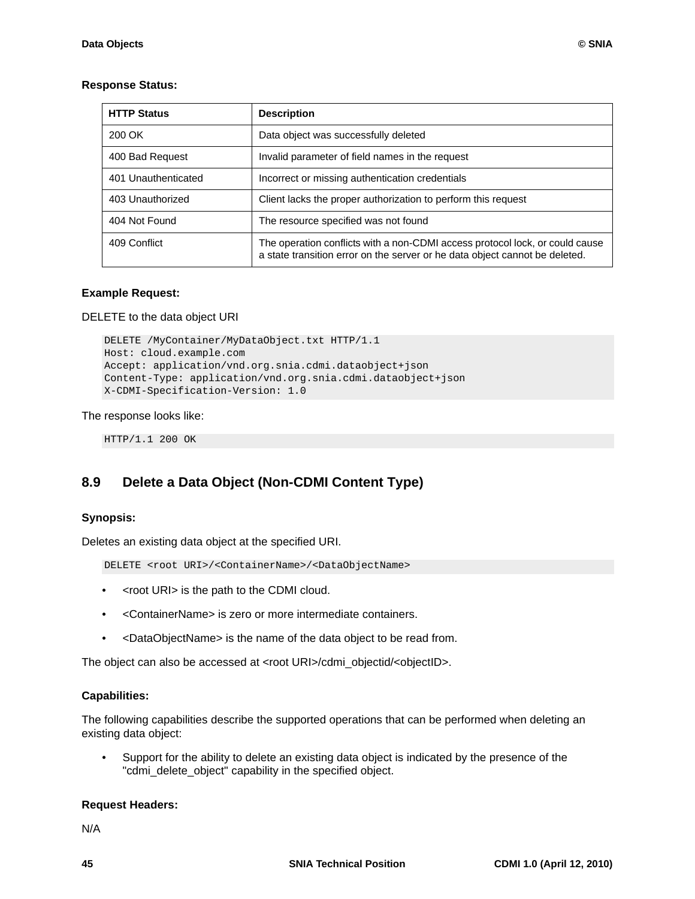**Response Status:**

| HTTP Status | Description |
| --- | --- |
| 200 OK | Data object was successfully deleted |
| 400 Bad Request | Invalid parameter of field names in the request |
| 401 Unauthenticated | Incorrect or missing authentication credentials |
| 403 Unauthorized | Client lacks the proper authorization to perform this request |
| 404 Not Found | The resource specified was not found |
| 409 Conflict | The operation conflicts with a non-CDMI access protocol lock, or could cause a state transition error on the server or he data object cannot be deleted. |

**Example Request:**

DELETE to the data object URI

```
DELETE /MyContainer/MyDataObject.txt HTTP/1.1
Host: cloud.example.com
Accept: application/vnd.org.snia.cdmi.dataobject+json
Content-Type: application/vnd.org.snia.cdmi.dataobject+json
X-CDMI-Specification-Version: 1.0
```

The response looks like:

```
HTTP/1.1 200 OK
```

## 8.9 Delete a Data Object (Non-CDMI Content Type)

**Synopsis:**

Deletes an existing data object at the specified URI.

```
DELETE <root URI>/<ContainerName>/<DataObjectName>
```

- <root URI> is the path to the CDMI cloud.
- <ContainerName> is zero or more intermediate containers.
- <DataObjectName> is the name of the data object to be read from.

The object can also be accessed at <root URI>/cdmi_objectid/<objectID>.

**Capabilities:**

The following capabilities describe the supported operations that can be performed when deleting an existing data object:

- Support for the ability to delete an existing data object is indicated by the presence of the "cdmi_delete_object" capability in the specified object.

**Request Headers:**

N/A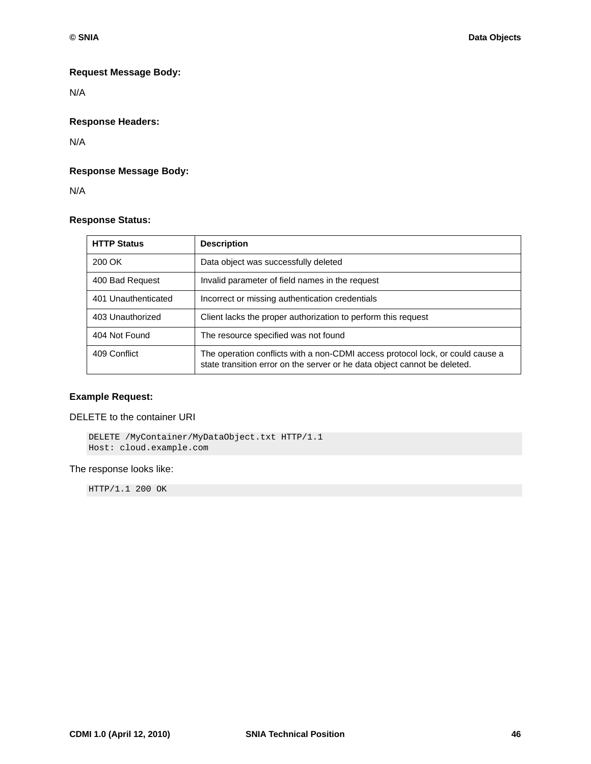**Request Message Body:**

N/A

**Response Headers:**

N/A

**Response Message Body:**

N/A

**Response Status:**

| HTTP Status | Description |
|---|---|
| 200 OK | Data object was successfully deleted |
| 400 Bad Request | Invalid parameter of field names in the request |
| 401 Unauthenticated | Incorrect or missing authentication credentials |
| 403 Unauthorized | Client lacks the proper authorization to perform this request |
| 404 Not Found | The resource specified was not found |
| 409 Conflict | The operation conflicts with a non-CDMI access protocol lock, or could cause a state transition error on the server or he data object cannot be deleted. |

**Example Request:**

DELETE to the container URI

```
DELETE /MyContainer/MyDataObject.txt HTTP/1.1
Host: cloud.example.com
```

The response looks like:

```
HTTP/1.1 200 OK
```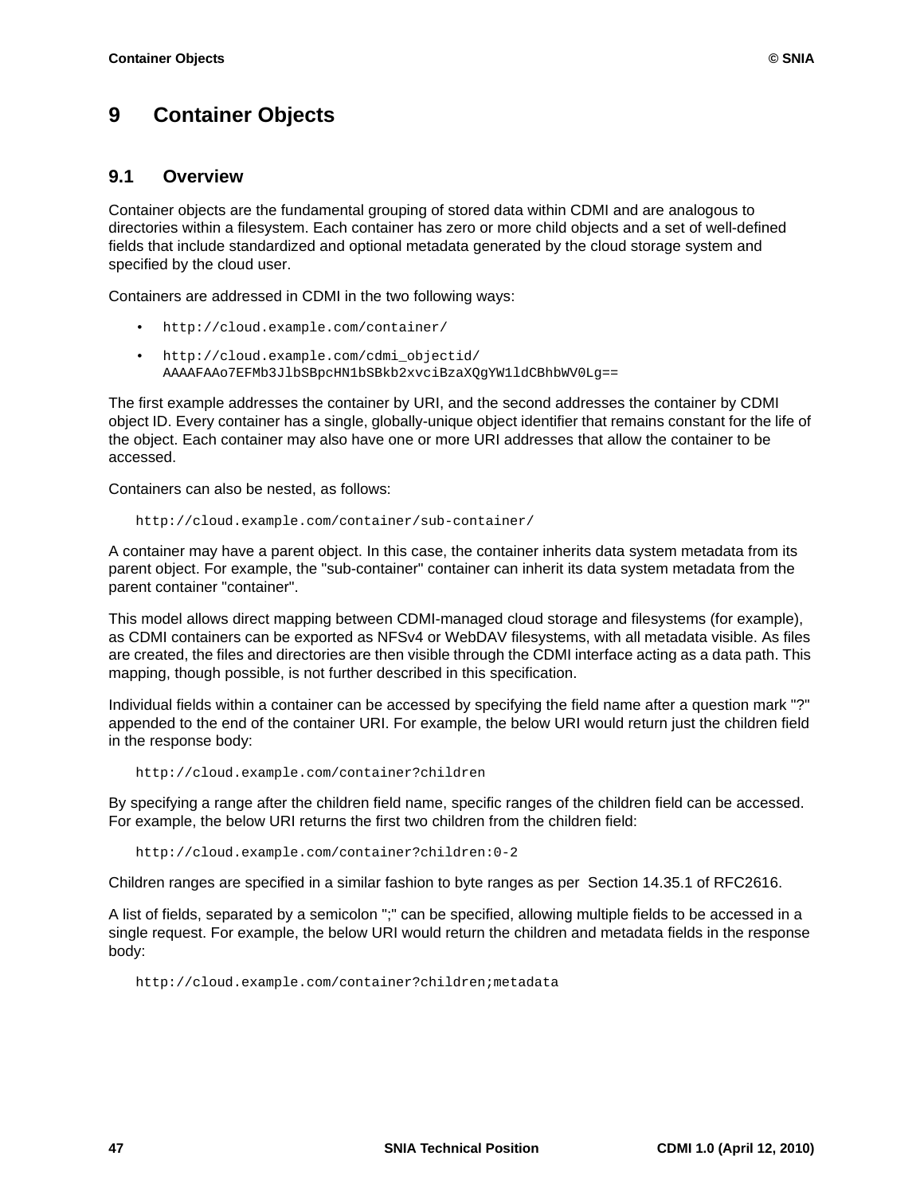# 9 Container Objects

## 9.1 Overview

Container objects are the fundamental grouping of stored data within CDMI and are analogous to directories within a filesystem. Each container has zero or more child objects and a set of well-defined fields that include standardized and optional metadata generated by the cloud storage system and specified by the cloud user.

Containers are addressed in CDMI in the two following ways:

- `http://cloud.example.com/container/`
- `http://cloud.example.com/cdmi_objectid/AAAAFAAo7EFMb3JlbSBpcHN1bSBkb2xvciBzaXQgYW1ldCBhbWV0Lg==`

The first example addresses the container by URI, and the second addresses the container by CDMI object ID. Every container has a single, globally-unique object identifier that remains constant for the life of the object. Each container may also have one or more URI addresses that allow the container to be accessed.

Containers can also be nested, as follows:

```
http://cloud.example.com/container/sub-container/
```

A container may have a parent object. In this case, the container inherits data system metadata from its parent object. For example, the "sub-container" container can inherit its data system metadata from the parent container "container".

This model allows direct mapping between CDMI-managed cloud storage and filesystems (for example), as CDMI containers can be exported as NFSv4 or WebDAV filesystems, with all metadata visible. As files are created, the files and directories are then visible through the CDMI interface acting as a data path. This mapping, though possible, is not further described in this specification.

Individual fields within a container can be accessed by specifying the field name after a question mark "?" appended to the end of the container URI. For example, the below URI would return just the children field in the response body:

```
http://cloud.example.com/container?children
```

By specifying a range after the children field name, specific ranges of the children field can be accessed. For example, the below URI returns the first two children from the children field:

```
http://cloud.example.com/container?children:0-2
```

Children ranges are specified in a similar fashion to byte ranges as per Section 14.35.1 of RFC2616.

A list of fields, separated by a semicolon ";" can be specified, allowing multiple fields to be accessed in a single request. For example, the below URI would return the children and metadata fields in the response body:

```
http://cloud.example.com/container?children;metadata
```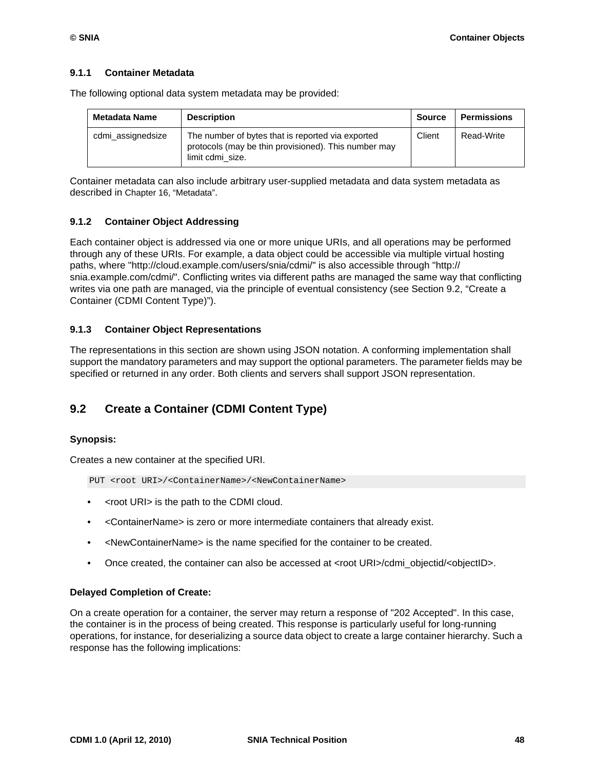### 9.1.1 Container Metadata

The following optional data system metadata may be provided:

| Metadata Name | Description | Source | Permissions |
|---|---|---|---|
| cdmi_assignedsize | The number of bytes that is reported via exported protocols (may be thin provisioned). This number may limit cdmi_size. | Client | Read-Write |

Container metadata can also include arbitrary user-supplied metadata and data system metadata as described in Chapter 16, “Metadata”.

### 9.1.2 Container Object Addressing

Each container object is addressed via one or more unique URIs, and all operations may be performed through any of these URIs. For example, a data object could be accessible via multiple virtual hosting paths, where "http://cloud.example.com/users/snia/cdmi/" is also accessible through "http://snia.example.com/cdmi/". Conflicting writes via different paths are managed the same way that conflicting writes via one path are managed, via the principle of eventual consistency (see Section 9.2, “Create a Container (CDMI Content Type)”).

### 9.1.3 Container Object Representations

The representations in this section are shown using JSON notation. A conforming implementation shall support the mandatory parameters and may support the optional parameters. The parameter fields may be specified or returned in any order. Both clients and servers shall support JSON representation.

## 9.2 Create a Container (CDMI Content Type)

**Synopsis:**

Creates a new container at the specified URI.

```
PUT <root URI>/<ContainerName>/<NewContainerName>
```

- <root URI> is the path to the CDMI cloud.
- <ContainerName> is zero or more intermediate containers that already exist.
- <NewContainerName> is the name specified for the container to be created.
- Once created, the container can also be accessed at <root URI>/cdmi_objectid/<objectID>.

**Delayed Completion of Create:**

On a create operation for a container, the server may return a response of "202 Accepted". In this case, the container is in the process of being created. This response is particularly useful for long-running operations, for instance, for deserializing a source data object to create a large container hierarchy. Such a response has the following implications: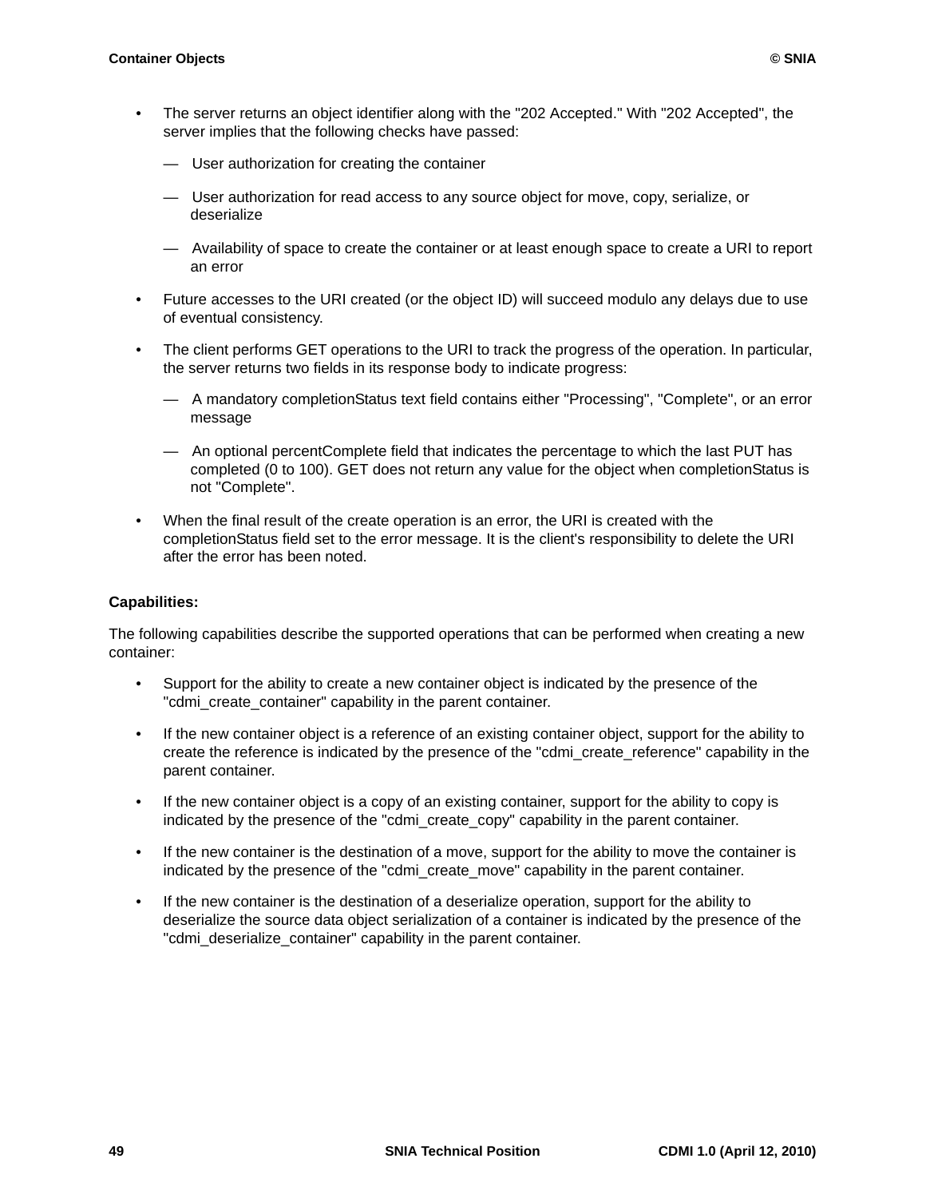- The server returns an object identifier along with the "202 Accepted." With "202 Accepted", the server implies that the following checks have passed:
  - User authorization for creating the container
  - User authorization for read access to any source object for move, copy, serialize, or deserialize
  - Availability of space to create the container or at least enough space to create a URI to report an error
- Future accesses to the URI created (or the object ID) will succeed modulo any delays due to use of eventual consistency.
- The client performs GET operations to the URI to track the progress of the operation. In particular, the server returns two fields in its response body to indicate progress:
  - A mandatory completionStatus text field contains either "Processing", "Complete", or an error message
  - An optional percentComplete field that indicates the percentage to which the last PUT has completed (0 to 100). GET does not return any value for the object when completionStatus is not "Complete".
- When the final result of the create operation is an error, the URI is created with the completionStatus field set to the error message. It is the client's responsibility to delete the URI after the error has been noted.

**Capabilities:**

The following capabilities describe the supported operations that can be performed when creating a new container:

- Support for the ability to create a new container object is indicated by the presence of the "cdmi_create_container" capability in the parent container.
- If the new container object is a reference of an existing container object, support for the ability to create the reference is indicated by the presence of the "cdmi_create_reference" capability in the parent container.
- If the new container object is a copy of an existing container, support for the ability to copy is indicated by the presence of the "cdmi_create_copy" capability in the parent container.
- If the new container is the destination of a move, support for the ability to move the container is indicated by the presence of the "cdmi_create_move" capability in the parent container.
- If the new container is the destination of a deserialize operation, support for the ability to deserialize the source data object serialization of a container is indicated by the presence of the "cdmi_deserialize_container" capability in the parent container.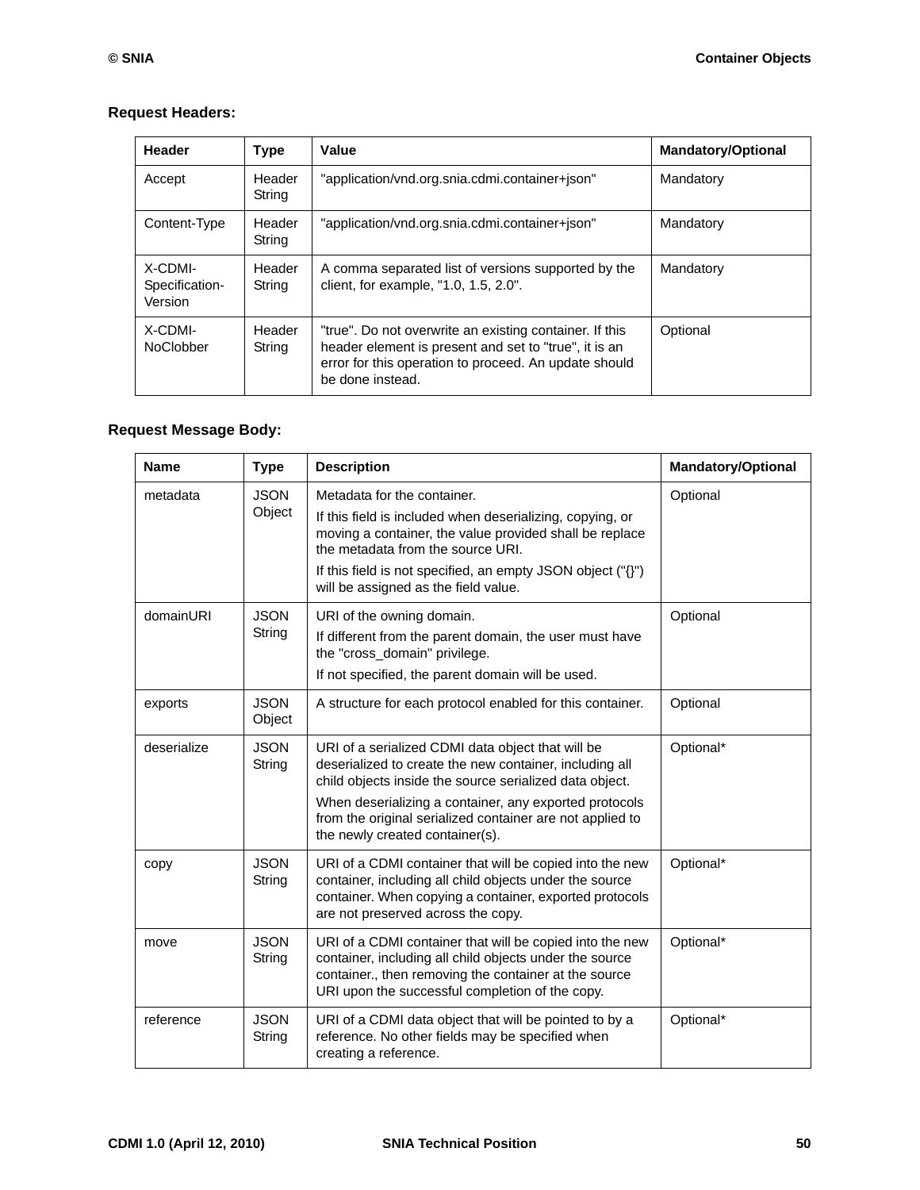**Request Headers:**

| Header | Type | Value | Mandatory/Optional |
|---|---|---|---|
| Accept | Header String | "application/vnd.org.snia.cdmi.container+json" | Mandatory |
| Content-Type | Header String | "application/vnd.org.snia.cdmi.container+json" | Mandatory |
| X-CDMI-Specification-Version | Header String | A comma separated list of versions supported by the client, for example, "1.0, 1.5, 2.0". | Mandatory |
| X-CDMI-NoClobber | Header String | "true". Do not overwrite an existing container. If this header element is present and set to "true", it is an error for this operation to proceed. An update should be done instead. | Optional |

**Request Message Body:**

| Name | Type | Description | Mandatory/Optional |
|---|---|---|---|
| metadata | JSON Object | Metadata for the container. If this field is included when deserializing, copying, or moving a container, the value provided shall be replace the metadata from the source URI. If this field is not specified, an empty JSON object ("{}") will be assigned as the field value. | Optional |
| domainURI | JSON String | URI of the owning domain. If different from the parent domain, the user must have the "cross_domain" privilege. If not specified, the parent domain will be used. | Optional |
| exports | JSON Object | A structure for each protocol enabled for this container. | Optional |
| deserialize | JSON String | URI of a serialized CDMI data object that will be deserialized to create the new container, including all child objects inside the source serialized data object. When deserializing a container, any exported protocols from the original serialized container are not applied to the newly created container(s). | Optional* |
| copy | JSON String | URI of a CDMI container that will be copied into the new container, including all child objects under the source container. When copying a container, exported protocols are not preserved across the copy. | Optional* |
| move | JSON String | URI of a CDMI container that will be copied into the new container, including all child objects under the source container., then removing the container at the source URI upon the successful completion of the copy. | Optional* |
| reference | JSON String | URI of a CDMI data object that will be pointed to by a reference. No other fields may be specified when creating a reference. | Optional* |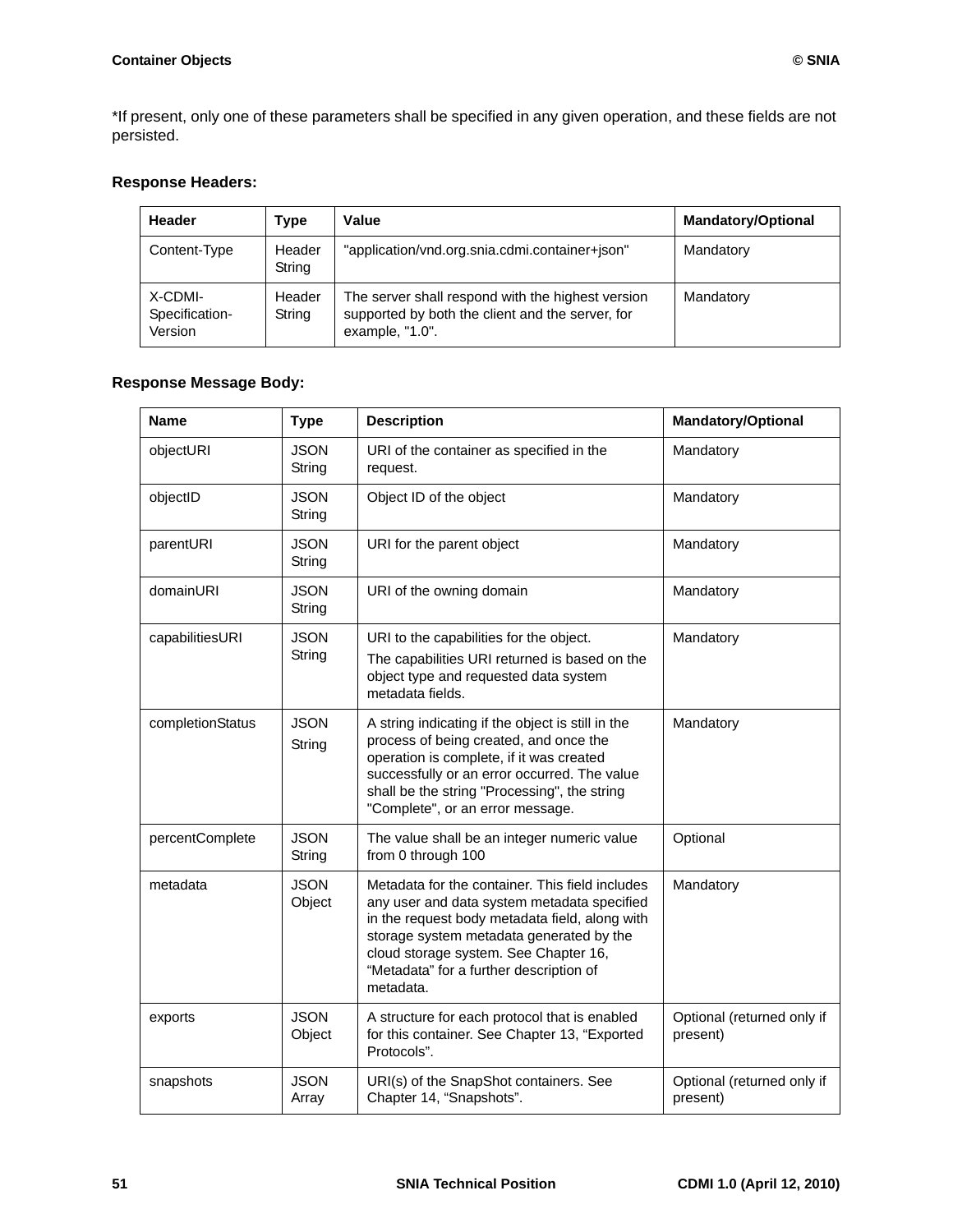*If present, only one of these parameters shall be specified in any given operation, and these fields are not persisted.

**Response Headers:**

| Header | Type | Value | Mandatory/Optional |
|---|---|---|---|
| Content-Type | Header String | "application/vnd.org.snia.cdmi.container+json" | Mandatory |
| X-CDMI-Specification-Version | Header String | The server shall respond with the highest version supported by both the client and the server, for example, "1.0". | Mandatory |

**Response Message Body:**

| Name | Type | Description | Mandatory/Optional |
|---|---|---|---|
| objectURI | JSON String | URI of the container as specified in the request. | Mandatory |
| objectID | JSON String | Object ID of the object | Mandatory |
| parentURI | JSON String | URI for the parent object | Mandatory |
| domainURI | JSON String | URI of the owning domain | Mandatory |
| capabilitiesURI | JSON String | URI to the capabilities for the object. The capabilities URI returned is based on the object type and requested data system metadata fields. | Mandatory |
| completionStatus | JSON String | A string indicating if the object is still in the process of being created, and once the operation is complete, if it was created successfully or an error occurred. The value shall be the string "Processing", the string "Complete", or an error message. | Mandatory |
| percentComplete | JSON String | The value shall be an integer numeric value from 0 through 100 | Optional |
| metadata | JSON Object | Metadata for the container. This field includes any user and data system metadata specified in the request body metadata field, along with storage system metadata generated by the cloud storage system. See Chapter 16, "Metadata" for a further description of metadata. | Mandatory |
| exports | JSON Object | A structure for each protocol that is enabled for this container. See Chapter 13, "Exported Protocols". | Optional (returned only if present) |
| snapshots | JSON Array | URI(s) of the SnapShot containers. See Chapter 14, "Snapshots". | Optional (returned only if present) |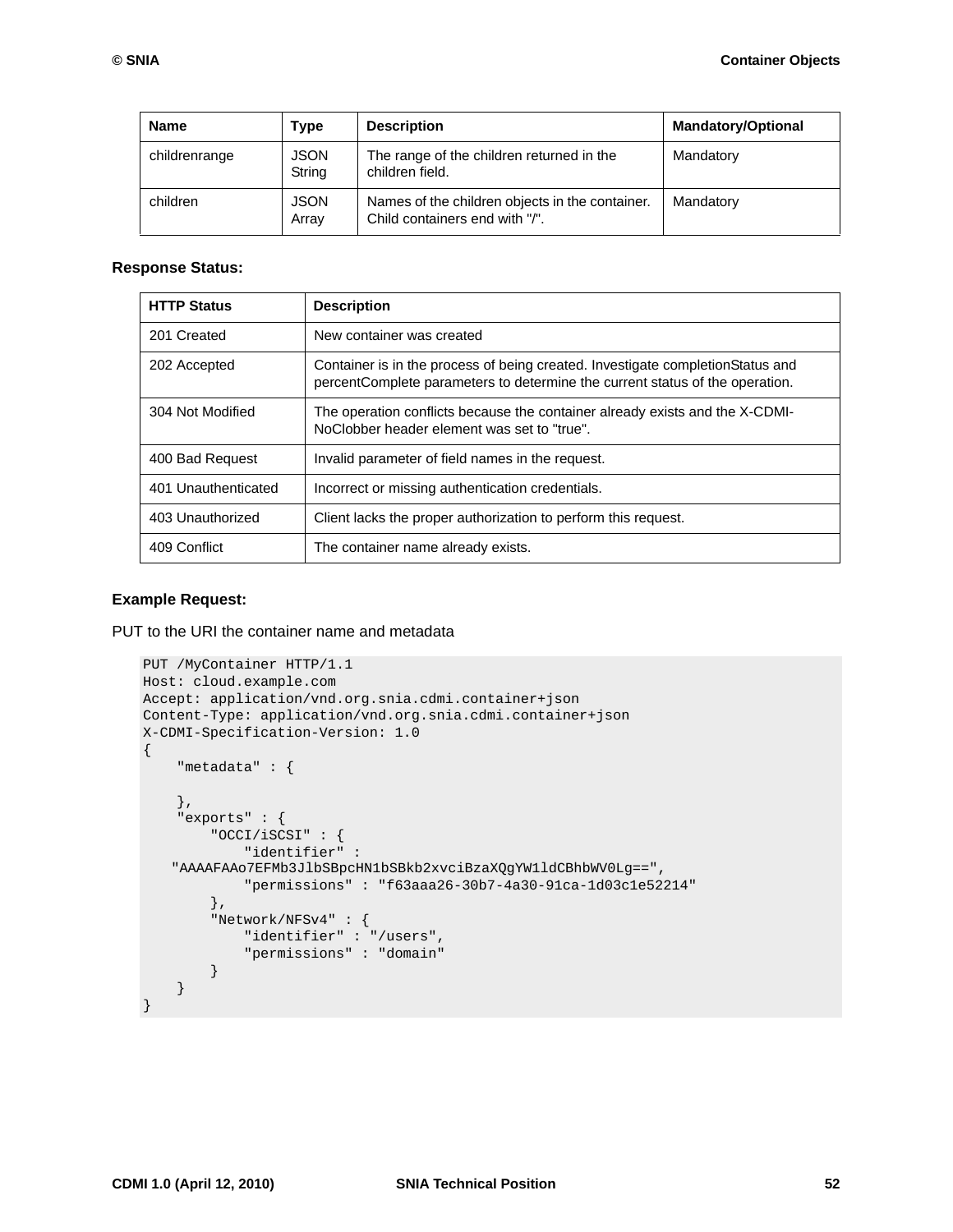| Name | Type | Description | Mandatory/Optional |
| --- | --- | --- | --- |
| childrenrange | JSON String | The range of the children returned in the children field. | Mandatory |
| children | JSON Array | Names of the children objects in the container. Child containers end with "/". | Mandatory |

**Response Status:**

| HTTP Status | Description |
| --- | --- |
| 201 Created | New container was created |
| 202 Accepted | Container is in the process of being created. Investigate completionStatus and percentComplete parameters to determine the current status of the operation. |
| 304 Not Modified | The operation conflicts because the container already exists and the X-CDMI-NoClobber header element was set to "true". |
| 400 Bad Request | Invalid parameter of field names in the request. |
| 401 Unauthenticated | Incorrect or missing authentication credentials. |
| 403 Unauthorized | Client lacks the proper authorization to perform this request. |
| 409 Conflict | The container name already exists. |

**Example Request:**

PUT to the URI the container name and metadata

```
PUT /MyContainer HTTP/1.1
Host: cloud.example.com
Accept: application/vnd.org.snia.cdmi.container+json
Content-Type: application/vnd.org.snia.cdmi.container+json
X-CDMI-Specification-Version: 1.0
{
    "metadata" : {

    },
    "exports" : {
        "OCCI/iSCSI" : {
            "identifier" :
   "AAAAFAAo7EFMb3JlbSBpcHN1bSBkb2xvciBzaXQgYW1ldCBhbWV0Lg==",
            "permissions" : "f63aaa26-30b7-4a30-91ca-1d03c1e52214"
        },
        "Network/NFSv4" : {
            "identifier" : "/users",
            "permissions" : "domain"
        }
    }
}
```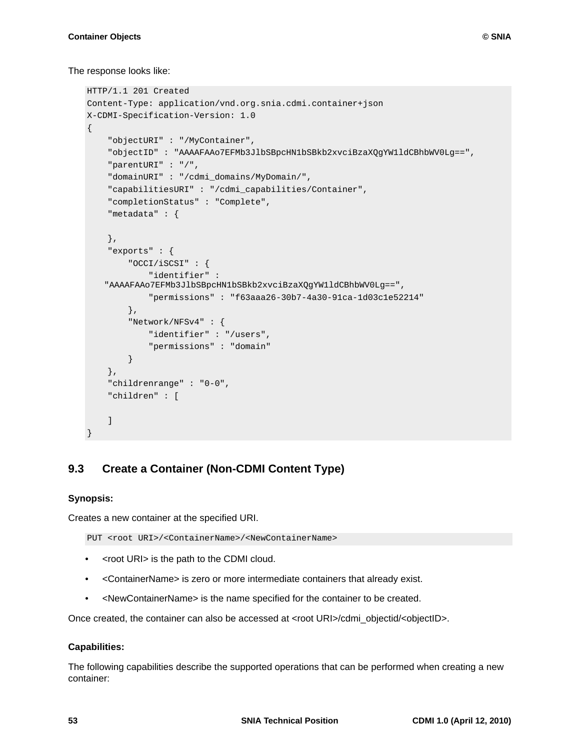The response looks like:

```
HTTP/1.1 201 Created
Content-Type: application/vnd.org.snia.cdmi.container+json
X-CDMI-Specification-Version: 1.0
{
    "objectURI" : "/MyContainer",
    "objectID" : "AAAAFAAo7EFMb3JlbSBpcHN1bSBkb2xvciBzaXQgYW1ldCBhbWV0Lg==",
    "parentURI" : "/",
    "domainURI" : "/cdmi_domains/MyDomain/",
    "capabilitiesURI" : "/cdmi_capabilities/Container",
    "completionStatus" : "Complete",
    "metadata" : {

    },
    "exports" : {
        "OCCI/iSCSI" : {
            "identifier" :
    "AAAAFAAo7EFMb3JlbSBpcHN1bSBkb2xvciBzaXQgYW1ldCBhbWV0Lg==",
            "permissions" : "f63aaa26-30b7-4a30-91ca-1d03c1e52214"
        },
        "Network/NFSv4" : {
            "identifier" : "/users",
            "permissions" : "domain"
        }
    },
    "childrenrange" : "0-0",
    "children" : [

    ]
}
```

## 9.3 Create a Container (Non-CDMI Content Type)

**Synopsis:**

Creates a new container at the specified URI.

```
PUT <root URI>/<ContainerName>/<NewContainerName>
```

- <root URI> is the path to the CDMI cloud.
- <ContainerName> is zero or more intermediate containers that already exist.
- <NewContainerName> is the name specified for the container to be created.

Once created, the container can also be accessed at <root URI>/cdmi_objectid/<objectID>.

**Capabilities:**

The following capabilities describe the supported operations that can be performed when creating a new container: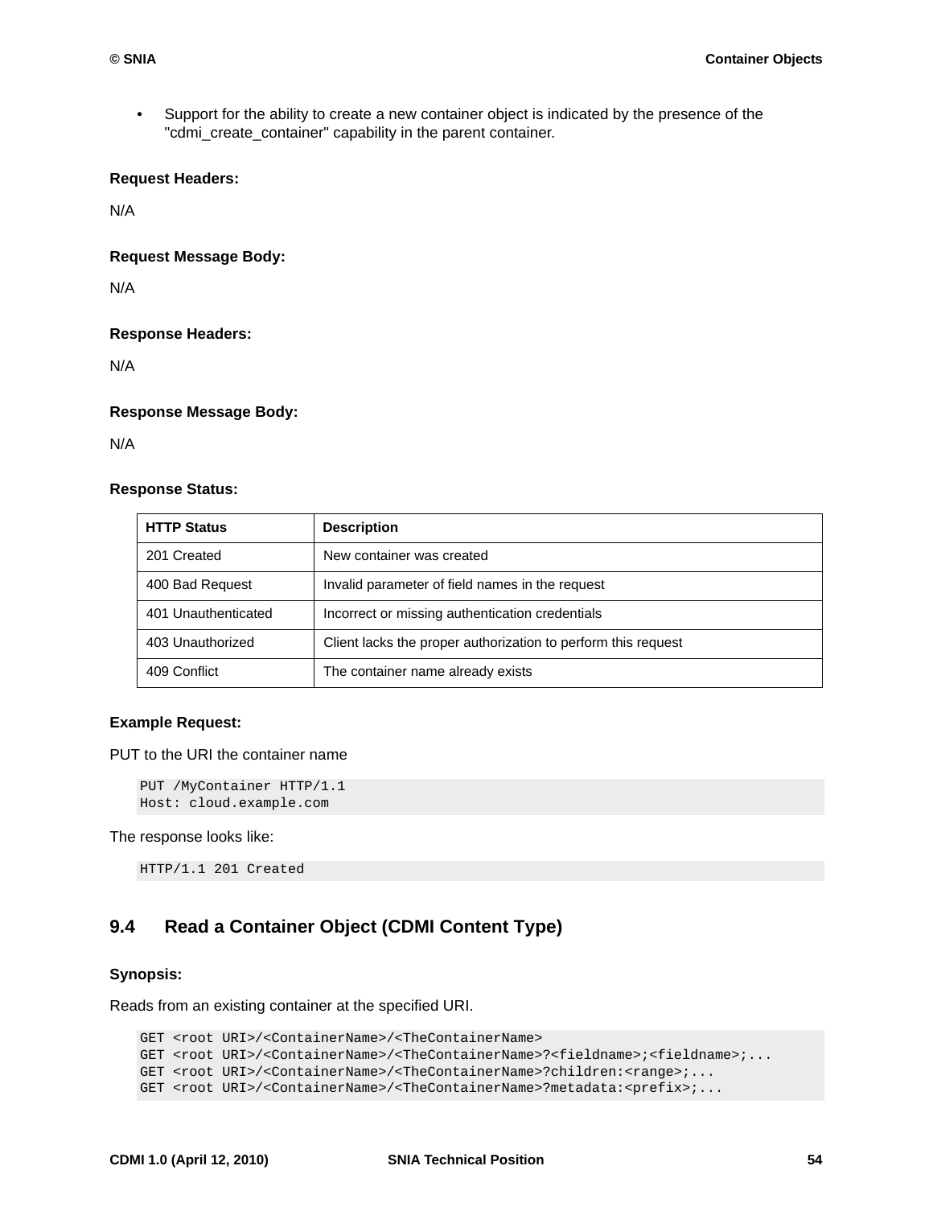- Support for the ability to create a new container object is indicated by the presence of the "cdmi_create_container" capability in the parent container.

**Request Headers:**

N/A

**Request Message Body:**

N/A

**Response Headers:**

N/A

**Response Message Body:**

N/A

**Response Status:**

| HTTP Status | Description |
| --- | --- |
| 201 Created | New container was created |
| 400 Bad Request | Invalid parameter of field names in the request |
| 401 Unauthenticated | Incorrect or missing authentication credentials |
| 403 Unauthorized | Client lacks the proper authorization to perform this request |
| 409 Conflict | The container name already exists |

**Example Request:**

PUT to the URI the container name

```
PUT /MyContainer HTTP/1.1
Host: cloud.example.com
```

The response looks like:

```
HTTP/1.1 201 Created
```

## 9.4 Read a Container Object (CDMI Content Type)

**Synopsis:**

Reads from an existing container at the specified URI.

```
GET <root URI>/<ContainerName>/<TheContainerName>
GET <root URI>/<ContainerName>/<TheContainerName>?<fieldname>;<fieldname>;...
GET <root URI>/<ContainerName>/<TheContainerName>?children:<range>;...
GET <root URI>/<ContainerName>/<TheContainerName>?metadata:<prefix>;...
```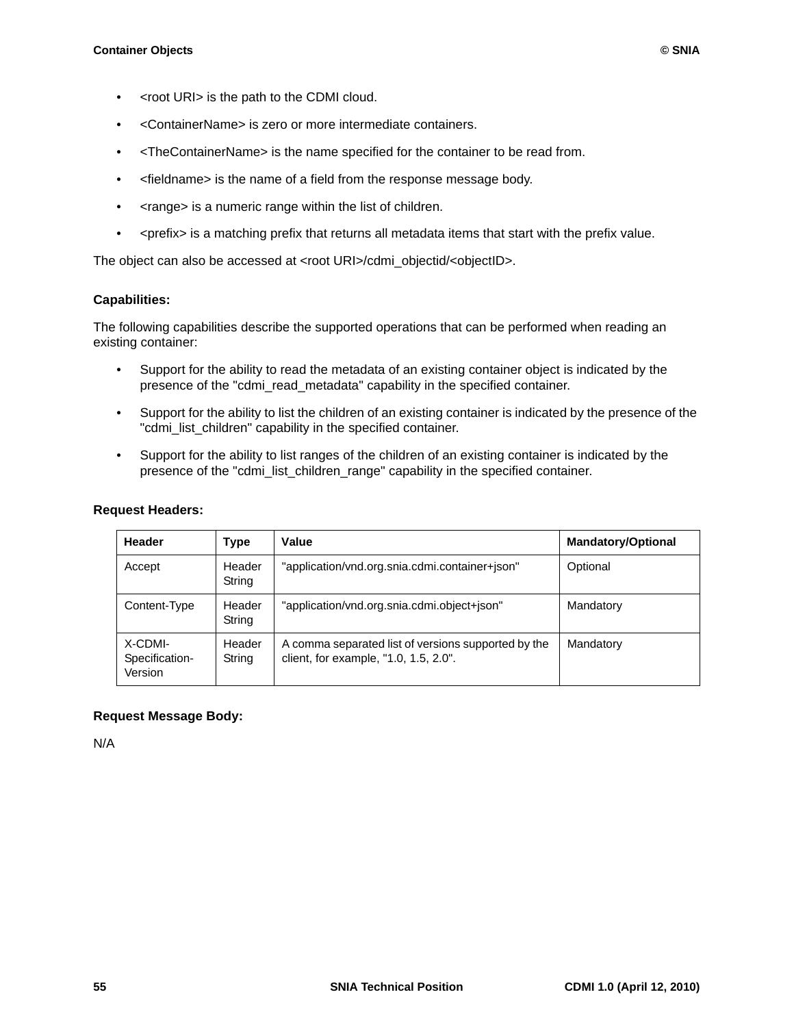- <root URI> is the path to the CDMI cloud.
- <ContainerName> is zero or more intermediate containers.
- <TheContainerName> is the name specified for the container to be read from.
- <fieldname> is the name of a field from the response message body.
- <range> is a numeric range within the list of children.
- <prefix> is a matching prefix that returns all metadata items that start with the prefix value.

The object can also be accessed at <root URI>/cdmi_objectid/<objectID>.

**Capabilities:**

The following capabilities describe the supported operations that can be performed when reading an existing container:

- Support for the ability to read the metadata of an existing container object is indicated by the presence of the "cdmi_read_metadata" capability in the specified container.
- Support for the ability to list the children of an existing container is indicated by the presence of the "cdmi_list_children" capability in the specified container.
- Support for the ability to list ranges of the children of an existing container is indicated by the presence of the "cdmi_list_children_range" capability in the specified container.

**Request Headers:**

| Header | Type | Value | Mandatory/Optional |
|---|---|---|---|
| Accept | Header String | "application/vnd.org.snia.cdmi.container+json" | Optional |
| Content-Type | Header String | "application/vnd.org.snia.cdmi.object+json" | Mandatory |
| X-CDMI-Specification-Version | Header String | A comma separated list of versions supported by the client, for example, "1.0, 1.5, 2.0". | Mandatory |

**Request Message Body:**

N/A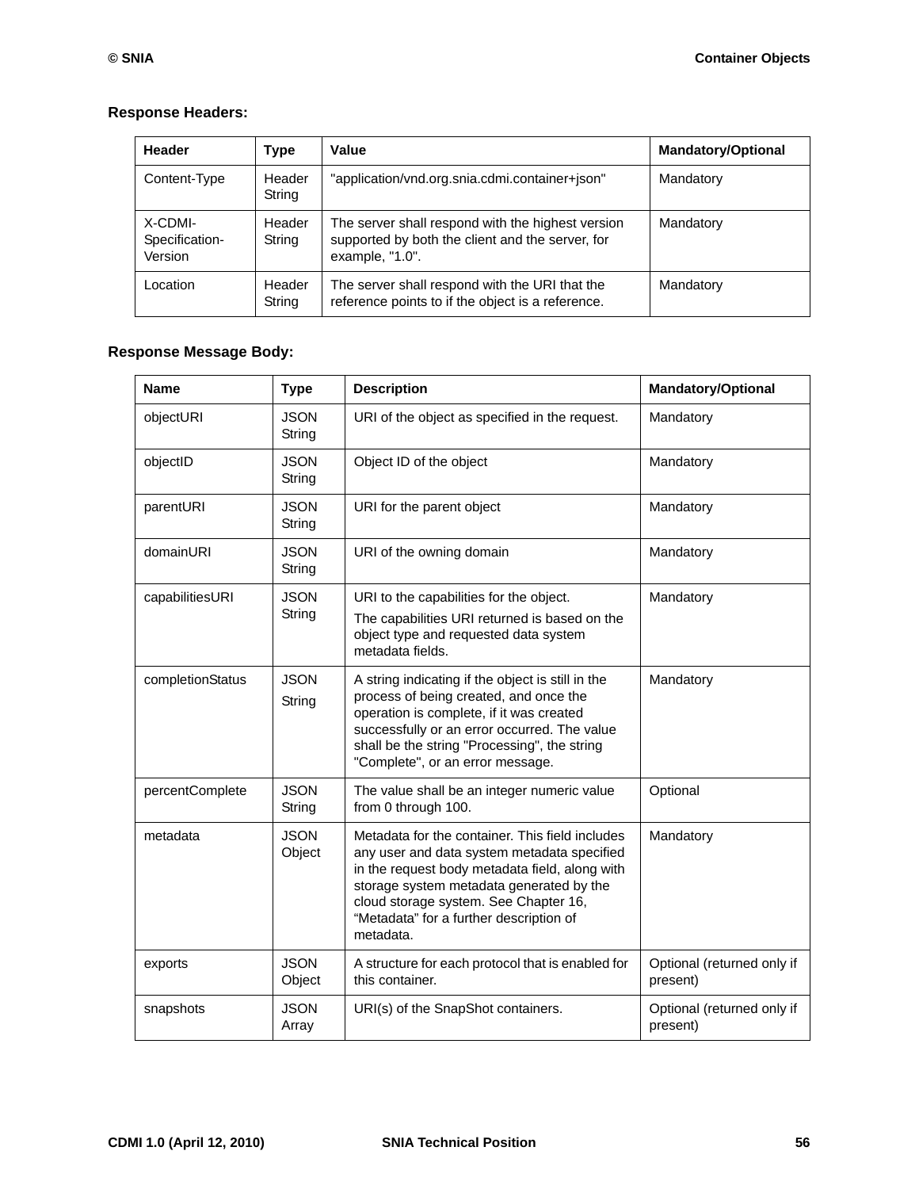**Response Headers:**

| Header | Type | Value | Mandatory/Optional |
|---|---|---|---|
| Content-Type | Header String | "application/vnd.org.snia.cdmi.container+json" | Mandatory |
| X-CDMI-Specification-Version | Header String | The server shall respond with the highest version supported by both the client and the server, for example, "1.0". | Mandatory |
| Location | Header String | The server shall respond with the URI that the reference points to if the object is a reference. | Mandatory |

**Response Message Body:**

| Name | Type | Description | Mandatory/Optional |
|---|---|---|---|
| objectURI | JSON String | URI of the object as specified in the request. | Mandatory |
| objectID | JSON String | Object ID of the object | Mandatory |
| parentURI | JSON String | URI for the parent object | Mandatory |
| domainURI | JSON String | URI of the owning domain | Mandatory |
| capabilitiesURI | JSON String | URI to the capabilities for the object. The capabilities URI returned is based on the object type and requested data system metadata fields. | Mandatory |
| completionStatus | JSON String | A string indicating if the object is still in the process of being created, and once the operation is complete, if it was created successfully or an error occurred. The value shall be the string "Processing", the string "Complete", or an error message. | Mandatory |
| percentComplete | JSON String | The value shall be an integer numeric value from 0 through 100. | Optional |
| metadata | JSON Object | Metadata for the container. This field includes any user and data system metadata specified in the request body metadata field, along with storage system metadata generated by the cloud storage system. See Chapter 16, "Metadata" for a further description of metadata. | Mandatory |
| exports | JSON Object | A structure for each protocol that is enabled for this container. | Optional (returned only if present) |
| snapshots | JSON Array | URI(s) of the SnapShot containers. | Optional (returned only if present) |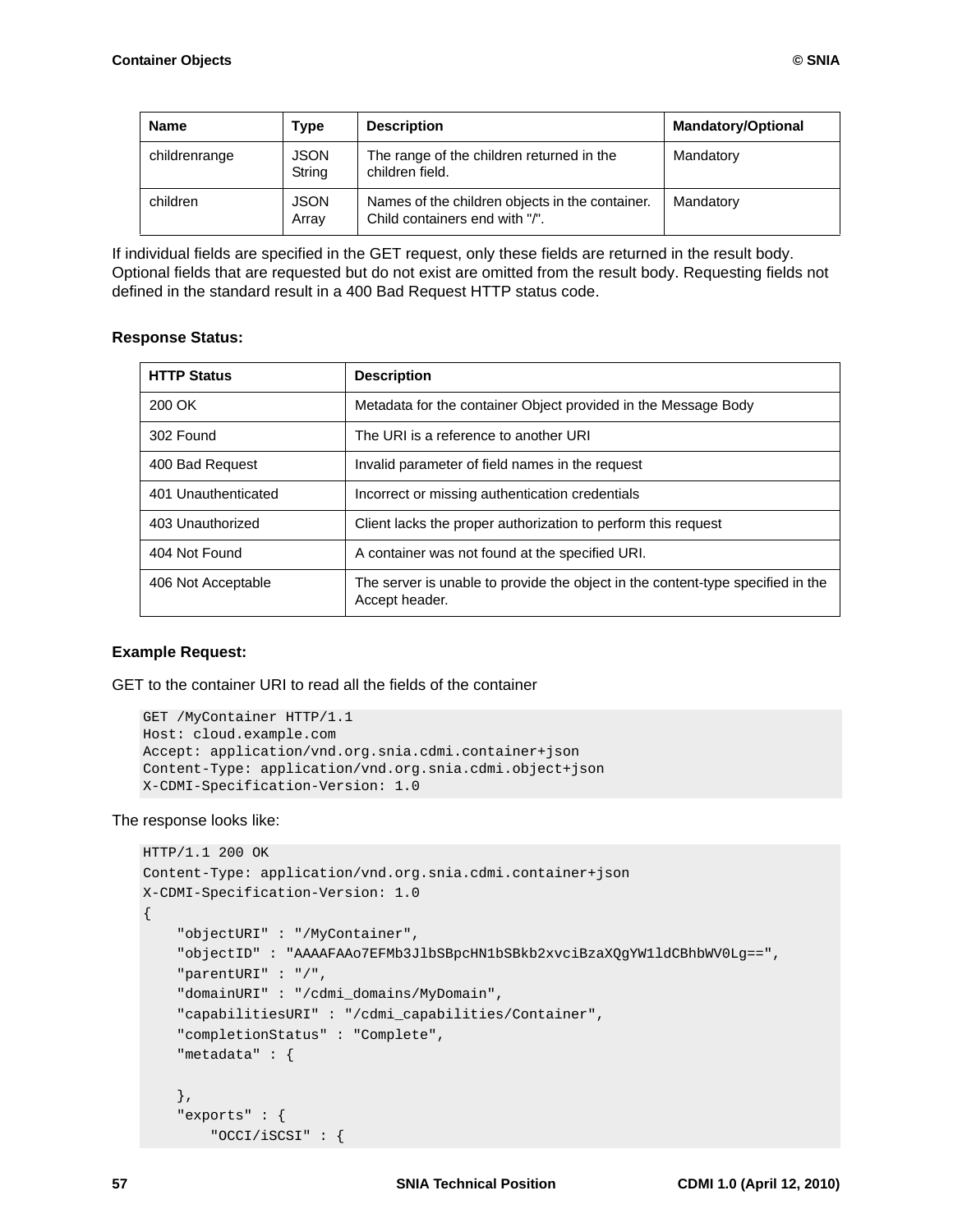| Name | Type | Description | Mandatory/Optional |
|---|---|---|---|
| childrenrange | JSON String | The range of the children returned in the children field. | Mandatory |
| children | JSON Array | Names of the children objects in the container. Child containers end with "/". | Mandatory |

If individual fields are specified in the GET request, only these fields are returned in the result body. Optional fields that are requested but do not exist are omitted from the result body. Requesting fields not defined in the standard result in a 400 Bad Request HTTP status code.

**Response Status:**

| HTTP Status | Description |
|---|---|
| 200 OK | Metadata for the container Object provided in the Message Body |
| 302 Found | The URI is a reference to another URI |
| 400 Bad Request | Invalid parameter of field names in the request |
| 401 Unauthenticated | Incorrect or missing authentication credentials |
| 403 Unauthorized | Client lacks the proper authorization to perform this request |
| 404 Not Found | A container was not found at the specified URI. |
| 406 Not Acceptable | The server is unable to provide the object in the content-type specified in the Accept header. |

**Example Request:**

GET to the container URI to read all the fields of the container

```
GET /MyContainer HTTP/1.1
Host: cloud.example.com
Accept: application/vnd.org.snia.cdmi.container+json
Content-Type: application/vnd.org.snia.cdmi.object+json
X-CDMI-Specification-Version: 1.0
```

The response looks like:

```
HTTP/1.1 200 OK
Content-Type: application/vnd.org.snia.cdmi.container+json
X-CDMI-Specification-Version: 1.0
{
    "objectURI" : "/MyContainer",
    "objectID" : "AAAAFAAo7EFMb3JlbSBpcHN1bSBkb2xvciBzaXQgYW1ldCBhbWV0Lg==",
    "parentURI" : "/",
    "domainURI" : "/cdmi_domains/MyDomain",
    "capabilitiesURI" : "/cdmi_capabilities/Container",
    "completionStatus" : "Complete",
    "metadata" : {

    },
    "exports" : {
        "OCCI/iSCSI" : {
```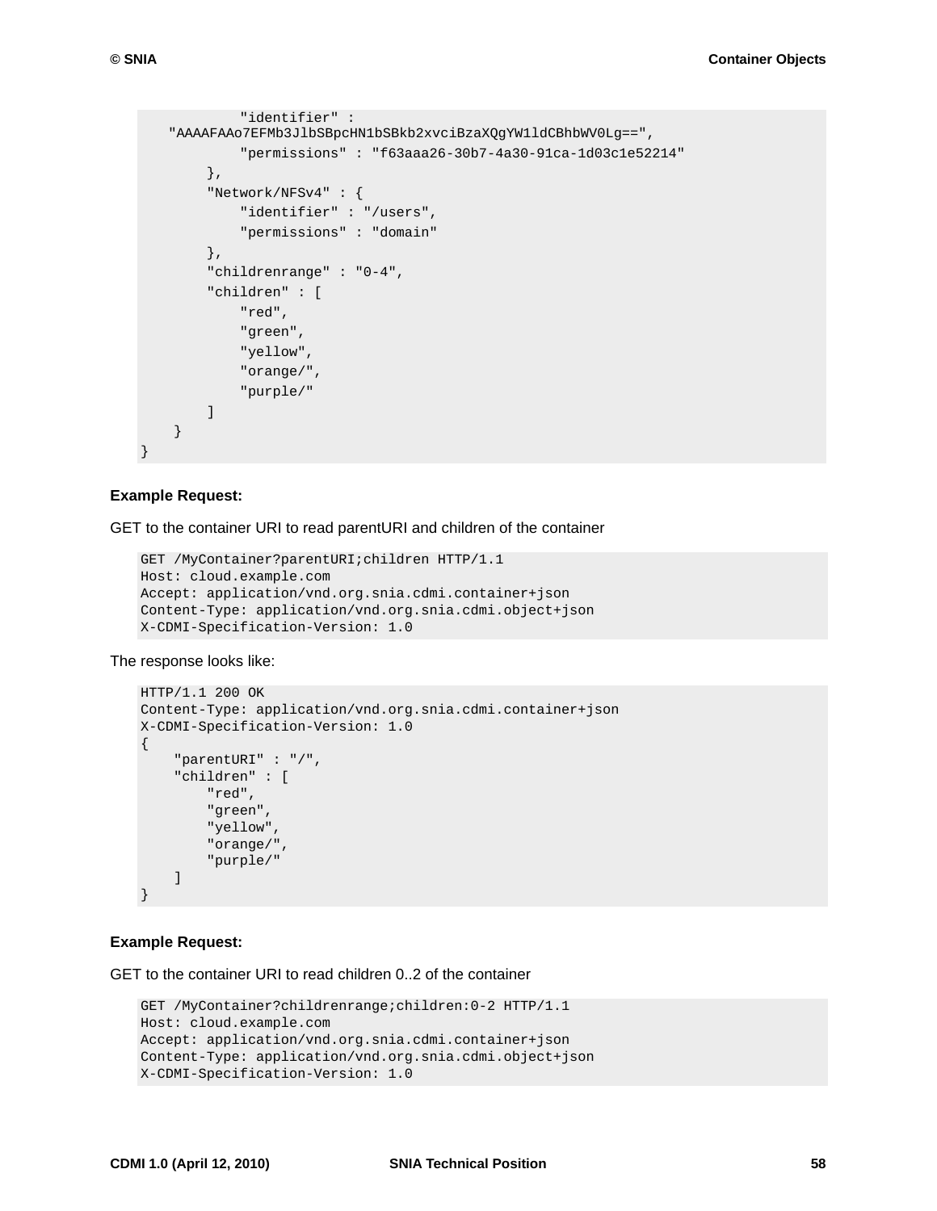```
            "identifier" :
    "AAAAFAAo7EFMb3JlbSBpcHN1bSBkb2xvciBzaXQgYW1ldCBhbWV0Lg==",
            "permissions" : "f63aaa26-30b7-4a30-91ca-1d03c1e52214"
        },
        "Network/NFSv4" : {
            "identifier" : "/users",
            "permissions" : "domain"
        },
        "childrenrange" : "0-4",
        "children" : [
            "red",
            "green",
            "yellow",
            "orange/",
            "purple/"
        ]
    }
}
```

**Example Request:**

GET to the container URI to read parentURI and children of the container

```
GET /MyContainer?parentURI;children HTTP/1.1
Host: cloud.example.com
Accept: application/vnd.org.snia.cdmi.container+json
Content-Type: application/vnd.org.snia.cdmi.object+json
X-CDMI-Specification-Version: 1.0
```

The response looks like:

```
HTTP/1.1 200 OK
Content-Type: application/vnd.org.snia.cdmi.container+json
X-CDMI-Specification-Version: 1.0
{
    "parentURI" : "/",
    "children" : [
        "red",
        "green",
        "yellow",
        "orange/",
        "purple/"
    ]
}
```

**Example Request:**

GET to the container URI to read children 0..2 of the container

```
GET /MyContainer?childrenrange;children:0-2 HTTP/1.1
Host: cloud.example.com
Accept: application/vnd.org.snia.cdmi.container+json
Content-Type: application/vnd.org.snia.cdmi.object+json
X-CDMI-Specification-Version: 1.0
```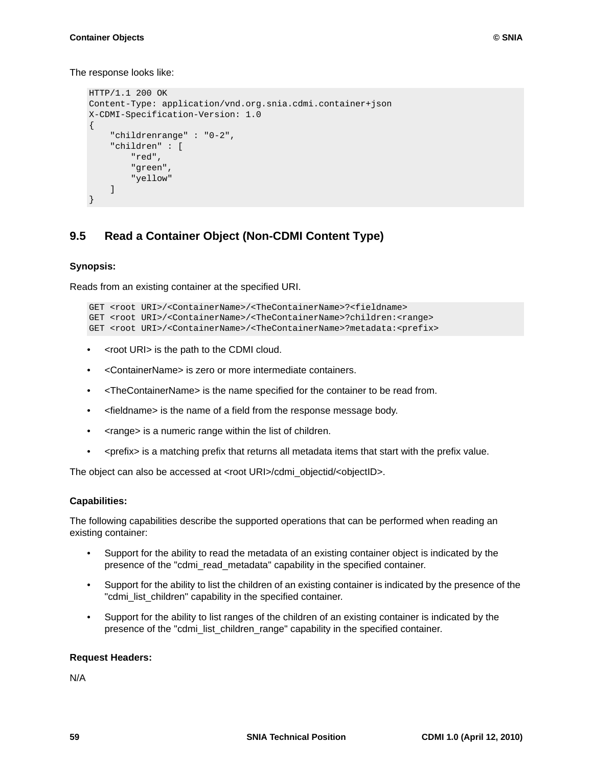The response looks like:

```
HTTP/1.1 200 OK
Content-Type: application/vnd.org.snia.cdmi.container+json
X-CDMI-Specification-Version: 1.0
{
    "childrenrange" : "0-2",
    "children" : [
        "red",
        "green",
        "yellow"
    ]
}
```

## 9.5 Read a Container Object (Non-CDMI Content Type)

**Synopsis:**

Reads from an existing container at the specified URI.

```
GET <root URI>/<ContainerName>/<TheContainerName>?<fieldname>
GET <root URI>/<ContainerName>/<TheContainerName>?children:<range>
GET <root URI>/<ContainerName>/<TheContainerName>?metadata:<prefix>
```

- <root URI> is the path to the CDMI cloud.
- <ContainerName> is zero or more intermediate containers.
- <TheContainerName> is the name specified for the container to be read from.
- <fieldname> is the name of a field from the response message body.
- <range> is a numeric range within the list of children.
- <prefix> is a matching prefix that returns all metadata items that start with the prefix value.

The object can also be accessed at <root URI>/cdmi_objectid/<objectID>.

**Capabilities:**

The following capabilities describe the supported operations that can be performed when reading an existing container:

- Support for the ability to read the metadata of an existing container object is indicated by the presence of the "cdmi_read_metadata" capability in the specified container.
- Support for the ability to list the children of an existing container is indicated by the presence of the "cdmi_list_children" capability in the specified container.
- Support for the ability to list ranges of the children of an existing container is indicated by the presence of the "cdmi_list_children_range" capability in the specified container.

**Request Headers:**

N/A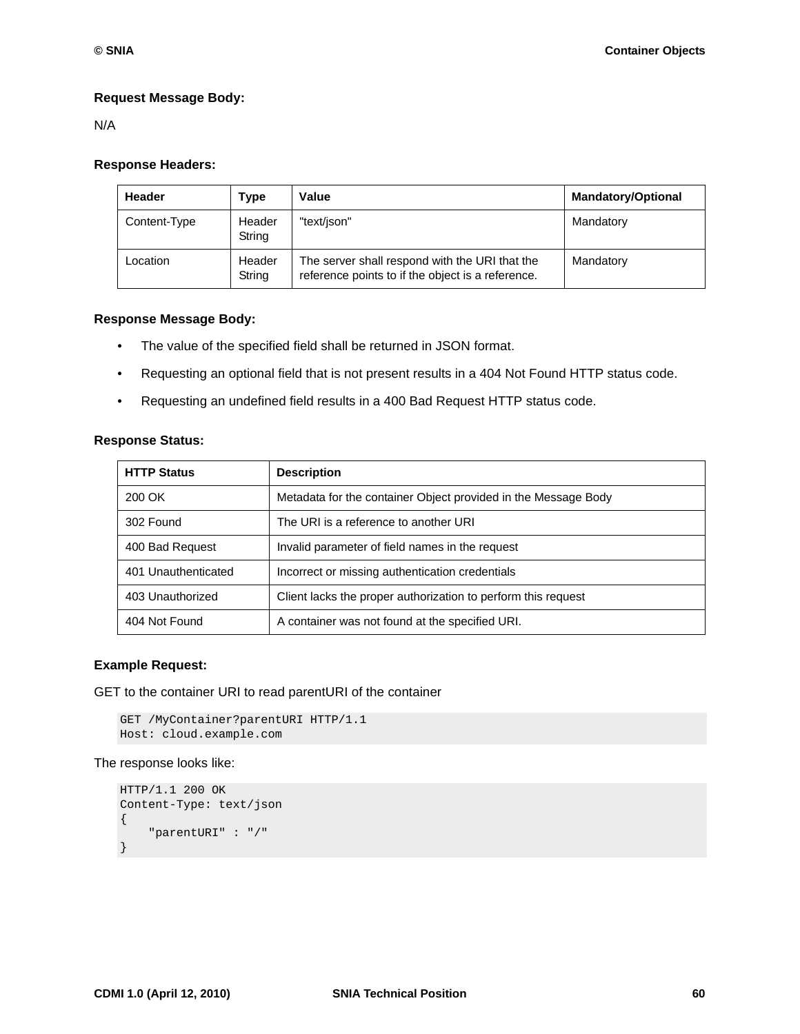**Request Message Body:**

N/A

**Response Headers:**

| Header | Type | Value | Mandatory/Optional |
|---|---|---|---|
| Content-Type | Header String | "text/json" | Mandatory |
| Location | Header String | The server shall respond with the URI that the reference points to if the object is a reference. | Mandatory |

**Response Message Body:**

- The value of the specified field shall be returned in JSON format.
- Requesting an optional field that is not present results in a 404 Not Found HTTP status code.
- Requesting an undefined field results in a 400 Bad Request HTTP status code.

**Response Status:**

| HTTP Status | Description |
|---|---|
| 200 OK | Metadata for the container Object provided in the Message Body |
| 302 Found | The URI is a reference to another URI |
| 400 Bad Request | Invalid parameter of field names in the request |
| 401 Unauthenticated | Incorrect or missing authentication credentials |
| 403 Unauthorized | Client lacks the proper authorization to perform this request |
| 404 Not Found | A container was not found at the specified URI. |

**Example Request:**

GET to the container URI to read parentURI of the container

```
GET /MyContainer?parentURI HTTP/1.1
Host: cloud.example.com
```

The response looks like:

```
HTTP/1.1 200 OK
Content-Type: text/json
{
    "parentURI" : "/"
}
```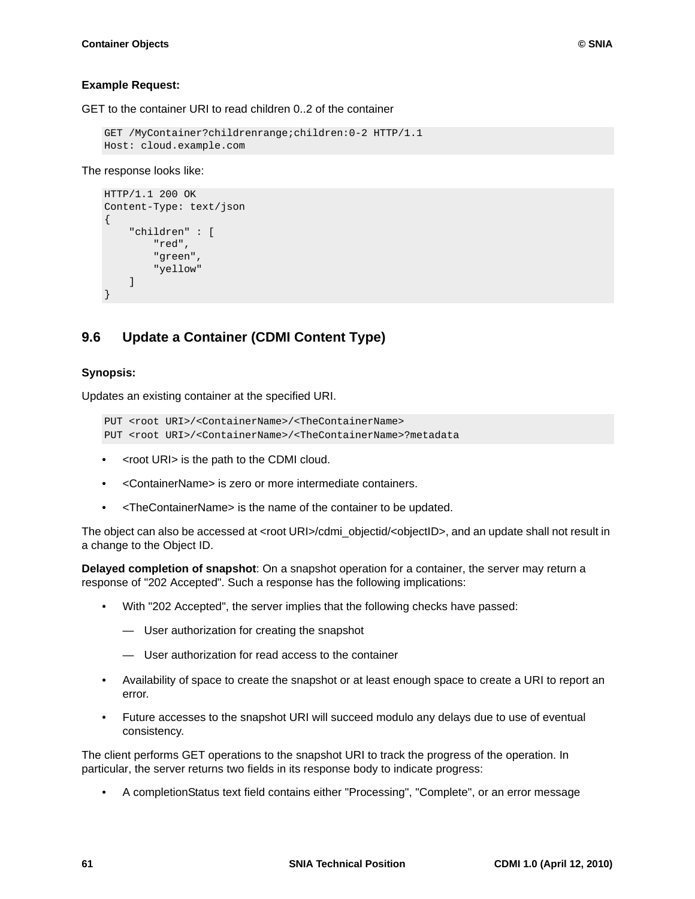**Example Request:**

GET to the container URI to read children 0..2 of the container

```
GET /MyContainer?childrenrange;children:0-2 HTTP/1.1
Host: cloud.example.com
```

The response looks like:

```
HTTP/1.1 200 OK
Content-Type: text/json
{
    "children" : [
        "red",
        "green",
        "yellow"
    ]
}
```

## 9.6 Update a Container (CDMI Content Type)

**Synopsis:**

Updates an existing container at the specified URI.

```
PUT <root URI>/<ContainerName>/<TheContainerName>
PUT <root URI>/<ContainerName>/<TheContainerName>?metadata
```

- <root URI> is the path to the CDMI cloud.
- <ContainerName> is zero or more intermediate containers.
- <TheContainerName> is the name of the container to be updated.

The object can also be accessed at <root URI>/cdmi_objectid/<objectID>, and an update shall not result in a change to the Object ID.

**Delayed completion of snapshot**: On a snapshot operation for a container, the server may return a response of "202 Accepted". Such a response has the following implications:

- With "202 Accepted", the server implies that the following checks have passed:
  - User authorization for creating the snapshot
  - User authorization for read access to the container
- Availability of space to create the snapshot or at least enough space to create a URI to report an error.
- Future accesses to the snapshot URI will succeed modulo any delays due to use of eventual consistency.

The client performs GET operations to the snapshot URI to track the progress of the operation. In particular, the server returns two fields in its response body to indicate progress:

- A completionStatus text field contains either "Processing", "Complete", or an error message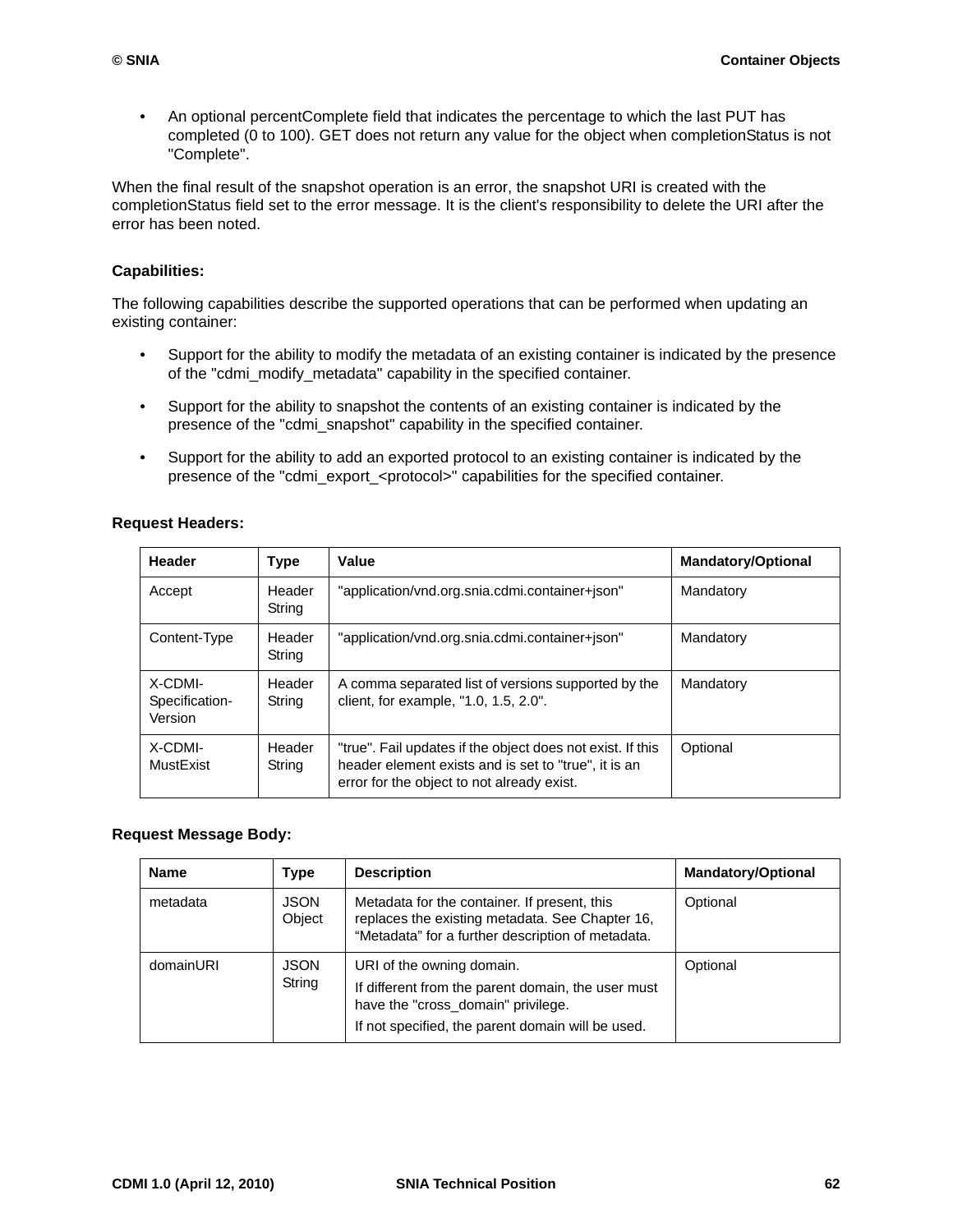- An optional percentComplete field that indicates the percentage to which the last PUT has completed (0 to 100). GET does not return any value for the object when completionStatus is not "Complete".

When the final result of the snapshot operation is an error, the snapshot URI is created with the completionStatus field set to the error message. It is the client's responsibility to delete the URI after the error has been noted.

**Capabilities:**

The following capabilities describe the supported operations that can be performed when updating an existing container:

- Support for the ability to modify the metadata of an existing container is indicated by the presence of the "cdmi_modify_metadata" capability in the specified container.
- Support for the ability to snapshot the contents of an existing container is indicated by the presence of the "cdmi_snapshot" capability in the specified container.
- Support for the ability to add an exported protocol to an existing container is indicated by the presence of the "cdmi_export_<protocol>" capabilities for the specified container.

**Request Headers:**

| Header | Type | Value | Mandatory/Optional |
|---|---|---|---|
| Accept | Header String | "application/vnd.org.snia.cdmi.container+json" | Mandatory |
| Content-Type | Header String | "application/vnd.org.snia.cdmi.container+json" | Mandatory |
| X-CDMI-Specification-Version | Header String | A comma separated list of versions supported by the client, for example, "1.0, 1.5, 2.0". | Mandatory |
| X-CDMI-MustExist | Header String | "true". Fail updates if the object does not exist. If this header element exists and is set to "true", it is an error for the object to not already exist. | Optional |

**Request Message Body:**

| Name | Type | Description | Mandatory/Optional |
|---|---|---|---|
| metadata | JSON Object | Metadata for the container. If present, this replaces the existing metadata. See Chapter 16, "Metadata" for a further description of metadata. | Optional |
| domainURI | JSON String | URI of the owning domain. If different from the parent domain, the user must have the "cross_domain" privilege. If not specified, the parent domain will be used. | Optional |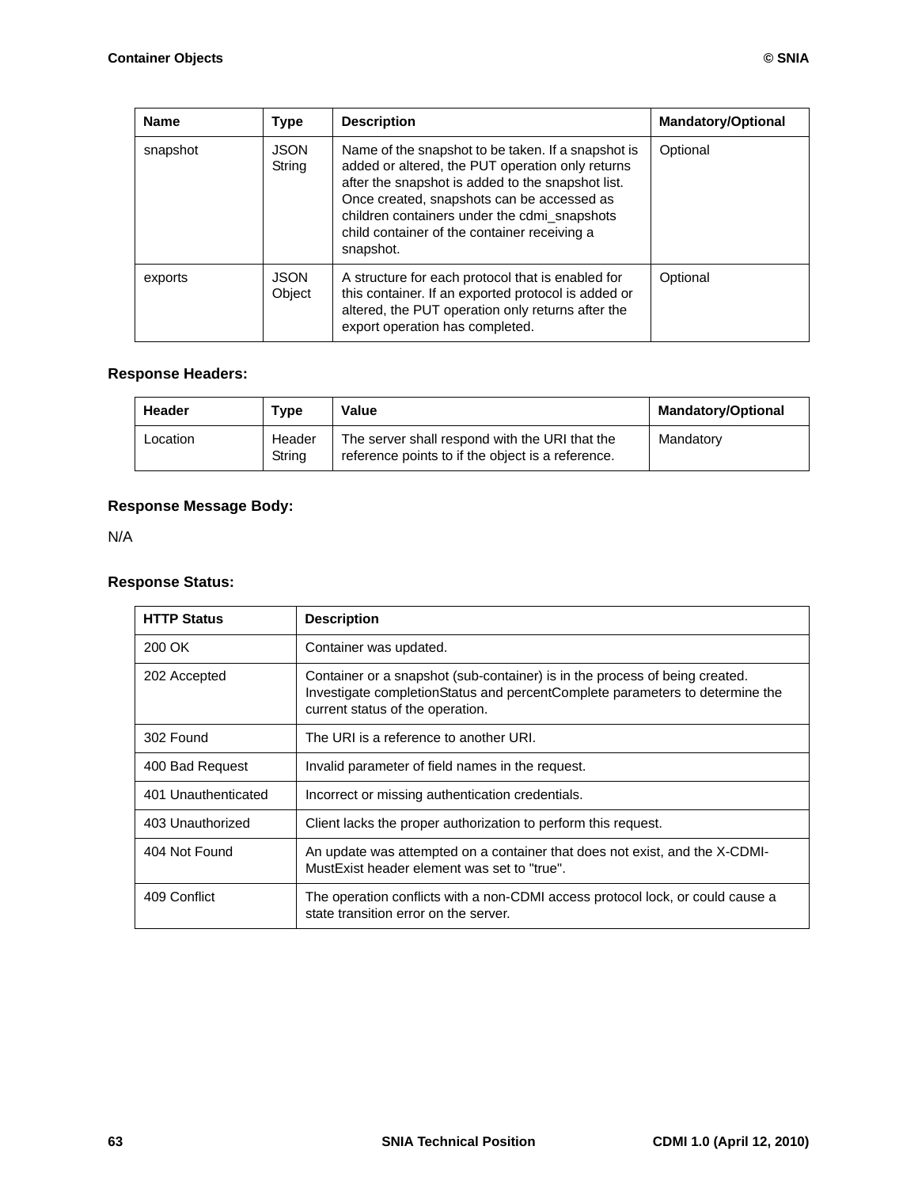| Name | Type | Description | Mandatory/Optional |
| --- | --- | --- | --- |
| snapshot | JSON String | Name of the snapshot to be taken. If a snapshot is added or altered, the PUT operation only returns after the snapshot is added to the snapshot list. Once created, snapshots can be accessed as children containers under the cdmi_snapshots child container of the container receiving a snapshot. | Optional |
| exports | JSON Object | A structure for each protocol that is enabled for this container. If an exported protocol is added or altered, the PUT operation only returns after the export operation has completed. | Optional |

### Response Headers:

| Header | Type | Value | Mandatory/Optional |
| --- | --- | --- | --- |
| Location | Header String | The server shall respond with the URI that the reference points to if the object is a reference. | Mandatory |

### Response Message Body:

N/A

### Response Status:

| HTTP Status | Description |
| --- | --- |
| 200 OK | Container was updated. |
| 202 Accepted | Container or a snapshot (sub-container) is in the process of being created. Investigate completionStatus and percentComplete parameters to determine the current status of the operation. |
| 302 Found | The URI is a reference to another URI. |
| 400 Bad Request | Invalid parameter of field names in the request. |
| 401 Unauthenticated | Incorrect or missing authentication credentials. |
| 403 Unauthorized | Client lacks the proper authorization to perform this request. |
| 404 Not Found | An update was attempted on a container that does not exist, and the X-CDMI-MustExist header element was set to "true". |
| 409 Conflict | The operation conflicts with a non-CDMI access protocol lock, or could cause a state transition error on the server. |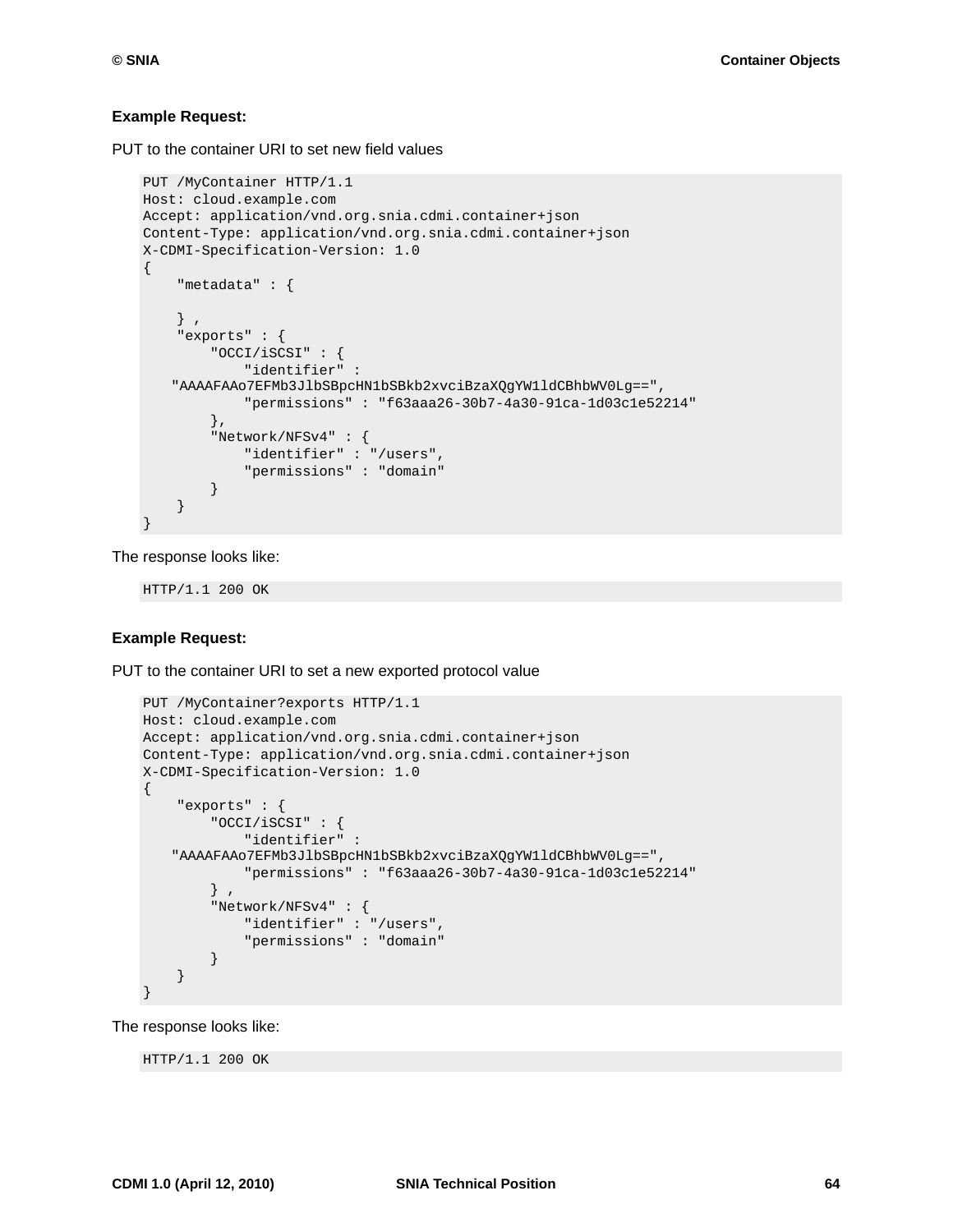**Example Request:**

PUT to the container URI to set new field values

```
PUT /MyContainer HTTP/1.1
Host: cloud.example.com
Accept: application/vnd.org.snia.cdmi.container+json
Content-Type: application/vnd.org.snia.cdmi.container+json
X-CDMI-Specification-Version: 1.0
{
    "metadata" : {

    } ,
    "exports" : {
        "OCCI/iSCSI" : {
            "identifier" :
   "AAAAFAAo7EFMb3JlbSBpcHN1bSBkb2xvciBzaXQgYW1ldCBhbWV0Lg==",
            "permissions" : "f63aaa26-30b7-4a30-91ca-1d03c1e52214"
        },
        "Network/NFSv4" : {
            "identifier" : "/users",
            "permissions" : "domain"
        }
    }
}
```

The response looks like:

```
HTTP/1.1 200 OK
```

**Example Request:**

PUT to the container URI to set a new exported protocol value

```
PUT /MyContainer?exports HTTP/1.1
Host: cloud.example.com
Accept: application/vnd.org.snia.cdmi.container+json
Content-Type: application/vnd.org.snia.cdmi.container+json
X-CDMI-Specification-Version: 1.0
{
    "exports" : {
        "OCCI/iSCSI" : {
            "identifier" :
   "AAAAFAAo7EFMb3JlbSBpcHN1bSBkb2xvciBzaXQgYW1ldCBhbWV0Lg==",
            "permissions" : "f63aaa26-30b7-4a30-91ca-1d03c1e52214"
        } ,
        "Network/NFSv4" : {
            "identifier" : "/users",
            "permissions" : "domain"
        }
    }
}
```

The response looks like:

```
HTTP/1.1 200 OK
```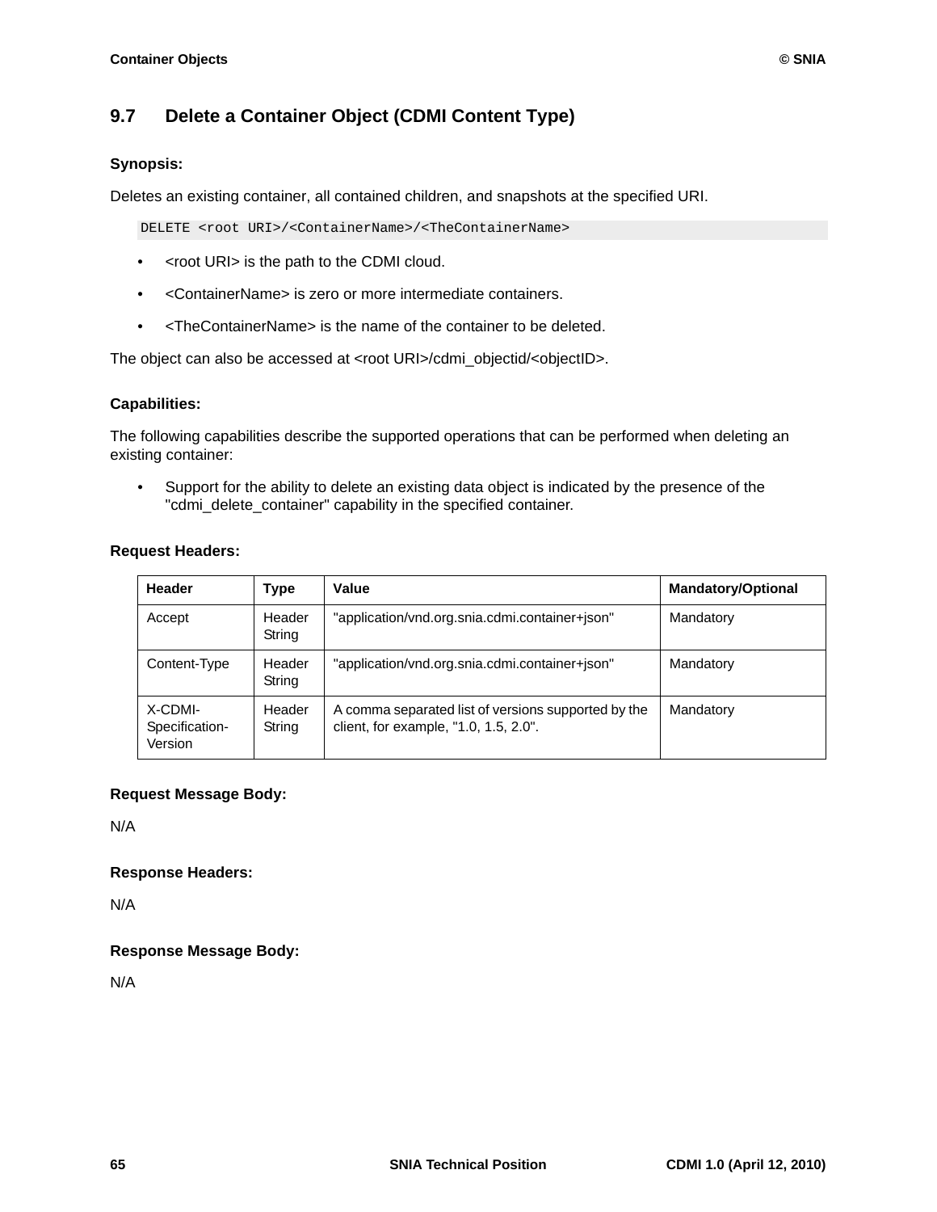## 9.7 Delete a Container Object (CDMI Content Type)

**Synopsis:**

Deletes an existing container, all contained children, and snapshots at the specified URI.

```
DELETE <root URI>/<ContainerName>/<TheContainerName>
```

- <root URI> is the path to the CDMI cloud.
- <ContainerName> is zero or more intermediate containers.
- <TheContainerName> is the name of the container to be deleted.

The object can also be accessed at <root URI>/cdmi_objectid/<objectID>.

**Capabilities:**

The following capabilities describe the supported operations that can be performed when deleting an existing container:

- Support for the ability to delete an existing data object is indicated by the presence of the "cdmi_delete_container" capability in the specified container.

**Request Headers:**

| Header | Type | Value | Mandatory/Optional |
|---|---|---|---|
| Accept | Header String | "application/vnd.org.snia.cdmi.container+json" | Mandatory |
| Content-Type | Header String | "application/vnd.org.snia.cdmi.container+json" | Mandatory |
| X-CDMI-Specification-Version | Header String | A comma separated list of versions supported by the client, for example, "1.0, 1.5, 2.0". | Mandatory |

**Request Message Body:**

N/A

**Response Headers:**

N/A

**Response Message Body:**

N/A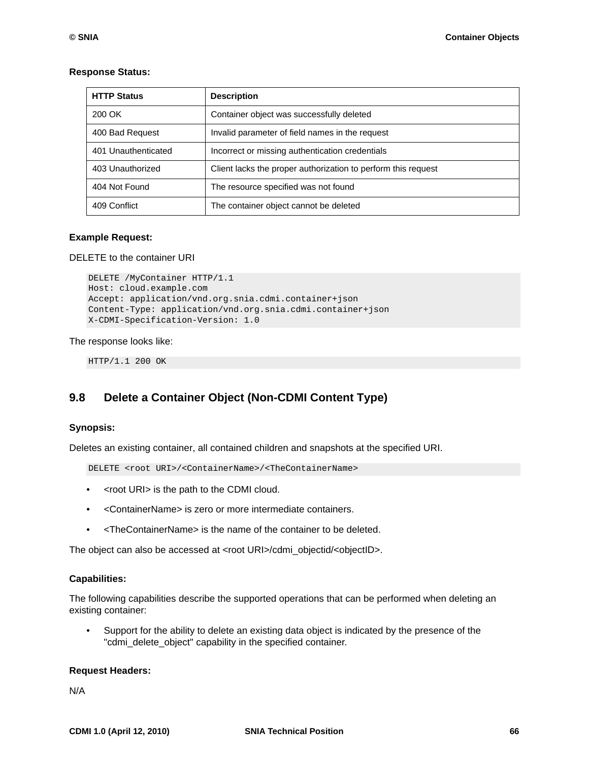**Response Status:**

| HTTP Status | Description |
| --- | --- |
| 200 OK | Container object was successfully deleted |
| 400 Bad Request | Invalid parameter of field names in the request |
| 401 Unauthenticated | Incorrect or missing authentication credentials |
| 403 Unauthorized | Client lacks the proper authorization to perform this request |
| 404 Not Found | The resource specified was not found |
| 409 Conflict | The container object cannot be deleted |

**Example Request:**

DELETE to the container URI

```
DELETE /MyContainer HTTP/1.1
Host: cloud.example.com
Accept: application/vnd.org.snia.cdmi.container+json
Content-Type: application/vnd.org.snia.cdmi.container+json
X-CDMI-Specification-Version: 1.0
```

The response looks like:

```
HTTP/1.1 200 OK
```

## 9.8 Delete a Container Object (Non-CDMI Content Type)

**Synopsis:**

Deletes an existing container, all contained children and snapshots at the specified URI.

```
DELETE <root URI>/<ContainerName>/<TheContainerName>
```

- <root URI> is the path to the CDMI cloud.
- <ContainerName> is zero or more intermediate containers.
- <TheContainerName> is the name of the container to be deleted.

The object can also be accessed at <root URI>/cdmi_objectid/<objectID>.

**Capabilities:**

The following capabilities describe the supported operations that can be performed when deleting an existing container:

- Support for the ability to delete an existing data object is indicated by the presence of the "cdmi_delete_object" capability in the specified container.

**Request Headers:**

N/A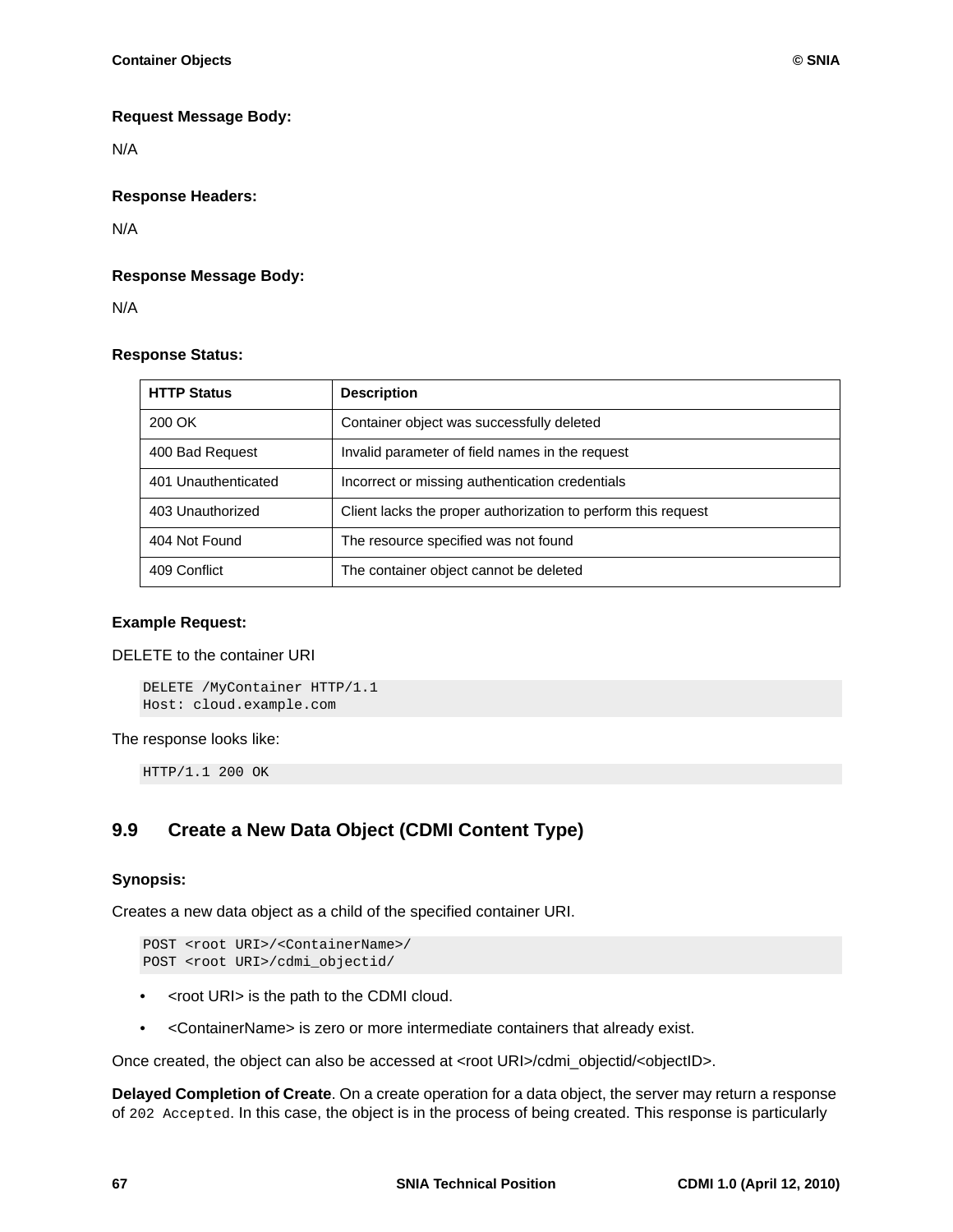**Request Message Body:**

N/A

**Response Headers:**

N/A

**Response Message Body:**

N/A

**Response Status:**

| HTTP Status | Description |
| --- | --- |
| 200 OK | Container object was successfully deleted |
| 400 Bad Request | Invalid parameter of field names in the request |
| 401 Unauthenticated | Incorrect or missing authentication credentials |
| 403 Unauthorized | Client lacks the proper authorization to perform this request |
| 404 Not Found | The resource specified was not found |
| 409 Conflict | The container object cannot be deleted |

**Example Request:**

DELETE to the container URI

```
DELETE /MyContainer HTTP/1.1
Host: cloud.example.com
```

The response looks like:

```
HTTP/1.1 200 OK
```

## 9.9 Create a New Data Object (CDMI Content Type)

**Synopsis:**

Creates a new data object as a child of the specified container URI.

```
POST <root URI>/<ContainerName>/
POST <root URI>/cdmi_objectid/
```

- <root URI> is the path to the CDMI cloud.
- <ContainerName> is zero or more intermediate containers that already exist.

Once created, the object can also be accessed at <root URI>/cdmi_objectid/<objectID>.

**Delayed Completion of Create**. On a create operation for a data object, the server may return a response of `202 Accepted`. In this case, the object is in the process of being created. This response is particularly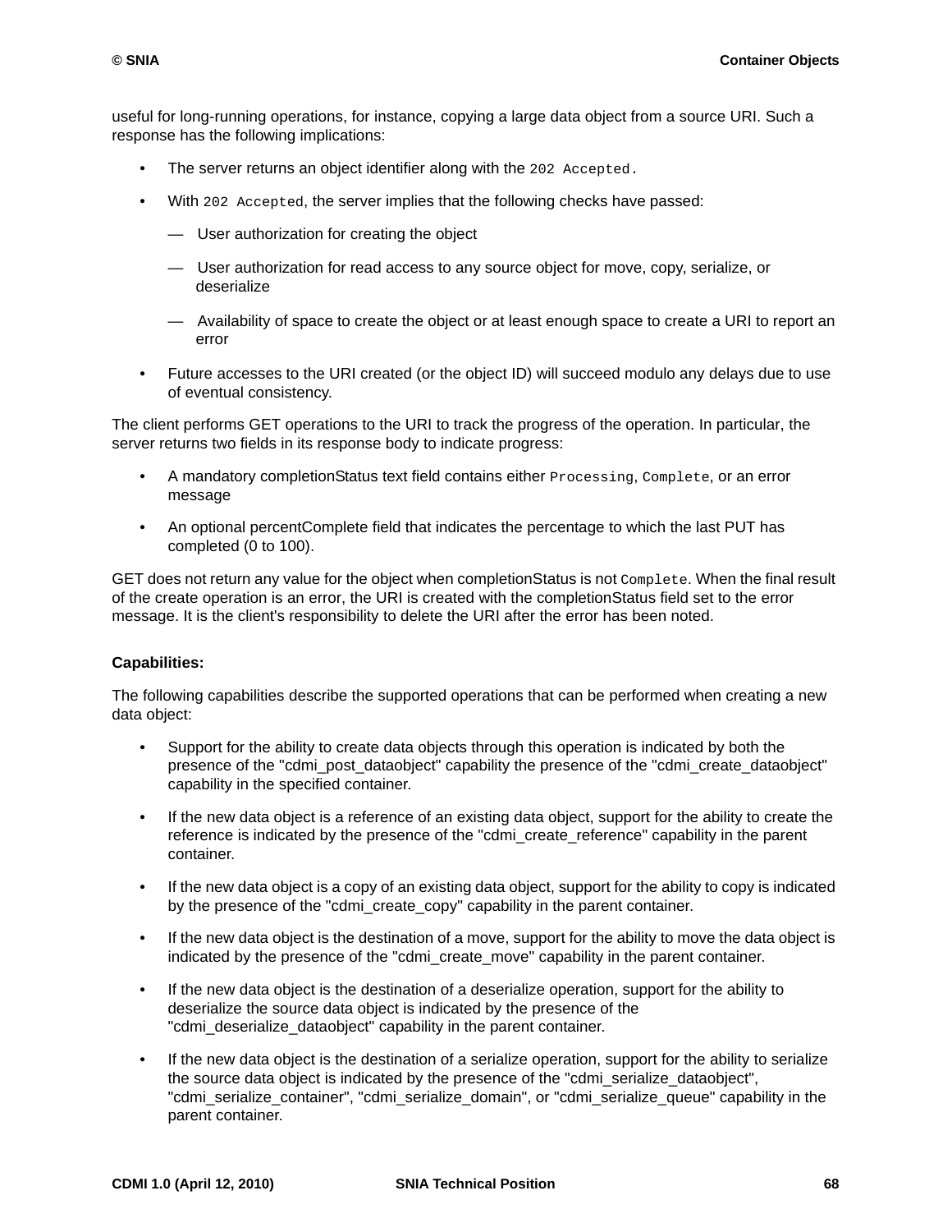useful for long-running operations, for instance, copying a large data object from a source URI. Such a response has the following implications:

- The server returns an object identifier along with the `202 Accepted`.
- With `202 Accepted`, the server implies that the following checks have passed:
  - — User authorization for creating the object
  - — User authorization for read access to any source object for move, copy, serialize, or deserialize
  - — Availability of space to create the object or at least enough space to create a URI to report an error
- Future accesses to the URI created (or the object ID) will succeed modulo any delays due to use of eventual consistency.

The client performs GET operations to the URI to track the progress of the operation. In particular, the server returns two fields in its response body to indicate progress:

- A mandatory completionStatus text field contains either `Processing`, `Complete`, or an error message
- An optional percentComplete field that indicates the percentage to which the last PUT has completed (0 to 100).

GET does not return any value for the object when completionStatus is not `Complete`. When the final result of the create operation is an error, the URI is created with the completionStatus field set to the error message. It is the client's responsibility to delete the URI after the error has been noted.

**Capabilities:**

The following capabilities describe the supported operations that can be performed when creating a new data object:

- Support for the ability to create data objects through this operation is indicated by both the presence of the "cdmi_post_dataobject" capability the presence of the "cdmi_create_dataobject" capability in the specified container.
- If the new data object is a reference of an existing data object, support for the ability to create the reference is indicated by the presence of the "cdmi_create_reference" capability in the parent container.
- If the new data object is a copy of an existing data object, support for the ability to copy is indicated by the presence of the "cdmi_create_copy" capability in the parent container.
- If the new data object is the destination of a move, support for the ability to move the data object is indicated by the presence of the "cdmi_create_move" capability in the parent container.
- If the new data object is the destination of a deserialize operation, support for the ability to deserialize the source data object is indicated by the presence of the "cdmi_deserialize_dataobject" capability in the parent container.
- If the new data object is the destination of a serialize operation, support for the ability to serialize the source data object is indicated by the presence of the "cdmi_serialize_dataobject", "cdmi_serialize_container", "cdmi_serialize_domain", or "cdmi_serialize_queue" capability in the parent container.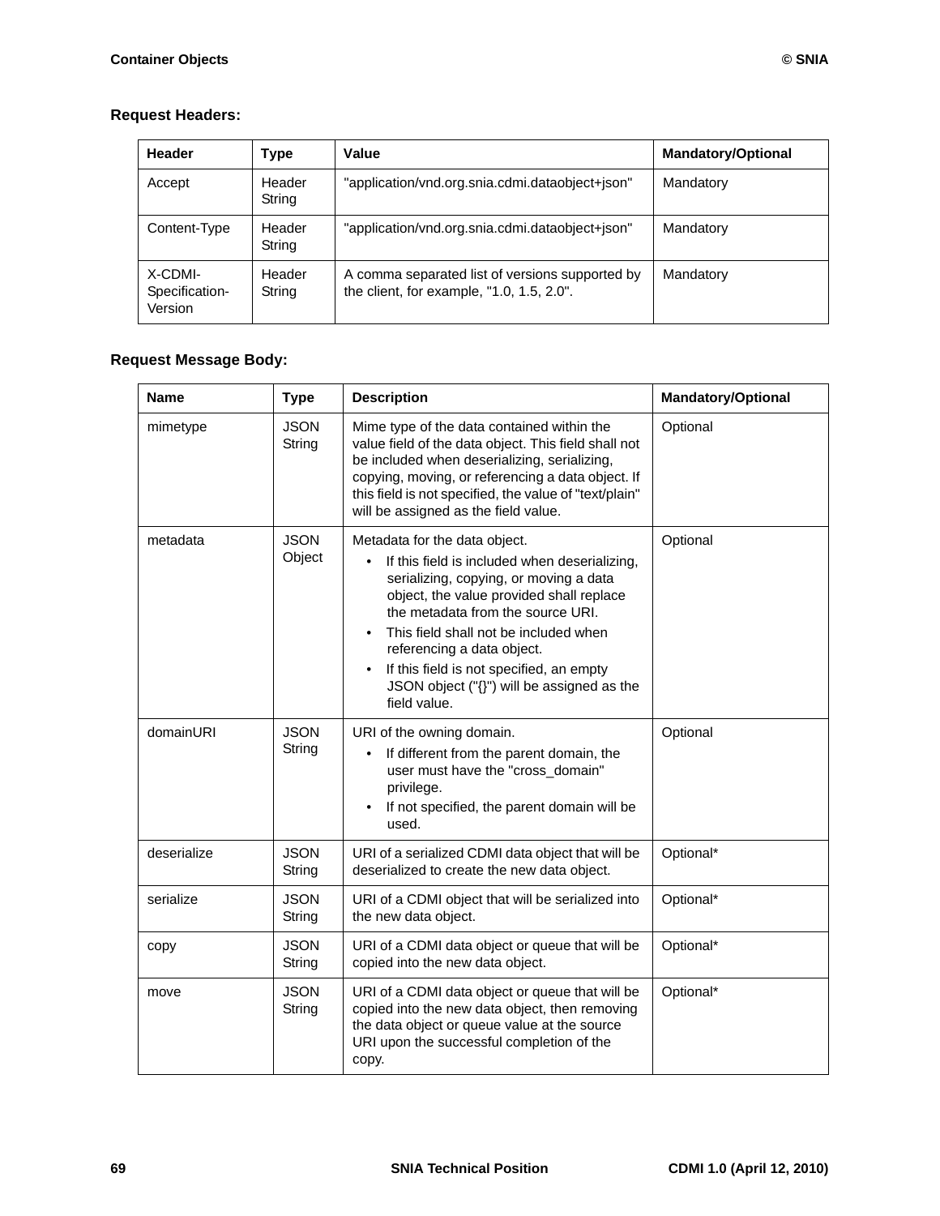**Request Headers:**

| Header | Type | Value | Mandatory/Optional |
|---|---|---|---|
| Accept | Header String | "application/vnd.org.snia.cdmi.dataobject+json" | Mandatory |
| Content-Type | Header String | "application/vnd.org.snia.cdmi.dataobject+json" | Mandatory |
| X-CDMI-Specification-Version | Header String | A comma separated list of versions supported by the client, for example, "1.0, 1.5, 2.0". | Mandatory |

**Request Message Body:**

| Name | Type | Description | Mandatory/Optional |
|---|---|---|---|
| mimetype | JSON String | Mime type of the data contained within the value field of the data object. This field shall not be included when deserializing, serializing, copying, moving, or referencing a data object. If this field is not specified, the value of "text/plain" will be assigned as the field value. | Optional |
| metadata | JSON Object | Metadata for the data object. <br>• If this field is included when deserializing, serializing, copying, or moving a data object, the value provided shall replace the metadata from the source URI. <br>• This field shall not be included when referencing a data object. <br>• If this field is not specified, an empty JSON object ("{}") will be assigned as the field value. | Optional |
| domainURI | JSON String | URI of the owning domain. <br>• If different from the parent domain, the user must have the "cross_domain" privilege. <br>• If not specified, the parent domain will be used. | Optional |
| deserialize | JSON String | URI of a serialized CDMI data object that will be deserialized to create the new data object. | Optional* |
| serialize | JSON String | URI of a CDMI object that will be serialized into the new data object. | Optional* |
| copy | JSON String | URI of a CDMI data object or queue that will be copied into the new data object. | Optional* |
| move | JSON String | URI of a CDMI data object or queue that will be copied into the new data object, then removing the data object or queue value at the source URI upon the successful completion of the copy. | Optional* |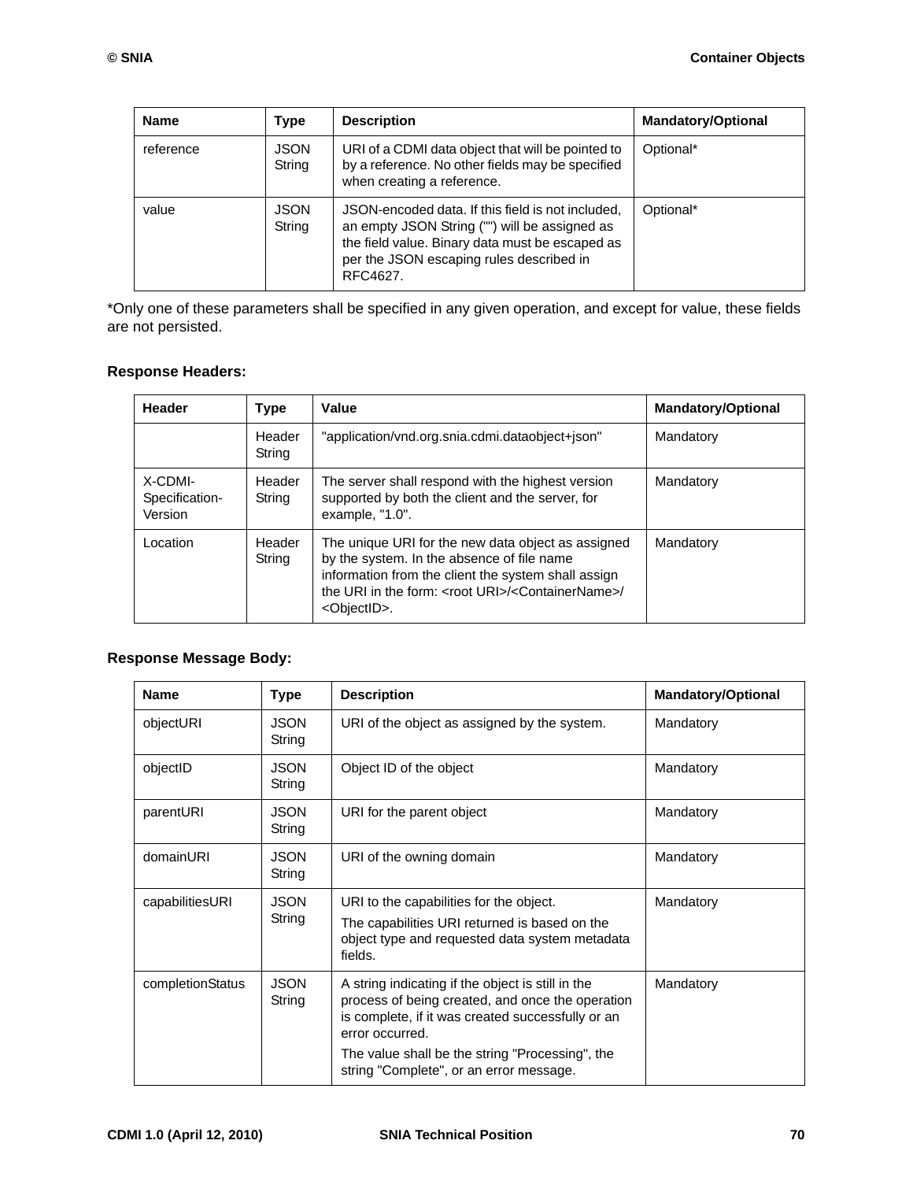| Name | Type | Description | Mandatory/Optional |
|---|---|---|---|
| reference | JSON String | URI of a CDMI data object that will be pointed to by a reference. No other fields may be specified when creating a reference. | Optional* |
| value | JSON String | JSON-encoded data. If this field is not included, an empty JSON String ("") will be assigned as the field value. Binary data must be escaped as per the JSON escaping rules described in RFC4627. | Optional* |

*Only one of these parameters shall be specified in any given operation, and except for value, these fields are not persisted.

**Response Headers:**

| Header | Type | Value | Mandatory/Optional |
|---|---|---|---|
| | Header String | "application/vnd.org.snia.cdmi.dataobject+json" | Mandatory |
| X-CDMI-Specification-Version | Header String | The server shall respond with the highest version supported by both the client and the server, for example, "1.0". | Mandatory |
| Location | Header String | The unique URI for the new data object as assigned by the system. In the absence of file name information from the client the system shall assign the URI in the form: <root URI>/<ContainerName>/<ObjectID>. | Mandatory |

**Response Message Body:**

| Name | Type | Description | Mandatory/Optional |
|---|---|---|---|
| objectURI | JSON String | URI of the object as assigned by the system. | Mandatory |
| objectID | JSON String | Object ID of the object | Mandatory |
| parentURI | JSON String | URI for the parent object | Mandatory |
| domainURI | JSON String | URI of the owning domain | Mandatory |
| capabilitiesURI | JSON String | URI to the capabilities for the object. The capabilities URI returned is based on the object type and requested data system metadata fields. | Mandatory |
| completionStatus | JSON String | A string indicating if the object is still in the process of being created, and once the operation is complete, if it was created successfully or an error occurred. The value shall be the string "Processing", the string "Complete", or an error message. | Mandatory |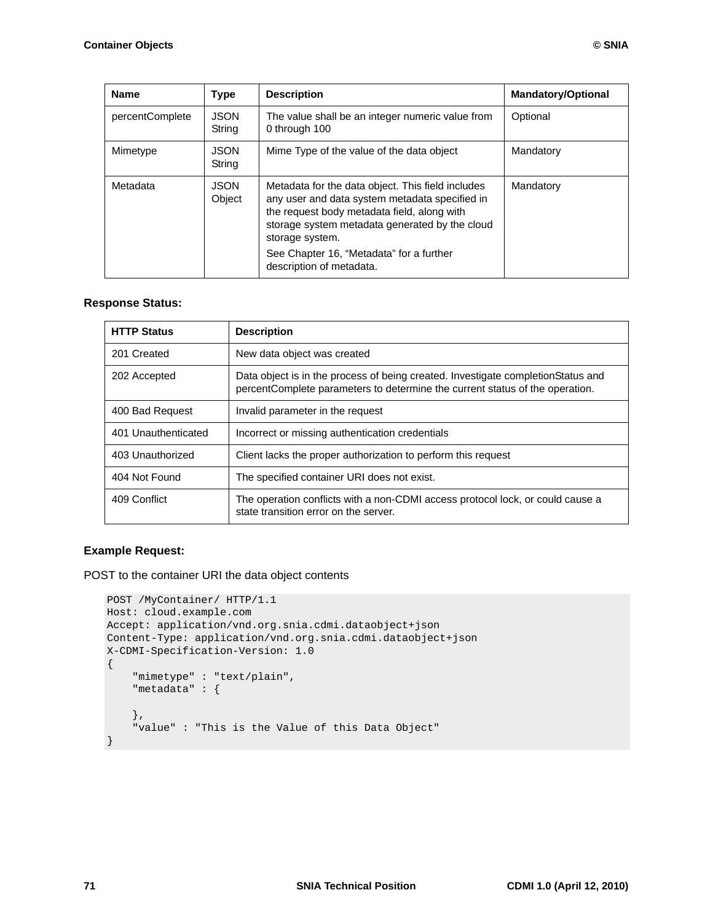| Name | Type | Description | Mandatory/Optional |
| --- | --- | --- | --- |
| percentComplete | JSON String | The value shall be an integer numeric value from 0 through 100 | Optional |
| Mimetype | JSON String | Mime Type of the value of the data object | Mandatory |
| Metadata | JSON Object | Metadata for the data object. This field includes any user and data system metadata specified in the request body metadata field, along with storage system metadata generated by the cloud storage system.<br>See Chapter 16, “Metadata” for a further description of metadata. | Mandatory |

**Response Status:**

| HTTP Status | Description |
| --- | --- |
| 201 Created | New data object was created |
| 202 Accepted | Data object is in the process of being created. Investigate completionStatus and percentComplete parameters to determine the current status of the operation. |
| 400 Bad Request | Invalid parameter in the request |
| 401 Unauthenticated | Incorrect or missing authentication credentials |
| 403 Unauthorized | Client lacks the proper authorization to perform this request |
| 404 Not Found | The specified container URI does not exist. |
| 409 Conflict | The operation conflicts with a non-CDMI access protocol lock, or could cause a state transition error on the server. |

**Example Request:**

POST to the container URI the data object contents

```
POST /MyContainer/ HTTP/1.1
Host: cloud.example.com
Accept: application/vnd.org.snia.cdmi.dataobject+json
Content-Type: application/vnd.org.snia.cdmi.dataobject+json
X-CDMI-Specification-Version: 1.0
{
    "mimetype" : "text/plain",
    "metadata" : {

    },
    "value" : "This is the Value of this Data Object"
}
```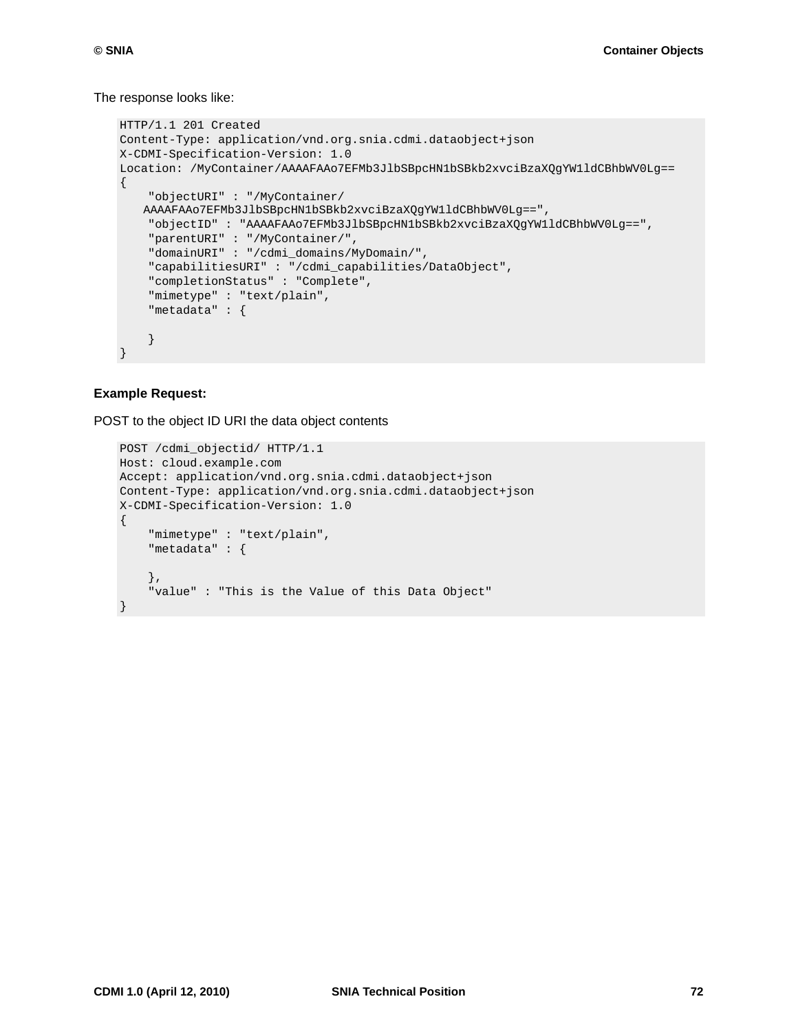The response looks like:

```
HTTP/1.1 201 Created
Content-Type: application/vnd.org.snia.cdmi.dataobject+json
X-CDMI-Specification-Version: 1.0
Location: /MyContainer/AAAAFAAo7EFMb3JlbSBpcHN1bSBkb2xvciBzaXQgYW1ldCBhbWV0Lg==
{
    "objectURI" : "/MyContainer/
   AAAAFAAo7EFMb3JlbSBpcHN1bSBkb2xvciBzaXQgYW1ldCBhbWV0Lg==",
    "objectID" : "AAAAFAAo7EFMb3JlbSBpcHN1bSBkb2xvciBzaXQgYW1ldCBhbWV0Lg==",
    "parentURI" : "/MyContainer/",
    "domainURI" : "/cdmi_domains/MyDomain/",
    "capabilitiesURI" : "/cdmi_capabilities/DataObject",
    "completionStatus" : "Complete",
    "mimetype" : "text/plain",
    "metadata" : {

    }
}
```

**Example Request:**

POST to the object ID URI the data object contents

```
POST /cdmi_objectid/ HTTP/1.1
Host: cloud.example.com
Accept: application/vnd.org.snia.cdmi.dataobject+json
Content-Type: application/vnd.org.snia.cdmi.dataobject+json
X-CDMI-Specification-Version: 1.0
{
    "mimetype" : "text/plain",
    "metadata" : {

    },
    "value" : "This is the Value of this Data Object"
}
```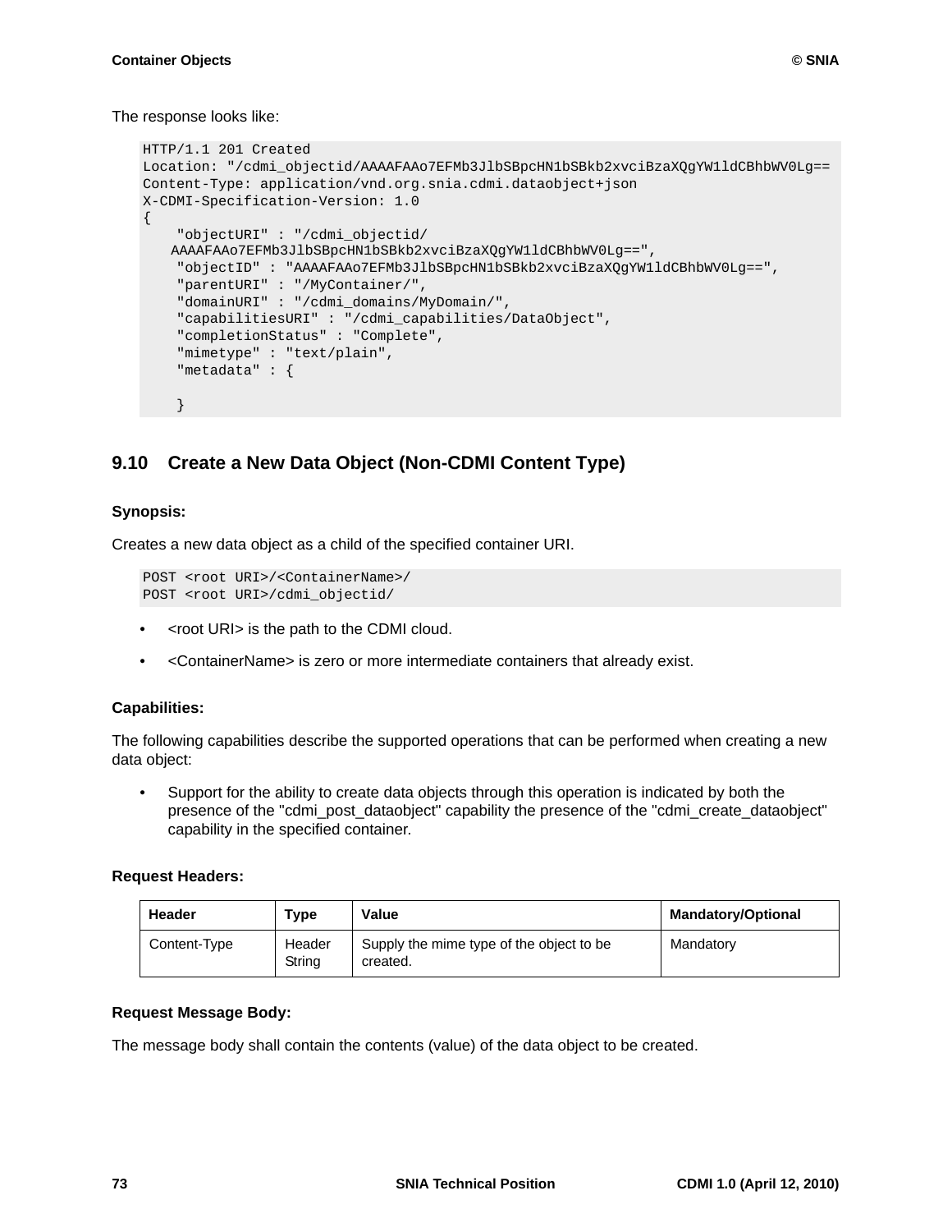The response looks like:

```
HTTP/1.1 201 Created
Location: "/cdmi_objectid/AAAAFAAo7EFMb3JlbSBpcHN1bSBkb2xvciBzaXQgYW1ldCBhbWV0Lg==
Content-Type: application/vnd.org.snia.cdmi.dataobject+json
X-CDMI-Specification-Version: 1.0
{
    "objectURI" : "/cdmi_objectid/
   AAAAFAAo7EFMb3JlbSBpcHN1bSBkb2xvciBzaXQgYW1ldCBhbWV0Lg==",
    "objectID" : "AAAAFAAo7EFMb3JlbSBpcHN1bSBkb2xvciBzaXQgYW1ldCBhbWV0Lg==",
    "parentURI" : "/MyContainer/",
    "domainURI" : "/cdmi_domains/MyDomain/",
    "capabilitiesURI" : "/cdmi_capabilities/DataObject",
    "completionStatus" : "Complete",
    "mimetype" : "text/plain",
    "metadata" : {

    }
```

## 9.10 Create a New Data Object (Non-CDMI Content Type)

**Synopsis:**

Creates a new data object as a child of the specified container URI.

```
POST <root URI>/<ContainerName>/
POST <root URI>/cdmi_objectid/
```

- <root URI> is the path to the CDMI cloud.
- <ContainerName> is zero or more intermediate containers that already exist.

**Capabilities:**

The following capabilities describe the supported operations that can be performed when creating a new data object:

- Support for the ability to create data objects through this operation is indicated by both the presence of the "cdmi_post_dataobject" capability the presence of the "cdmi_create_dataobject" capability in the specified container.

**Request Headers:**

| Header | Type | Value | Mandatory/Optional |
|---|---|---|---|
| Content-Type | Header String | Supply the mime type of the object to be created. | Mandatory |

**Request Message Body:**

The message body shall contain the contents (value) of the data object to be created.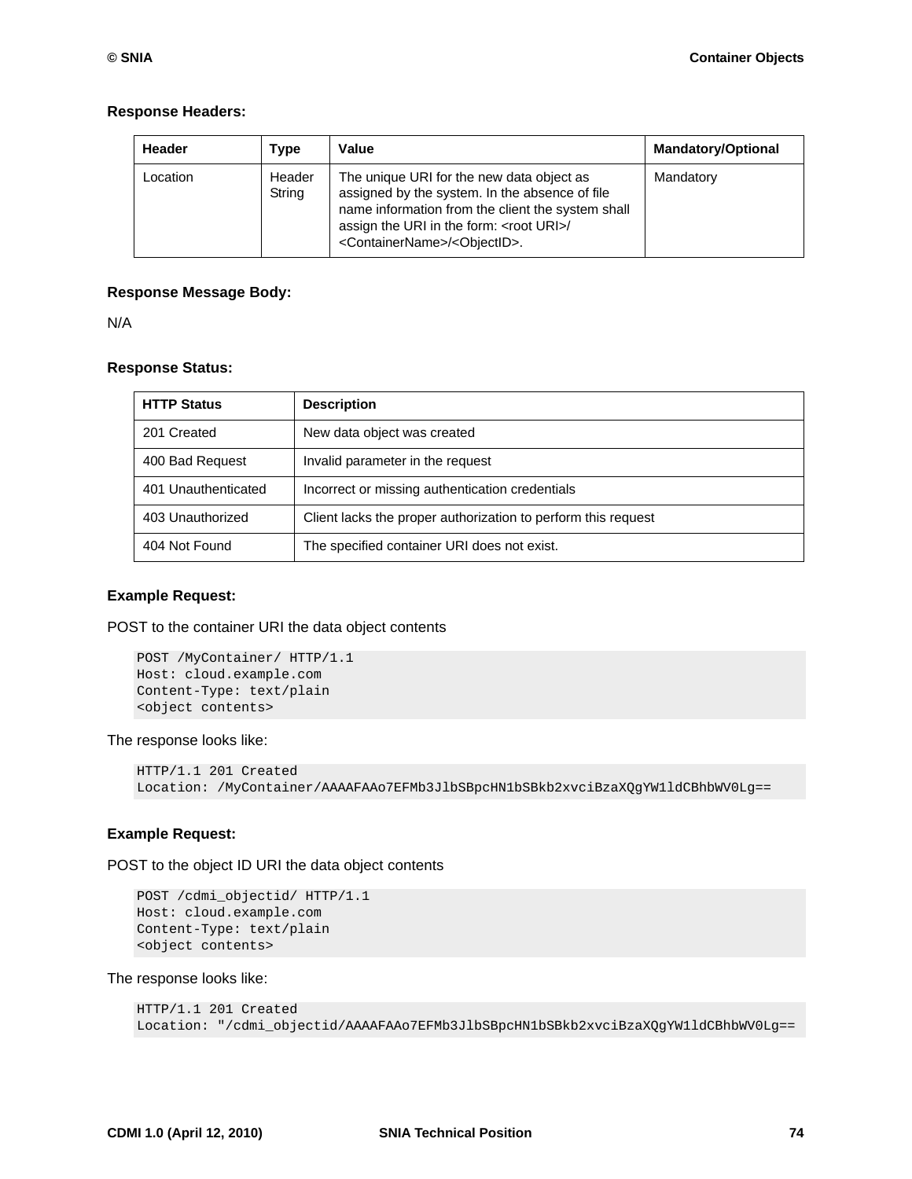**Response Headers:**

| Header | Type | Value | Mandatory/Optional |
| --- | --- | --- | --- |
| Location | Header String | The unique URI for the new data object as assigned by the system. In the absence of file name information from the client the system shall assign the URI in the form: <root URI>/<ContainerName>/<ObjectID>. | Mandatory |

**Response Message Body:**

N/A

**Response Status:**

| HTTP Status | Description |
| --- | --- |
| 201 Created | New data object was created |
| 400 Bad Request | Invalid parameter in the request |
| 401 Unauthenticated | Incorrect or missing authentication credentials |
| 403 Unauthorized | Client lacks the proper authorization to perform this request |
| 404 Not Found | The specified container URI does not exist. |

**Example Request:**

POST to the container URI the data object contents

```
POST /MyContainer/ HTTP/1.1
Host: cloud.example.com
Content-Type: text/plain
<object contents>
```

The response looks like:

```
HTTP/1.1 201 Created
Location: /MyContainer/AAAAFAAo7EFMb3JlbSBpcHN1bSBkb2xvciBzaXQgYW1ldCBhbWV0Lg==
```

**Example Request:**

POST to the object ID URI the data object contents

```
POST /cdmi_objectid/ HTTP/1.1
Host: cloud.example.com
Content-Type: text/plain
<object contents>
```

The response looks like:

```
HTTP/1.1 201 Created
Location: "/cdmi_objectid/AAAAFAAo7EFMb3JlbSBpcHN1bSBkb2xvciBzaXQgYW1ldCBhbWV0Lg==
```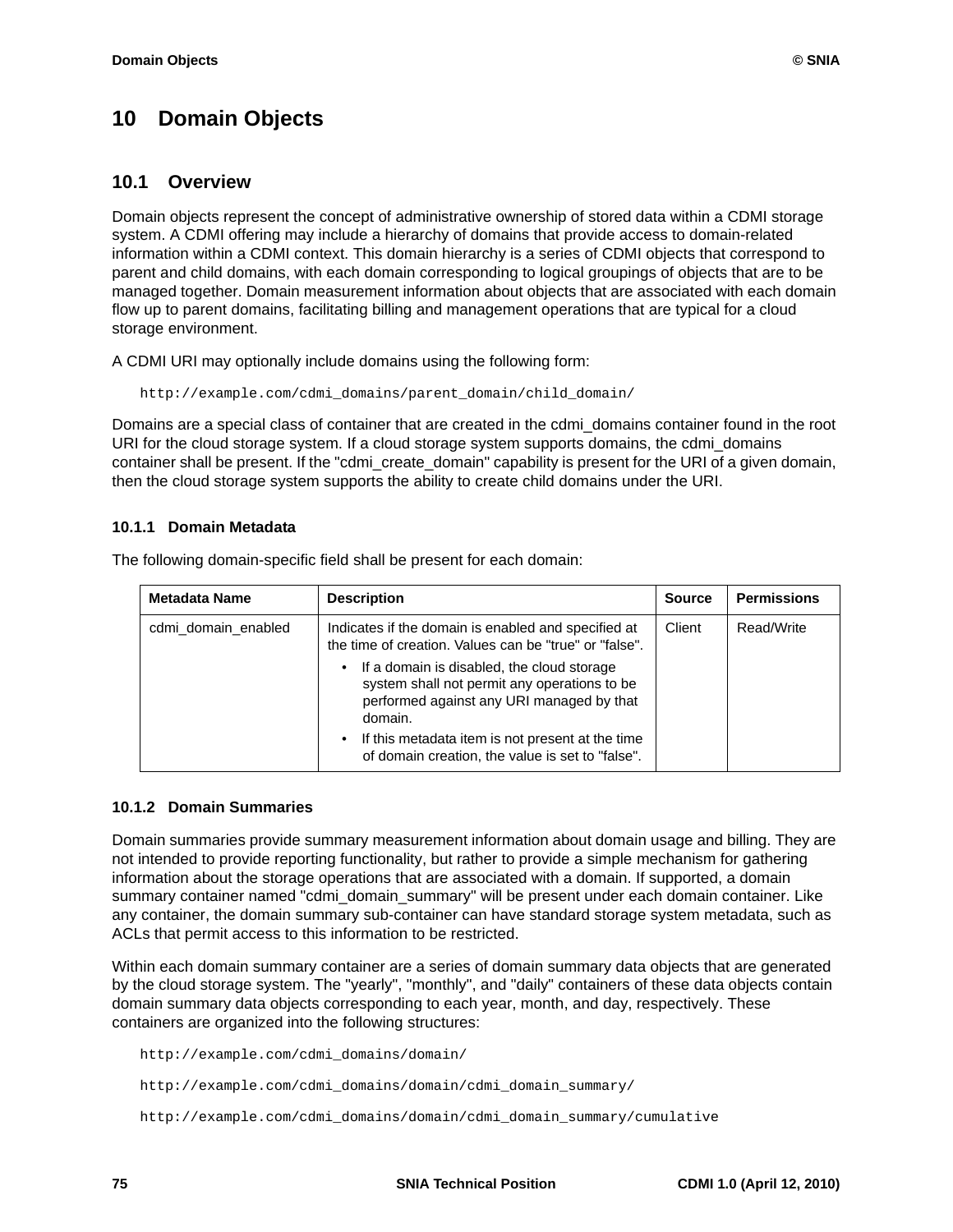# 10 Domain Objects

## 10.1 Overview

Domain objects represent the concept of administrative ownership of stored data within a CDMI storage system. A CDMI offering may include a hierarchy of domains that provide access to domain-related information within a CDMI context. This domain hierarchy is a series of CDMI objects that correspond to parent and child domains, with each domain corresponding to logical groupings of objects that are to be managed together. Domain measurement information about objects that are associated with each domain flow up to parent domains, facilitating billing and management operations that are typical for a cloud storage environment.

A CDMI URI may optionally include domains using the following form:

```
http://example.com/cdmi_domains/parent_domain/child_domain/
```

Domains are a special class of container that are created in the cdmi_domains container found in the root URI for the cloud storage system. If a cloud storage system supports domains, the cdmi_domains container shall be present. If the "cdmi_create_domain" capability is present for the URI of a given domain, then the cloud storage system supports the ability to create child domains under the URI.

### 10.1.1 Domain Metadata

The following domain-specific field shall be present for each domain:

| Metadata Name | Description | Source | Permissions |
|---|---|---|---|
| cdmi_domain_enabled | Indicates if the domain is enabled and specified at the time of creation. Values can be "true" or "false".<br>• If a domain is disabled, the cloud storage system shall not permit any operations to be performed against any URI managed by that domain.<br>• If this metadata item is not present at the time of domain creation, the value is set to "false". | Client | Read/Write |

### 10.1.2 Domain Summaries

Domain summaries provide summary measurement information about domain usage and billing. They are not intended to provide reporting functionality, but rather to provide a simple mechanism for gathering information about the storage operations that are associated with a domain. If supported, a domain summary container named "cdmi_domain_summary" will be present under each domain container. Like any container, the domain summary sub-container can have standard storage system metadata, such as ACLs that permit access to this information to be restricted.

Within each domain summary container are a series of domain summary data objects that are generated by the cloud storage system. The "yearly", "monthly", and "daily" containers of these data objects contain domain summary data objects corresponding to each year, month, and day, respectively. These containers are organized into the following structures:

```
http://example.com/cdmi_domains/domain/

http://example.com/cdmi_domains/domain/cdmi_domain_summary/

http://example.com/cdmi_domains/domain/cdmi_domain_summary/cumulative
```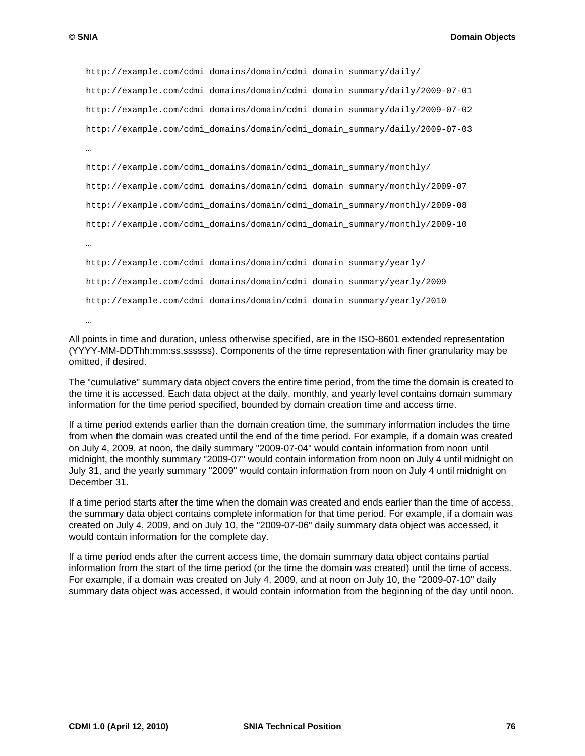```
http://example.com/cdmi_domains/domain/cdmi_domain_summary/daily/

http://example.com/cdmi_domains/domain/cdmi_domain_summary/daily/2009-07-01

http://example.com/cdmi_domains/domain/cdmi_domain_summary/daily/2009-07-02

http://example.com/cdmi_domains/domain/cdmi_domain_summary/daily/2009-07-03

…

http://example.com/cdmi_domains/domain/cdmi_domain_summary/monthly/

http://example.com/cdmi_domains/domain/cdmi_domain_summary/monthly/2009-07

http://example.com/cdmi_domains/domain/cdmi_domain_summary/monthly/2009-08

http://example.com/cdmi_domains/domain/cdmi_domain_summary/monthly/2009-10

…

http://example.com/cdmi_domains/domain/cdmi_domain_summary/yearly/

http://example.com/cdmi_domains/domain/cdmi_domain_summary/yearly/2009

http://example.com/cdmi_domains/domain/cdmi_domain_summary/yearly/2010

…
```

All points in time and duration, unless otherwise specified, are in the ISO-8601 extended representation (YYYY-MM-DDThh:mm:ss,ssssss). Components of the time representation with finer granularity may be omitted, if desired.

The "cumulative" summary data object covers the entire time period, from the time the domain is created to the time it is accessed. Each data object at the daily, monthly, and yearly level contains domain summary information for the time period specified, bounded by domain creation time and access time.

If a time period extends earlier than the domain creation time, the summary information includes the time from when the domain was created until the end of the time period. For example, if a domain was created on July 4, 2009, at noon, the daily summary "2009-07-04" would contain information from noon until midnight, the monthly summary "2009-07" would contain information from noon on July 4 until midnight on July 31, and the yearly summary "2009" would contain information from noon on July 4 until midnight on December 31.

If a time period starts after the time when the domain was created and ends earlier than the time of access, the summary data object contains complete information for that time period. For example, if a domain was created on July 4, 2009, and on July 10, the "2009-07-06" daily summary data object was accessed, it would contain information for the complete day.

If a time period ends after the current access time, the domain summary data object contains partial information from the start of the time period (or the time the domain was created) until the time of access. For example, if a domain was created on July 4, 2009, and at noon on July 10, the "2009-07-10" daily summary data object was accessed, it would contain information from the beginning of the day until noon.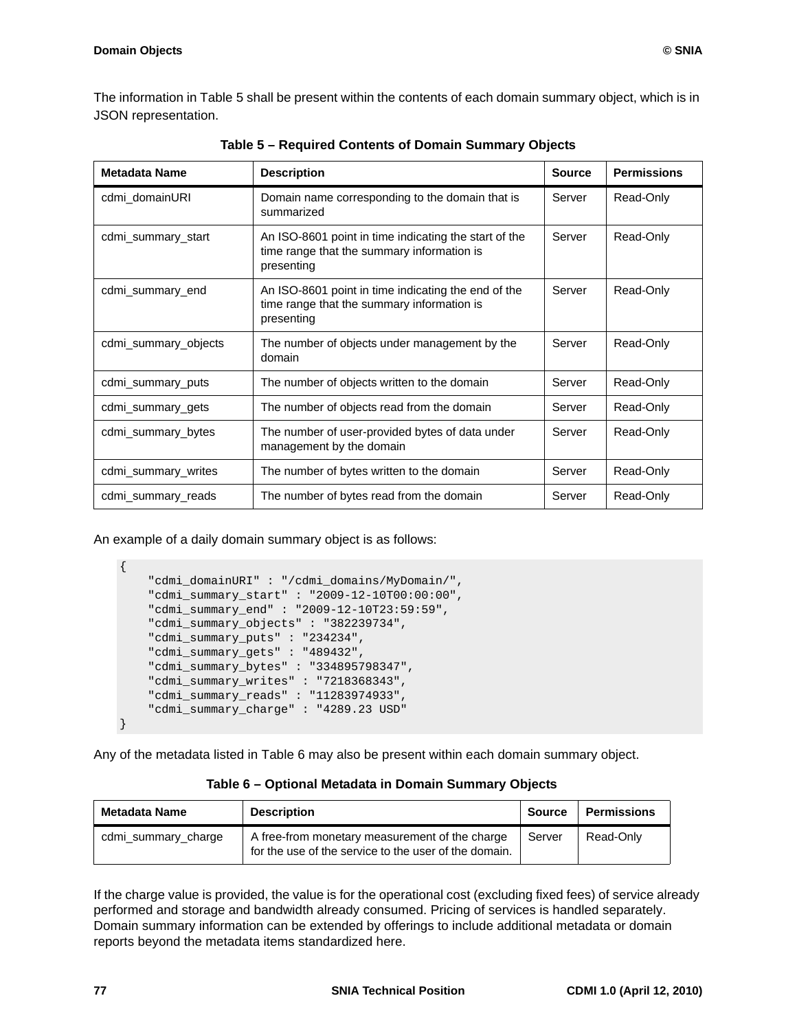The information in Table 5 shall be present within the contents of each domain summary object, which is in JSON representation.

**Table 5 – Required Contents of Domain Summary Objects**

| Metadata Name | Description | Source | Permissions |
|---|---|---|---|
| cdmi_domainURI | Domain name corresponding to the domain that is summarized | Server | Read-Only |
| cdmi_summary_start | An ISO-8601 point in time indicating the start of the time range that the summary information is presenting | Server | Read-Only |
| cdmi_summary_end | An ISO-8601 point in time indicating the end of the time range that the summary information is presenting | Server | Read-Only |
| cdmi_summary_objects | The number of objects under management by the domain | Server | Read-Only |
| cdmi_summary_puts | The number of objects written to the domain | Server | Read-Only |
| cdmi_summary_gets | The number of objects read from the domain | Server | Read-Only |
| cdmi_summary_bytes | The number of user-provided bytes of data under management by the domain | Server | Read-Only |
| cdmi_summary_writes | The number of bytes written to the domain | Server | Read-Only |
| cdmi_summary_reads | The number of bytes read from the domain | Server | Read-Only |

An example of a daily domain summary object is as follows:

```
{
    "cdmi_domainURI" : "/cdmi_domains/MyDomain/",
    "cdmi_summary_start" : "2009-12-10T00:00:00",
    "cdmi_summary_end" : "2009-12-10T23:59:59",
    "cdmi_summary_objects" : "382239734",
    "cdmi_summary_puts" : "234234",
    "cdmi_summary_gets" : "489432",
    "cdmi_summary_bytes" : "334895798347",
    "cdmi_summary_writes" : "7218368343",
    "cdmi_summary_reads" : "11283974933",
    "cdmi_summary_charge" : "4289.23 USD"
}
```

Any of the metadata listed in Table 6 may also be present within each domain summary object.

**Table 6 – Optional Metadata in Domain Summary Objects**

| Metadata Name | Description | Source | Permissions |
|---|---|---|---|
| cdmi_summary_charge | A free-from monetary measurement of the charge for the use of the service to the user of the domain. | Server | Read-Only |

If the charge value is provided, the value is for the operational cost (excluding fixed fees) of service already performed and storage and bandwidth already consumed. Pricing of services is handled separately. Domain summary information can be extended by offerings to include additional metadata or domain reports beyond the metadata items standardized here.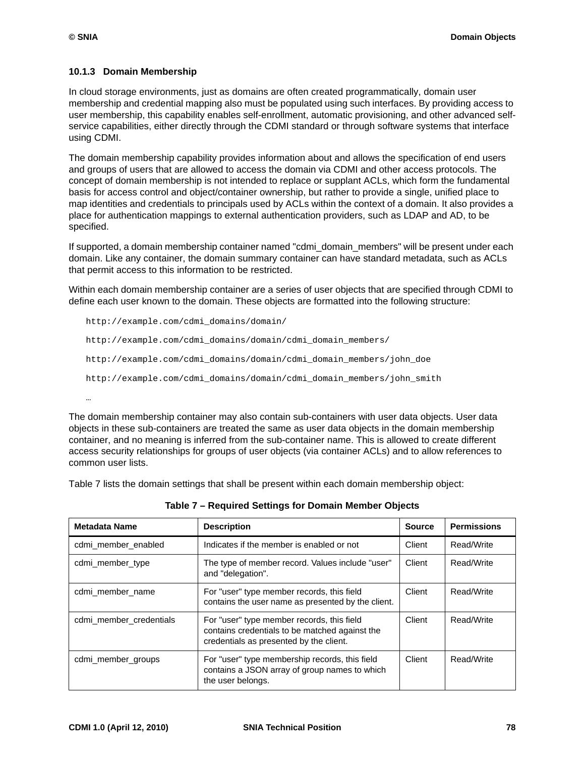### 10.1.3 Domain Membership

In cloud storage environments, just as domains are often created programmatically, domain user membership and credential mapping also must be populated using such interfaces. By providing access to user membership, this capability enables self-enrollment, automatic provisioning, and other advanced self-service capabilities, either directly through the CDMI standard or through software systems that interface using CDMI.

The domain membership capability provides information about and allows the specification of end users and groups of users that are allowed to access the domain via CDMI and other access protocols. The concept of domain membership is not intended to replace or supplant ACLs, which form the fundamental basis for access control and object/container ownership, but rather to provide a single, unified place to map identities and credentials to principals used by ACLs within the context of a domain. It also provides a place for authentication mappings to external authentication providers, such as LDAP and AD, to be specified.

If supported, a domain membership container named "cdmi_domain_members" will be present under each domain. Like any container, the domain summary container can have standard metadata, such as ACLs that permit access to this information to be restricted.

Within each domain membership container are a series of user objects that are specified through CDMI to define each user known to the domain. These objects are formatted into the following structure:

```
http://example.com/cdmi_domains/domain/

http://example.com/cdmi_domains/domain/cdmi_domain_members/

http://example.com/cdmi_domains/domain/cdmi_domain_members/john_doe

http://example.com/cdmi_domains/domain/cdmi_domain_members/john_smith

…
```

The domain membership container may also contain sub-containers with user data objects. User data objects in these sub-containers are treated the same as user data objects in the domain membership container, and no meaning is inferred from the sub-container name. This is allowed to create different access security relationships for groups of user objects (via container ACLs) and to allow references to common user lists.

Table 7 lists the domain settings that shall be present within each domain membership object:

**Table 7 – Required Settings for Domain Member Objects**

| Metadata Name | Description | Source | Permissions |
|---|---|---|---|
| cdmi_member_enabled | Indicates if the member is enabled or not | Client | Read/Write |
| cdmi_member_type | The type of member record. Values include "user" and "delegation". | Client | Read/Write |
| cdmi_member_name | For "user" type member records, this field contains the user name as presented by the client. | Client | Read/Write |
| cdmi_member_credentials | For "user" type member records, this field contains credentials to be matched against the credentials as presented by the client. | Client | Read/Write |
| cdmi_member_groups | For "user" type membership records, this field contains a JSON array of group names to which the user belongs. | Client | Read/Write |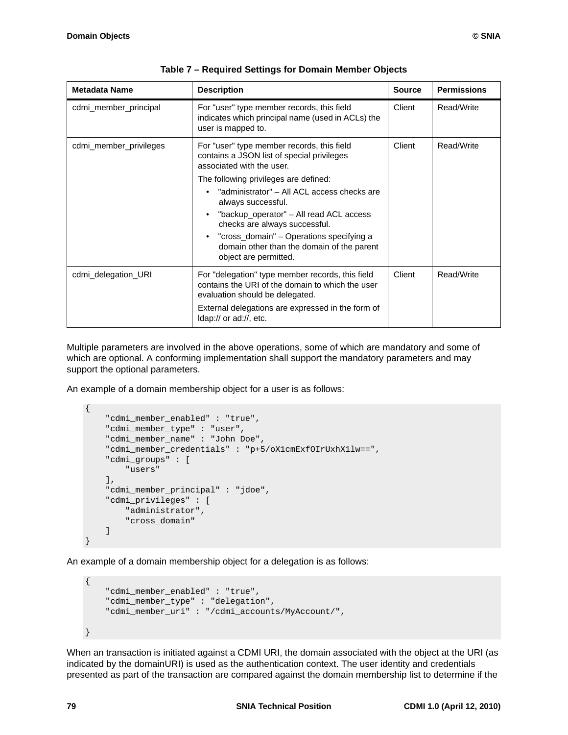**Table 7 – Required Settings for Domain Member Objects**

| Metadata Name | Description | Source | Permissions |
|---|---|---|---|
| cdmi_member_principal | For "user" type member records, this field indicates which principal name (used in ACLs) the user is mapped to. | Client | Read/Write |
| cdmi_member_privileges | For "user" type member records, this field contains a JSON list of special privileges associated with the user.<br><br>The following privileges are defined:<br>• "administrator" – All ACL access checks are always successful.<br>• "backup_operator" – All read ACL access checks are always successful.<br>• "cross_domain" – Operations specifying a domain other than the domain of the parent object are permitted. | Client | Read/Write |
| cdmi_delegation_URI | For "delegation" type member records, this field contains the URI of the domain to which the user evaluation should be delegated.<br><br>External delegations are expressed in the form of ldap:// or ad://, etc. | Client | Read/Write |

Multiple parameters are involved in the above operations, some of which are mandatory and some of which are optional. A conforming implementation shall support the mandatory parameters and may support the optional parameters.

An example of a domain membership object for a user is as follows:

```
{
    "cdmi_member_enabled" : "true",
    "cdmi_member_type" : "user",
    "cdmi_member_name" : "John Doe",
    "cdmi_member_credentials" : "p+5/oX1cmExfOIrUxhX1lw==",
    "cdmi_groups" : [
        "users"
    ],
    "cdmi_member_principal" : "jdoe",
    "cdmi_privileges" : [
        "administrator",
        "cross_domain"
    ]
}
```

An example of a domain membership object for a delegation is as follows:

```
{
    "cdmi_member_enabled" : "true",
    "cdmi_member_type" : "delegation",
    "cdmi_member_uri" : "/cdmi_accounts/MyAccount/",

}
```

When an transaction is initiated against a CDMI URI, the domain associated with the object at the URI (as indicated by the domainURI) is used as the authentication context. The user identity and credentials presented as part of the transaction are compared against the domain membership list to determine if the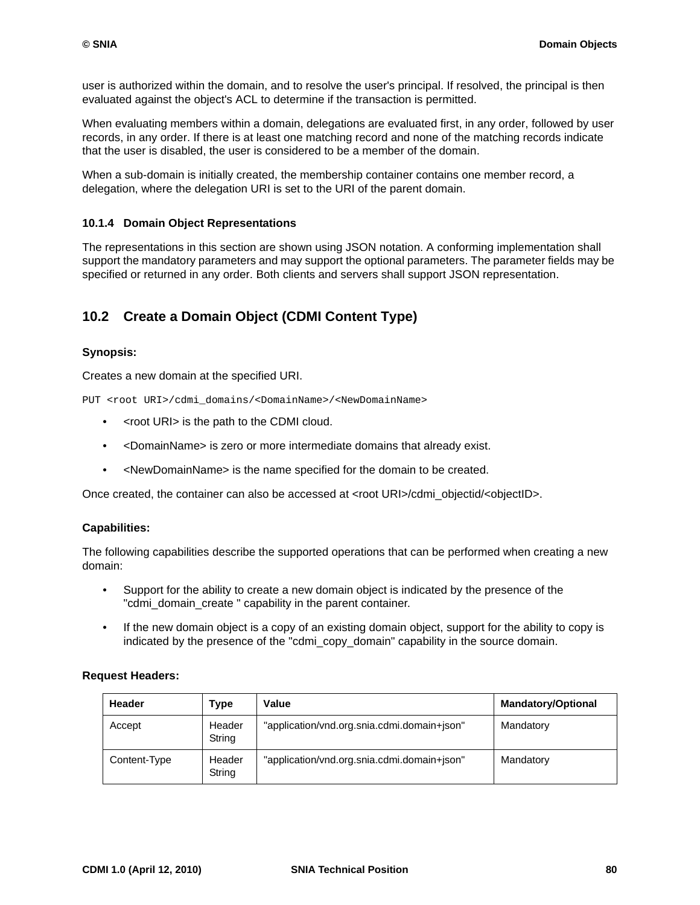user is authorized within the domain, and to resolve the user's principal. If resolved, the principal is then evaluated against the object's ACL to determine if the transaction is permitted.

When evaluating members within a domain, delegations are evaluated first, in any order, followed by user records, in any order. If there is at least one matching record and none of the matching records indicate that the user is disabled, the user is considered to be a member of the domain.

When a sub-domain is initially created, the membership container contains one member record, a delegation, where the delegation URI is set to the URI of the parent domain.

### 10.1.4 Domain Object Representations

The representations in this section are shown using JSON notation. A conforming implementation shall support the mandatory parameters and may support the optional parameters. The parameter fields may be specified or returned in any order. Both clients and servers shall support JSON representation.

## 10.2 Create a Domain Object (CDMI Content Type)

**Synopsis:**

Creates a new domain at the specified URI.

```
PUT <root URI>/cdmi_domains/<DomainName>/<NewDomainName>
```

- <root URI> is the path to the CDMI cloud.
- <DomainName> is zero or more intermediate domains that already exist.
- <NewDomainName> is the name specified for the domain to be created.

Once created, the container can also be accessed at <root URI>/cdmi_objectid/<objectID>.

**Capabilities:**

The following capabilities describe the supported operations that can be performed when creating a new domain:

- Support for the ability to create a new domain object is indicated by the presence of the "cdmi_domain_create " capability in the parent container.
- If the new domain object is a copy of an existing domain object, support for the ability to copy is indicated by the presence of the "cdmi_copy_domain" capability in the source domain.

**Request Headers:**

| Header | Type | Value | Mandatory/Optional |
|---|---|---|---|
| Accept | Header String | "application/vnd.org.snia.cdmi.domain+json" | Mandatory |
| Content-Type | Header String | "application/vnd.org.snia.cdmi.domain+json" | Mandatory |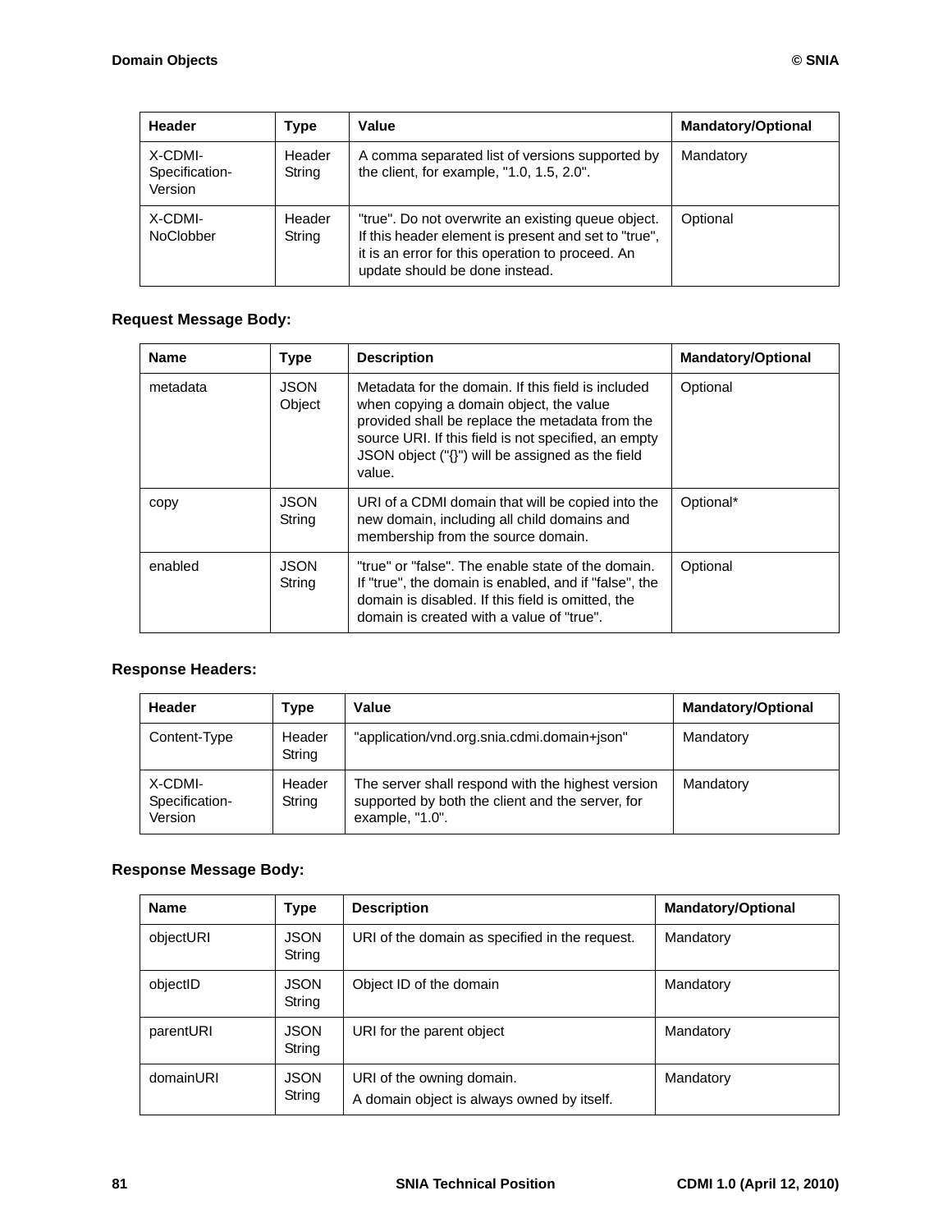| Header | Type | Value | Mandatory/Optional |
| --- | --- | --- | --- |
| X-CDMI-Specification-Version | Header String | A comma separated list of versions supported by the client, for example, "1.0, 1.5, 2.0". | Mandatory |
| X-CDMI-NoClobber | Header String | "true". Do not overwrite an existing queue object. If this header element is present and set to "true", it is an error for this operation to proceed. An update should be done instead. | Optional |

**Request Message Body:**

| Name | Type | Description | Mandatory/Optional |
| --- | --- | --- | --- |
| metadata | JSON Object | Metadata for the domain. If this field is included when copying a domain object, the value provided shall be replace the metadata from the source URI. If this field is not specified, an empty JSON object ("{}") will be assigned as the field value. | Optional |
| copy | JSON String | URI of a CDMI domain that will be copied into the new domain, including all child domains and membership from the source domain. | Optional* |
| enabled | JSON String | "true" or "false". The enable state of the domain. If "true", the domain is enabled, and if "false", the domain is disabled. If this field is omitted, the domain is created with a value of "true". | Optional |

**Response Headers:**

| Header | Type | Value | Mandatory/Optional |
| --- | --- | --- | --- |
| Content-Type | Header String | "application/vnd.org.snia.cdmi.domain+json" | Mandatory |
| X-CDMI-Specification-Version | Header String | The server shall respond with the highest version supported by both the client and the server, for example, "1.0". | Mandatory |

**Response Message Body:**

| Name | Type | Description | Mandatory/Optional |
| --- | --- | --- | --- |
| objectURI | JSON String | URI of the domain as specified in the request. | Mandatory |
| objectID | JSON String | Object ID of the domain | Mandatory |
| parentURI | JSON String | URI for the parent object | Mandatory |
| domainURI | JSON String | URI of the owning domain. A domain object is always owned by itself. | Mandatory |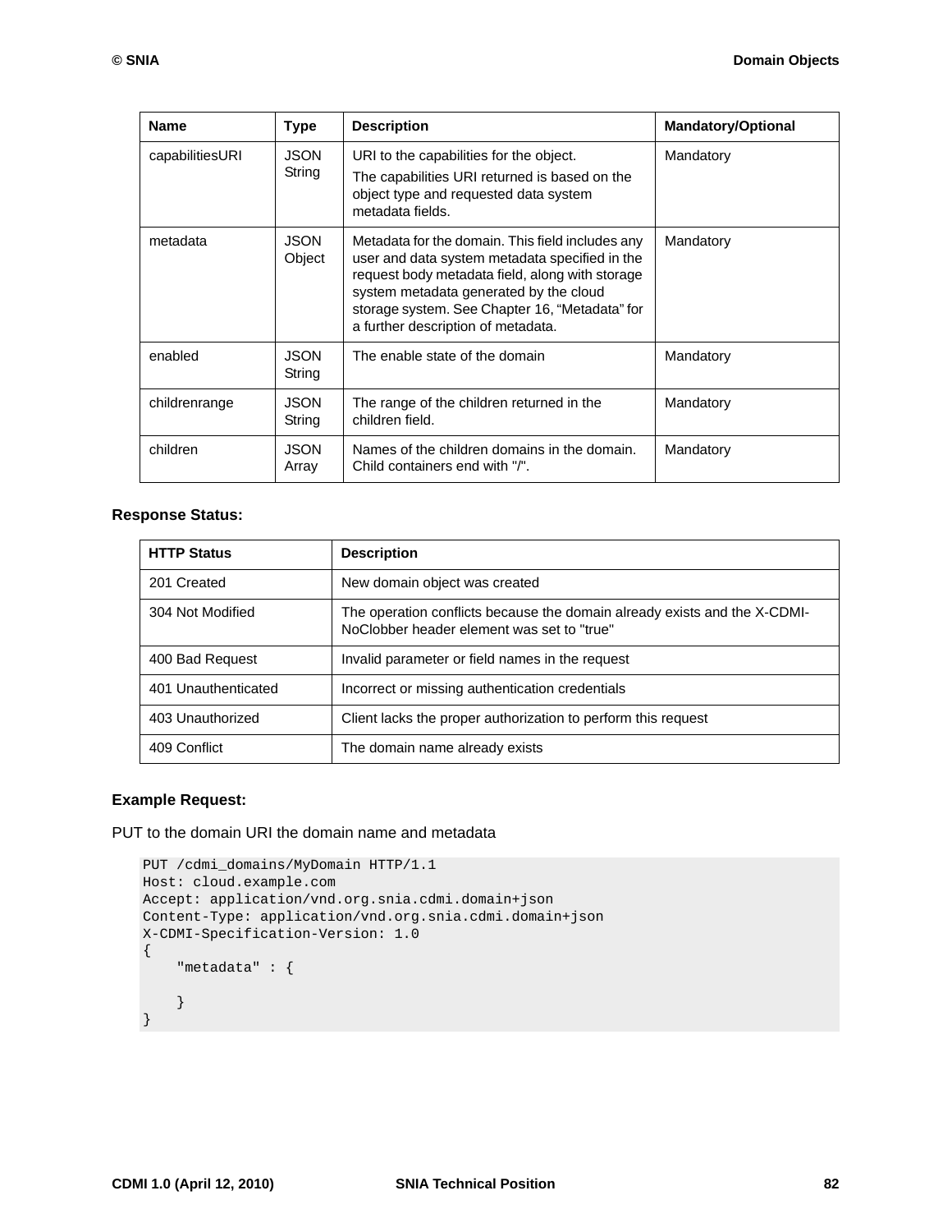| Name | Type | Description | Mandatory/Optional |
| --- | --- | --- | --- |
| capabilitiesURI | JSON String | URI to the capabilities for the object. The capabilities URI returned is based on the object type and requested data system metadata fields. | Mandatory |
| metadata | JSON Object | Metadata for the domain. This field includes any user and data system metadata specified in the request body metadata field, along with storage system metadata generated by the cloud storage system. See Chapter 16, "Metadata" for a further description of metadata. | Mandatory |
| enabled | JSON String | The enable state of the domain | Mandatory |
| childrenrange | JSON String | The range of the children returned in the children field. | Mandatory |
| children | JSON Array | Names of the children domains in the domain. Child containers end with "/". | Mandatory |

**Response Status:**

| HTTP Status | Description |
| --- | --- |
| 201 Created | New domain object was created |
| 304 Not Modified | The operation conflicts because the domain already exists and the X-CDMI-NoClobber header element was set to "true" |
| 400 Bad Request | Invalid parameter or field names in the request |
| 401 Unauthenticated | Incorrect or missing authentication credentials |
| 403 Unauthorized | Client lacks the proper authorization to perform this request |
| 409 Conflict | The domain name already exists |

**Example Request:**

PUT to the domain URI the domain name and metadata

```
PUT /cdmi_domains/MyDomain HTTP/1.1
Host: cloud.example.com
Accept: application/vnd.org.snia.cdmi.domain+json
Content-Type: application/vnd.org.snia.cdmi.domain+json
X-CDMI-Specification-Version: 1.0
{
    "metadata" : {

    }
}
```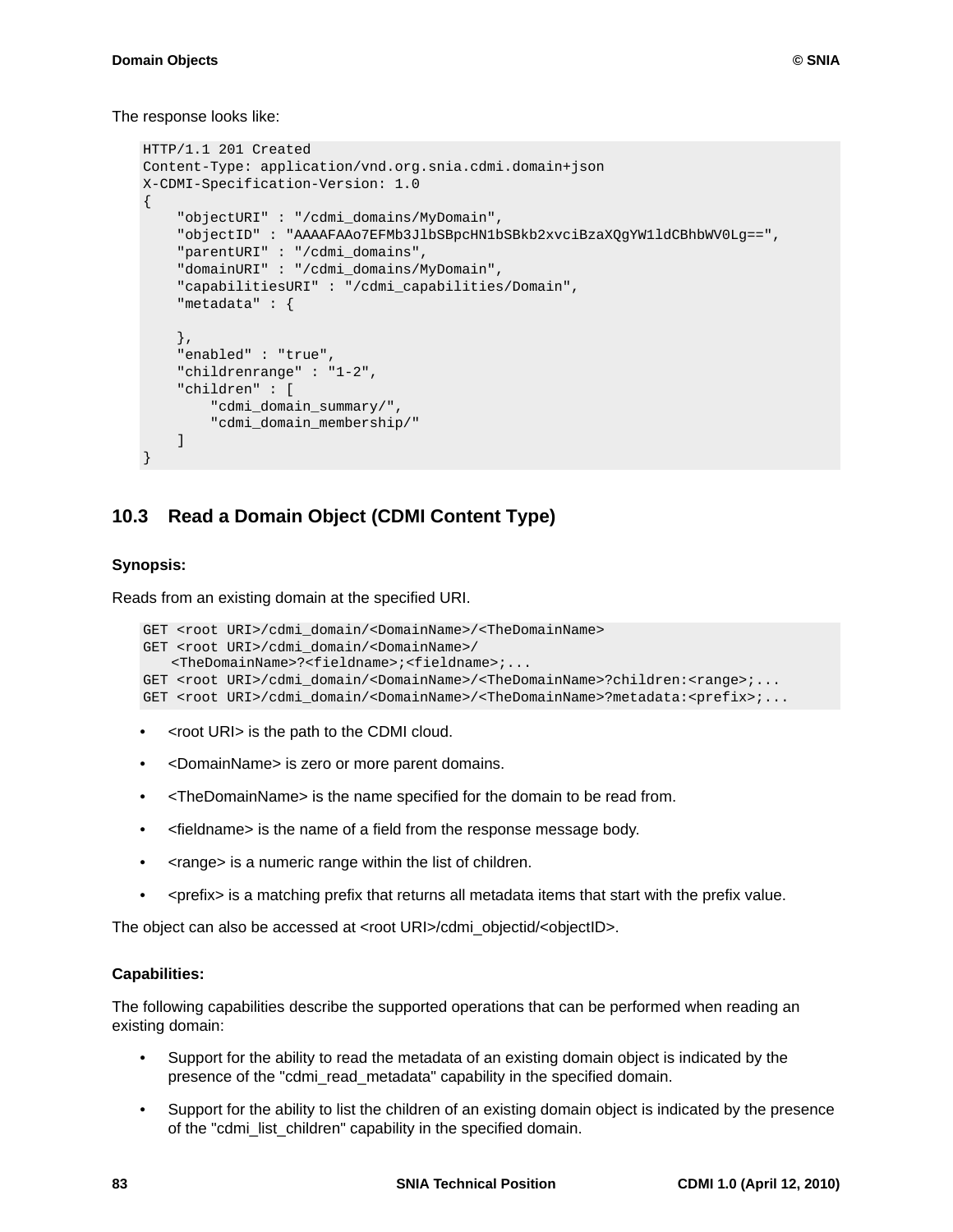The response looks like:

```
HTTP/1.1 201 Created
Content-Type: application/vnd.org.snia.cdmi.domain+json
X-CDMI-Specification-Version: 1.0
{
    "objectURI" : "/cdmi_domains/MyDomain",
    "objectID" : "AAAAFAAo7EFMb3JlbSBpcHN1bSBkb2xvciBzaXQgYW1ldCBhbWV0Lg==",
    "parentURI" : "/cdmi_domains",
    "domainURI" : "/cdmi_domains/MyDomain",
    "capabilitiesURI" : "/cdmi_capabilities/Domain",
    "metadata" : {

    },
    "enabled" : "true",
    "childrenrange" : "1-2",
    "children" : [
        "cdmi_domain_summary/",
        "cdmi_domain_membership/"
    ]
}
```

## 10.3 Read a Domain Object (CDMI Content Type)

**Synopsis:**

Reads from an existing domain at the specified URI.

```
GET <root URI>/cdmi_domain/<DomainName>/<TheDomainName>
GET <root URI>/cdmi_domain/<DomainName>/
    <TheDomainName>?<fieldname>;<fieldname>;...
GET <root URI>/cdmi_domain/<DomainName>/<TheDomainName>?children:<range>;...
GET <root URI>/cdmi_domain/<DomainName>/<TheDomainName>?metadata:<prefix>;...
```

- <root URI> is the path to the CDMI cloud.
- <DomainName> is zero or more parent domains.
- <TheDomainName> is the name specified for the domain to be read from.
- <fieldname> is the name of a field from the response message body.
- <range> is a numeric range within the list of children.
- <prefix> is a matching prefix that returns all metadata items that start with the prefix value.

The object can also be accessed at <root URI>/cdmi_objectid/<objectID>.

**Capabilities:**

The following capabilities describe the supported operations that can be performed when reading an existing domain:

- Support for the ability to read the metadata of an existing domain object is indicated by the presence of the "cdmi_read_metadata" capability in the specified domain.
- Support for the ability to list the children of an existing domain object is indicated by the presence of the "cdmi_list_children" capability in the specified domain.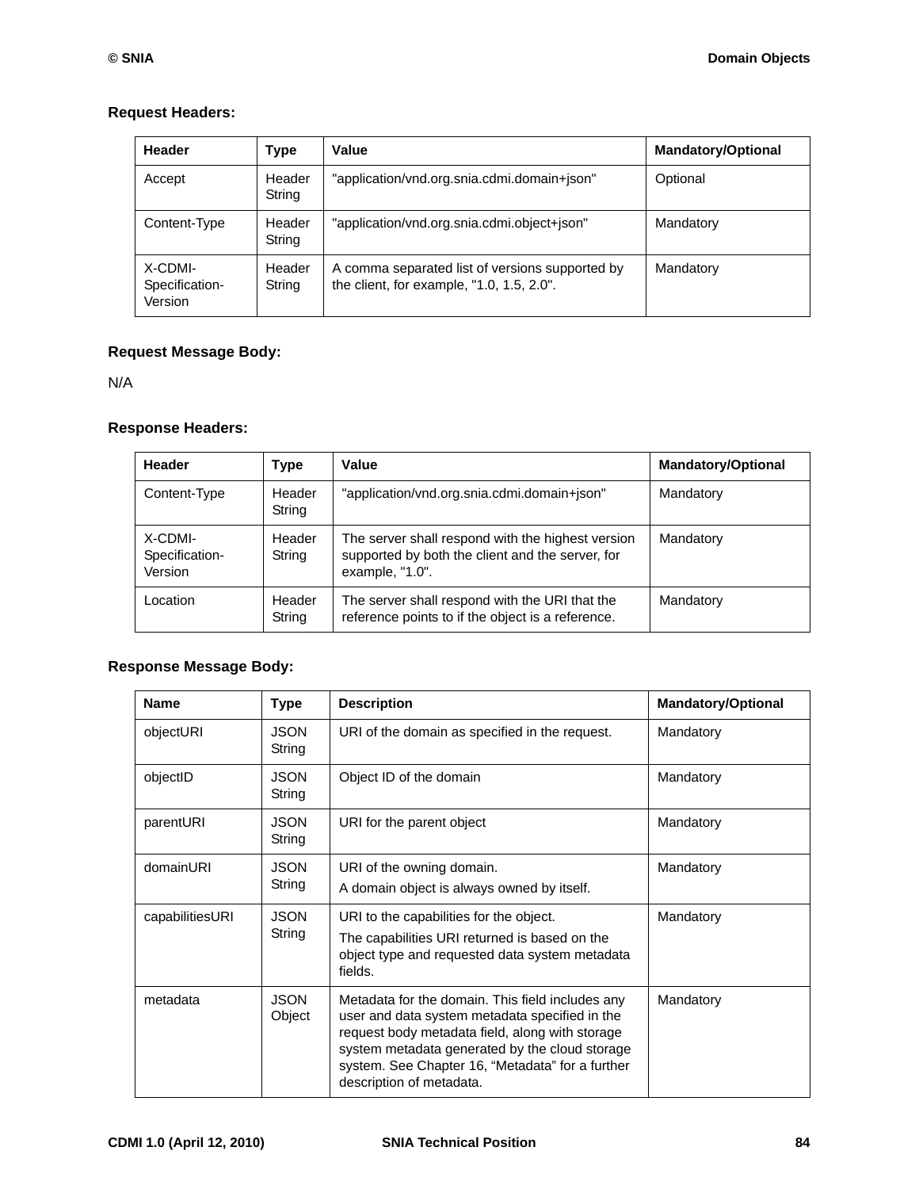**Request Headers:**

| Header | Type | Value | Mandatory/Optional |
|---|---|---|---|
| Accept | Header String | "application/vnd.org.snia.cdmi.domain+json" | Optional |
| Content-Type | Header String | "application/vnd.org.snia.cdmi.object+json" | Mandatory |
| X-CDMI-Specification-Version | Header String | A comma separated list of versions supported by the client, for example, "1.0, 1.5, 2.0". | Mandatory |

**Request Message Body:**

N/A

**Response Headers:**

| Header | Type | Value | Mandatory/Optional |
|---|---|---|---|
| Content-Type | Header String | "application/vnd.org.snia.cdmi.domain+json" | Mandatory |
| X-CDMI-Specification-Version | Header String | The server shall respond with the highest version supported by both the client and the server, for example, "1.0". | Mandatory |
| Location | Header String | The server shall respond with the URI that the reference points to if the object is a reference. | Mandatory |

**Response Message Body:**

| Name | Type | Description | Mandatory/Optional |
|---|---|---|---|
| objectURI | JSON String | URI of the domain as specified in the request. | Mandatory |
| objectID | JSON String | Object ID of the domain | Mandatory |
| parentURI | JSON String | URI for the parent object | Mandatory |
| domainURI | JSON String | URI of the owning domain. A domain object is always owned by itself. | Mandatory |
| capabilitiesURI | JSON String | URI to the capabilities for the object. The capabilities URI returned is based on the object type and requested data system metadata fields. | Mandatory |
| metadata | JSON Object | Metadata for the domain. This field includes any user and data system metadata specified in the request body metadata field, along with storage system metadata generated by the cloud storage system. See Chapter 16, "Metadata" for a further description of metadata. | Mandatory |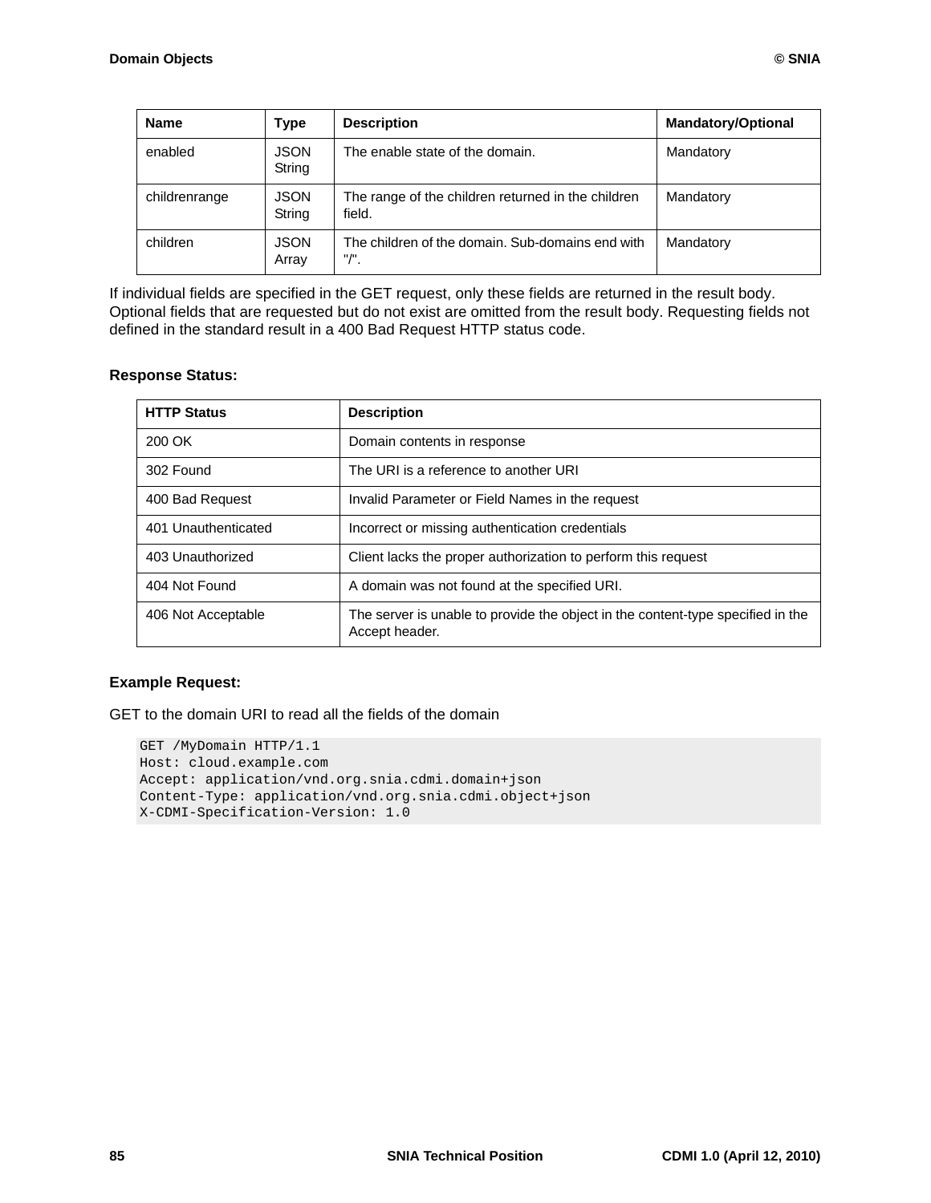| Name | Type | Description | Mandatory/Optional |
|---|---|---|---|
| enabled | JSON String | The enable state of the domain. | Mandatory |
| childrenrange | JSON String | The range of the children returned in the children field. | Mandatory |
| children | JSON Array | The children of the domain. Sub-domains end with "/". | Mandatory |

If individual fields are specified in the GET request, only these fields are returned in the result body. Optional fields that are requested but do not exist are omitted from the result body. Requesting fields not defined in the standard result in a 400 Bad Request HTTP status code.

**Response Status:**

| HTTP Status | Description |
|---|---|
| 200 OK | Domain contents in response |
| 302 Found | The URI is a reference to another URI |
| 400 Bad Request | Invalid Parameter or Field Names in the request |
| 401 Unauthenticated | Incorrect or missing authentication credentials |
| 403 Unauthorized | Client lacks the proper authorization to perform this request |
| 404 Not Found | A domain was not found at the specified URI. |
| 406 Not Acceptable | The server is unable to provide the object in the content-type specified in the Accept header. |

**Example Request:**

GET to the domain URI to read all the fields of the domain

```
GET /MyDomain HTTP/1.1
Host: cloud.example.com
Accept: application/vnd.org.snia.cdmi.domain+json
Content-Type: application/vnd.org.snia.cdmi.object+json
X-CDMI-Specification-Version: 1.0
```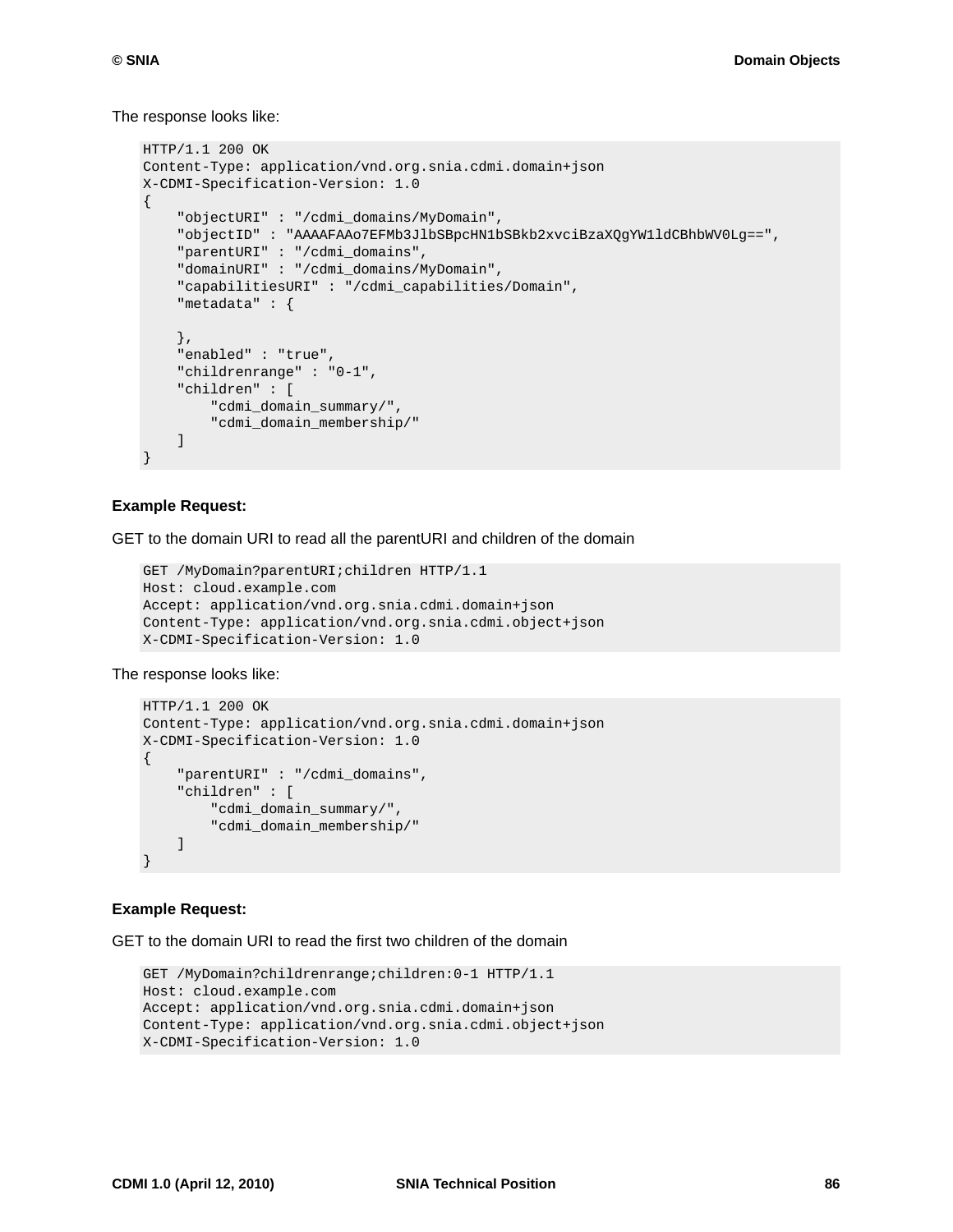The response looks like:

```
HTTP/1.1 200 OK
Content-Type: application/vnd.org.snia.cdmi.domain+json
X-CDMI-Specification-Version: 1.0
{
    "objectURI" : "/cdmi_domains/MyDomain",
    "objectID" : "AAAAFAAo7EFMb3JlbSBpcHN1bSBkb2xvciBzaXQgYW1ldCBhbWV0Lg==",
    "parentURI" : "/cdmi_domains",
    "domainURI" : "/cdmi_domains/MyDomain",
    "capabilitiesURI" : "/cdmi_capabilities/Domain",
    "metadata" : {

    },
    "enabled" : "true",
    "childrenrange" : "0-1",
    "children" : [
        "cdmi_domain_summary/",
        "cdmi_domain_membership/"
    ]
}
```

**Example Request:**

GET to the domain URI to read all the parentURI and children of the domain

```
GET /MyDomain?parentURI;children HTTP/1.1
Host: cloud.example.com
Accept: application/vnd.org.snia.cdmi.domain+json
Content-Type: application/vnd.org.snia.cdmi.object+json
X-CDMI-Specification-Version: 1.0
```

The response looks like:

```
HTTP/1.1 200 OK
Content-Type: application/vnd.org.snia.cdmi.domain+json
X-CDMI-Specification-Version: 1.0
{
    "parentURI" : "/cdmi_domains",
    "children" : [
        "cdmi_domain_summary/",
        "cdmi_domain_membership/"
    ]
}
```

**Example Request:**

GET to the domain URI to read the first two children of the domain

```
GET /MyDomain?childrenrange;children:0-1 HTTP/1.1
Host: cloud.example.com
Accept: application/vnd.org.snia.cdmi.domain+json
Content-Type: application/vnd.org.snia.cdmi.object+json
X-CDMI-Specification-Version: 1.0
```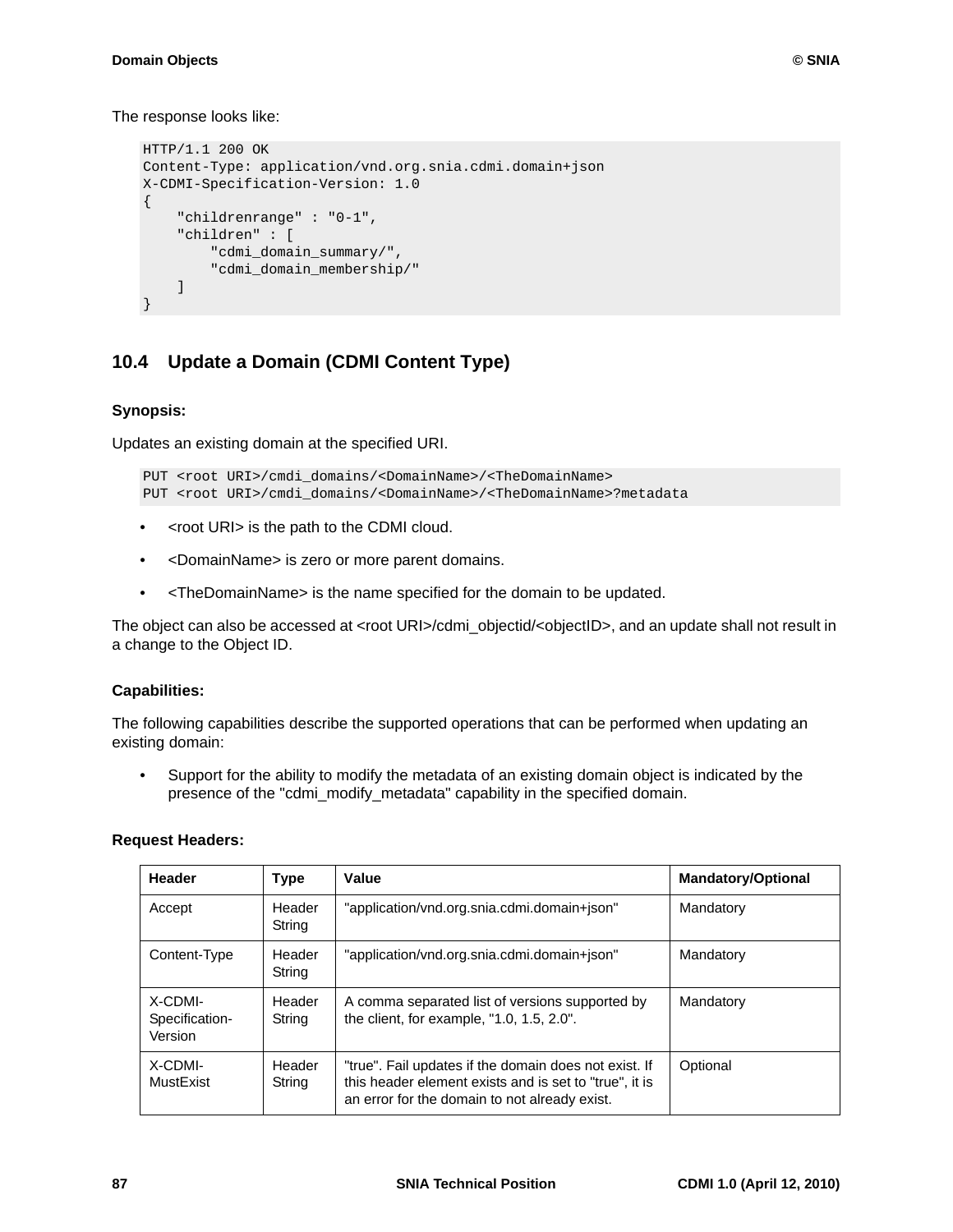The response looks like:

```
HTTP/1.1 200 OK
Content-Type: application/vnd.org.snia.cdmi.domain+json
X-CDMI-Specification-Version: 1.0
{
    "childrenrange" : "0-1",
    "children" : [
        "cdmi_domain_summary/",
        "cdmi_domain_membership/"
    ]
}
```

## 10.4 Update a Domain (CDMI Content Type)

**Synopsis:**

Updates an existing domain at the specified URI.

```
PUT <root URI>/cmdi_domains/<DomainName>/<TheDomainName>
PUT <root URI>/cmdi_domains/<DomainName>/<TheDomainName>?metadata
```

- <root URI> is the path to the CDMI cloud.
- <DomainName> is zero or more parent domains.
- <TheDomainName> is the name specified for the domain to be updated.

The object can also be accessed at <root URI>/cdmi_objectid/<objectID>, and an update shall not result in a change to the Object ID.

**Capabilities:**

The following capabilities describe the supported operations that can be performed when updating an existing domain:

- Support for the ability to modify the metadata of an existing domain object is indicated by the presence of the "cdmi_modify_metadata" capability in the specified domain.

**Request Headers:**

| Header | Type | Value | Mandatory/Optional |
|---|---|---|---|
| Accept | Header String | "application/vnd.org.snia.cdmi.domain+json" | Mandatory |
| Content-Type | Header String | "application/vnd.org.snia.cdmi.domain+json" | Mandatory |
| X-CDMI-Specification-Version | Header String | A comma separated list of versions supported by the client, for example, "1.0, 1.5, 2.0". | Mandatory |
| X-CDMI-MustExist | Header String | "true". Fail updates if the domain does not exist. If this header element exists and is set to "true", it is an error for the domain to not already exist. | Optional |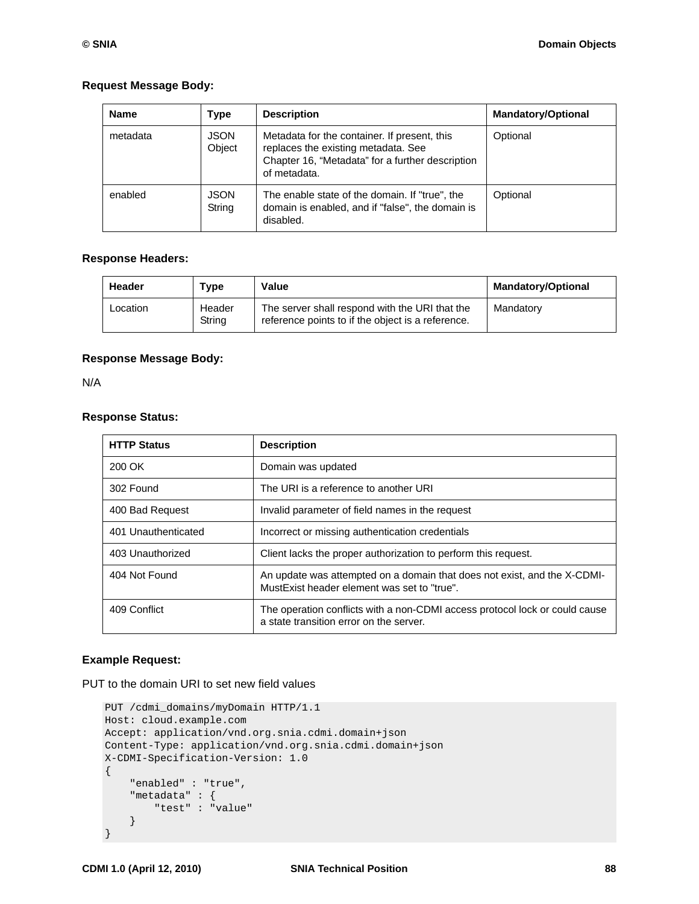**Request Message Body:**

| Name | Type | Description | Mandatory/Optional |
|---|---|---|---|
| metadata | JSON Object | Metadata for the container. If present, this replaces the existing metadata. See Chapter 16, "Metadata" for a further description of metadata. | Optional |
| enabled | JSON String | The enable state of the domain. If "true", the domain is enabled, and if "false", the domain is disabled. | Optional |

**Response Headers:**

| Header | Type | Value | Mandatory/Optional |
|---|---|---|---|
| Location | Header String | The server shall respond with the URI that the reference points to if the object is a reference. | Mandatory |

**Response Message Body:**

N/A

**Response Status:**

| HTTP Status | Description |
|---|---|
| 200 OK | Domain was updated |
| 302 Found | The URI is a reference to another URI |
| 400 Bad Request | Invalid parameter of field names in the request |
| 401 Unauthenticated | Incorrect or missing authentication credentials |
| 403 Unauthorized | Client lacks the proper authorization to perform this request. |
| 404 Not Found | An update was attempted on a domain that does not exist, and the X-CDMI-MustExist header element was set to "true". |
| 409 Conflict | The operation conflicts with a non-CDMI access protocol lock or could cause a state transition error on the server. |

**Example Request:**

PUT to the domain URI to set new field values

```
PUT /cdmi_domains/myDomain HTTP/1.1
Host: cloud.example.com
Accept: application/vnd.org.snia.cdmi.domain+json
Content-Type: application/vnd.org.snia.cdmi.domain+json
X-CDMI-Specification-Version: 1.0
{
    "enabled" : "true",
    "metadata" : {
        "test" : "value"
    }
}
```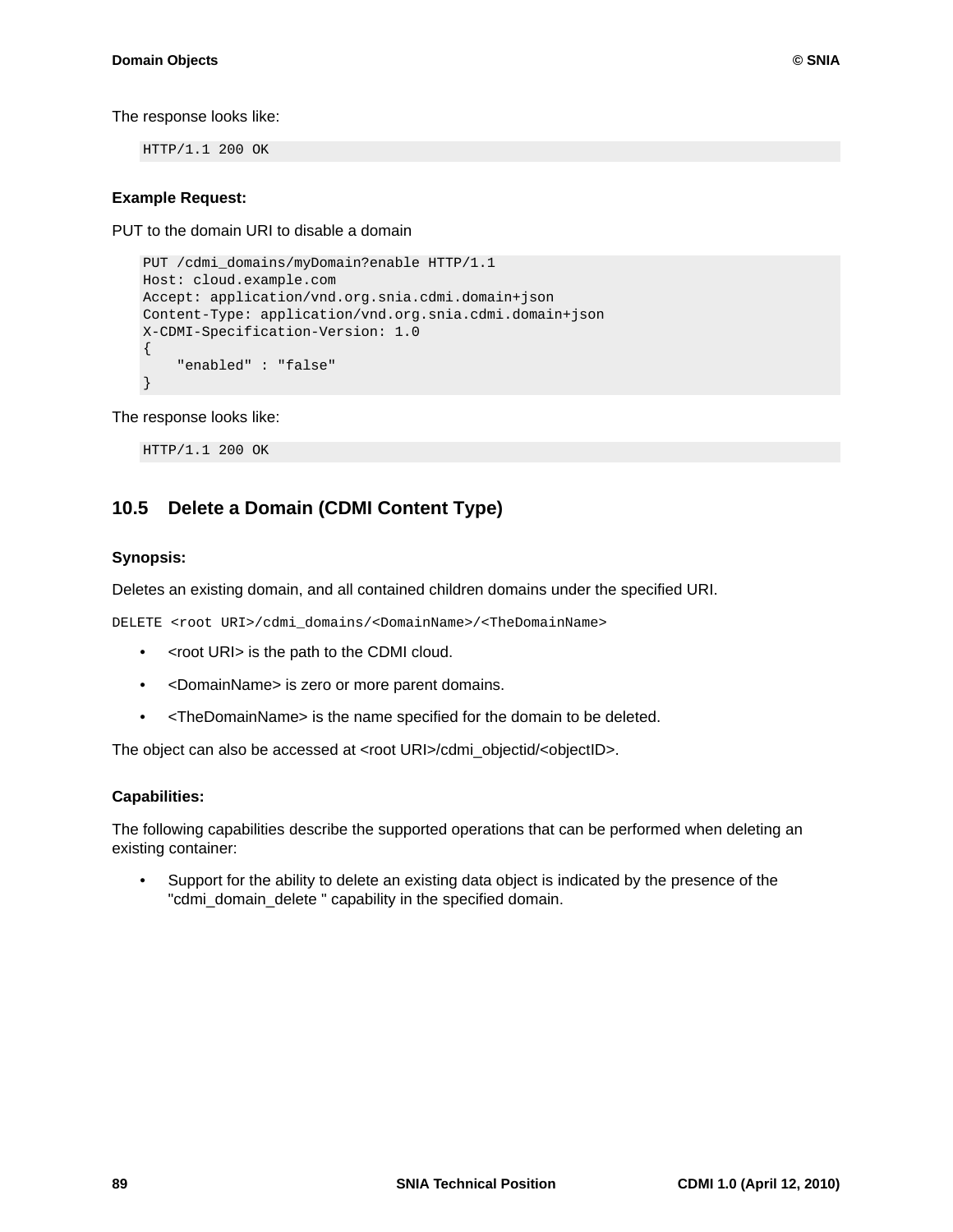The response looks like:

```
HTTP/1.1 200 OK
```

**Example Request:**

PUT to the domain URI to disable a domain

```
PUT /cdmi_domains/myDomain?enable HTTP/1.1
Host: cloud.example.com
Accept: application/vnd.org.snia.cdmi.domain+json
Content-Type: application/vnd.org.snia.cdmi.domain+json
X-CDMI-Specification-Version: 1.0
{
    "enabled" : "false"
}
```

The response looks like:

```
HTTP/1.1 200 OK
```

## 10.5 Delete a Domain (CDMI Content Type)

**Synopsis:**

Deletes an existing domain, and all contained children domains under the specified URI.

`DELETE <root URI>/cdmi_domains/<DomainName>/<TheDomainName>`

- <root URI> is the path to the CDMI cloud.
- <DomainName> is zero or more parent domains.
- <TheDomainName> is the name specified for the domain to be deleted.

The object can also be accessed at <root URI>/cdmi_objectid/<objectID>.

**Capabilities:**

The following capabilities describe the supported operations that can be performed when deleting an existing container:

- Support for the ability to delete an existing data object is indicated by the presence of the "cdmi_domain_delete " capability in the specified domain.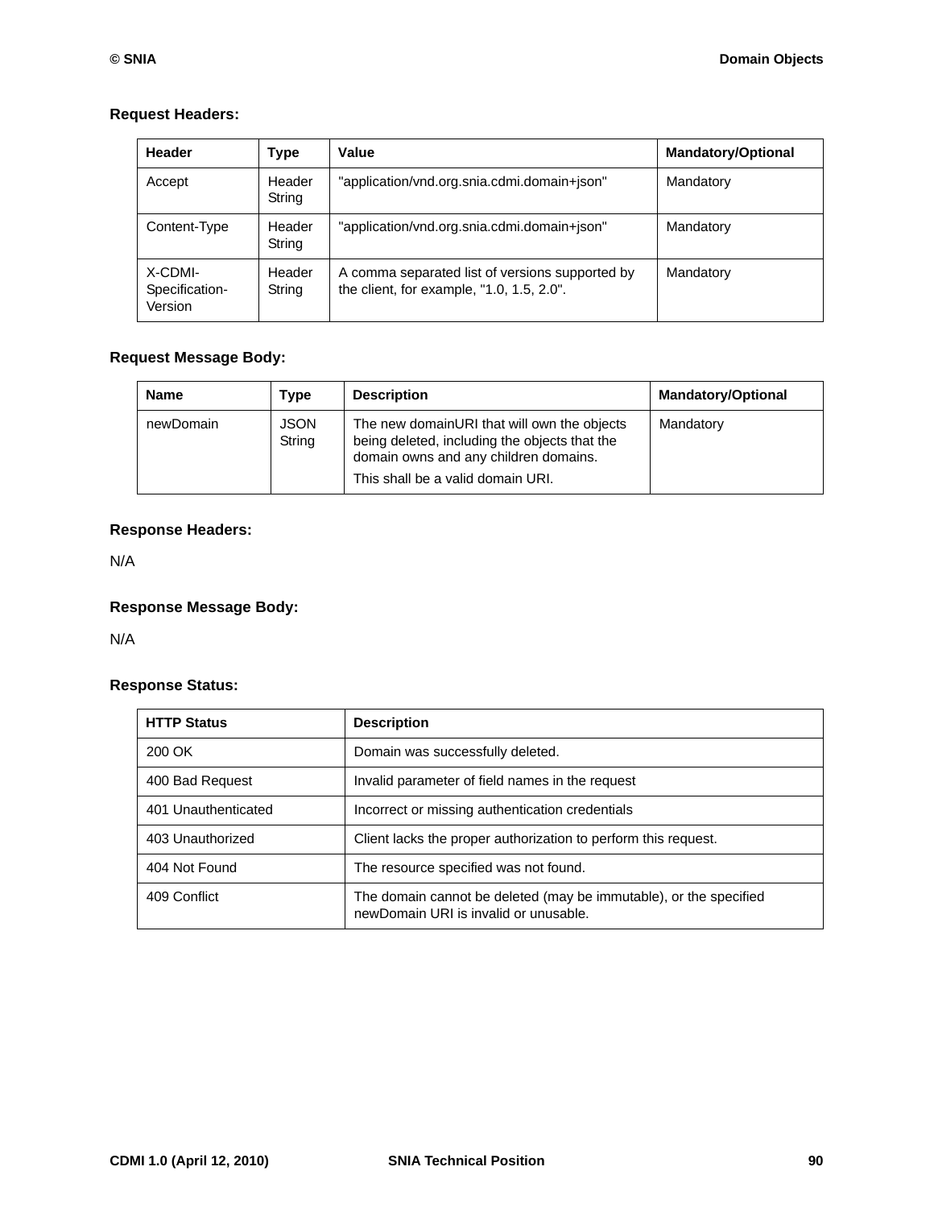**Request Headers:**

| Header | Type | Value | Mandatory/Optional |
|---|---|---|---|
| Accept | Header String | "application/vnd.org.snia.cdmi.domain+json" | Mandatory |
| Content-Type | Header String | "application/vnd.org.snia.cdmi.domain+json" | Mandatory |
| X-CDMI-Specification-Version | Header String | A comma separated list of versions supported by the client, for example, "1.0, 1.5, 2.0". | Mandatory |

**Request Message Body:**

| Name | Type | Description | Mandatory/Optional |
|---|---|---|---|
| newDomain | JSON String | The new domainURI that will own the objects being deleted, including the objects that the domain owns and any children domains. This shall be a valid domain URI. | Mandatory |

**Response Headers:**

N/A

**Response Message Body:**

N/A

**Response Status:**

| HTTP Status | Description |
|---|---|
| 200 OK | Domain was successfully deleted. |
| 400 Bad Request | Invalid parameter of field names in the request |
| 401 Unauthenticated | Incorrect or missing authentication credentials |
| 403 Unauthorized | Client lacks the proper authorization to perform this request. |
| 404 Not Found | The resource specified was not found. |
| 409 Conflict | The domain cannot be deleted (may be immutable), or the specified newDomain URI is invalid or unusable. |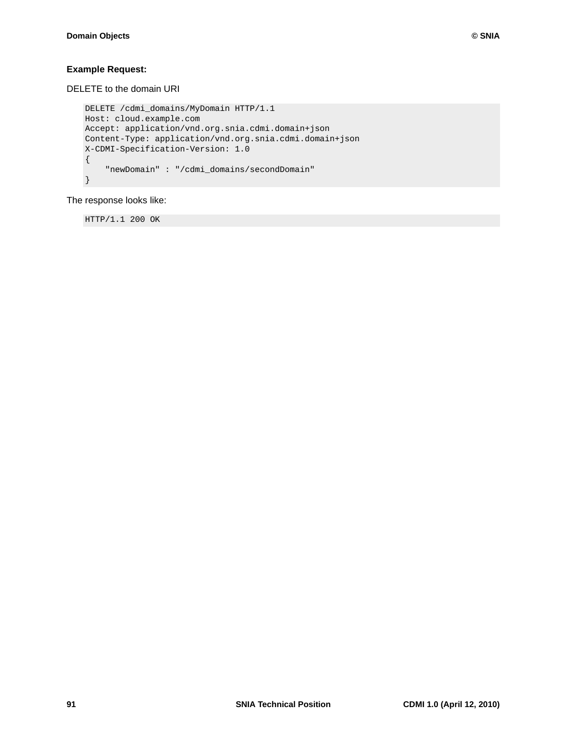**Example Request:**

DELETE to the domain URI

```
DELETE /cdmi_domains/MyDomain HTTP/1.1
Host: cloud.example.com
Accept: application/vnd.org.snia.cdmi.domain+json
Content-Type: application/vnd.org.snia.cdmi.domain+json
X-CDMI-Specification-Version: 1.0
{
    "newDomain" : "/cdmi_domains/secondDomain"
}
```

The response looks like:

```
HTTP/1.1 200 OK
```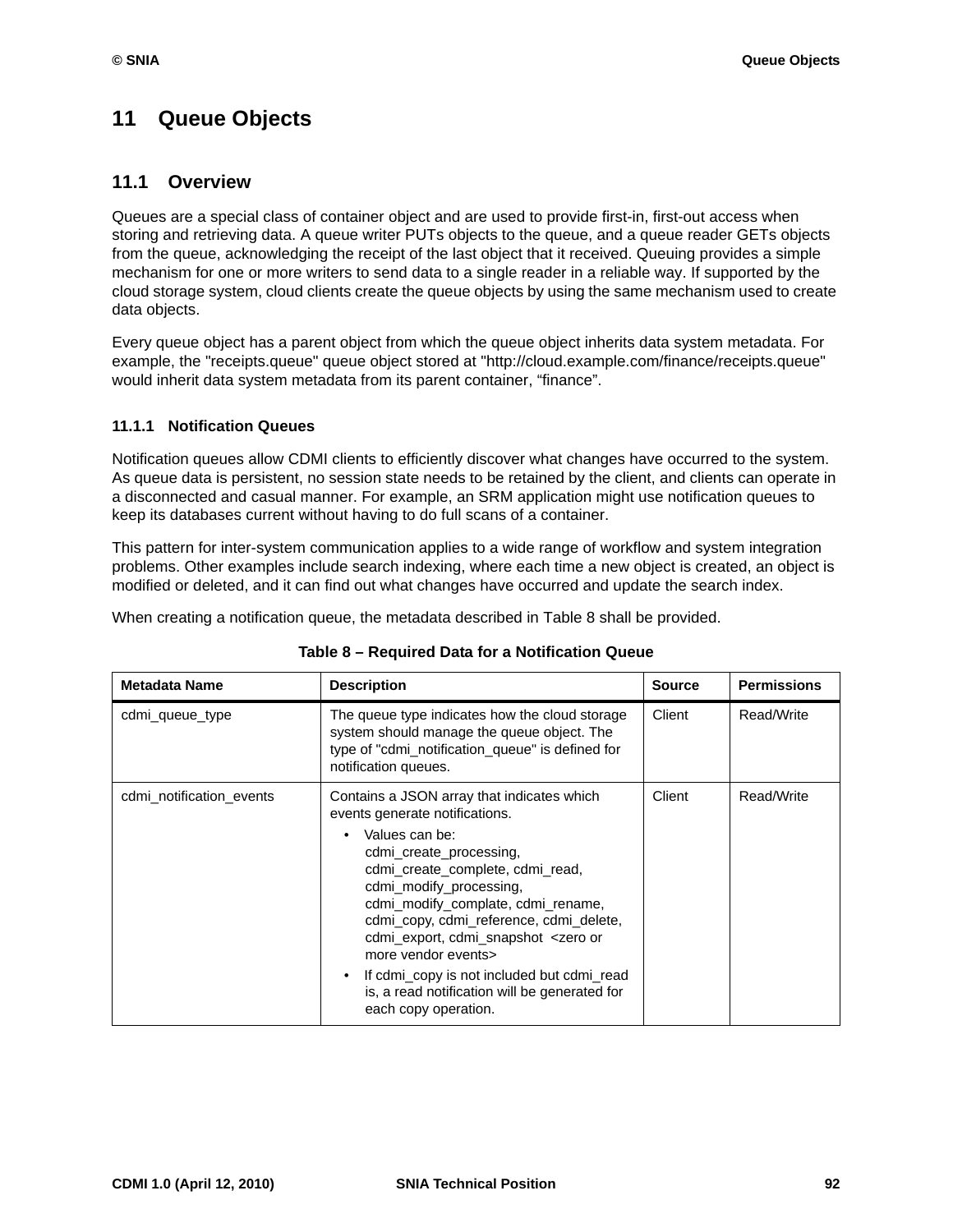# 11 Queue Objects

## 11.1 Overview

Queues are a special class of container object and are used to provide first-in, first-out access when storing and retrieving data. A queue writer PUTs objects to the queue, and a queue reader GETs objects from the queue, acknowledging the receipt of the last object that it received. Queuing provides a simple mechanism for one or more writers to send data to a single reader in a reliable way. If supported by the cloud storage system, cloud clients create the queue objects by using the same mechanism used to create data objects.

Every queue object has a parent object from which the queue object inherits data system metadata. For example, the "receipts.queue" queue object stored at "http://cloud.example.com/finance/receipts.queue" would inherit data system metadata from its parent container, “finance”.

### 11.1.1 Notification Queues

Notification queues allow CDMI clients to efficiently discover what changes have occurred to the system. As queue data is persistent, no session state needs to be retained by the client, and clients can operate in a disconnected and casual manner. For example, an SRM application might use notification queues to keep its databases current without having to do full scans of a container.

This pattern for inter-system communication applies to a wide range of workflow and system integration problems. Other examples include search indexing, where each time a new object is created, an object is modified or deleted, and it can find out what changes have occurred and update the search index.

When creating a notification queue, the metadata described in Table 8 shall be provided.

**Table 8 – Required Data for a Notification Queue**

| Metadata Name | Description | Source | Permissions |
|---|---|---|---|
| cdmi_queue_type | The queue type indicates how the cloud storage system should manage the queue object. The type of "cdmi_notification_queue" is defined for notification queues. | Client | Read/Write |
| cdmi_notification_events | Contains a JSON array that indicates which events generate notifications.<br>• Values can be: cdmi_create_processing, cdmi_create_complete, cdmi_read, cdmi_modify_processing, cdmi_modify_complate, cdmi_rename, cdmi_copy, cdmi_reference, cdmi_delete, cdmi_export, cdmi_snapshot <zero or more vendor events><br>• If cdmi_copy is not included but cdmi_read is, a read notification will be generated for each copy operation. | Client | Read/Write |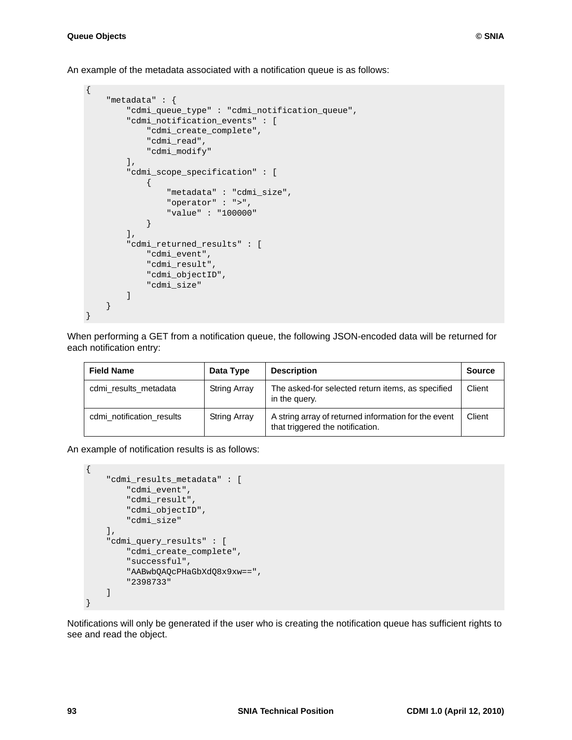An example of the metadata associated with a notification queue is as follows:

```
{
    "metadata" : {
        "cdmi_queue_type" : "cdmi_notification_queue",
        "cdmi_notification_events" : [
            "cdmi_create_complete",
            "cdmi_read",
            "cdmi_modify"
        ],
        "cdmi_scope_specification" : [
            {
                "metadata" : "cdmi_size",
                "operator" : ">",
                "value" : "100000"
            }
        ],
        "cdmi_returned_results" : [
            "cdmi_event",
            "cdmi_result",
            "cdmi_objectID",
            "cdmi_size"
        ]
    }
}
```

When performing a GET from a notification queue, the following JSON-encoded data will be returned for each notification entry:

| Field Name | Data Type | Description | Source |
| --- | --- | --- | --- |
| cdmi_results_metadata | String Array | The asked-for selected return items, as specified in the query. | Client |
| cdmi_notification_results | String Array | A string array of returned information for the event that triggered the notification. | Client |

An example of notification results is as follows:

```
{
    "cdmi_results_metadata" : [
        "cdmi_event",
        "cdmi_result",
        "cdmi_objectID",
        "cdmi_size"
    ],
    "cdmi_query_results" : [
        "cdmi_create_complete",
        "successful",
        "AABwbQAQcPHaGbXdQ8x9xw==",
        "2398733"
    ]
}
```

Notifications will only be generated if the user who is creating the notification queue has sufficient rights to see and read the object.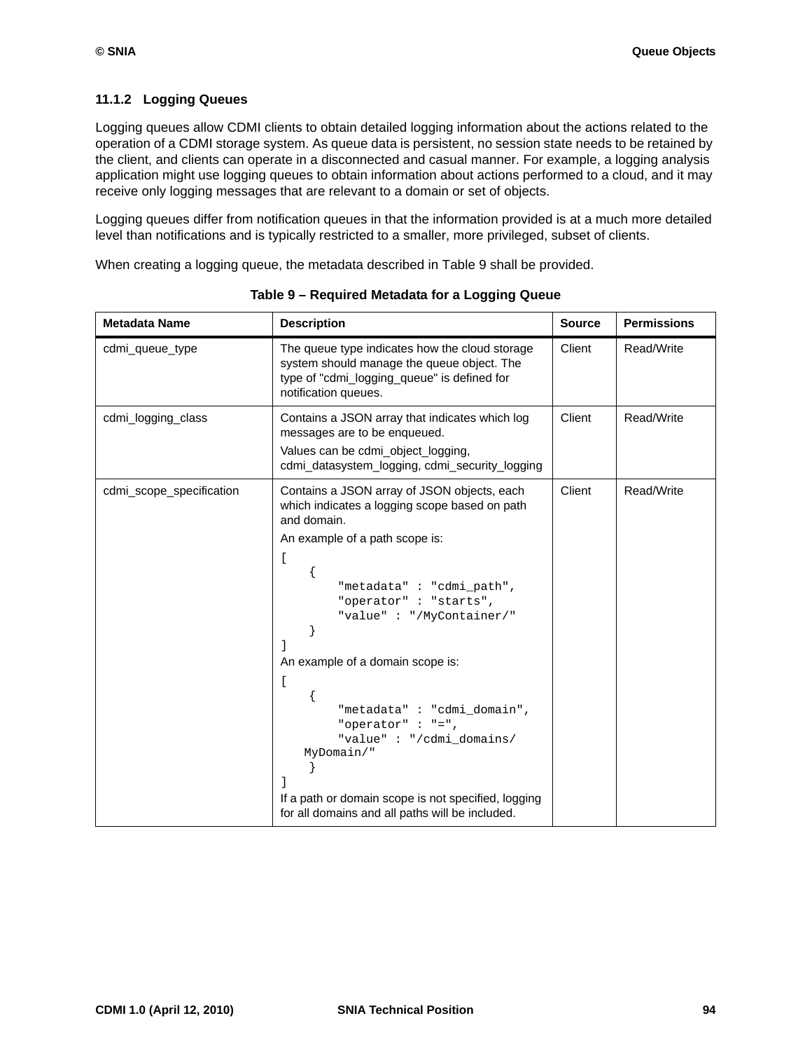### 11.1.2 Logging Queues

Logging queues allow CDMI clients to obtain detailed logging information about the actions related to the operation of a CDMI storage system. As queue data is persistent, no session state needs to be retained by the client, and clients can operate in a disconnected and casual manner. For example, a logging analysis application might use logging queues to obtain information about actions performed to a cloud, and it may receive only logging messages that are relevant to a domain or set of objects.

Logging queues differ from notification queues in that the information provided is at a much more detailed level than notifications and is typically restricted to a smaller, more privileged, subset of clients.

When creating a logging queue, the metadata described in Table 9 shall be provided.

**Table 9 – Required Metadata for a Logging Queue**

| Metadata Name | Description | Source | Permissions |
|---|---|---|---|
| cdmi_queue_type | The queue type indicates how the cloud storage system should manage the queue object. The type of "cdmi_logging_queue" is defined for notification queues. | Client | Read/Write |
| cdmi_logging_class | Contains a JSON array that indicates which log messages are to be enqueued.<br>Values can be cdmi_object_logging, cdmi_datasystem_logging, cdmi_security_logging | Client | Read/Write |
| cdmi_scope_specification | Contains a JSON array of JSON objects, each which indicates a logging scope based on path and domain.<br>An example of a path scope is:<br>`[ { "metadata" : "cdmi_path", "operator" : "starts", "value" : "/MyContainer/" } ]`<br>An example of a domain scope is:<br>`[ { "metadata" : "cdmi_domain", "operator" : "=", "value" : "/cdmi_domains/MyDomain/" } ]`<br>If a path or domain scope is not specified, logging for all domains and all paths will be included. | Client | Read/Write |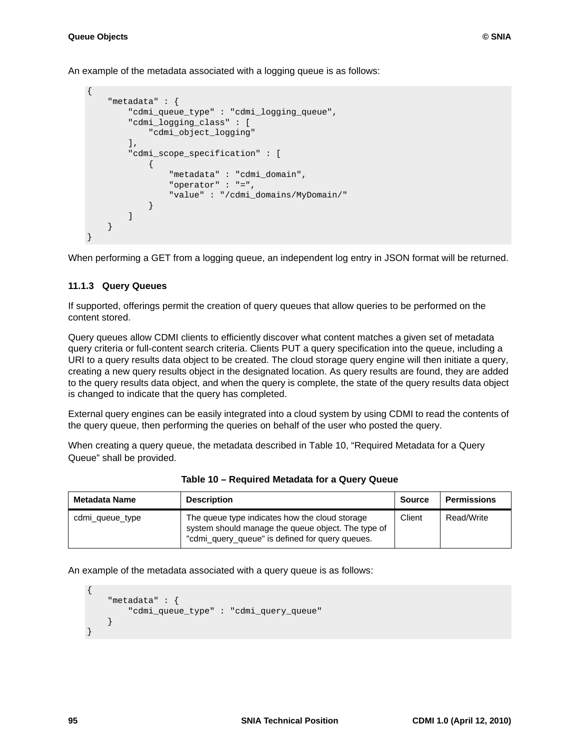An example of the metadata associated with a logging queue is as follows:

```
{
    "metadata" : {
        "cdmi_queue_type" : "cdmi_logging_queue",
        "cdmi_logging_class" : [
            "cdmi_object_logging"
        ],
        "cdmi_scope_specification" : [
            {
                "metadata" : "cdmi_domain",
                "operator" : "=",
                "value" : "/cdmi_domains/MyDomain/"
            }
        ]
    }
}
```

When performing a GET from a logging queue, an independent log entry in JSON format will be returned.

### 11.1.3 Query Queues

If supported, offerings permit the creation of query queues that allow queries to be performed on the content stored.

Query queues allow CDMI clients to efficiently discover what content matches a given set of metadata query criteria or full-content search criteria. Clients PUT a query specification into the queue, including a URI to a query results data object to be created. The cloud storage query engine will then initiate a query, creating a new query results object in the designated location. As query results are found, they are added to the query results data object, and when the query is complete, the state of the query results data object is changed to indicate that the query has completed.

External query engines can be easily integrated into a cloud system by using CDMI to read the contents of the query queue, then performing the queries on behalf of the user who posted the query.

When creating a query queue, the metadata described in Table 10, "Required Metadata for a Query Queue" shall be provided.

**Table 10 – Required Metadata for a Query Queue**

| Metadata Name | Description | Source | Permissions |
|---|---|---|---|
| cdmi_queue_type | The queue type indicates how the cloud storage system should manage the queue object. The type of "cdmi_query_queue" is defined for query queues. | Client | Read/Write |

An example of the metadata associated with a query queue is as follows:

```
{
    "metadata" : {
        "cdmi_queue_type" : "cdmi_query_queue"
    }
}
```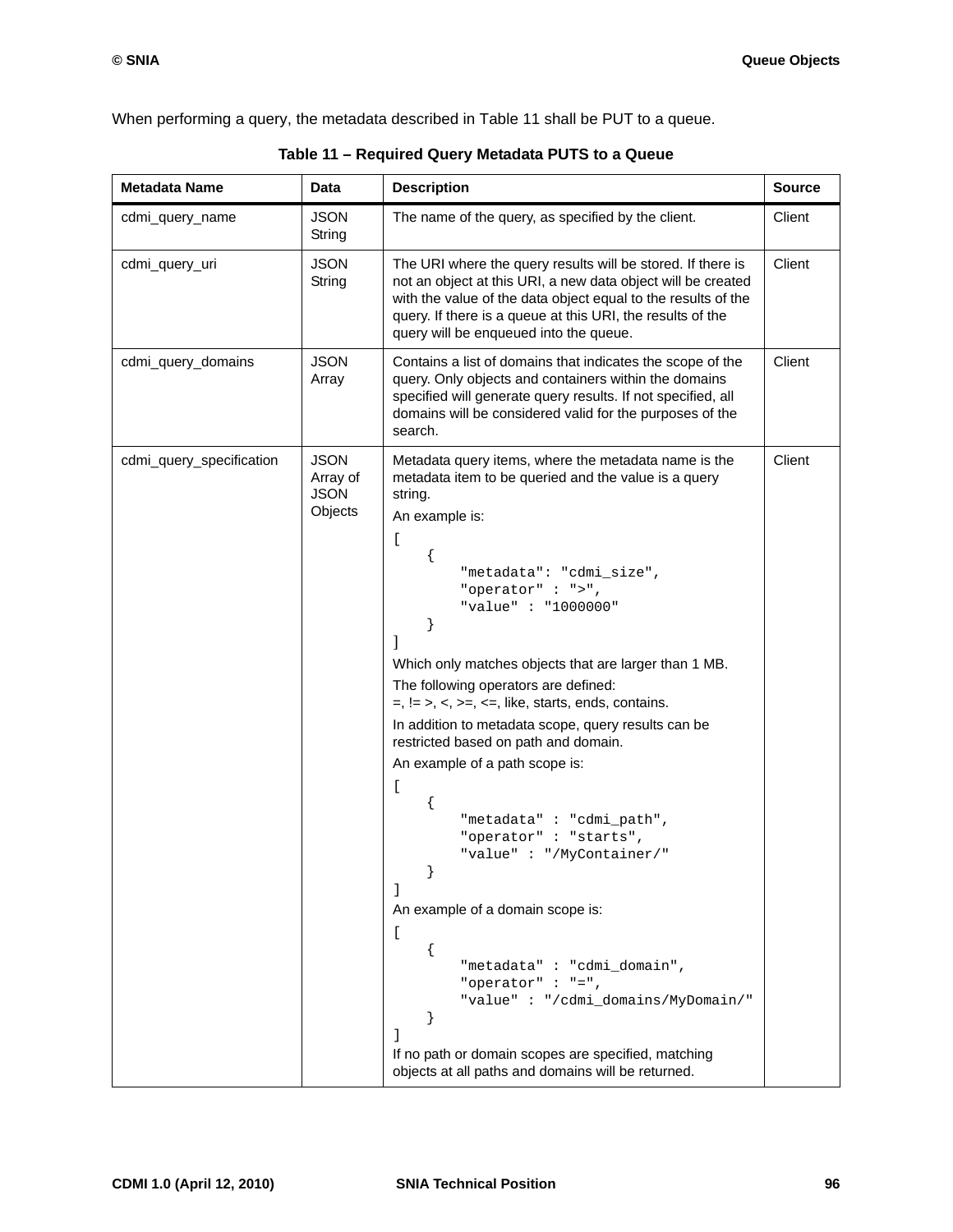When performing a query, the metadata described in Table 11 shall be PUT to a queue.

**Table 11 – Required Query Metadata PUTS to a Queue**

| Metadata Name | Data | Description | Source |
|---|---|---|---|
| cdmi_query_name | JSON String | The name of the query, as specified by the client. | Client |
| cdmi_query_uri | JSON String | The URI where the query results will be stored. If there is not an object at this URI, a new data object will be created with the value of the data object equal to the results of the query. If there is a queue at this URI, the results of the query will be enqueued into the queue. | Client |
| cdmi_query_domains | JSON Array | Contains a list of domains that indicates the scope of the query. Only objects and containers within the domains specified will generate query results. If not specified, all domains will be considered valid for the purposes of the search. | Client |
| cdmi_query_specification | JSON Array of JSON Objects | Metadata query items, where the metadata name is the metadata item to be queried and the value is a query string.<br>An example is:<br>`[ { "metadata": "cdmi_size", "operator" : ">", "value" : "1000000" } ]`<br>Which only matches objects that are larger than 1 MB.<br>The following operators are defined:<br>=, != >, <, >=, <=, like, starts, ends, contains.<br>In addition to metadata scope, query results can be restricted based on path and domain.<br>An example of a path scope is:<br>`[ { "metadata" : "cdmi_path", "operator" : "starts", "value" : "/MyContainer/" } ]`<br>An example of a domain scope is:<br>`[ { "metadata" : "cdmi_domain", "operator" : "=", "value" : "/cdmi_domains/MyDomain/" } ]`<br>If no path or domain scopes are specified, matching objects at all paths and domains will be returned. | Client |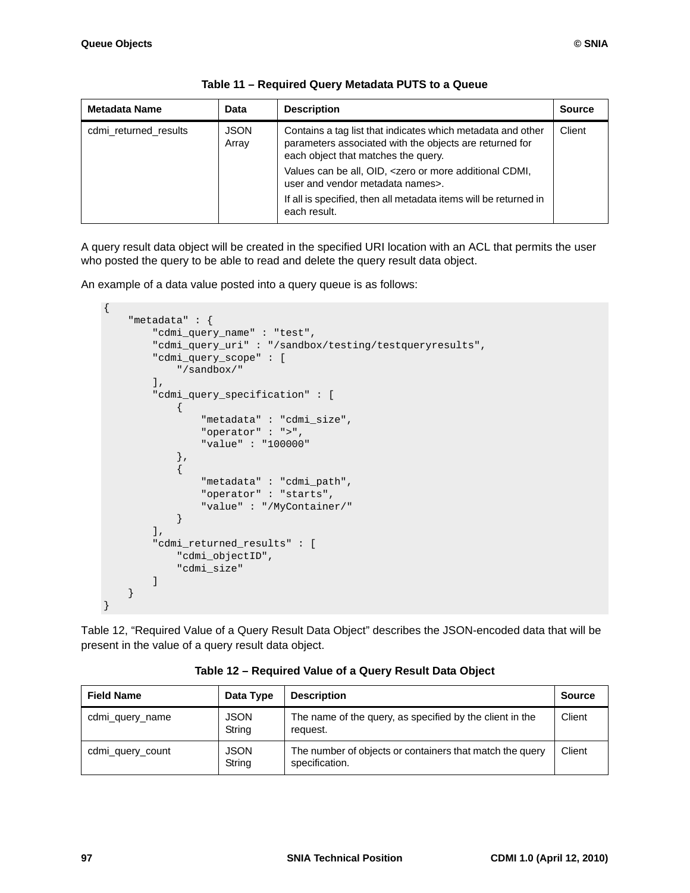**Table 11 – Required Query Metadata PUTS to a Queue**

| Metadata Name | Data | Description | Source |
|---|---|---|---|
| cdmi_returned_results | JSON Array | Contains a tag list that indicates which metadata and other parameters associated with the objects are returned for each object that matches the query.<br>Values can be all, OID, <zero or more additional CDMI, user and vendor metadata names>.<br>If all is specified, then all metadata items will be returned in each result. | Client |

A query result data object will be created in the specified URI location with an ACL that permits the user who posted the query to be able to read and delete the query result data object.

An example of a data value posted into a query queue is as follows:

```
{
    "metadata" : {
        "cdmi_query_name" : "test",
        "cdmi_query_uri" : "/sandbox/testing/testqueryresults",
        "cdmi_query_scope" : [
            "/sandbox/"
        ],
        "cdmi_query_specification" : [
            {
                "metadata" : "cdmi_size",
                "operator" : ">",
                "value" : "100000"
            },
            {
                "metadata" : "cdmi_path",
                "operator" : "starts",
                "value" : "/MyContainer/"
            }
        ],
        "cdmi_returned_results" : [
            "cdmi_objectID",
            "cdmi_size"
        ]
    }
}
```

Table 12, "Required Value of a Query Result Data Object" describes the JSON-encoded data that will be present in the value of a query result data object.

**Table 12 – Required Value of a Query Result Data Object**

| Field Name | Data Type | Description | Source |
|---|---|---|---|
| cdmi_query_name | JSON String | The name of the query, as specified by the client in the request. | Client |
| cdmi_query_count | JSON String | The number of objects or containers that match the query specification. | Client |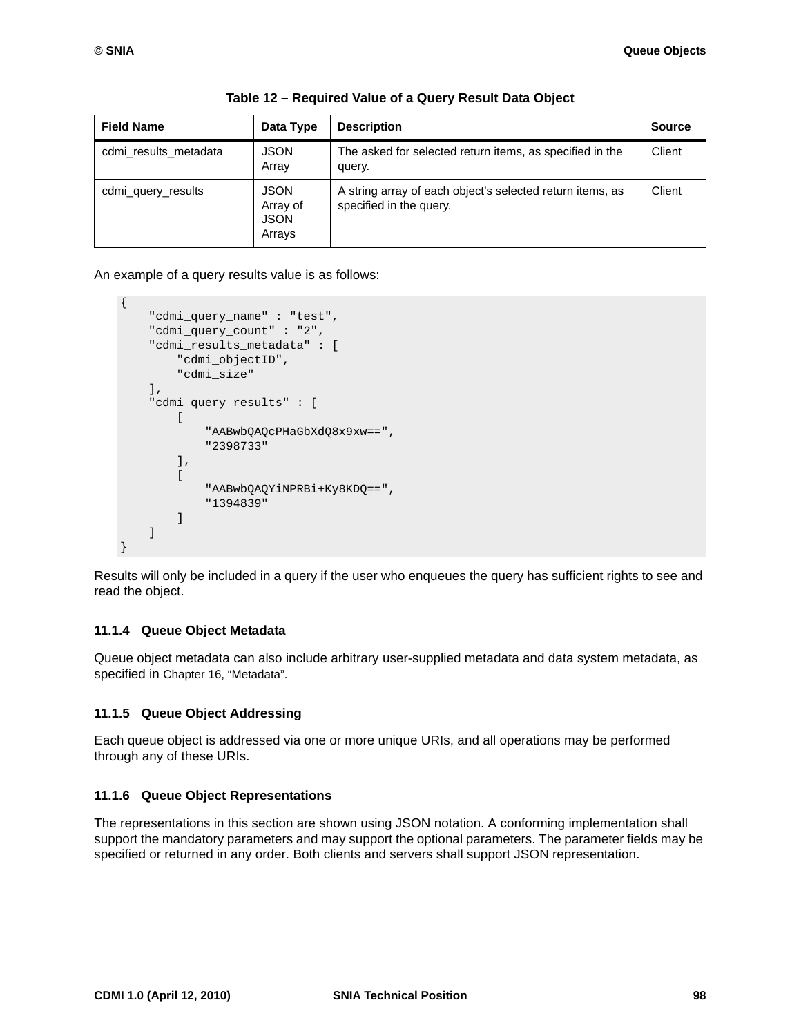**Table 12 – Required Value of a Query Result Data Object**

| Field Name | Data Type | Description | Source |
|---|---|---|---|
| cdmi_results_metadata | JSON Array | The asked for selected return items, as specified in the query. | Client |
| cdmi_query_results | JSON Array of JSON Arrays | A string array of each object's selected return items, as specified in the query. | Client |

An example of a query results value is as follows:

```
{
    "cdmi_query_name" : "test",
    "cdmi_query_count" : "2",
    "cdmi_results_metadata" : [
        "cdmi_objectID",
        "cdmi_size"
    ],
    "cdmi_query_results" : [
        [
            "AABwbQAQcPHaGbXdQ8x9xw==",
            "2398733"
        ],
        [
            "AABwbQAQYiNPRBi+Ky8KDQ==",
            "1394839"
        ]
    ]
}
```

Results will only be included in a query if the user who enqueues the query has sufficient rights to see and read the object.

### 11.1.4 Queue Object Metadata

Queue object metadata can also include arbitrary user-supplied metadata and data system metadata, as specified in Chapter 16, “Metadata”.

### 11.1.5 Queue Object Addressing

Each queue object is addressed via one or more unique URIs, and all operations may be performed through any of these URIs.

### 11.1.6 Queue Object Representations

The representations in this section are shown using JSON notation. A conforming implementation shall support the mandatory parameters and may support the optional parameters. The parameter fields may be specified or returned in any order. Both clients and servers shall support JSON representation.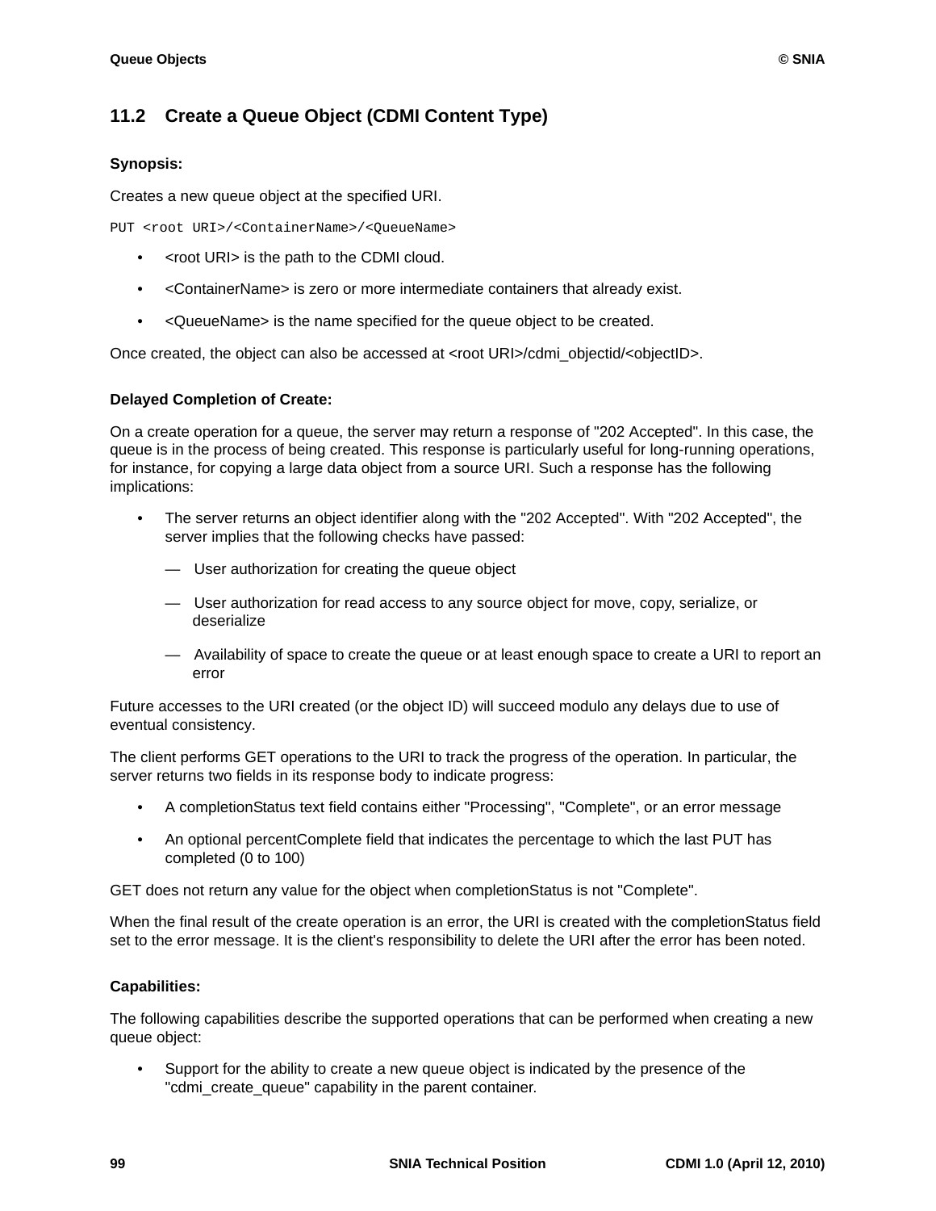## 11.2 Create a Queue Object (CDMI Content Type)

**Synopsis:**

Creates a new queue object at the specified URI.

```
PUT <root URI>/<ContainerName>/<QueueName>
```

- <root URI> is the path to the CDMI cloud.
- <ContainerName> is zero or more intermediate containers that already exist.
- <QueueName> is the name specified for the queue object to be created.

Once created, the object can also be accessed at <root URI>/cdmi_objectid/<objectID>.

**Delayed Completion of Create:**

On a create operation for a queue, the server may return a response of "202 Accepted". In this case, the queue is in the process of being created. This response is particularly useful for long-running operations, for instance, for copying a large data object from a source URI. Such a response has the following implications:

- The server returns an object identifier along with the "202 Accepted". With "202 Accepted", the server implies that the following checks have passed:
  - User authorization for creating the queue object
  - User authorization for read access to any source object for move, copy, serialize, or deserialize
  - Availability of space to create the queue or at least enough space to create a URI to report an error

Future accesses to the URI created (or the object ID) will succeed modulo any delays due to use of eventual consistency.

The client performs GET operations to the URI to track the progress of the operation. In particular, the server returns two fields in its response body to indicate progress:

- A completionStatus text field contains either "Processing", "Complete", or an error message
- An optional percentComplete field that indicates the percentage to which the last PUT has completed (0 to 100)

GET does not return any value for the object when completionStatus is not "Complete".

When the final result of the create operation is an error, the URI is created with the completionStatus field set to the error message. It is the client's responsibility to delete the URI after the error has been noted.

**Capabilities:**

The following capabilities describe the supported operations that can be performed when creating a new queue object:

- Support for the ability to create a new queue object is indicated by the presence of the "cdmi_create_queue" capability in the parent container.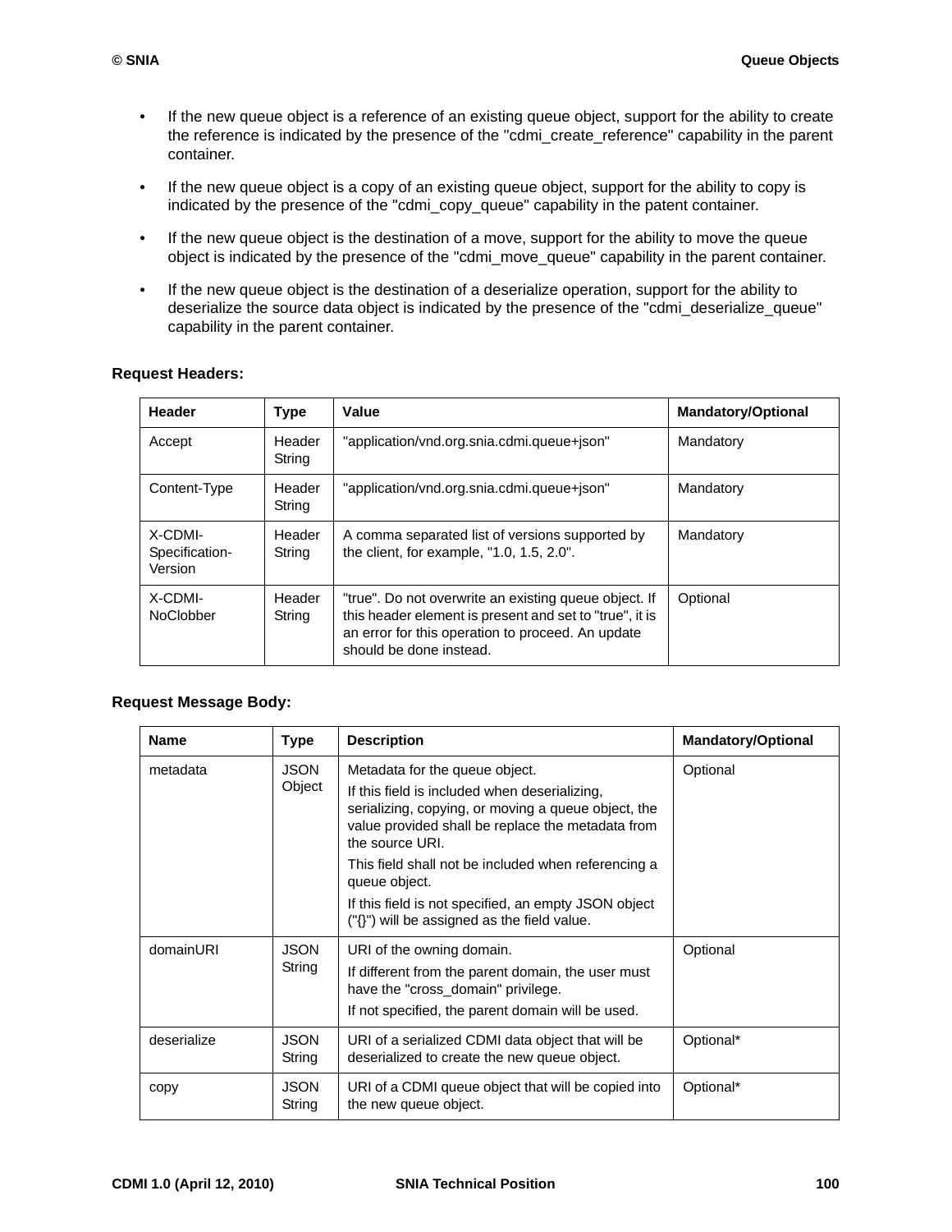- If the new queue object is a reference of an existing queue object, support for the ability to create the reference is indicated by the presence of the "cdmi_create_reference" capability in the parent container.
- If the new queue object is a copy of an existing queue object, support for the ability to copy is indicated by the presence of the "cdmi_copy_queue" capability in the patent container.
- If the new queue object is the destination of a move, support for the ability to move the queue object is indicated by the presence of the "cdmi_move_queue" capability in the parent container.
- If the new queue object is the destination of a deserialize operation, support for the ability to deserialize the source data object is indicated by the presence of the "cdmi_deserialize_queue" capability in the parent container.

**Request Headers:**

| Header | Type | Value | Mandatory/Optional |
|---|---|---|---|
| Accept | Header String | "application/vnd.org.snia.cdmi.queue+json" | Mandatory |
| Content-Type | Header String | "application/vnd.org.snia.cdmi.queue+json" | Mandatory |
| X-CDMI-Specification-Version | Header String | A comma separated list of versions supported by the client, for example, "1.0, 1.5, 2.0". | Mandatory |
| X-CDMI-NoClobber | Header String | "true". Do not overwrite an existing queue object. If this header element is present and set to "true", it is an error for this operation to proceed. An update should be done instead. | Optional |

**Request Message Body:**

| Name | Type | Description | Mandatory/Optional |
|---|---|---|---|
| metadata | JSON Object | Metadata for the queue object.<br>If this field is included when deserializing, serializing, copying, or moving a queue object, the value provided shall be replace the metadata from the source URI.<br>This field shall not be included when referencing a queue object.<br>If this field is not specified, an empty JSON object ("{}") will be assigned as the field value. | Optional |
| domainURI | JSON String | URI of the owning domain.<br>If different from the parent domain, the user must have the "cross_domain" privilege.<br>If not specified, the parent domain will be used. | Optional |
| deserialize | JSON String | URI of a serialized CDMI data object that will be deserialized to create the new queue object. | Optional* |
| copy | JSON String | URI of a CDMI queue object that will be copied into the new queue object. | Optional* |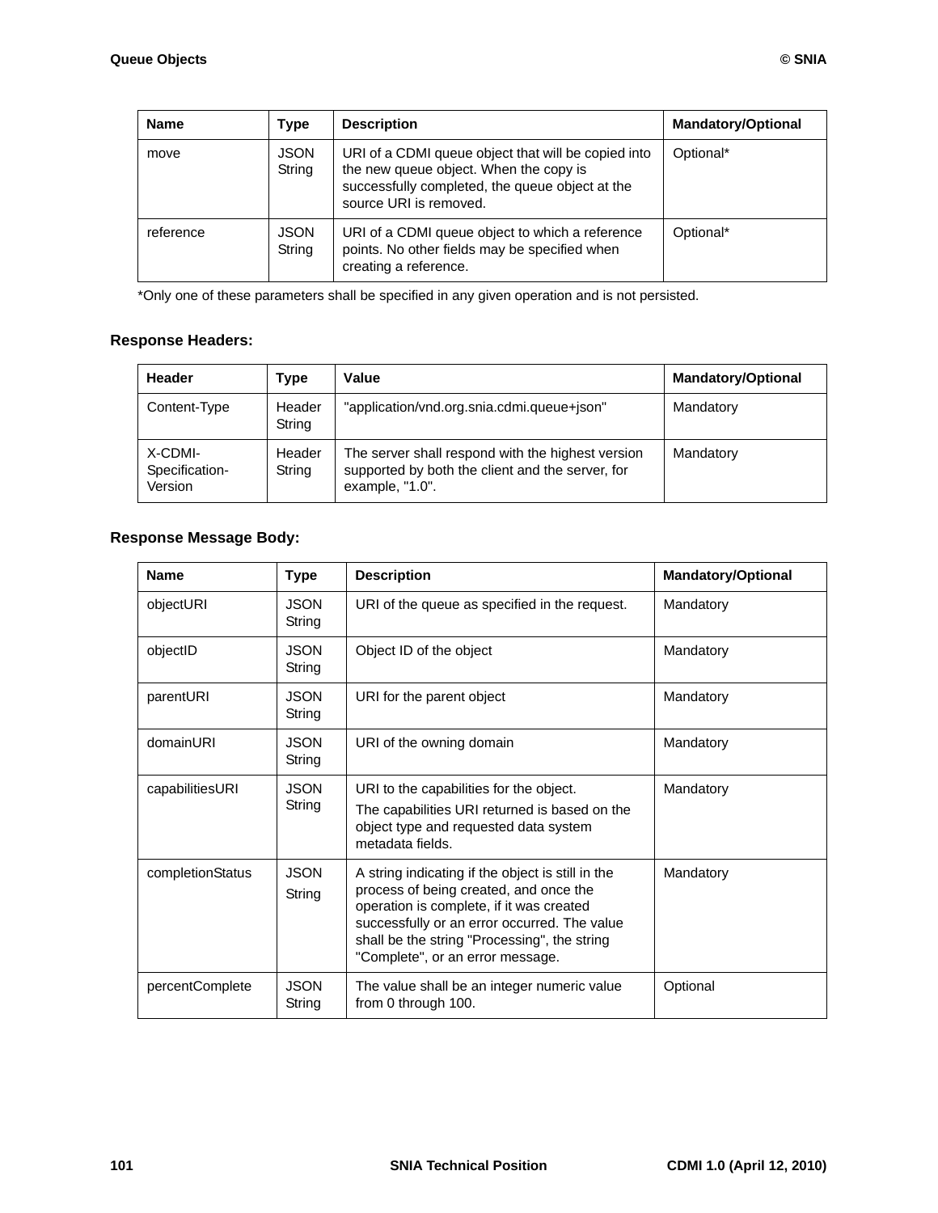| Name | Type | Description | Mandatory/Optional |
|---|---|---|---|
| move | JSON String | URI of a CDMI queue object that will be copied into the new queue object. When the copy is successfully completed, the queue object at the source URI is removed. | Optional* |
| reference | JSON String | URI of a CDMI queue object to which a reference points. No other fields may be specified when creating a reference. | Optional* |

*Only one of these parameters shall be specified in any given operation and is not persisted.

**Response Headers:**

| Header | Type | Value | Mandatory/Optional |
|---|---|---|---|
| Content-Type | Header String | "application/vnd.org.snia.cdmi.queue+json" | Mandatory |
| X-CDMI-Specification-Version | Header String | The server shall respond with the highest version supported by both the client and the server, for example, "1.0". | Mandatory |

**Response Message Body:**

| Name | Type | Description | Mandatory/Optional |
|---|---|---|---|
| objectURI | JSON String | URI of the queue as specified in the request. | Mandatory |
| objectID | JSON String | Object ID of the object | Mandatory |
| parentURI | JSON String | URI for the parent object | Mandatory |
| domainURI | JSON String | URI of the owning domain | Mandatory |
| capabilitiesURI | JSON String | URI to the capabilities for the object. The capabilities URI returned is based on the object type and requested data system metadata fields. | Mandatory |
| completionStatus | JSON String | A string indicating if the object is still in the process of being created, and once the operation is complete, if it was created successfully or an error occurred. The value shall be the string "Processing", the string "Complete", or an error message. | Mandatory |
| percentComplete | JSON String | The value shall be an integer numeric value from 0 through 100. | Optional |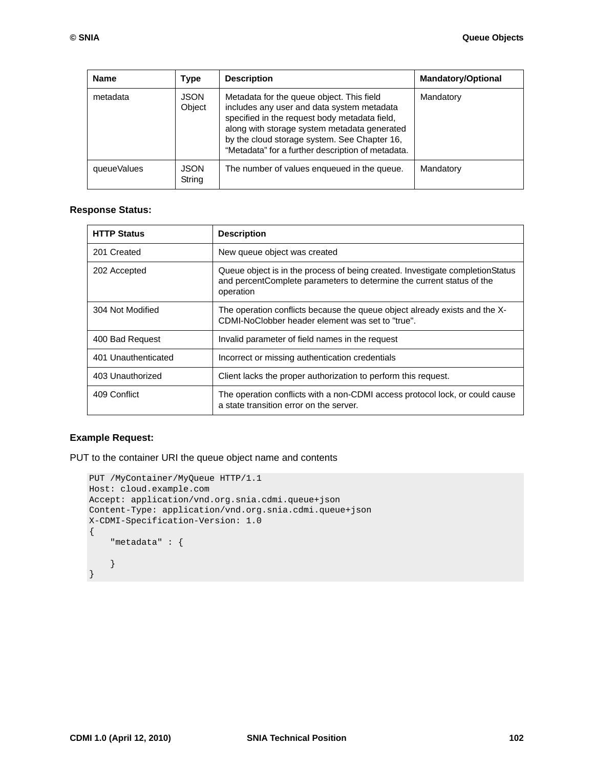| Name | Type | Description | Mandatory/Optional |
| --- | --- | --- | --- |
| metadata | JSON Object | Metadata for the queue object. This field includes any user and data system metadata specified in the request body metadata field, along with storage system metadata generated by the cloud storage system. See Chapter 16, “Metadata” for a further description of metadata. | Mandatory |
| queueValues | JSON String | The number of values enqueued in the queue. | Mandatory |

**Response Status:**

| HTTP Status | Description |
| --- | --- |
| 201 Created | New queue object was created |
| 202 Accepted | Queue object is in the process of being created. Investigate completionStatus and percentComplete parameters to determine the current status of the operation |
| 304 Not Modified | The operation conflicts because the queue object already exists and the X-CDMI-NoClobber header element was set to "true". |
| 400 Bad Request | Invalid parameter of field names in the request |
| 401 Unauthenticated | Incorrect or missing authentication credentials |
| 403 Unauthorized | Client lacks the proper authorization to perform this request. |
| 409 Conflict | The operation conflicts with a non-CDMI access protocol lock, or could cause a state transition error on the server. |

**Example Request:**

PUT to the container URI the queue object name and contents

```
PUT /MyContainer/MyQueue HTTP/1.1
Host: cloud.example.com
Accept: application/vnd.org.snia.cdmi.queue+json
Content-Type: application/vnd.org.snia.cdmi.queue+json
X-CDMI-Specification-Version: 1.0
{
    "metadata" : {

    }
}
```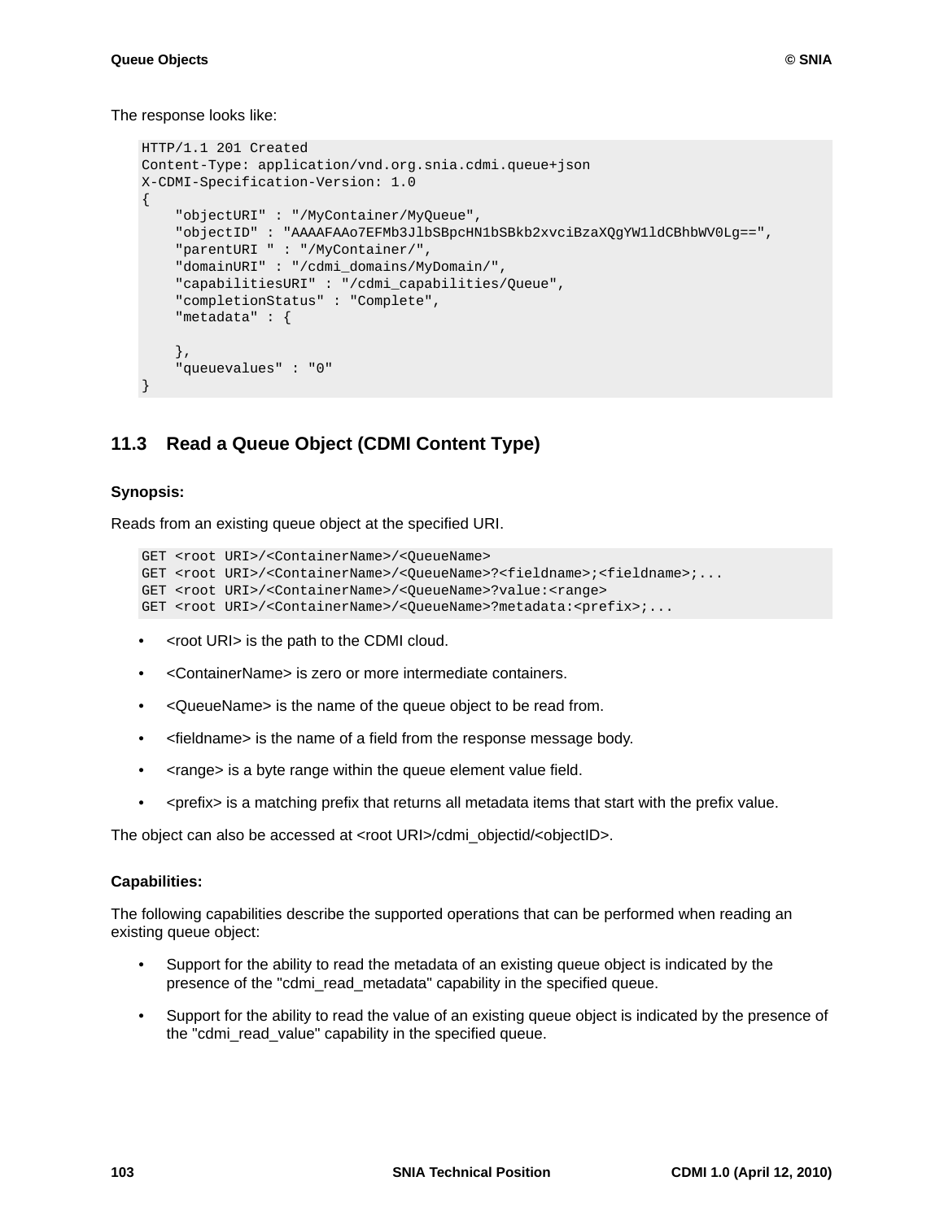The response looks like:

```
HTTP/1.1 201 Created
Content-Type: application/vnd.org.snia.cdmi.queue+json
X-CDMI-Specification-Version: 1.0
{
    "objectURI" : "/MyContainer/MyQueue",
    "objectID" : "AAAAFAAo7EFMb3JlbSBpcHN1bSBkb2xvciBzaXQgYW1ldCBhbWV0Lg==",
    "parentURI " : "/MyContainer/",
    "domainURI" : "/cdmi_domains/MyDomain/",
    "capabilitiesURI" : "/cdmi_capabilities/Queue",
    "completionStatus" : "Complete",
    "metadata" : {

    },
    "queuevalues" : "0"
}
```

## 11.3 Read a Queue Object (CDMI Content Type)

**Synopsis:**

Reads from an existing queue object at the specified URI.

```
GET <root URI>/<ContainerName>/<QueueName>
GET <root URI>/<ContainerName>/<QueueName>?<fieldname>;<fieldname>;...
GET <root URI>/<ContainerName>/<QueueName>?value:<range>
GET <root URI>/<ContainerName>/<QueueName>?metadata:<prefix>;...
```

- <root URI> is the path to the CDMI cloud.
- <ContainerName> is zero or more intermediate containers.
- <QueueName> is the name of the queue object to be read from.
- <fieldname> is the name of a field from the response message body.
- <range> is a byte range within the queue element value field.
- <prefix> is a matching prefix that returns all metadata items that start with the prefix value.

The object can also be accessed at <root URI>/cdmi_objectid/<objectID>.

**Capabilities:**

The following capabilities describe the supported operations that can be performed when reading an existing queue object:

- Support for the ability to read the metadata of an existing queue object is indicated by the presence of the "cdmi_read_metadata" capability in the specified queue.
- Support for the ability to read the value of an existing queue object is indicated by the presence of the "cdmi_read_value" capability in the specified queue.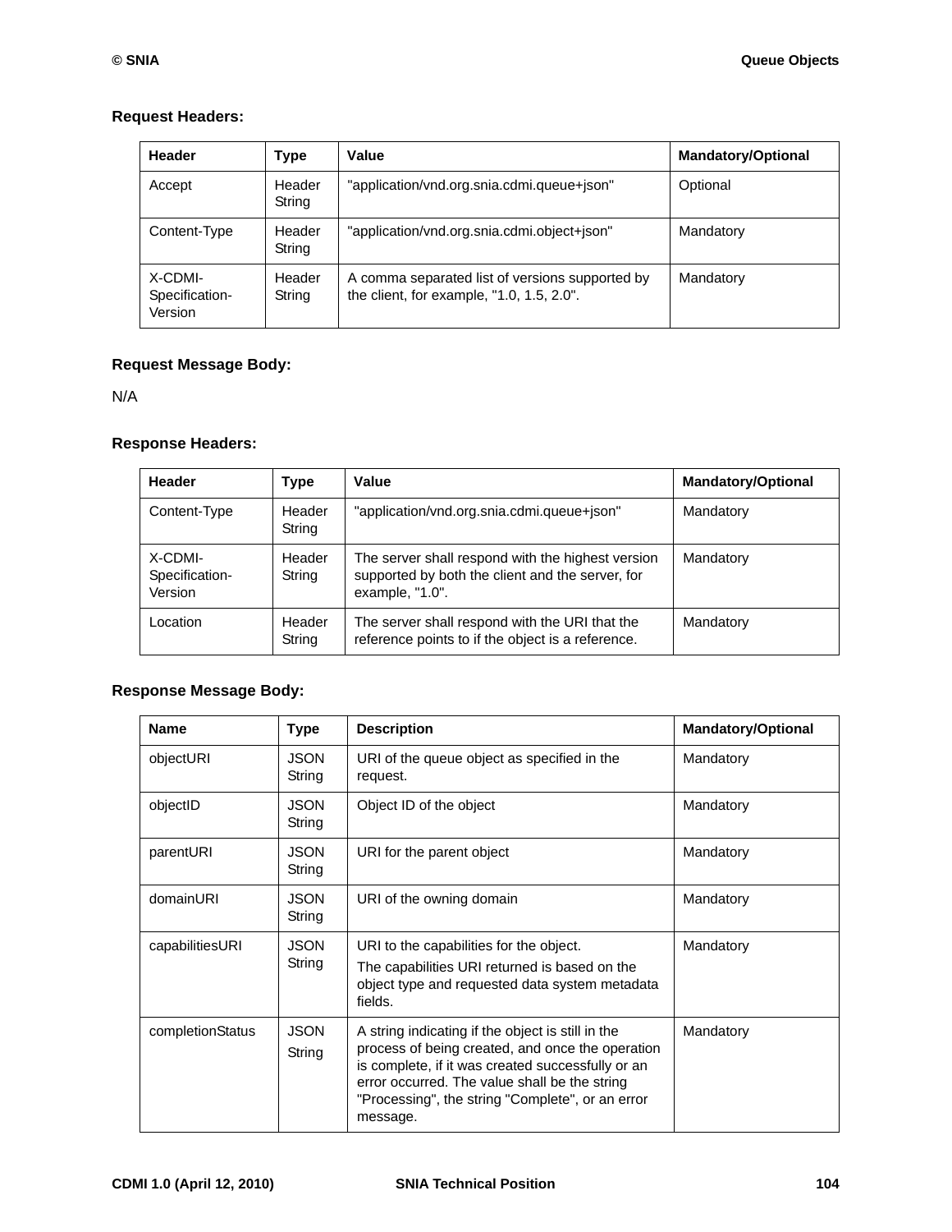**Request Headers:**

| Header | Type | Value | Mandatory/Optional |
|---|---|---|---|
| Accept | Header String | "application/vnd.org.snia.cdmi.queue+json" | Optional |
| Content-Type | Header String | "application/vnd.org.snia.cdmi.object+json" | Mandatory |
| X-CDMI-Specification-Version | Header String | A comma separated list of versions supported by the client, for example, "1.0, 1.5, 2.0". | Mandatory |

**Request Message Body:**

N/A

**Response Headers:**

| Header | Type | Value | Mandatory/Optional |
|---|---|---|---|
| Content-Type | Header String | "application/vnd.org.snia.cdmi.queue+json" | Mandatory |
| X-CDMI-Specification-Version | Header String | The server shall respond with the highest version supported by both the client and the server, for example, "1.0". | Mandatory |
| Location | Header String | The server shall respond with the URI that the reference points to if the object is a reference. | Mandatory |

**Response Message Body:**

| Name | Type | Description | Mandatory/Optional |
|---|---|---|---|
| objectURI | JSON String | URI of the queue object as specified in the request. | Mandatory |
| objectID | JSON String | Object ID of the object | Mandatory |
| parentURI | JSON String | URI for the parent object | Mandatory |
| domainURI | JSON String | URI of the owning domain | Mandatory |
| capabilitiesURI | JSON String | URI to the capabilities for the object. The capabilities URI returned is based on the object type and requested data system metadata fields. | Mandatory |
| completionStatus | JSON String | A string indicating if the object is still in the process of being created, and once the operation is complete, if it was created successfully or an error occurred. The value shall be the string "Processing", the string "Complete", or an error message. | Mandatory |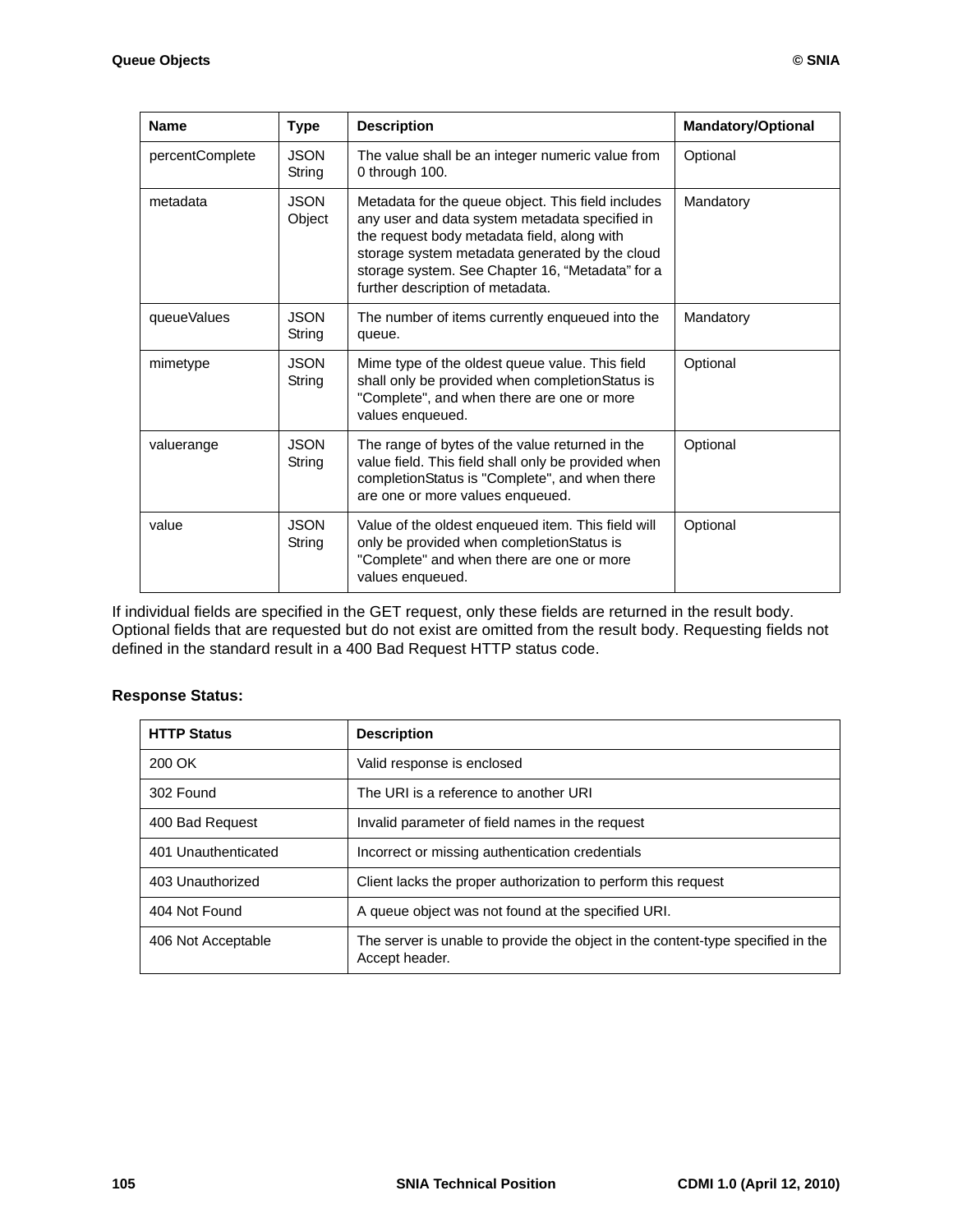| Name | Type | Description | Mandatory/Optional |
|---|---|---|---|
| percentComplete | JSON String | The value shall be an integer numeric value from 0 through 100. | Optional |
| metadata | JSON Object | Metadata for the queue object. This field includes any user and data system metadata specified in the request body metadata field, along with storage system metadata generated by the cloud storage system. See Chapter 16, "Metadata" for a further description of metadata. | Mandatory |
| queueValues | JSON String | The number of items currently enqueued into the queue. | Mandatory |
| mimetype | JSON String | Mime type of the oldest queue value. This field shall only be provided when completionStatus is "Complete", and when there are one or more values enqueued. | Optional |
| valuerange | JSON String | The range of bytes of the value returned in the value field. This field shall only be provided when completionStatus is "Complete", and when there are one or more values enqueued. | Optional |
| value | JSON String | Value of the oldest enqueued item. This field will only be provided when completionStatus is "Complete" and when there are one or more values enqueued. | Optional |

If individual fields are specified in the GET request, only these fields are returned in the result body. Optional fields that are requested but do not exist are omitted from the result body. Requesting fields not defined in the standard result in a 400 Bad Request HTTP status code.

**Response Status:**

| HTTP Status | Description |
|---|---|
| 200 OK | Valid response is enclosed |
| 302 Found | The URI is a reference to another URI |
| 400 Bad Request | Invalid parameter of field names in the request |
| 401 Unauthenticated | Incorrect or missing authentication credentials |
| 403 Unauthorized | Client lacks the proper authorization to perform this request |
| 404 Not Found | A queue object was not found at the specified URI. |
| 406 Not Acceptable | The server is unable to provide the object in the content-type specified in the Accept header. |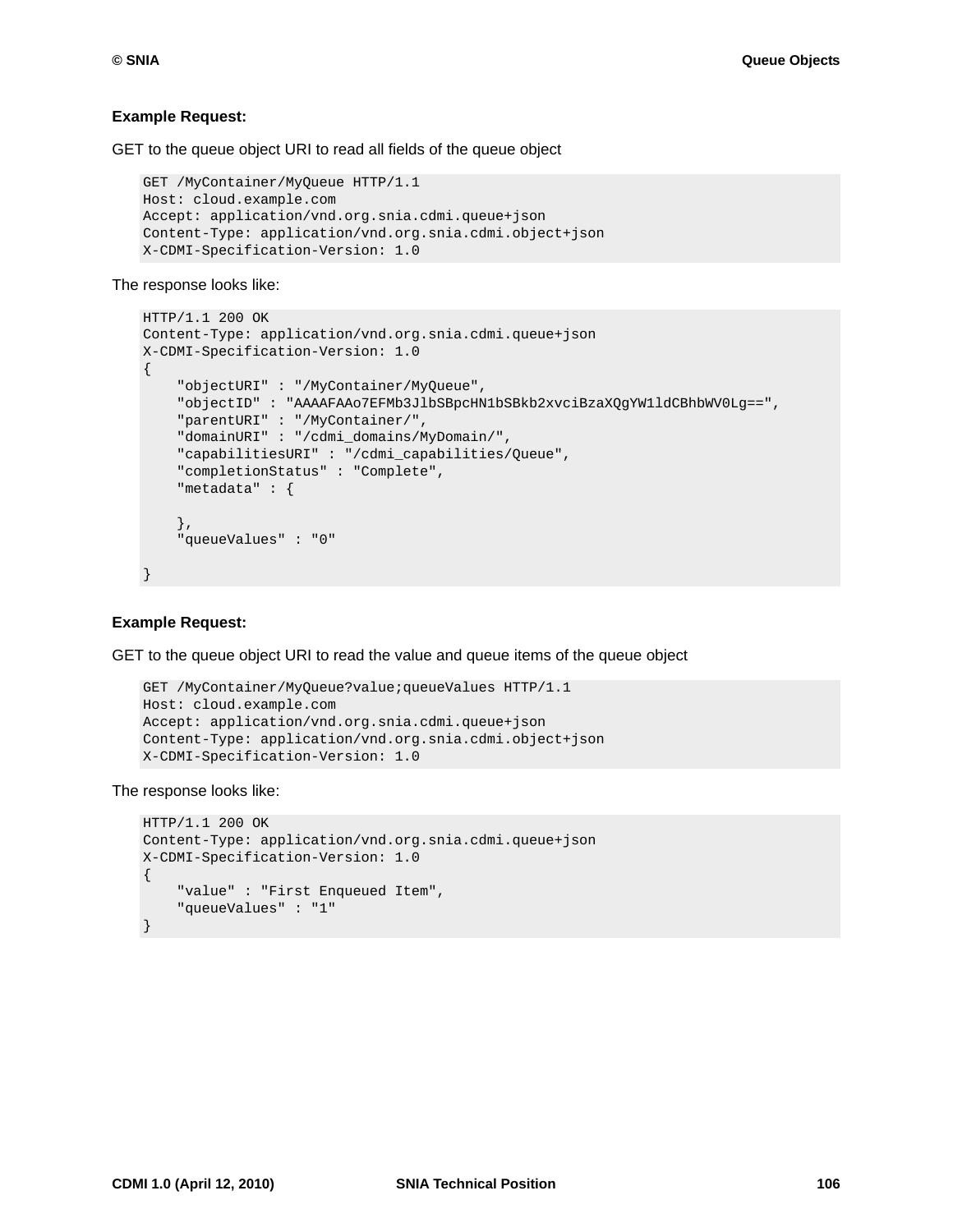**Example Request:**

GET to the queue object URI to read all fields of the queue object

```
GET /MyContainer/MyQueue HTTP/1.1
Host: cloud.example.com
Accept: application/vnd.org.snia.cdmi.queue+json
Content-Type: application/vnd.org.snia.cdmi.object+json
X-CDMI-Specification-Version: 1.0
```

The response looks like:

```
HTTP/1.1 200 OK
Content-Type: application/vnd.org.snia.cdmi.queue+json
X-CDMI-Specification-Version: 1.0
{
    "objectURI" : "/MyContainer/MyQueue",
    "objectID" : "AAAAFAAo7EFMb3JlbSBpcHN1bSBkb2xvciBzaXQgYW1ldCBhbWV0Lg==",
    "parentURI" : "/MyContainer/",
    "domainURI" : "/cdmi_domains/MyDomain/",
    "capabilitiesURI" : "/cdmi_capabilities/Queue",
    "completionStatus" : "Complete",
    "metadata" : {

    },
    "queueValues" : "0"

}
```

**Example Request:**

GET to the queue object URI to read the value and queue items of the queue object

```
GET /MyContainer/MyQueue?value;queueValues HTTP/1.1
Host: cloud.example.com
Accept: application/vnd.org.snia.cdmi.queue+json
Content-Type: application/vnd.org.snia.cdmi.object+json
X-CDMI-Specification-Version: 1.0
```

The response looks like:

```
HTTP/1.1 200 OK
Content-Type: application/vnd.org.snia.cdmi.queue+json
X-CDMI-Specification-Version: 1.0
{
    "value" : "First Enqueued Item",
    "queueValues" : "1"
}
```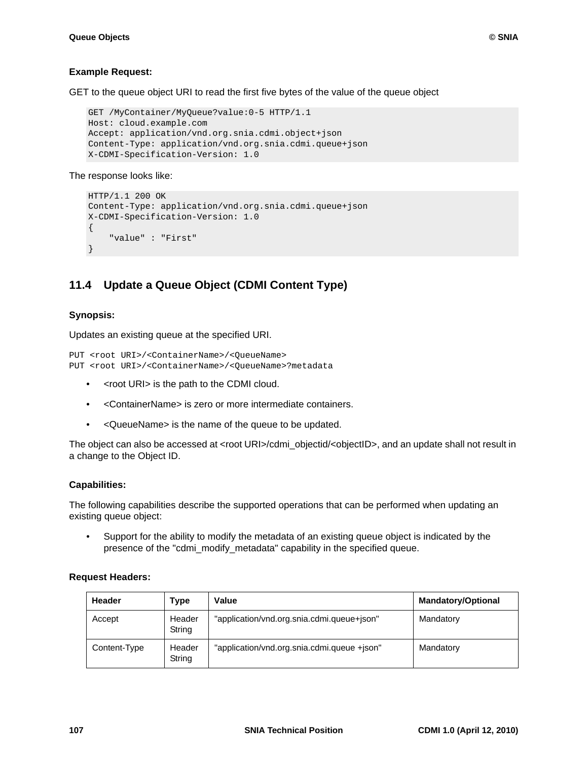**Example Request:**

GET to the queue object URI to read the first five bytes of the value of the queue object

```
GET /MyContainer/MyQueue?value:0-5 HTTP/1.1
Host: cloud.example.com
Accept: application/vnd.org.snia.cdmi.object+json
Content-Type: application/vnd.org.snia.cdmi.queue+json
X-CDMI-Specification-Version: 1.0
```

The response looks like:

```
HTTP/1.1 200 OK
Content-Type: application/vnd.org.snia.cdmi.queue+json
X-CDMI-Specification-Version: 1.0
{
    "value" : "First"
}
```

## 11.4 Update a Queue Object (CDMI Content Type)

**Synopsis:**

Updates an existing queue at the specified URI.

```
PUT <root URI>/<ContainerName>/<QueueName>
PUT <root URI>/<ContainerName>/<QueueName>?metadata
```

- <root URI> is the path to the CDMI cloud.
- <ContainerName> is zero or more intermediate containers.
- <QueueName> is the name of the queue to be updated.

The object can also be accessed at <root URI>/cdmi_objectid/<objectID>, and an update shall not result in a change to the Object ID.

**Capabilities:**

The following capabilities describe the supported operations that can be performed when updating an existing queue object:

- Support for the ability to modify the metadata of an existing queue object is indicated by the presence of the "cdmi_modify_metadata" capability in the specified queue.

**Request Headers:**

| Header | Type | Value | Mandatory/Optional |
|---|---|---|---|
| Accept | Header String | "application/vnd.org.snia.cdmi.queue+json" | Mandatory |
| Content-Type | Header String | "application/vnd.org.snia.cdmi.queue +json" | Mandatory |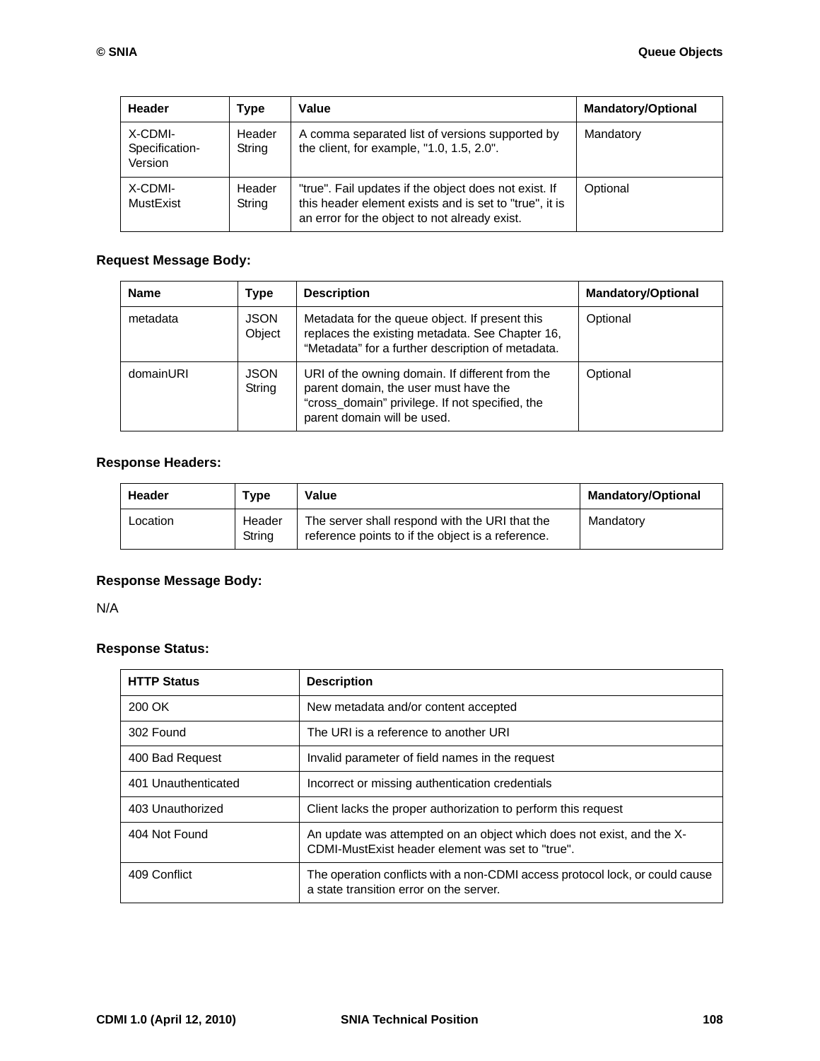| Header | Type | Value | Mandatory/Optional |
| --- | --- | --- | --- |
| X-CDMI-Specification-Version | Header String | A comma separated list of versions supported by the client, for example, "1.0, 1.5, 2.0". | Mandatory |
| X-CDMI-MustExist | Header String | "true". Fail updates if the object does not exist. If this header element exists and is set to "true", it is an error for the object to not already exist. | Optional |

**Request Message Body:**

| Name | Type | Description | Mandatory/Optional |
| --- | --- | --- | --- |
| metadata | JSON Object | Metadata for the queue object. If present this replaces the existing metadata. See Chapter 16, “Metadata” for a further description of metadata. | Optional |
| domainURI | JSON String | URI of the owning domain. If different from the parent domain, the user must have the “cross_domain” privilege. If not specified, the parent domain will be used. | Optional |

**Response Headers:**

| Header | Type | Value | Mandatory/Optional |
| --- | --- | --- | --- |
| Location | Header String | The server shall respond with the URI that the reference points to if the object is a reference. | Mandatory |

**Response Message Body:**

N/A

**Response Status:**

| HTTP Status | Description |
| --- | --- |
| 200 OK | New metadata and/or content accepted |
| 302 Found | The URI is a reference to another URI |
| 400 Bad Request | Invalid parameter of field names in the request |
| 401 Unauthenticated | Incorrect or missing authentication credentials |
| 403 Unauthorized | Client lacks the proper authorization to perform this request |
| 404 Not Found | An update was attempted on an object which does not exist, and the X-CDMI-MustExist header element was set to "true". |
| 409 Conflict | The operation conflicts with a non-CDMI access protocol lock, or could cause a state transition error on the server. |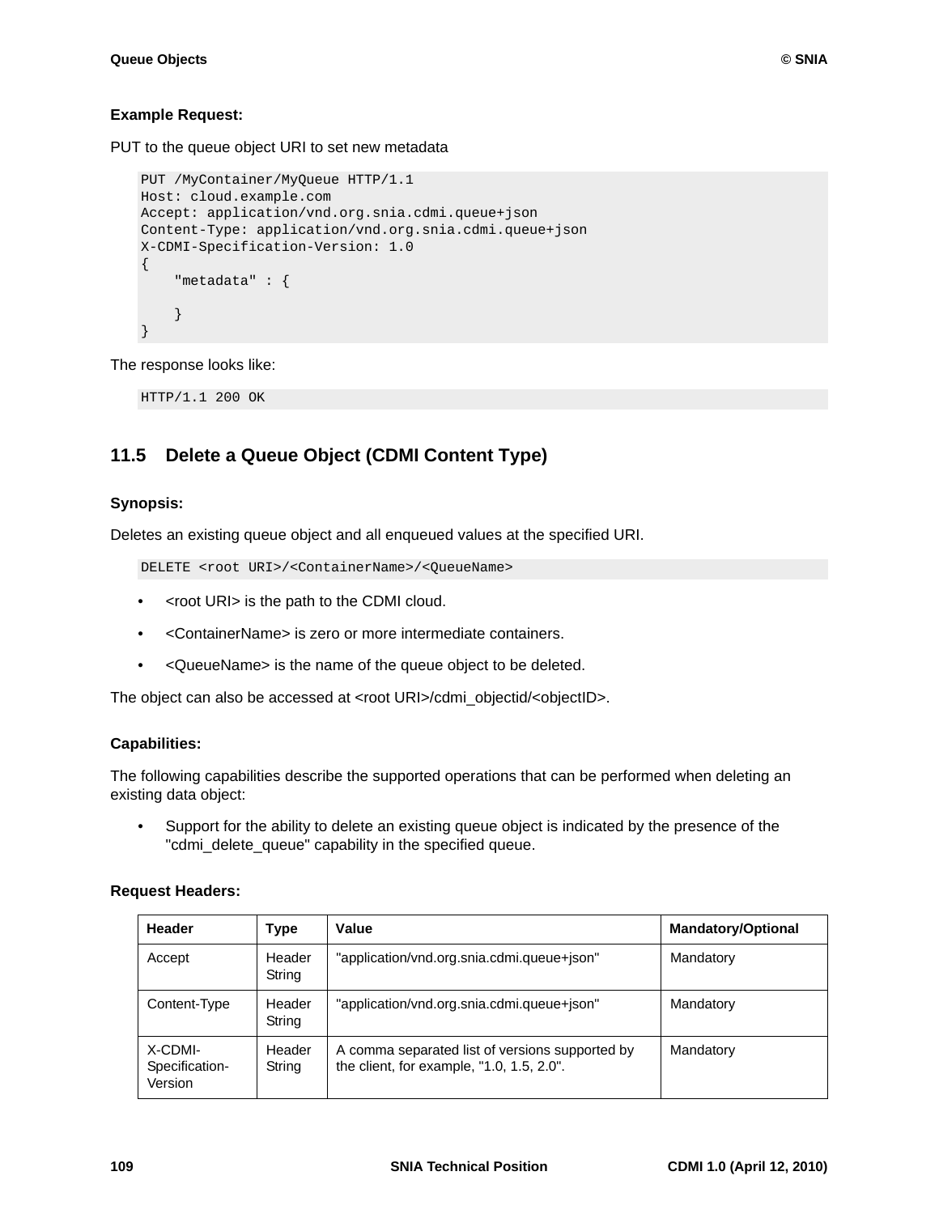**Example Request:**

PUT to the queue object URI to set new metadata

```
PUT /MyContainer/MyQueue HTTP/1.1
Host: cloud.example.com
Accept: application/vnd.org.snia.cdmi.queue+json
Content-Type: application/vnd.org.snia.cdmi.queue+json
X-CDMI-Specification-Version: 1.0
{
    "metadata" : {

    }
}
```

The response looks like:

```
HTTP/1.1 200 OK
```

## 11.5 Delete a Queue Object (CDMI Content Type)

**Synopsis:**

Deletes an existing queue object and all enqueued values at the specified URI.

```
DELETE <root URI>/<ContainerName>/<QueueName>
```

- <root URI> is the path to the CDMI cloud.
- <ContainerName> is zero or more intermediate containers.
- <QueueName> is the name of the queue object to be deleted.

The object can also be accessed at <root URI>/cdmi_objectid/<objectID>.

**Capabilities:**

The following capabilities describe the supported operations that can be performed when deleting an existing data object:

- Support for the ability to delete an existing queue object is indicated by the presence of the "cdmi_delete_queue" capability in the specified queue.

**Request Headers:**

| Header | Type | Value | Mandatory/Optional |
|---|---|---|---|
| Accept | Header String | "application/vnd.org.snia.cdmi.queue+json" | Mandatory |
| Content-Type | Header String | "application/vnd.org.snia.cdmi.queue+json" | Mandatory |
| X-CDMI-Specification-Version | Header String | A comma separated list of versions supported by the client, for example, "1.0, 1.5, 2.0". | Mandatory |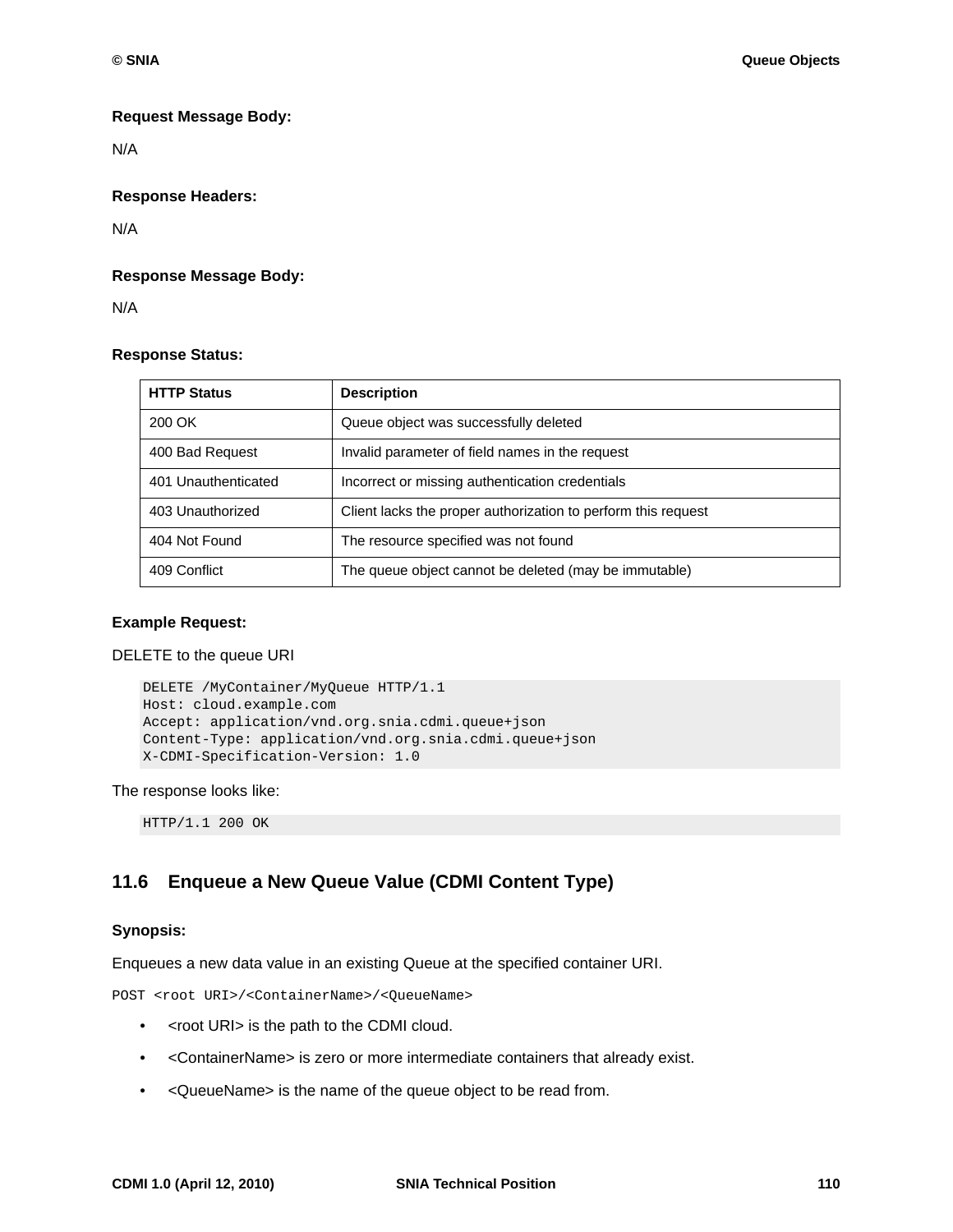**Request Message Body:**

N/A

**Response Headers:**

N/A

**Response Message Body:**

N/A

**Response Status:**

| HTTP Status | Description |
|---|---|
| 200 OK | Queue object was successfully deleted |
| 400 Bad Request | Invalid parameter of field names in the request |
| 401 Unauthenticated | Incorrect or missing authentication credentials |
| 403 Unauthorized | Client lacks the proper authorization to perform this request |
| 404 Not Found | The resource specified was not found |
| 409 Conflict | The queue object cannot be deleted (may be immutable) |

**Example Request:**

DELETE to the queue URI

```
DELETE /MyContainer/MyQueue HTTP/1.1
Host: cloud.example.com
Accept: application/vnd.org.snia.cdmi.queue+json
Content-Type: application/vnd.org.snia.cdmi.queue+json
X-CDMI-Specification-Version: 1.0
```

The response looks like:

```
HTTP/1.1 200 OK
```

## 11.6 Enqueue a New Queue Value (CDMI Content Type)

**Synopsis:**

Enqueues a new data value in an existing Queue at the specified container URI.

`POST <root URI>/<ContainerName>/<QueueName>`

- <root URI> is the path to the CDMI cloud.
- <ContainerName> is zero or more intermediate containers that already exist.
- <QueueName> is the name of the queue object to be read from.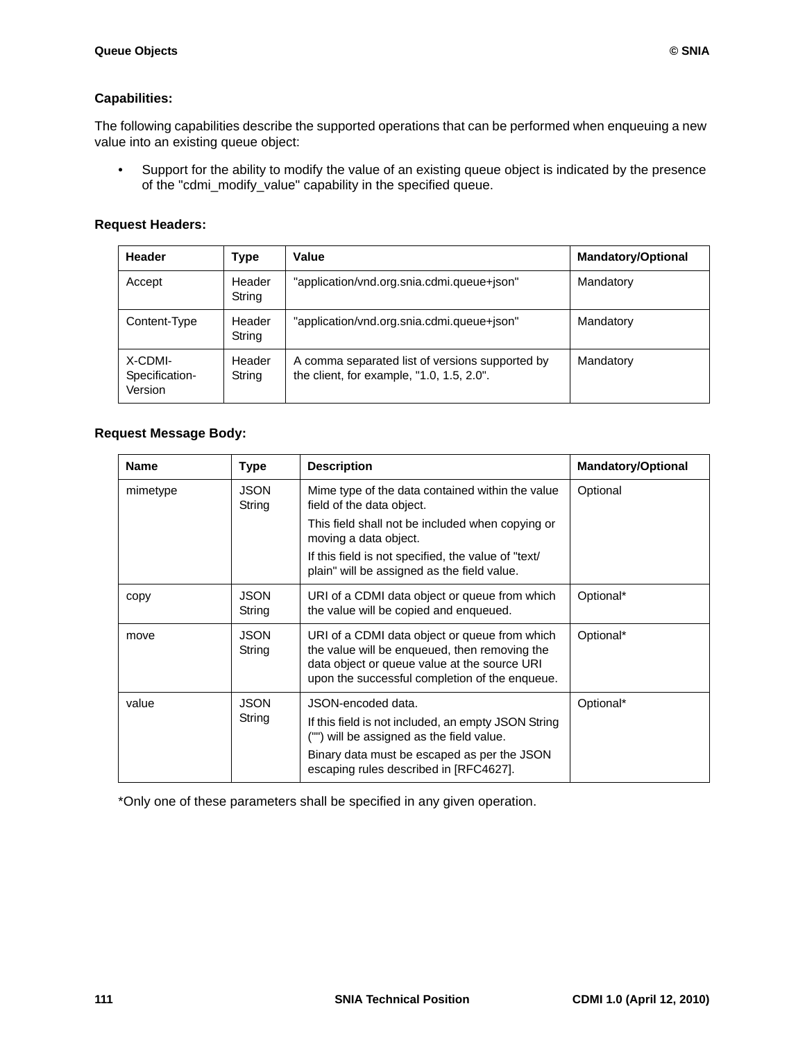**Capabilities:**

The following capabilities describe the supported operations that can be performed when enqueuing a new value into an existing queue object:

- Support for the ability to modify the value of an existing queue object is indicated by the presence of the "cdmi_modify_value" capability in the specified queue.

**Request Headers:**

| Header | Type | Value | Mandatory/Optional |
|---|---|---|---|
| Accept | Header String | "application/vnd.org.snia.cdmi.queue+json" | Mandatory |
| Content-Type | Header String | "application/vnd.org.snia.cdmi.queue+json" | Mandatory |
| X-CDMI-Specification-Version | Header String | A comma separated list of versions supported by the client, for example, "1.0, 1.5, 2.0". | Mandatory |

**Request Message Body:**

| Name | Type | Description | Mandatory/Optional |
|---|---|---|---|
| mimetype | JSON String | Mime type of the data contained within the value field of the data object. This field shall not be included when copying or moving a data object. If this field is not specified, the value of "text/plain" will be assigned as the field value. | Optional |
| copy | JSON String | URI of a CDMI data object or queue from which the value will be copied and enqueued. | Optional* |
| move | JSON String | URI of a CDMI data object or queue from which the value will be enqueued, then removing the data object or queue value at the source URI upon the successful completion of the enqueue. | Optional* |
| value | JSON String | JSON-encoded data. If this field is not included, an empty JSON String ("") will be assigned as the field value. Binary data must be escaped as per the JSON escaping rules described in [RFC4627]. | Optional* |

*Only one of these parameters shall be specified in any given operation.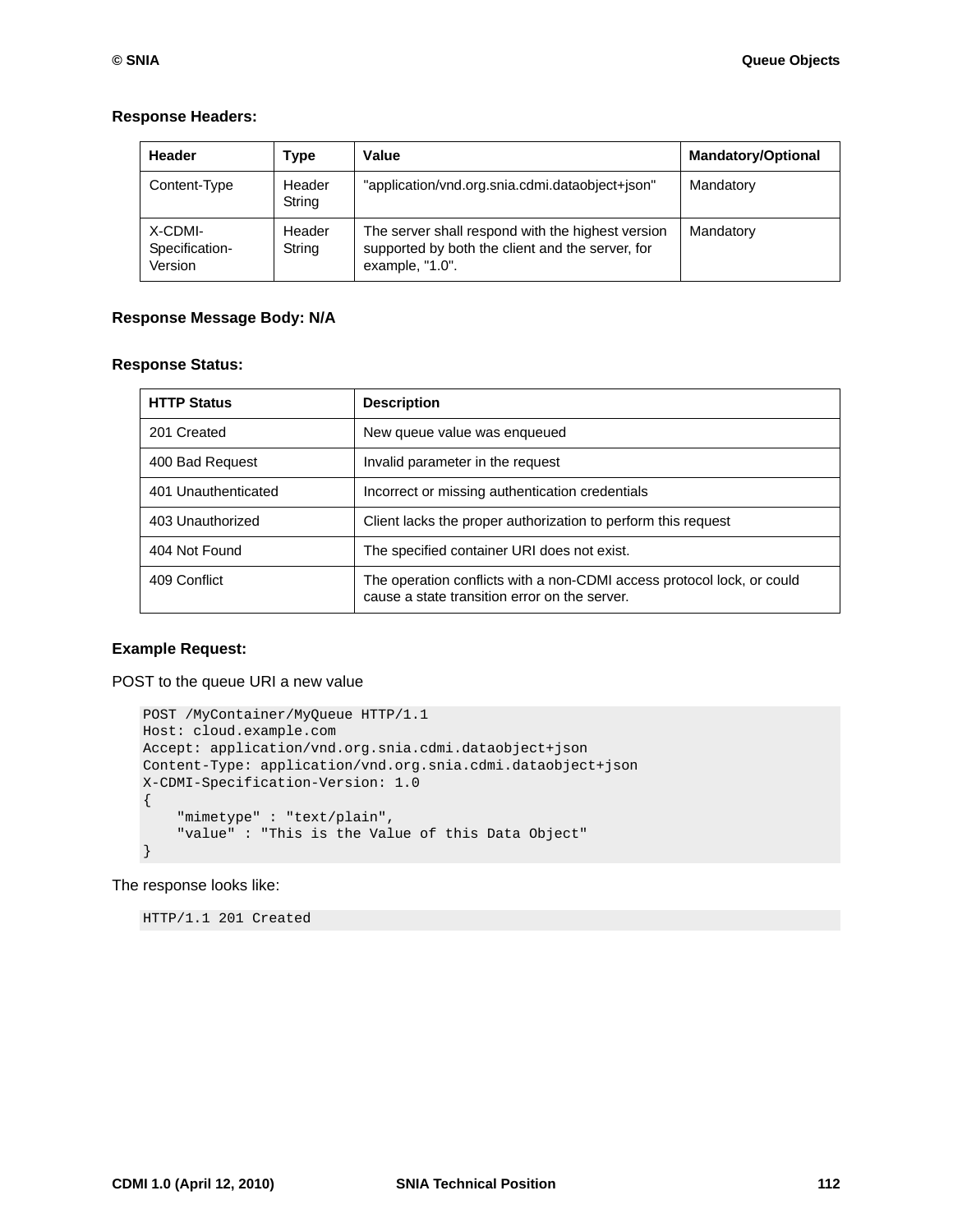**Response Headers:**

| Header | Type | Value | Mandatory/Optional |
| --- | --- | --- | --- |
| Content-Type | Header String | "application/vnd.org.snia.cdmi.dataobject+json" | Mandatory |
| X-CDMI-Specification-Version | Header String | The server shall respond with the highest version supported by both the client and the server, for example, "1.0". | Mandatory |

**Response Message Body: N/A**

**Response Status:**

| HTTP Status | Description |
| --- | --- |
| 201 Created | New queue value was enqueued |
| 400 Bad Request | Invalid parameter in the request |
| 401 Unauthenticated | Incorrect or missing authentication credentials |
| 403 Unauthorized | Client lacks the proper authorization to perform this request |
| 404 Not Found | The specified container URI does not exist. |
| 409 Conflict | The operation conflicts with a non-CDMI access protocol lock, or could cause a state transition error on the server. |

**Example Request:**

POST to the queue URI a new value

```
POST /MyContainer/MyQueue HTTP/1.1
Host: cloud.example.com
Accept: application/vnd.org.snia.cdmi.dataobject+json
Content-Type: application/vnd.org.snia.cdmi.dataobject+json
X-CDMI-Specification-Version: 1.0
{
    "mimetype" : "text/plain",
    "value" : "This is the Value of this Data Object"
}
```

The response looks like:

```
HTTP/1.1 201 Created
```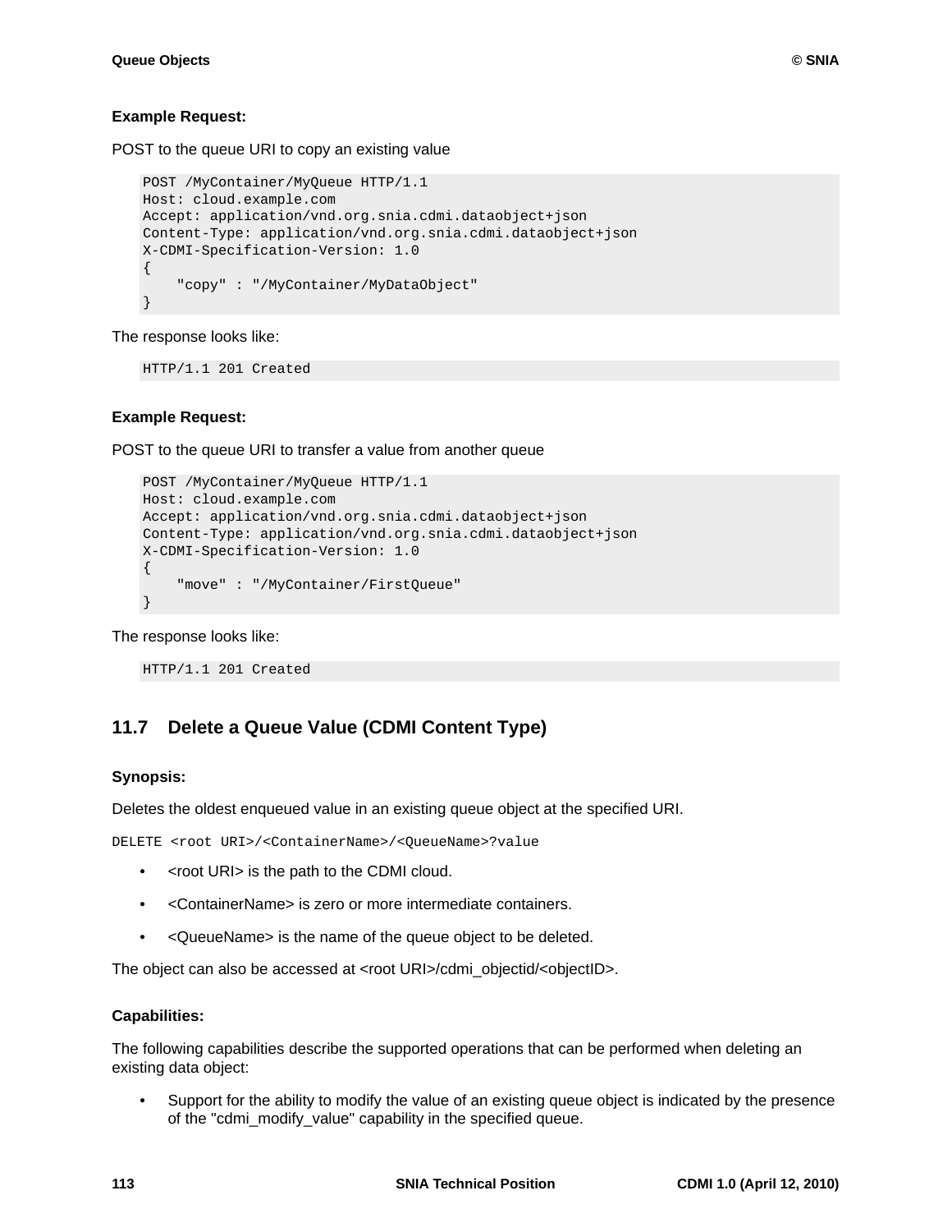**Example Request:**

POST to the queue URI to copy an existing value

```
POST /MyContainer/MyQueue HTTP/1.1
Host: cloud.example.com
Accept: application/vnd.org.snia.cdmi.dataobject+json
Content-Type: application/vnd.org.snia.cdmi.dataobject+json
X-CDMI-Specification-Version: 1.0
{
    "copy" : "/MyContainer/MyDataObject"
}
```

The response looks like:

```
HTTP/1.1 201 Created
```

**Example Request:**

POST to the queue URI to transfer a value from another queue

```
POST /MyContainer/MyQueue HTTP/1.1
Host: cloud.example.com
Accept: application/vnd.org.snia.cdmi.dataobject+json
Content-Type: application/vnd.org.snia.cdmi.dataobject+json
X-CDMI-Specification-Version: 1.0
{
    "move" : "/MyContainer/FirstQueue"
}
```

The response looks like:

```
HTTP/1.1 201 Created
```

## 11.7 Delete a Queue Value (CDMI Content Type)

**Synopsis:**

Deletes the oldest enqueued value in an existing queue object at the specified URI.

```
DELETE <root URI>/<ContainerName>/<QueueName>?value
```

- <root URI> is the path to the CDMI cloud.
- <ContainerName> is zero or more intermediate containers.
- <QueueName> is the name of the queue object to be deleted.

The object can also be accessed at <root URI>/cdmi_objectid/<objectID>.

**Capabilities:**

The following capabilities describe the supported operations that can be performed when deleting an existing data object:

- Support for the ability to modify the value of an existing queue object is indicated by the presence of the "cdmi_modify_value" capability in the specified queue.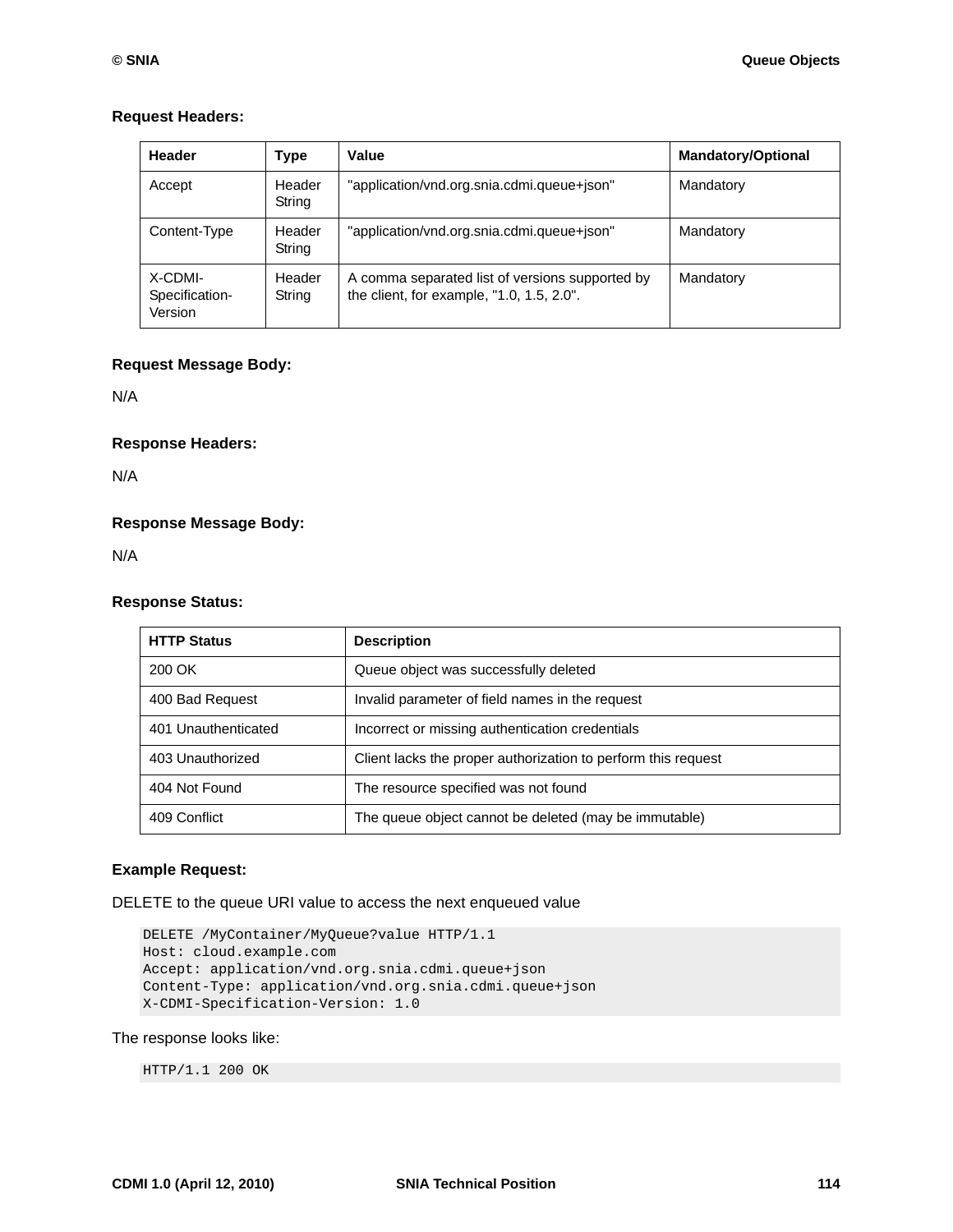**Request Headers:**

| Header | Type | Value | Mandatory/Optional |
|---|---|---|---|
| Accept | Header String | "application/vnd.org.snia.cdmi.queue+json" | Mandatory |
| Content-Type | Header String | "application/vnd.org.snia.cdmi.queue+json" | Mandatory |
| X-CDMI-Specification-Version | Header String | A comma separated list of versions supported by the client, for example, "1.0, 1.5, 2.0". | Mandatory |

**Request Message Body:**

N/A

**Response Headers:**

N/A

**Response Message Body:**

N/A

**Response Status:**

| HTTP Status | Description |
|---|---|
| 200 OK | Queue object was successfully deleted |
| 400 Bad Request | Invalid parameter of field names in the request |
| 401 Unauthenticated | Incorrect or missing authentication credentials |
| 403 Unauthorized | Client lacks the proper authorization to perform this request |
| 404 Not Found | The resource specified was not found |
| 409 Conflict | The queue object cannot be deleted (may be immutable) |

**Example Request:**

DELETE to the queue URI value to access the next enqueued value

```
DELETE /MyContainer/MyQueue?value HTTP/1.1
Host: cloud.example.com
Accept: application/vnd.org.snia.cdmi.queue+json
Content-Type: application/vnd.org.snia.cdmi.queue+json
X-CDMI-Specification-Version: 1.0
```

The response looks like:

```
HTTP/1.1 200 OK
```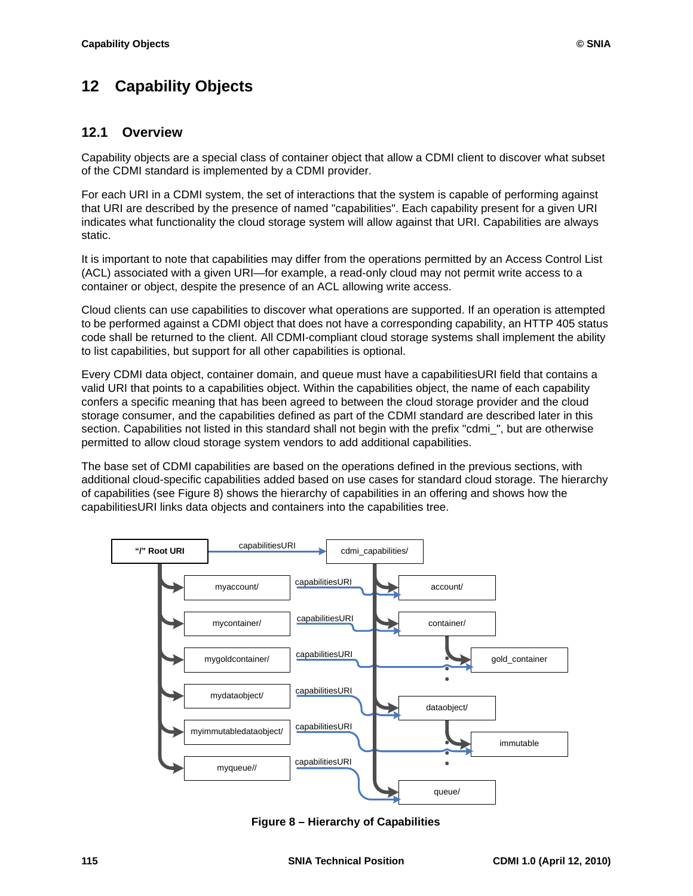# 12 Capability Objects

## 12.1 Overview

Capability objects are a special class of container object that allow a CDMI client to discover what subset of the CDMI standard is implemented by a CDMI provider.

For each URI in a CDMI system, the set of interactions that the system is capable of performing against that URI are described by the presence of named "capabilities". Each capability present for a given URI indicates what functionality the cloud storage system will allow against that URI. Capabilities are always static.

It is important to note that capabilities may differ from the operations permitted by an Access Control List (ACL) associated with a given URI—for example, a read-only cloud may not permit write access to a container or object, despite the presence of an ACL allowing write access.

Cloud clients can use capabilities to discover what operations are supported. If an operation is attempted to be performed against a CDMI object that does not have a corresponding capability, an HTTP 405 status code shall be returned to the client. All CDMI-compliant cloud storage systems shall implement the ability to list capabilities, but support for all other capabilities is optional.

Every CDMI data object, container domain, and queue must have a capabilitiesURI field that contains a valid URI that points to a capabilities object. Within the capabilities object, the name of each capability confers a specific meaning that has been agreed to between the cloud storage provider and the cloud storage consumer, and the capabilities defined as part of the CDMI standard are described later in this section. Capabilities not listed in this standard shall not begin with the prefix "cdmi_", but are otherwise permitted to allow cloud storage system vendors to add additional capabilities.

The base set of CDMI capabilities are based on the operations defined in the previous sections, with additional cloud-specific capabilities added based on use cases for standard cloud storage. The hierarchy of capabilities (see Figure 8) shows the hierarchy of capabilities in an offering and shows how the capabilitiesURI links data objects and containers into the capabilities tree.

"/" Root URI — capabilitiesURI → cdmi_capabilities/

myaccount/ — capabilitiesURI → account/

mycontainer/ — capabilitiesURI → container/

mygoldcontainer/ — capabilitiesURI → gold_container

mydataobject/ — capabilitiesURI → dataobject/

myimmutabledataobject/ — capabilitiesURI → immutable

myqueue// — capabilitiesURI → queue/

**Figure 8 – Hierarchy of Capabilities**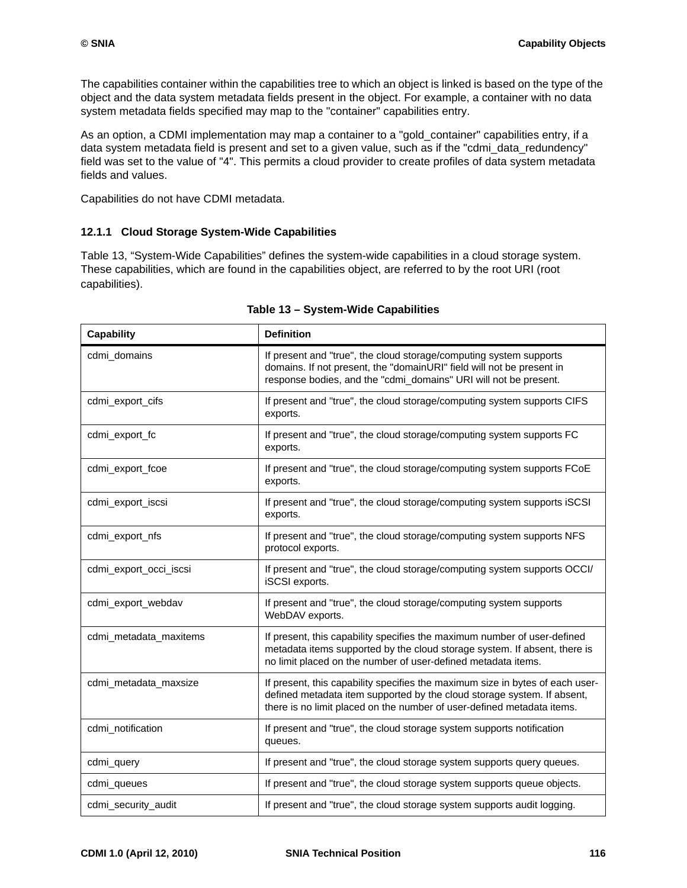The capabilities container within the capabilities tree to which an object is linked is based on the type of the object and the data system metadata fields present in the object. For example, a container with no data system metadata fields specified may map to the "container" capabilities entry.

As an option, a CDMI implementation may map a container to a "gold_container" capabilities entry, if a data system metadata field is present and set to a given value, such as if the "cdmi_data_redundency" field was set to the value of "4". This permits a cloud provider to create profiles of data system metadata fields and values.

Capabilities do not have CDMI metadata.

### 12.1.1 Cloud Storage System-Wide Capabilities

Table 13, "System-Wide Capabilities" defines the system-wide capabilities in a cloud storage system. These capabilities, which are found in the capabilities object, are referred to by the root URI (root capabilities).

**Table 13 – System-Wide Capabilities**

| Capability | Definition |
|---|---|
| cdmi_domains | If present and "true", the cloud storage/computing system supports domains. If not present, the "domainURI" field will not be present in response bodies, and the "cdmi_domains" URI will not be present. |
| cdmi_export_cifs | If present and "true", the cloud storage/computing system supports CIFS exports. |
| cdmi_export_fc | If present and "true", the cloud storage/computing system supports FC exports. |
| cdmi_export_fcoe | If present and "true", the cloud storage/computing system supports FCoE exports. |
| cdmi_export_iscsi | If present and "true", the cloud storage/computing system supports iSCSI exports. |
| cdmi_export_nfs | If present and "true", the cloud storage/computing system supports NFS protocol exports. |
| cdmi_export_occi_iscsi | If present and "true", the cloud storage/computing system supports OCCI/iSCSI exports. |
| cdmi_export_webdav | If present and "true", the cloud storage/computing system supports WebDAV exports. |
| cdmi_metadata_maxitems | If present, this capability specifies the maximum number of user-defined metadata items supported by the cloud storage system. If absent, there is no limit placed on the number of user-defined metadata items. |
| cdmi_metadata_maxsize | If present, this capability specifies the maximum size in bytes of each user-defined metadata item supported by the cloud storage system. If absent, there is no limit placed on the number of user-defined metadata items. |
| cdmi_notification | If present and "true", the cloud storage system supports notification queues. |
| cdmi_query | If present and "true", the cloud storage system supports query queues. |
| cdmi_queues | If present and "true", the cloud storage system supports queue objects. |
| cdmi_security_audit | If present and "true", the cloud storage system supports audit logging. |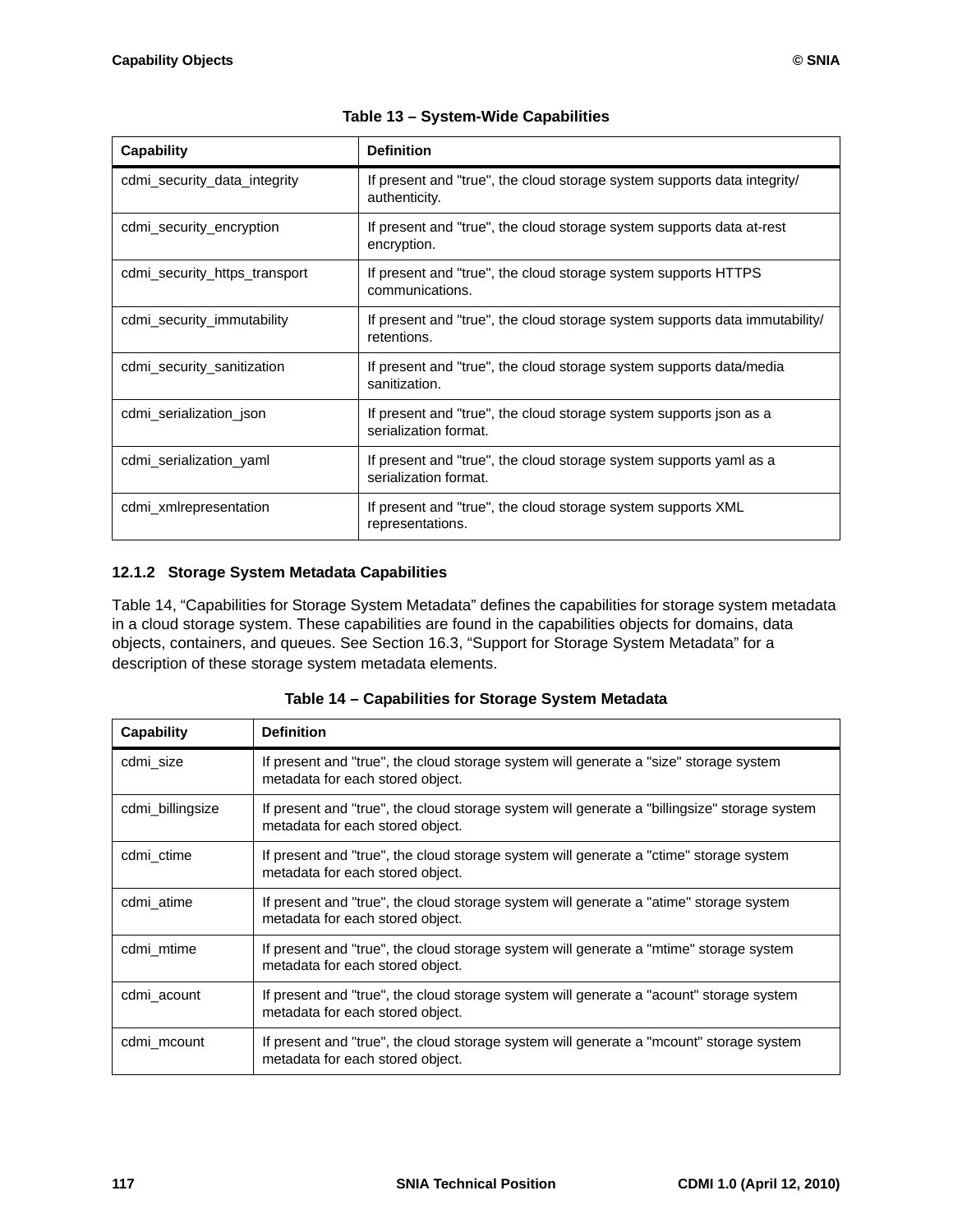**Table 13 – System-Wide Capabilities**

| Capability | Definition |
|---|---|
| cdmi_security_data_integrity | If present and "true", the cloud storage system supports data integrity/ authenticity. |
| cdmi_security_encryption | If present and "true", the cloud storage system supports data at-rest encryption. |
| cdmi_security_https_transport | If present and "true", the cloud storage system supports HTTPS communications. |
| cdmi_security_immutability | If present and "true", the cloud storage system supports data immutability/ retentions. |
| cdmi_security_sanitization | If present and "true", the cloud storage system supports data/media sanitization. |
| cdmi_serialization_json | If present and "true", the cloud storage system supports json as a serialization format. |
| cdmi_serialization_yaml | If present and "true", the cloud storage system supports yaml as a serialization format. |
| cdmi_xmlrepresentation | If present and "true", the cloud storage system supports XML representations. |

### 12.1.2 Storage System Metadata Capabilities

Table 14, “Capabilities for Storage System Metadata” defines the capabilities for storage system metadata in a cloud storage system. These capabilities are found in the capabilities objects for domains, data objects, containers, and queues. See Section 16.3, “Support for Storage System Metadata” for a description of these storage system metadata elements.

**Table 14 – Capabilities for Storage System Metadata**

| Capability | Definition |
|---|---|
| cdmi_size | If present and "true", the cloud storage system will generate a "size" storage system metadata for each stored object. |
| cdmi_billingsize | If present and "true", the cloud storage system will generate a "billingsize" storage system metadata for each stored object. |
| cdmi_ctime | If present and "true", the cloud storage system will generate a "ctime" storage system metadata for each stored object. |
| cdmi_atime | If present and "true", the cloud storage system will generate a "atime" storage system metadata for each stored object. |
| cdmi_mtime | If present and "true", the cloud storage system will generate a "mtime" storage system metadata for each stored object. |
| cdmi_acount | If present and "true", the cloud storage system will generate a "acount" storage system metadata for each stored object. |
| cdmi_mcount | If present and "true", the cloud storage system will generate a "mcount" storage system metadata for each stored object. |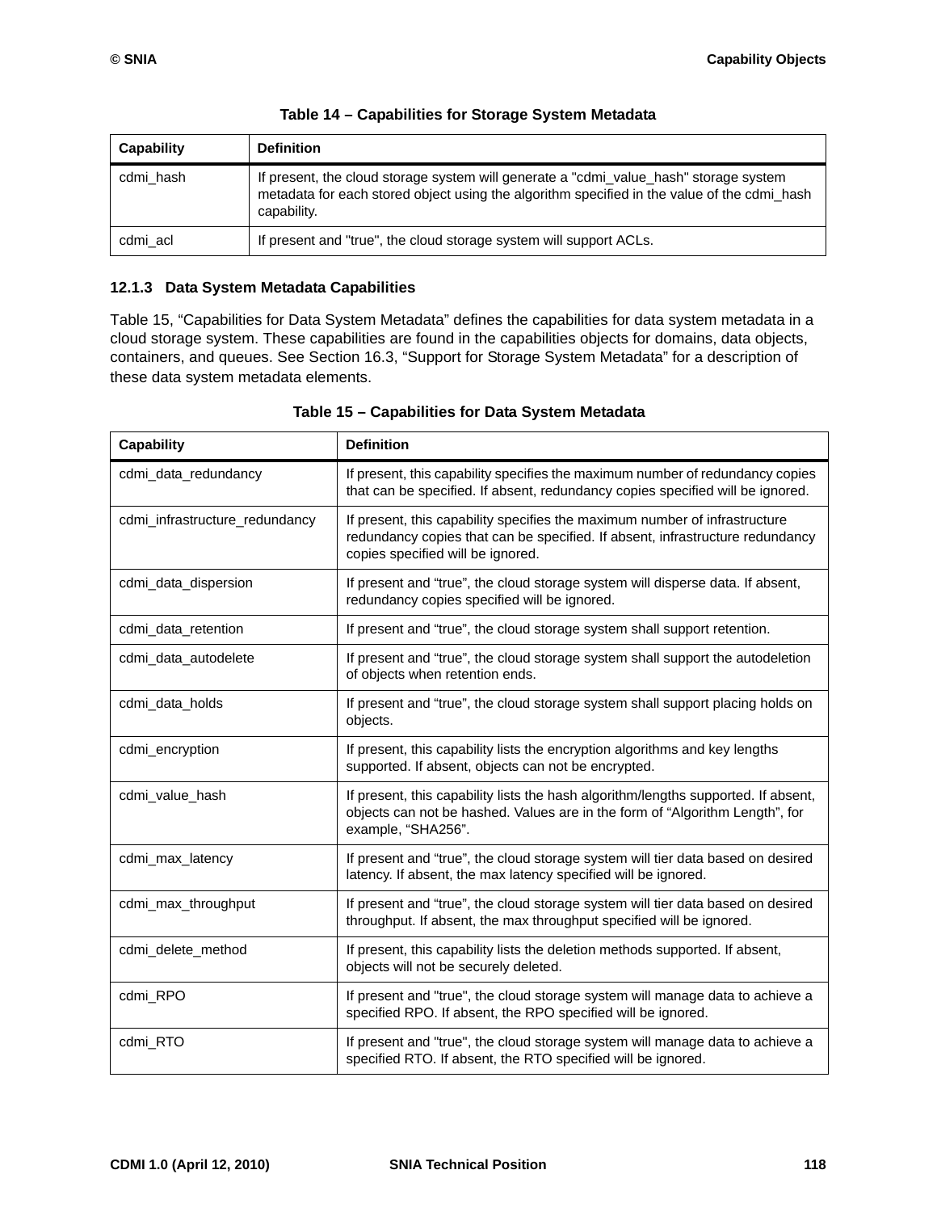**Table 14 – Capabilities for Storage System Metadata**

| Capability | Definition |
|---|---|
| cdmi_hash | If present, the cloud storage system will generate a "cdmi_value_hash" storage system metadata for each stored object using the algorithm specified in the value of the cdmi_hash capability. |
| cdmi_acl | If present and "true", the cloud storage system will support ACLs. |

### 12.1.3 Data System Metadata Capabilities

Table 15, “Capabilities for Data System Metadata” defines the capabilities for data system metadata in a cloud storage system. These capabilities are found in the capabilities objects for domains, data objects, containers, and queues. See Section 16.3, “Support for Storage System Metadata” for a description of these data system metadata elements.

**Table 15 – Capabilities for Data System Metadata**

| Capability | Definition |
|---|---|
| cdmi_data_redundancy | If present, this capability specifies the maximum number of redundancy copies that can be specified. If absent, redundancy copies specified will be ignored. |
| cdmi_infrastructure_redundancy | If present, this capability specifies the maximum number of infrastructure redundancy copies that can be specified. If absent, infrastructure redundancy copies specified will be ignored. |
| cdmi_data_dispersion | If present and “true”, the cloud storage system will disperse data. If absent, redundancy copies specified will be ignored. |
| cdmi_data_retention | If present and “true”, the cloud storage system shall support retention. |
| cdmi_data_autodelete | If present and “true”, the cloud storage system shall support the autodeletion of objects when retention ends. |
| cdmi_data_holds | If present and “true”, the cloud storage system shall support placing holds on objects. |
| cdmi_encryption | If present, this capability lists the encryption algorithms and key lengths supported. If absent, objects can not be encrypted. |
| cdmi_value_hash | If present, this capability lists the hash algorithm/lengths supported. If absent, objects can not be hashed. Values are in the form of “Algorithm Length”, for example, “SHA256”. |
| cdmi_max_latency | If present and “true”, the cloud storage system will tier data based on desired latency. If absent, the max latency specified will be ignored. |
| cdmi_max_throughput | If present and “true”, the cloud storage system will tier data based on desired throughput. If absent, the max throughput specified will be ignored. |
| cdmi_delete_method | If present, this capability lists the deletion methods supported. If absent, objects will not be securely deleted. |
| cdmi_RPO | If present and "true", the cloud storage system will manage data to achieve a specified RPO. If absent, the RPO specified will be ignored. |
| cdmi_RTO | If present and "true", the cloud storage system will manage data to achieve a specified RTO. If absent, the RTO specified will be ignored. |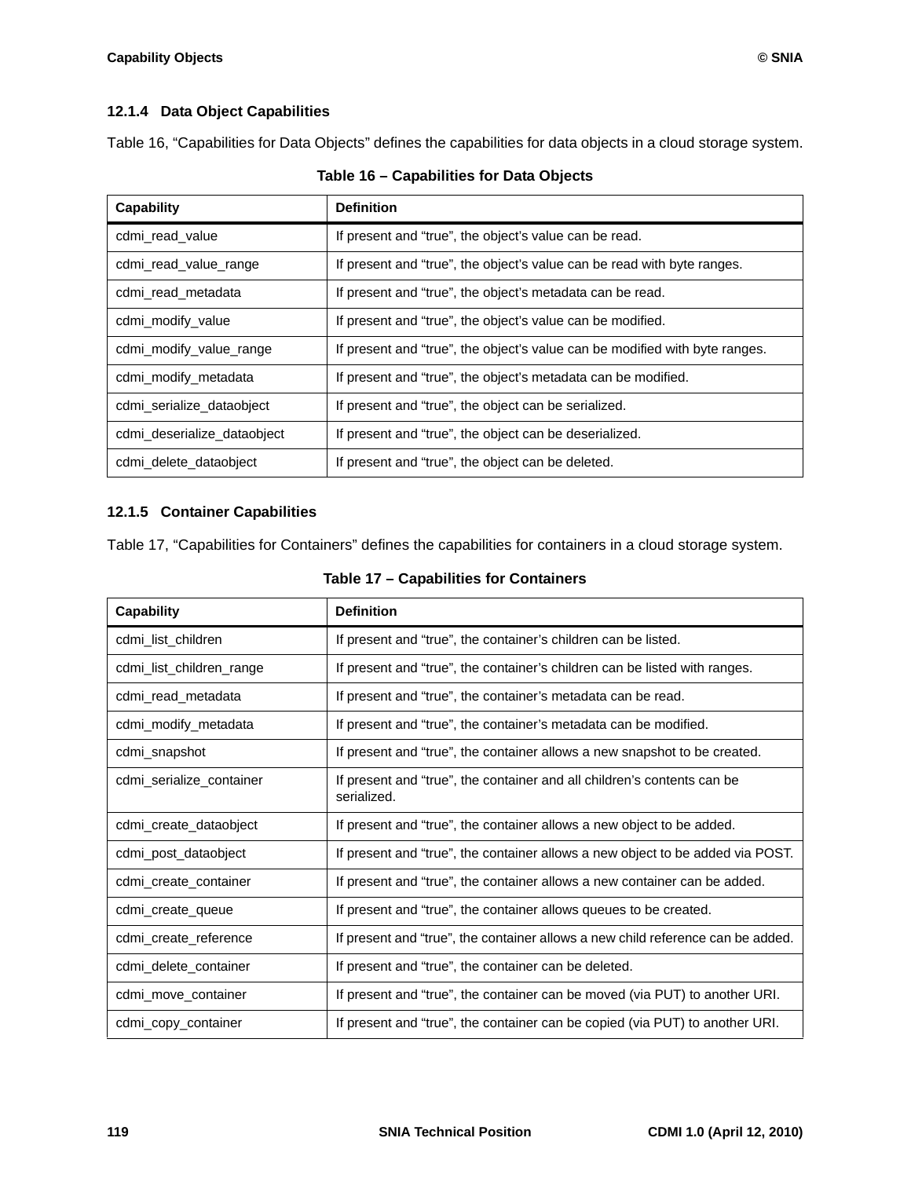### 12.1.4 Data Object Capabilities

Table 16, “Capabilities for Data Objects” defines the capabilities for data objects in a cloud storage system.

**Table 16 – Capabilities for Data Objects**

| Capability | Definition |
|---|---|
| cdmi_read_value | If present and “true”, the object’s value can be read. |
| cdmi_read_value_range | If present and “true”, the object’s value can be read with byte ranges. |
| cdmi_read_metadata | If present and “true”, the object’s metadata can be read. |
| cdmi_modify_value | If present and “true”, the object’s value can be modified. |
| cdmi_modify_value_range | If present and “true”, the object’s value can be modified with byte ranges. |
| cdmi_modify_metadata | If present and “true”, the object’s metadata can be modified. |
| cdmi_serialize_dataobject | If present and “true”, the object can be serialized. |
| cdmi_deserialize_dataobject | If present and “true”, the object can be deserialized. |
| cdmi_delete_dataobject | If present and “true”, the object can be deleted. |

### 12.1.5 Container Capabilities

Table 17, “Capabilities for Containers” defines the capabilities for containers in a cloud storage system.

**Table 17 – Capabilities for Containers**

| Capability | Definition |
|---|---|
| cdmi_list_children | If present and “true”, the container’s children can be listed. |
| cdmi_list_children_range | If present and “true”, the container’s children can be listed with ranges. |
| cdmi_read_metadata | If present and “true”, the container’s metadata can be read. |
| cdmi_modify_metadata | If present and “true”, the container’s metadata can be modified. |
| cdmi_snapshot | If present and “true”, the container allows a new snapshot to be created. |
| cdmi_serialize_container | If present and “true”, the container and all children’s contents can be serialized. |
| cdmi_create_dataobject | If present and “true”, the container allows a new object to be added. |
| cdmi_post_dataobject | If present and “true”, the container allows a new object to be added via POST. |
| cdmi_create_container | If present and “true”, the container allows a new container can be added. |
| cdmi_create_queue | If present and “true”, the container allows queues to be created. |
| cdmi_create_reference | If present and “true”, the container allows a new child reference can be added. |
| cdmi_delete_container | If present and “true”, the container can be deleted. |
| cdmi_move_container | If present and “true”, the container can be moved (via PUT) to another URI. |
| cdmi_copy_container | If present and “true”, the container can be copied (via PUT) to another URI. |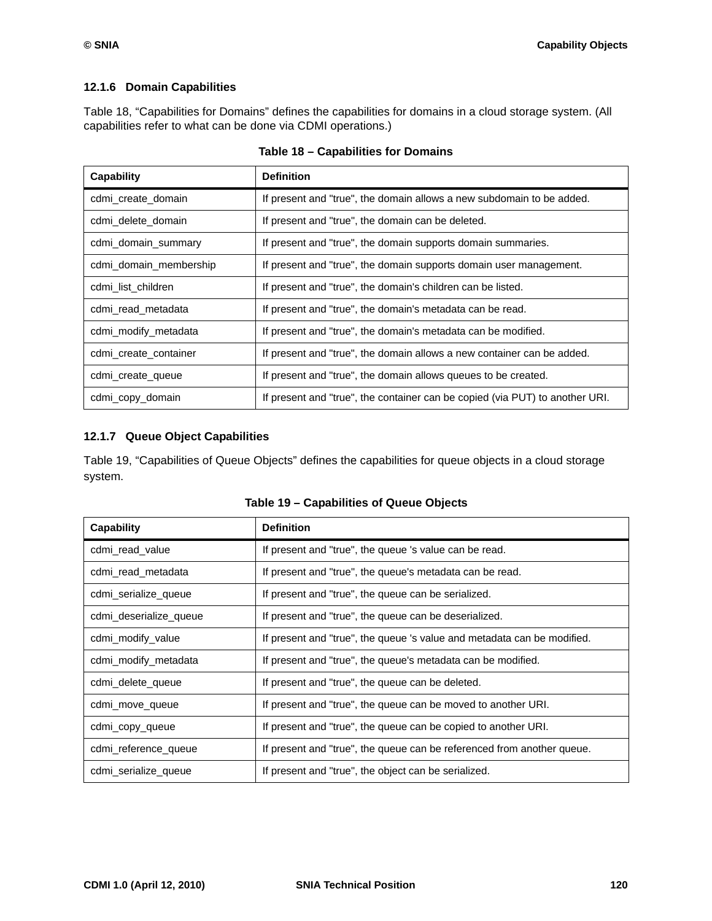### 12.1.6 Domain Capabilities

Table 18, “Capabilities for Domains” defines the capabilities for domains in a cloud storage system. (All capabilities refer to what can be done via CDMI operations.)

**Table 18 – Capabilities for Domains**

| Capability | Definition |
|---|---|
| cdmi_create_domain | If present and "true", the domain allows a new subdomain to be added. |
| cdmi_delete_domain | If present and "true", the domain can be deleted. |
| cdmi_domain_summary | If present and "true", the domain supports domain summaries. |
| cdmi_domain_membership | If present and "true", the domain supports domain user management. |
| cdmi_list_children | If present and "true", the domain's children can be listed. |
| cdmi_read_metadata | If present and "true", the domain's metadata can be read. |
| cdmi_modify_metadata | If present and "true", the domain's metadata can be modified. |
| cdmi_create_container | If present and "true", the domain allows a new container can be added. |
| cdmi_create_queue | If present and "true", the domain allows queues to be created. |
| cdmi_copy_domain | If present and "true", the container can be copied (via PUT) to another URI. |

### 12.1.7 Queue Object Capabilities

Table 19, “Capabilities of Queue Objects” defines the capabilities for queue objects in a cloud storage system.

**Table 19 – Capabilities of Queue Objects**

| Capability | Definition |
|---|---|
| cdmi_read_value | If present and "true", the queue 's value can be read. |
| cdmi_read_metadata | If present and "true", the queue's metadata can be read. |
| cdmi_serialize_queue | If present and "true", the queue can be serialized. |
| cdmi_deserialize_queue | If present and "true", the queue can be deserialized. |
| cdmi_modify_value | If present and "true", the queue 's value and metadata can be modified. |
| cdmi_modify_metadata | If present and "true", the queue's metadata can be modified. |
| cdmi_delete_queue | If present and "true", the queue can be deleted. |
| cdmi_move_queue | If present and "true", the queue can be moved to another URI. |
| cdmi_copy_queue | If present and "true", the queue can be copied to another URI. |
| cdmi_reference_queue | If present and "true", the queue can be referenced from another queue. |
| cdmi_serialize_queue | If present and "true", the object can be serialized. |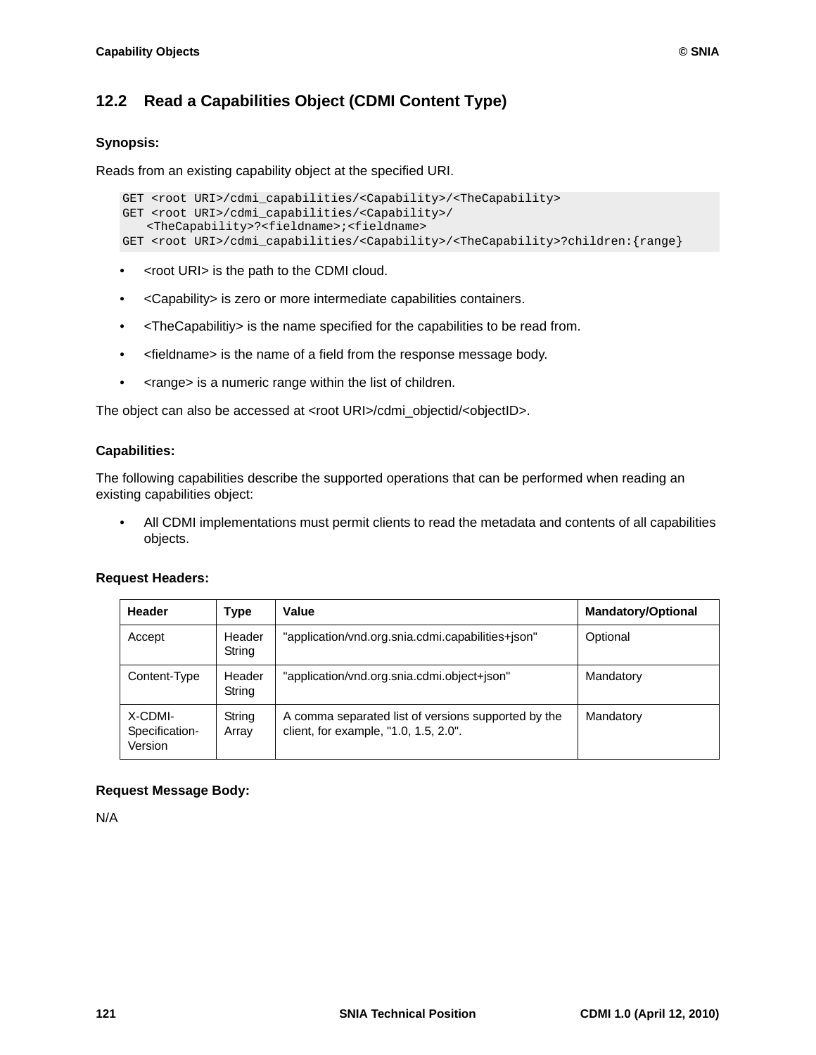## 12.2 Read a Capabilities Object (CDMI Content Type)

**Synopsis:**

Reads from an existing capability object at the specified URI.

```
GET <root URI>/cdmi_capabilities/<Capability>/<TheCapability>
GET <root URI>/cdmi_capabilities/<Capability>/
    <TheCapability>?<fieldname>;<fieldname>
GET <root URI>/cdmi_capabilities/<Capability>/<TheCapability>?children:{range}
```

- <root URI> is the path to the CDMI cloud.
- <Capability> is zero or more intermediate capabilities containers.
- <TheCapabilitiy> is the name specified for the capabilities to be read from.
- <fieldname> is the name of a field from the response message body.
- <range> is a numeric range within the list of children.

The object can also be accessed at <root URI>/cdmi_objectid/<objectID>.

**Capabilities:**

The following capabilities describe the supported operations that can be performed when reading an existing capabilities object:

- All CDMI implementations must permit clients to read the metadata and contents of all capabilities objects.

**Request Headers:**

| Header | Type | Value | Mandatory/Optional |
|---|---|---|---|
| Accept | Header String | "application/vnd.org.snia.cdmi.capabilities+json" | Optional |
| Content-Type | Header String | "application/vnd.org.snia.cdmi.object+json" | Mandatory |
| X-CDMI-Specification-Version | String Array | A comma separated list of versions supported by the client, for example, "1.0, 1.5, 2.0". | Mandatory |

**Request Message Body:**

N/A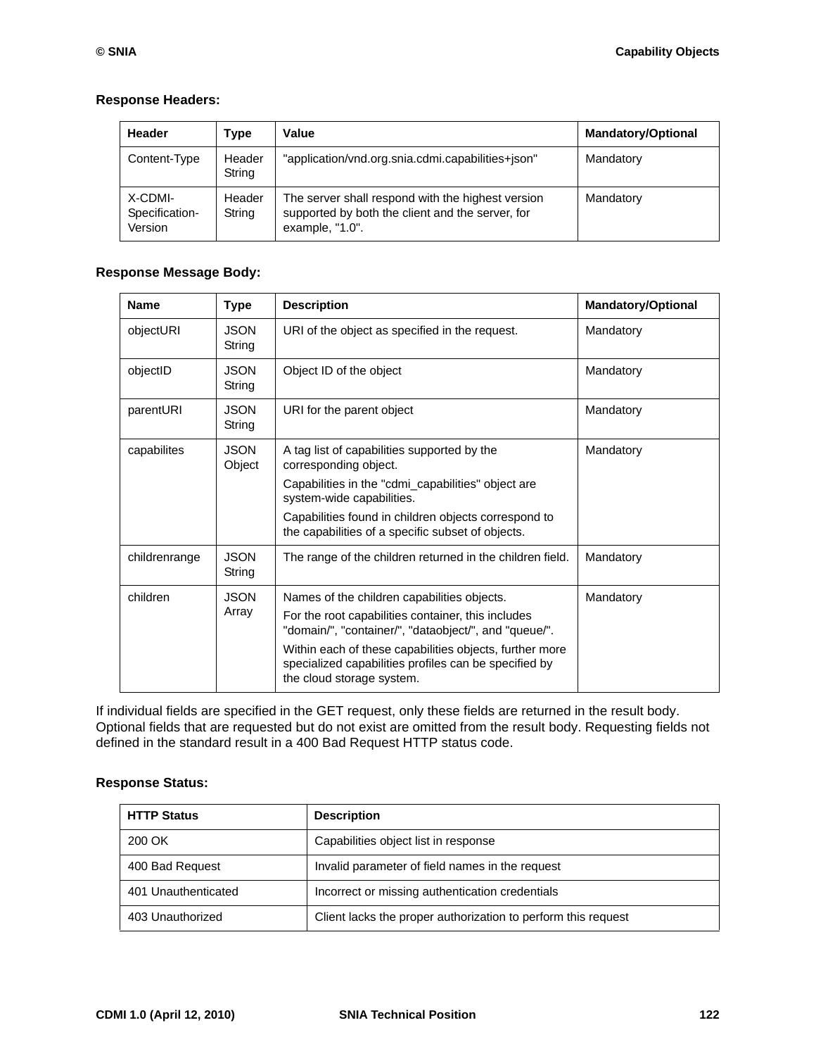**Response Headers:**

| Header | Type | Value | Mandatory/Optional |
|---|---|---|---|
| Content-Type | Header String | "application/vnd.org.snia.cdmi.capabilities+json" | Mandatory |
| X-CDMI-Specification-Version | Header String | The server shall respond with the highest version supported by both the client and the server, for example, "1.0". | Mandatory |

**Response Message Body:**

| Name | Type | Description | Mandatory/Optional |
|---|---|---|---|
| objectURI | JSON String | URI of the object as specified in the request. | Mandatory |
| objectID | JSON String | Object ID of the object | Mandatory |
| parentURI | JSON String | URI for the parent object | Mandatory |
| capabilites | JSON Object | A tag list of capabilities supported by the corresponding object.<br>Capabilities in the "cdmi_capabilities" object are system-wide capabilities.<br>Capabilities found in children objects correspond to the capabilities of a specific subset of objects. | Mandatory |
| childrenrange | JSON String | The range of the children returned in the children field. | Mandatory |
| children | JSON Array | Names of the children capabilities objects.<br>For the root capabilities container, this includes "domain/", "container/", "dataobject/", and "queue/".<br>Within each of these capabilities objects, further more specialized capabilities profiles can be specified by the cloud storage system. | Mandatory |

If individual fields are specified in the GET request, only these fields are returned in the result body. Optional fields that are requested but do not exist are omitted from the result body. Requesting fields not defined in the standard result in a 400 Bad Request HTTP status code.

**Response Status:**

| HTTP Status | Description |
|---|---|
| 200 OK | Capabilities object list in response |
| 400 Bad Request | Invalid parameter of field names in the request |
| 401 Unauthenticated | Incorrect or missing authentication credentials |
| 403 Unauthorized | Client lacks the proper authorization to perform this request |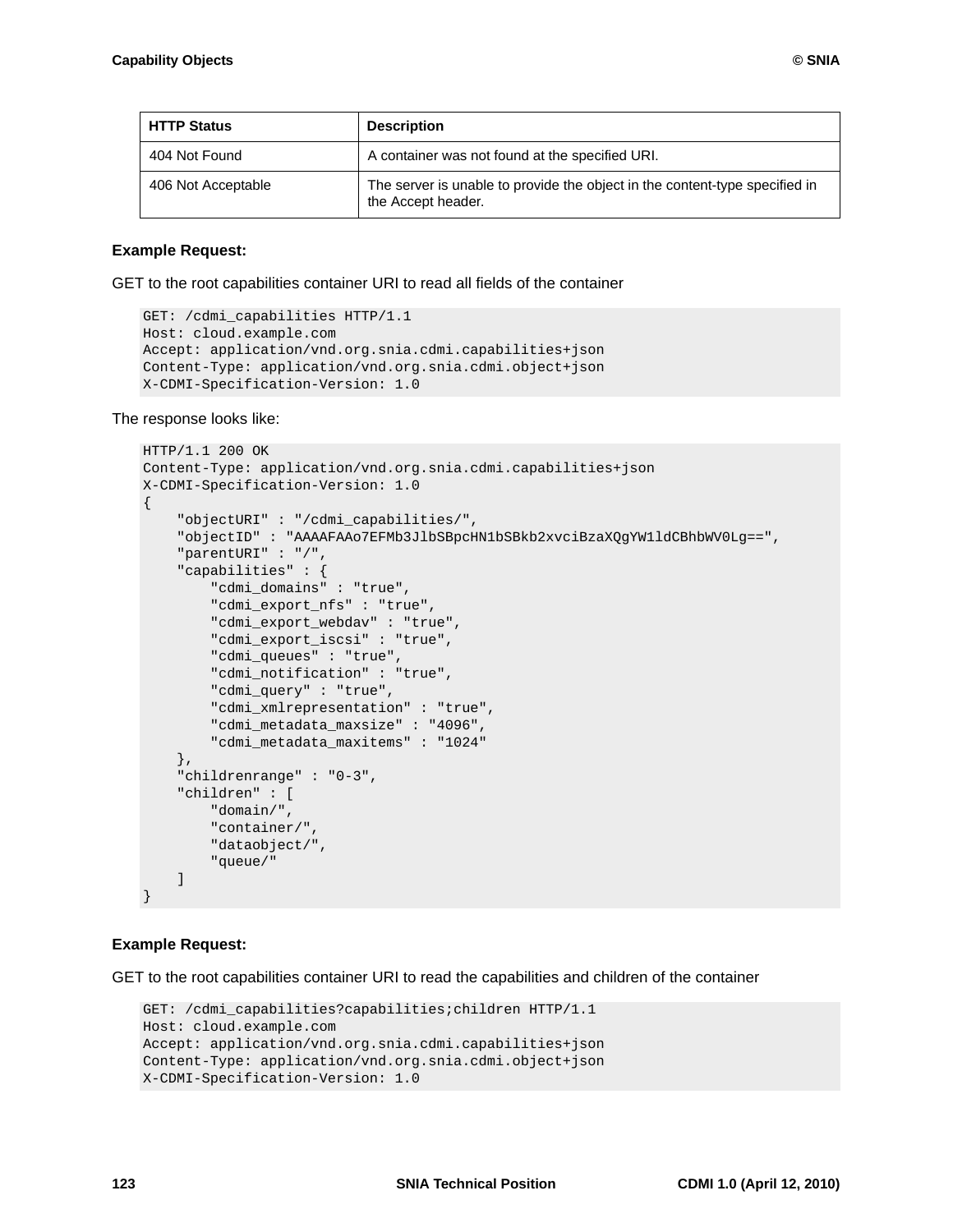| HTTP Status | Description |
| --- | --- |
| 404 Not Found | A container was not found at the specified URI. |
| 406 Not Acceptable | The server is unable to provide the object in the content-type specified in the Accept header. |

**Example Request:**

GET to the root capabilities container URI to read all fields of the container

```
GET: /cdmi_capabilities HTTP/1.1
Host: cloud.example.com
Accept: application/vnd.org.snia.cdmi.capabilities+json
Content-Type: application/vnd.org.snia.cdmi.object+json
X-CDMI-Specification-Version: 1.0
```

The response looks like:

```
HTTP/1.1 200 OK
Content-Type: application/vnd.org.snia.cdmi.capabilities+json
X-CDMI-Specification-Version: 1.0
{
    "objectURI" : "/cdmi_capabilities/",
    "objectID" : "AAAAFAAo7EFMb3JlbSBpcHN1bSBkb2xvciBzaXQgYW1ldCBhbWV0Lg==",
    "parentURI" : "/",
    "capabilities" : {
        "cdmi_domains" : "true",
        "cdmi_export_nfs" : "true",
        "cdmi_export_webdav" : "true",
        "cdmi_export_iscsi" : "true",
        "cdmi_queues" : "true",
        "cdmi_notification" : "true",
        "cdmi_query" : "true",
        "cdmi_xmlrepresentation" : "true",
        "cdmi_metadata_maxsize" : "4096",
        "cdmi_metadata_maxitems" : "1024"
    },
    "childrenrange" : "0-3",
    "children" : [
        "domain/",
        "container/",
        "dataobject/",
        "queue/"
    ]
}
```

**Example Request:**

GET to the root capabilities container URI to read the capabilities and children of the container

```
GET: /cdmi_capabilities?capabilities;children HTTP/1.1
Host: cloud.example.com
Accept: application/vnd.org.snia.cdmi.capabilities+json
Content-Type: application/vnd.org.snia.cdmi.object+json
X-CDMI-Specification-Version: 1.0
```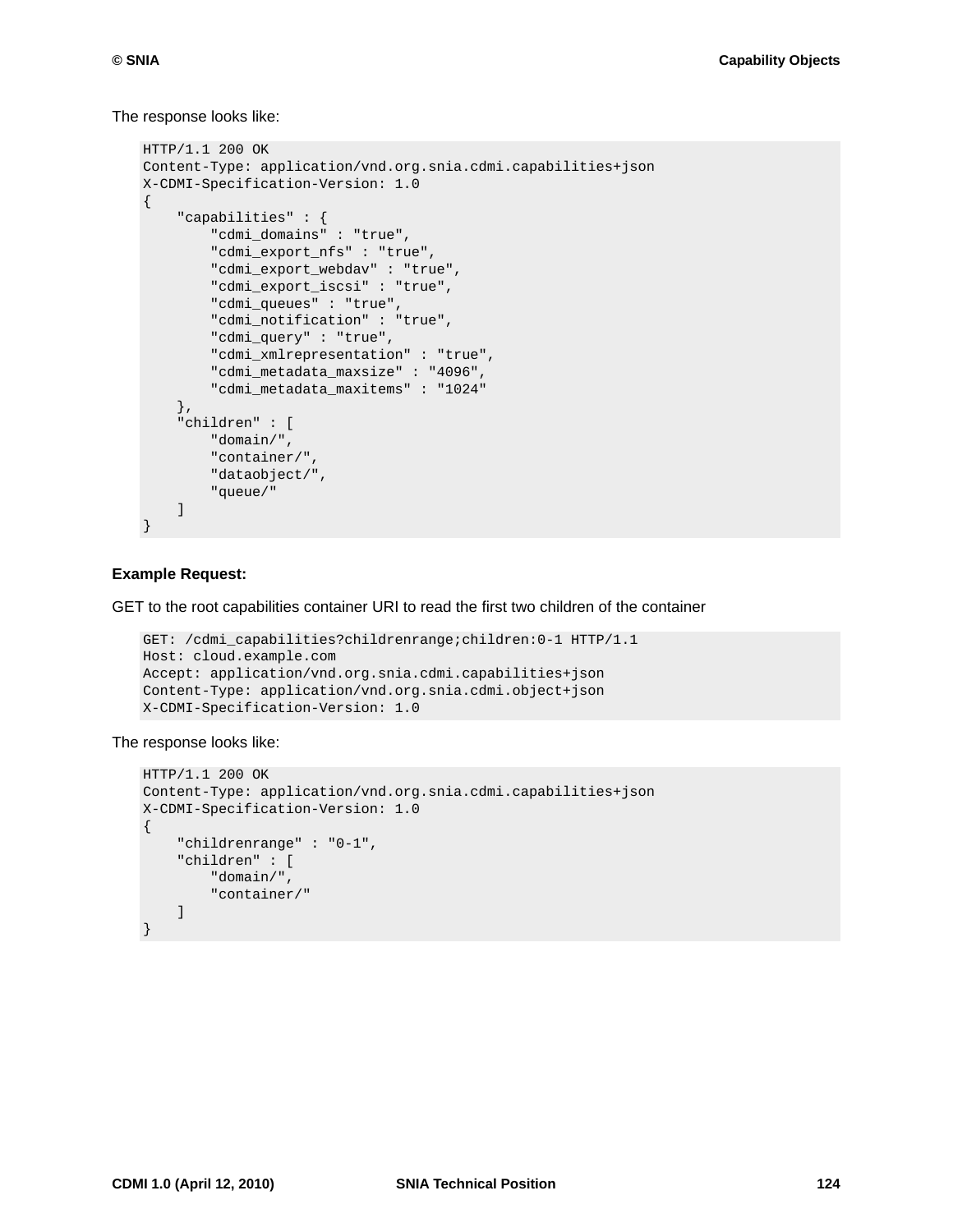The response looks like:

```
HTTP/1.1 200 OK
Content-Type: application/vnd.org.snia.cdmi.capabilities+json
X-CDMI-Specification-Version: 1.0
{
    "capabilities" : {
        "cdmi_domains" : "true",
        "cdmi_export_nfs" : "true",
        "cdmi_export_webdav" : "true",
        "cdmi_export_iscsi" : "true",
        "cdmi_queues" : "true",
        "cdmi_notification" : "true",
        "cdmi_query" : "true",
        "cdmi_xmlrepresentation" : "true",
        "cdmi_metadata_maxsize" : "4096",
        "cdmi_metadata_maxitems" : "1024"
    },
    "children" : [
        "domain/",
        "container/",
        "dataobject/",
        "queue/"
    ]
}
```

**Example Request:**

GET to the root capabilities container URI to read the first two children of the container

```
GET: /cdmi_capabilities?childrenrange;children:0-1 HTTP/1.1
Host: cloud.example.com
Accept: application/vnd.org.snia.cdmi.capabilities+json
Content-Type: application/vnd.org.snia.cdmi.object+json
X-CDMI-Specification-Version: 1.0
```

The response looks like:

```
HTTP/1.1 200 OK
Content-Type: application/vnd.org.snia.cdmi.capabilities+json
X-CDMI-Specification-Version: 1.0
{
    "childrenrange" : "0-1",
    "children" : [
        "domain/",
        "container/"
    ]
}
```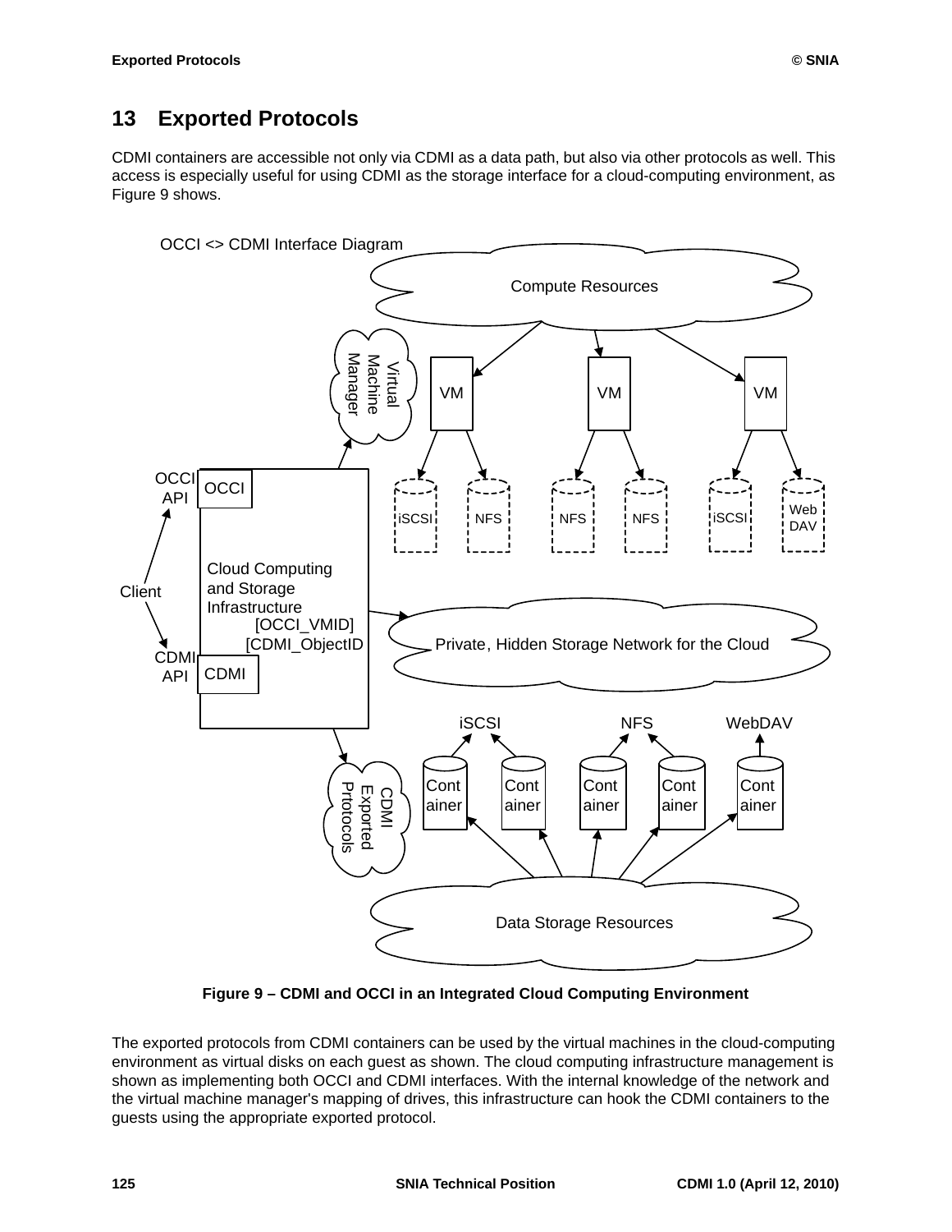# 13 Exported Protocols

CDMI containers are accessible not only via CDMI as a data path, but also via other protocols as well. This access is especially useful for using CDMI as the storage interface for a cloud-computing environment, as Figure 9 shows.

**Figure 9 – CDMI and OCCI in an Integrated Cloud Computing Environment**

The exported protocols from CDMI containers can be used by the virtual machines in the cloud-computing environment as virtual disks on each guest as shown. The cloud computing infrastructure management is shown as implementing both OCCI and CDMI interfaces. With the internal knowledge of the network and the virtual machine manager's mapping of drives, this infrastructure can hook the CDMI containers to the guests using the appropriate exported protocol.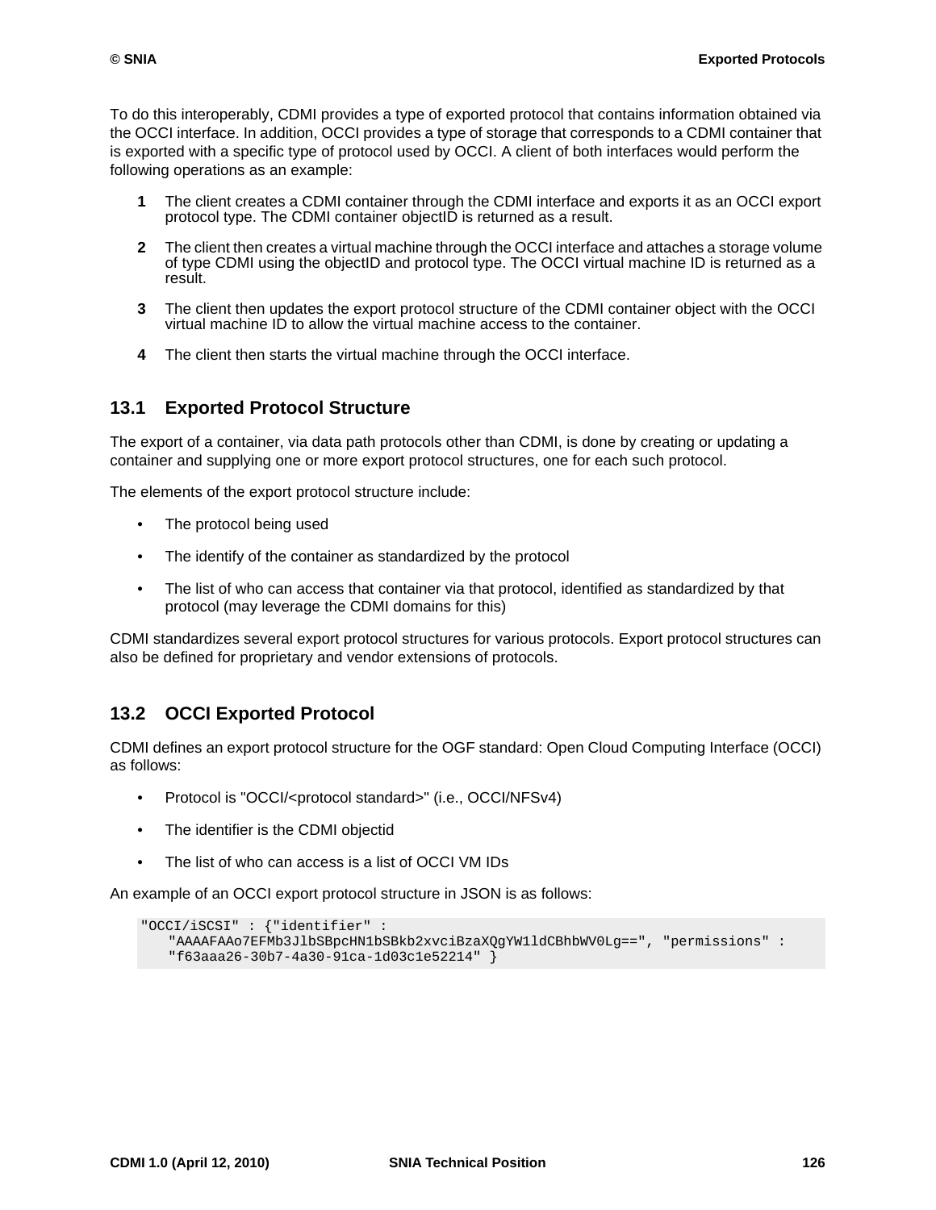To do this interoperably, CDMI provides a type of exported protocol that contains information obtained via the OCCI interface. In addition, OCCI provides a type of storage that corresponds to a CDMI container that is exported with a specific type of protocol used by OCCI. A client of both interfaces would perform the following operations as an example:

1. The client creates a CDMI container through the CDMI interface and exports it as an OCCI export protocol type. The CDMI container objectID is returned as a result.
2. The client then creates a virtual machine through the OCCI interface and attaches a storage volume of type CDMI using the objectID and protocol type. The OCCI virtual machine ID is returned as a result.
3. The client then updates the export protocol structure of the CDMI container object with the OCCI virtual machine ID to allow the virtual machine access to the container.
4. The client then starts the virtual machine through the OCCI interface.

## 13.1 Exported Protocol Structure

The export of a container, via data path protocols other than CDMI, is done by creating or updating a container and supplying one or more export protocol structures, one for each such protocol.

The elements of the export protocol structure include:

- The protocol being used
- The identify of the container as standardized by the protocol
- The list of who can access that container via that protocol, identified as standardized by that protocol (may leverage the CDMI domains for this)

CDMI standardizes several export protocol structures for various protocols. Export protocol structures can also be defined for proprietary and vendor extensions of protocols.

## 13.2 OCCI Exported Protocol

CDMI defines an export protocol structure for the OGF standard: Open Cloud Computing Interface (OCCI) as follows:

- Protocol is "OCCI/<protocol standard>" (i.e., OCCI/NFSv4)
- The identifier is the CDMI objectid
- The list of who can access is a list of OCCI VM IDs

An example of an OCCI export protocol structure in JSON is as follows:

```
"OCCI/iSCSI" : {"identifier" :
    "AAAAFAAo7EFMb3JlbSBpcHN1bSBkb2xvciBzaXQgYW1ldCBhbWV0Lg==", "permissions" :
    "f63aaa26-30b7-4a30-91ca-1d03c1e52214" }
```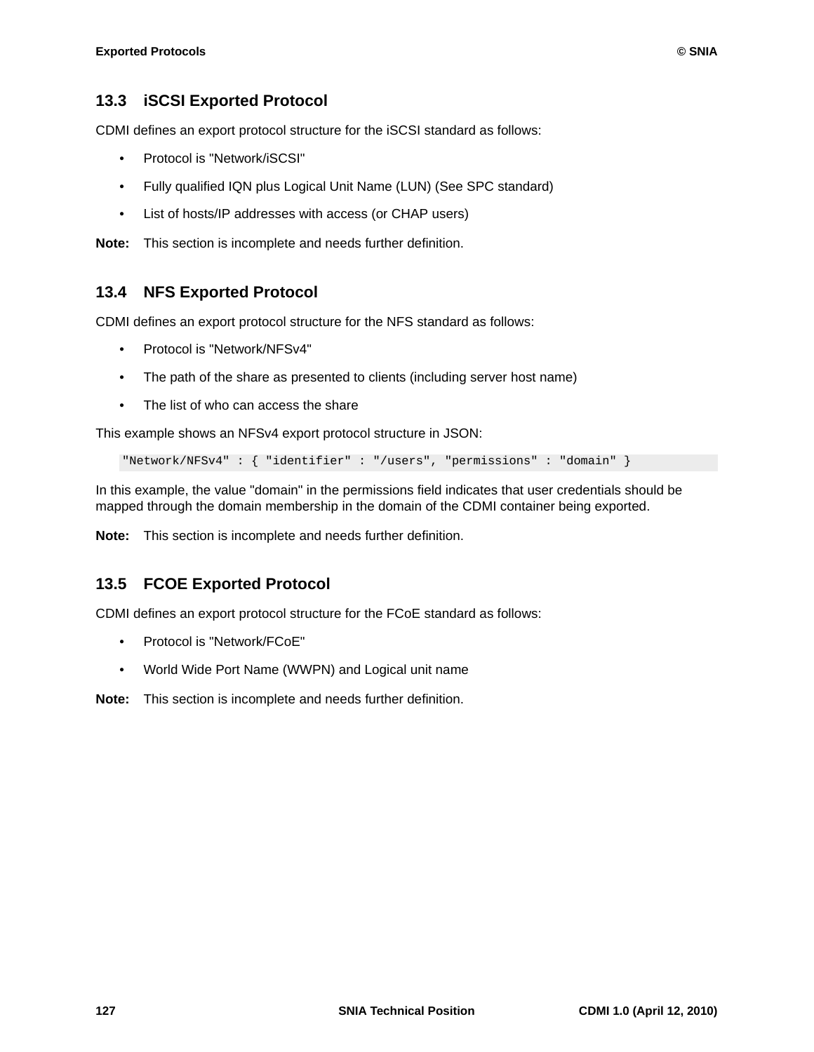## 13.3 iSCSI Exported Protocol

CDMI defines an export protocol structure for the iSCSI standard as follows:

- Protocol is "Network/iSCSI"
- Fully qualified IQN plus Logical Unit Name (LUN) (See SPC standard)
- List of hosts/IP addresses with access (or CHAP users)

**Note:** This section is incomplete and needs further definition.

## 13.4 NFS Exported Protocol

CDMI defines an export protocol structure for the NFS standard as follows:

- Protocol is "Network/NFSv4"
- The path of the share as presented to clients (including server host name)
- The list of who can access the share

This example shows an NFSv4 export protocol structure in JSON:

```
"Network/NFSv4" : { "identifier" : "/users", "permissions" : "domain" }
```

In this example, the value "domain" in the permissions field indicates that user credentials should be mapped through the domain membership in the domain of the CDMI container being exported.

**Note:** This section is incomplete and needs further definition.

## 13.5 FCOE Exported Protocol

CDMI defines an export protocol structure for the FCoE standard as follows:

- Protocol is "Network/FCoE"
- World Wide Port Name (WWPN) and Logical unit name

**Note:** This section is incomplete and needs further definition.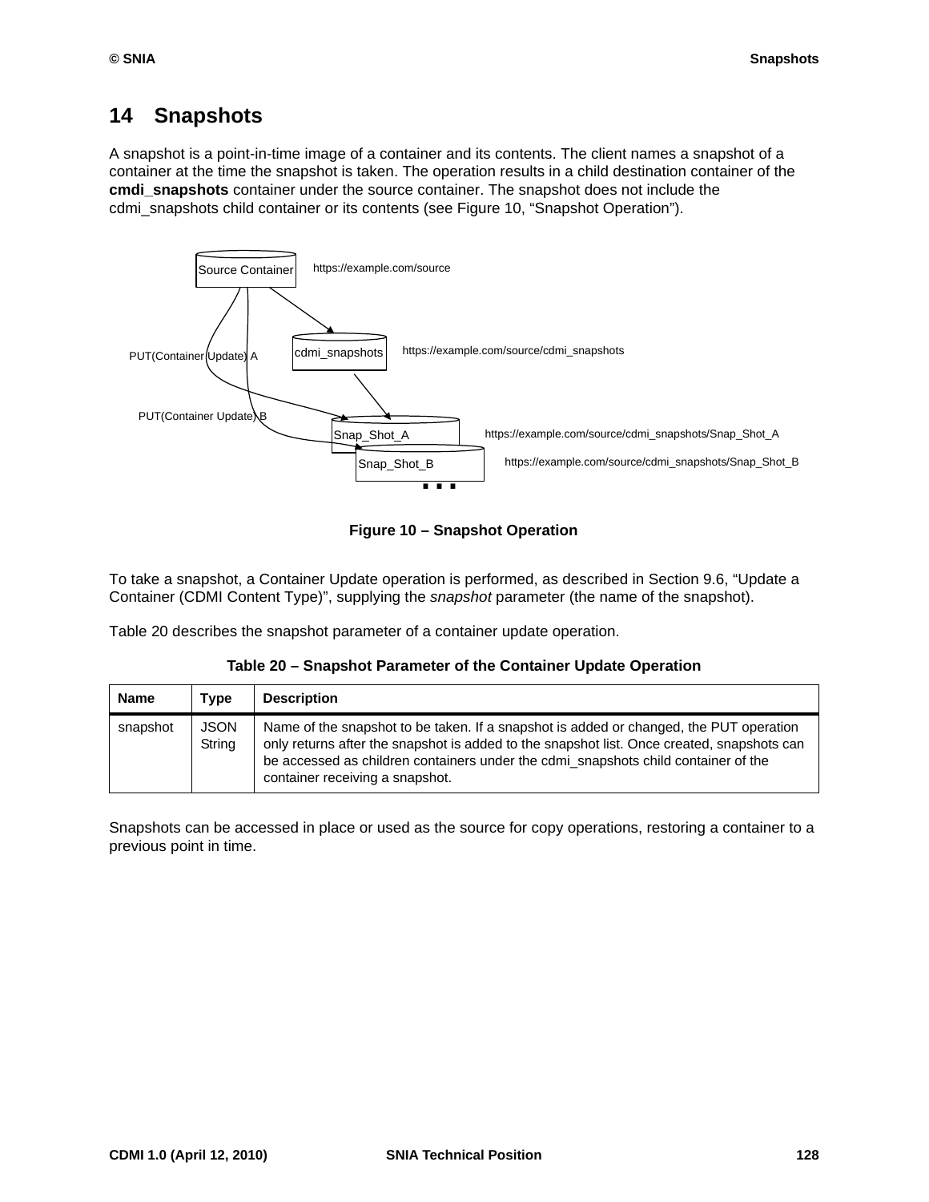# 14 Snapshots

A snapshot is a point-in-time image of a container and its contents. The client names a snapshot of a container at the time the snapshot is taken. The operation results in a child destination container of the **cmdi_snapshots** container under the source container. The snapshot does not include the cdmi_snapshots child container or its contents (see Figure 10, "Snapshot Operation").

Source Container https://example.com/source

cdmi_snapshots https://example.com/source/cdmi_snapshots

PUT(Container Update) A

PUT(Container Update) B

Snap_Shot_A https://example.com/source/cdmi_snapshots/Snap_Shot_A

Snap_Shot_B https://example.com/source/cdmi_snapshots/Snap_Shot_B

**Figure 10 – Snapshot Operation**

To take a snapshot, a Container Update operation is performed, as described in Section 9.6, "Update a Container (CDMI Content Type)", supplying the *snapshot* parameter (the name of the snapshot).

Table 20 describes the snapshot parameter of a container update operation.

**Table 20 – Snapshot Parameter of the Container Update Operation**

| Name | Type | Description |
|---|---|---|
| snapshot | JSON String | Name of the snapshot to be taken. If a snapshot is added or changed, the PUT operation only returns after the snapshot is added to the snapshot list. Once created, snapshots can be accessed as children containers under the cdmi_snapshots child container of the container receiving a snapshot. |

Snapshots can be accessed in place or used as the source for copy operations, restoring a container to a previous point in time.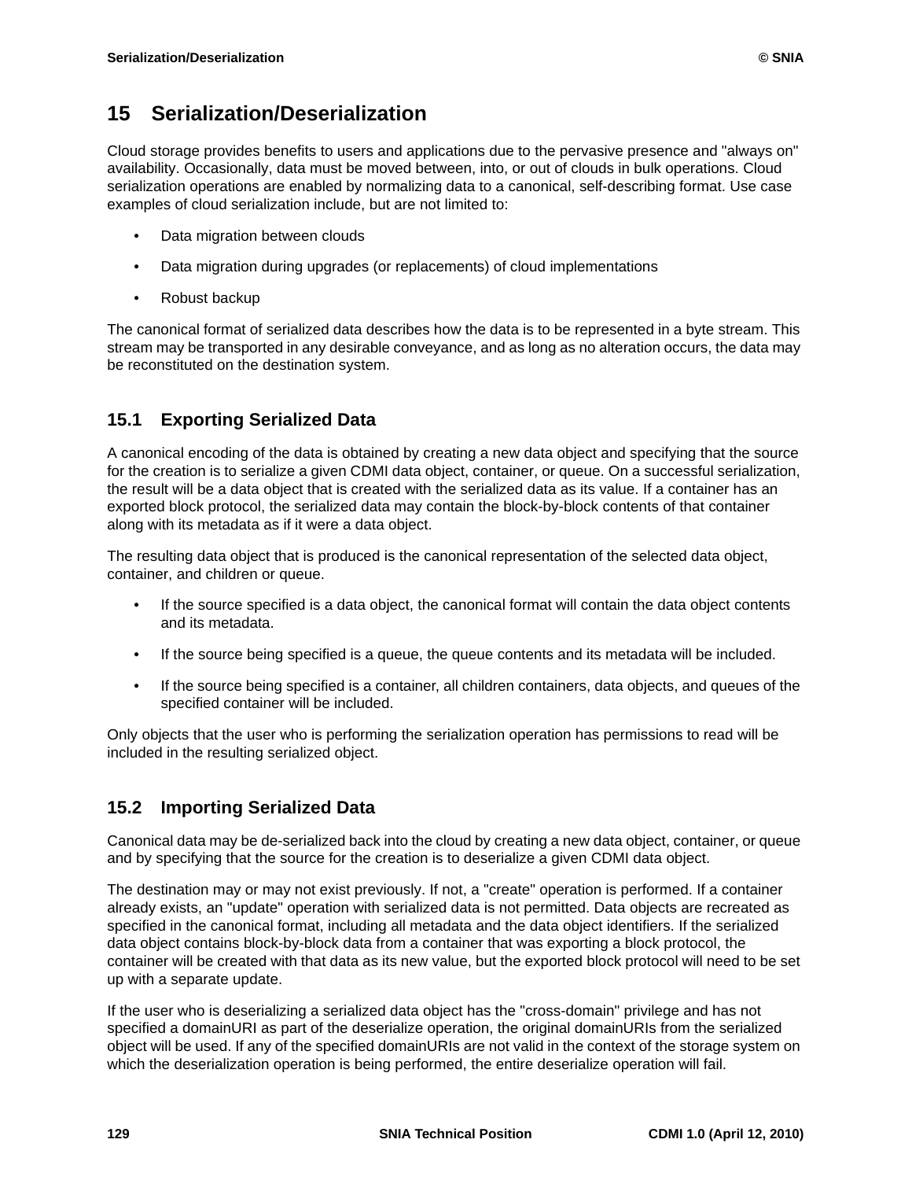# 15 Serialization/Deserialization

Cloud storage provides benefits to users and applications due to the pervasive presence and "always on" availability. Occasionally, data must be moved between, into, or out of clouds in bulk operations. Cloud serialization operations are enabled by normalizing data to a canonical, self-describing format. Use case examples of cloud serialization include, but are not limited to:

- Data migration between clouds
- Data migration during upgrades (or replacements) of cloud implementations
- Robust backup

The canonical format of serialized data describes how the data is to be represented in a byte stream. This stream may be transported in any desirable conveyance, and as long as no alteration occurs, the data may be reconstituted on the destination system.

## 15.1 Exporting Serialized Data

A canonical encoding of the data is obtained by creating a new data object and specifying that the source for the creation is to serialize a given CDMI data object, container, or queue. On a successful serialization, the result will be a data object that is created with the serialized data as its value. If a container has an exported block protocol, the serialized data may contain the block-by-block contents of that container along with its metadata as if it were a data object.

The resulting data object that is produced is the canonical representation of the selected data object, container, and children or queue.

- If the source specified is a data object, the canonical format will contain the data object contents and its metadata.
- If the source being specified is a queue, the queue contents and its metadata will be included.
- If the source being specified is a container, all children containers, data objects, and queues of the specified container will be included.

Only objects that the user who is performing the serialization operation has permissions to read will be included in the resulting serialized object.

## 15.2 Importing Serialized Data

Canonical data may be de-serialized back into the cloud by creating a new data object, container, or queue and by specifying that the source for the creation is to deserialize a given CDMI data object.

The destination may or may not exist previously. If not, a "create" operation is performed. If a container already exists, an "update" operation with serialized data is not permitted. Data objects are recreated as specified in the canonical format, including all metadata and the data object identifiers. If the serialized data object contains block-by-block data from a container that was exporting a block protocol, the container will be created with that data as its new value, but the exported block protocol will need to be set up with a separate update.

If the user who is deserializing a serialized data object has the "cross-domain" privilege and has not specified a domainURI as part of the deserialize operation, the original domainURIs from the serialized object will be used. If any of the specified domainURIs are not valid in the context of the storage system on which the deserialization operation is being performed, the entire deserialize operation will fail.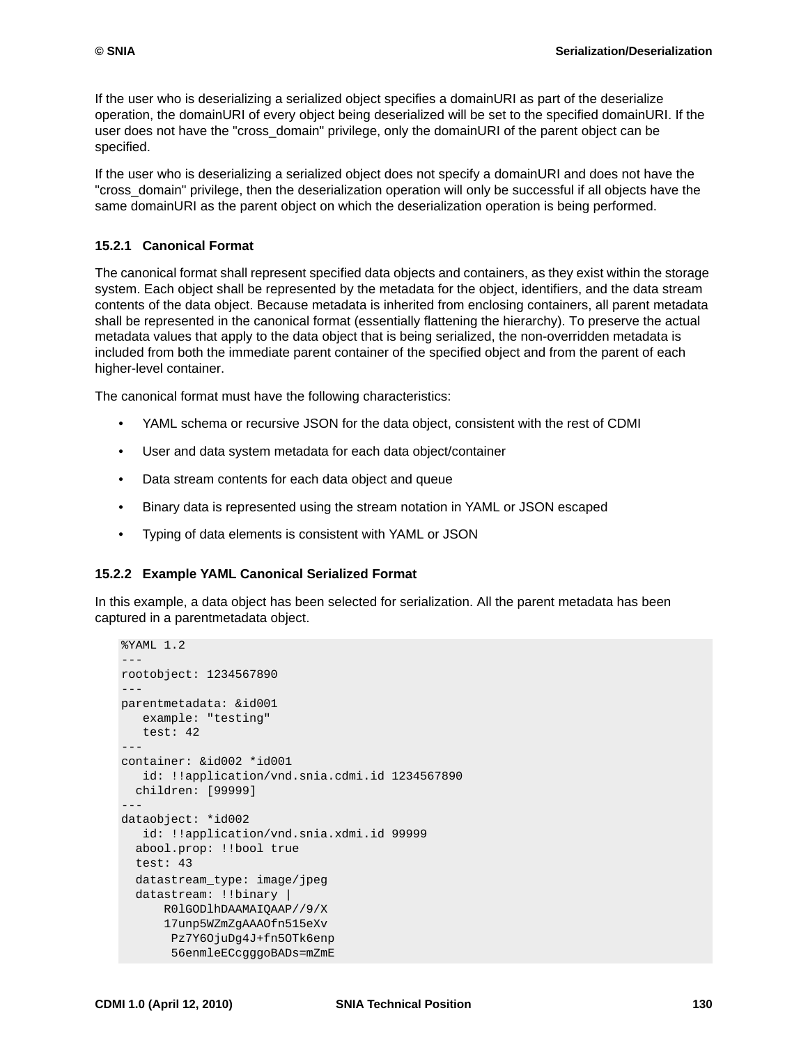If the user who is deserializing a serialized object specifies a domainURI as part of the deserialize operation, the domainURI of every object being deserialized will be set to the specified domainURI. If the user does not have the "cross_domain" privilege, only the domainURI of the parent object can be specified.

If the user who is deserializing a serialized object does not specify a domainURI and does not have the "cross_domain" privilege, then the deserialization operation will only be successful if all objects have the same domainURI as the parent object on which the deserialization operation is being performed.

### 15.2.1 Canonical Format

The canonical format shall represent specified data objects and containers, as they exist within the storage system. Each object shall be represented by the metadata for the object, identifiers, and the data stream contents of the data object. Because metadata is inherited from enclosing containers, all parent metadata shall be represented in the canonical format (essentially flattening the hierarchy). To preserve the actual metadata values that apply to the data object that is being serialized, the non-overridden metadata is included from both the immediate parent container of the specified object and from the parent of each higher-level container.

The canonical format must have the following characteristics:

- YAML schema or recursive JSON for the data object, consistent with the rest of CDMI
- User and data system metadata for each data object/container
- Data stream contents for each data object and queue
- Binary data is represented using the stream notation in YAML or JSON escaped
- Typing of data elements is consistent with YAML or JSON

### 15.2.2 Example YAML Canonical Serialized Format

In this example, a data object has been selected for serialization. All the parent metadata has been captured in a parentmetadata object.

```
%YAML 1.2
---
rootobject: 1234567890
---
parentmetadata: &id001
   example: "testing"
   test: 42
---
container: &id002 *id001
   id: !!application/vnd.snia.cdmi.id 1234567890
  children: [99999]
---
dataobject: *id002
   id: !!application/vnd.snia.xdmi.id 99999
  abool.prop: !!bool true
  test: 43
  datastream_type: image/jpeg
  datastream: !!binary |
      R0lGODlhDAAMAIQAAP//9/X
      17unp5WZmZgAAAOfn515eXv
       Pz7Y6OjuDg4J+fn5OTk6enp
       56enmleECcgggoBADs=mZmE
```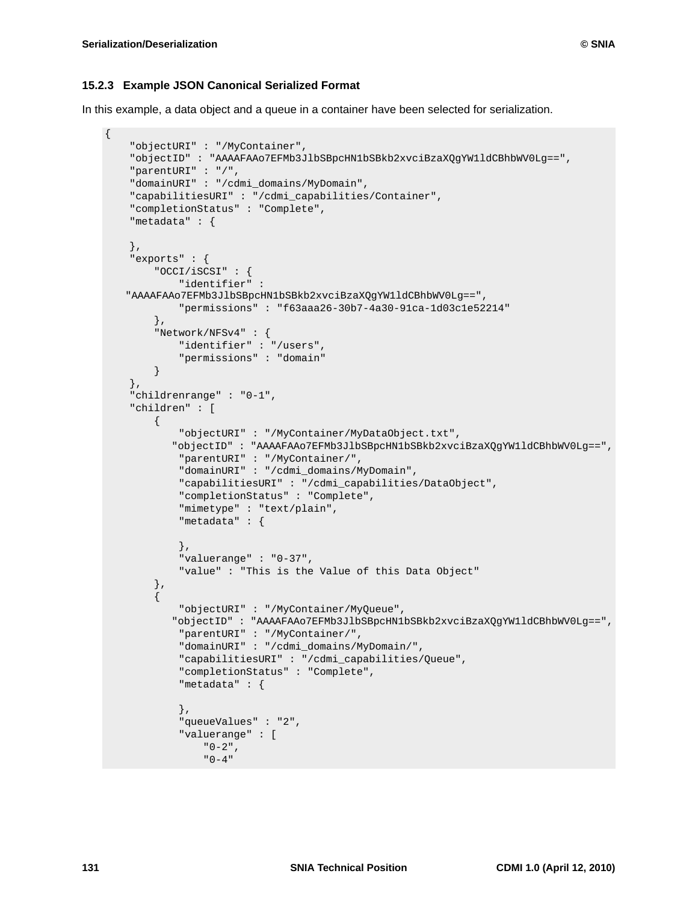### 15.2.3 Example JSON Canonical Serialized Format

In this example, a data object and a queue in a container have been selected for serialization.

```
{
    "objectURI" : "/MyContainer",
    "objectID" : "AAAAFAAo7EFMb3JlbSBpcHN1bSBkb2xvciBzaXQgYW1ldCBhbWV0Lg==",
    "parentURI" : "/",
    "domainURI" : "/cdmi_domains/MyDomain",
    "capabilitiesURI" : "/cdmi_capabilities/Container",
    "completionStatus" : "Complete",
    "metadata" : {

    },
    "exports" : {
        "OCCI/iSCSI" : {
            "identifier" :
   "AAAAFAAo7EFMb3JlbSBpcHN1bSBkb2xvciBzaXQgYW1ldCBhbWV0Lg==",
            "permissions" : "f63aaa26-30b7-4a30-91ca-1d03c1e52214"
        },
        "Network/NFSv4" : {
            "identifier" : "/users",
            "permissions" : "domain"
        }
    },
    "childrenrange" : "0-1",
    "children" : [
        {
            "objectURI" : "/MyContainer/MyDataObject.txt",
           "objectID" : "AAAAFAAo7EFMb3JlbSBpcHN1bSBkb2xvciBzaXQgYW1ldCBhbWV0Lg==",
            "parentURI" : "/MyContainer/",
            "domainURI" : "/cdmi_domains/MyDomain",
            "capabilitiesURI" : "/cdmi_capabilities/DataObject",
            "completionStatus" : "Complete",
            "mimetype" : "text/plain",
            "metadata" : {

            },
            "valuerange" : "0-37",
            "value" : "This is the Value of this Data Object"
        },
        {
            "objectURI" : "/MyContainer/MyQueue",
           "objectID" : "AAAAFAAo7EFMb3JlbSBpcHN1bSBkb2xvciBzaXQgYW1ldCBhbWV0Lg==",
            "parentURI" : "/MyContainer/",
            "domainURI" : "/cdmi_domains/MyDomain/",
            "capabilitiesURI" : "/cdmi_capabilities/Queue",
            "completionStatus" : "Complete",
            "metadata" : {

            },
            "queueValues" : "2",
            "valuerange" : [
                "0-2",
                "0-4"
```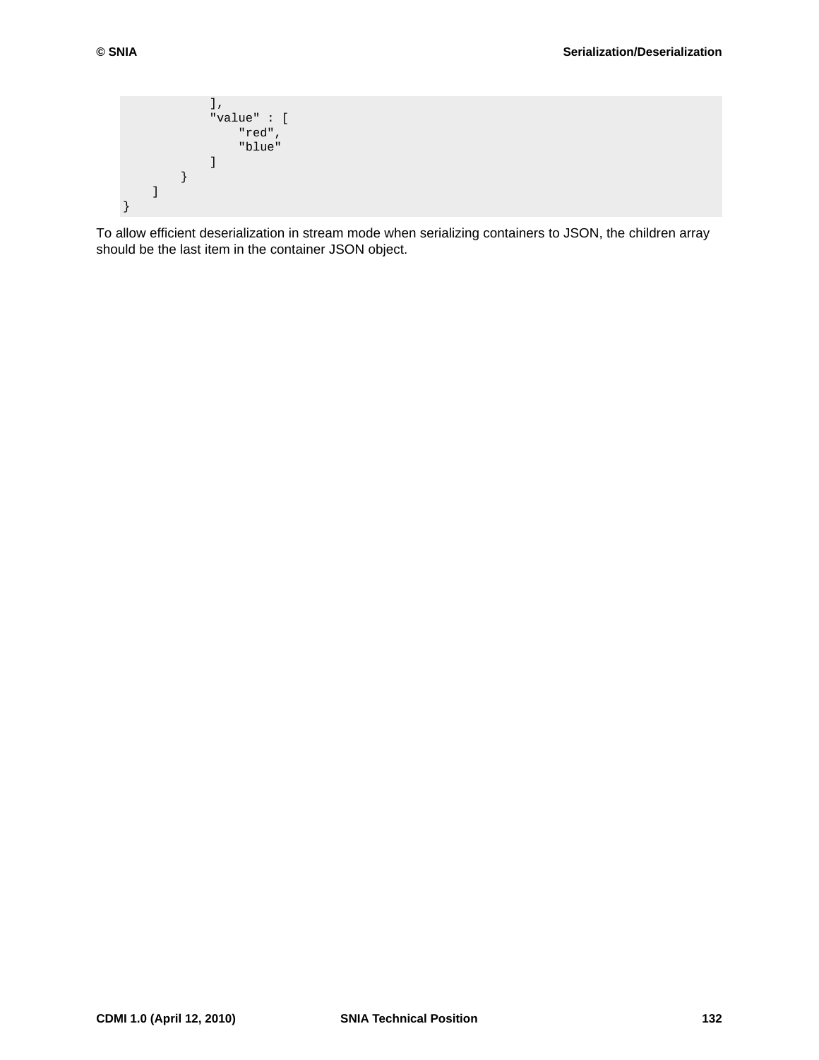```
            ],
            "value" : [
                "red",
                "blue"
            ]
        }
    ]
}
```

To allow efficient deserialization in stream mode when serializing containers to JSON, the children array should be the last item in the container JSON object.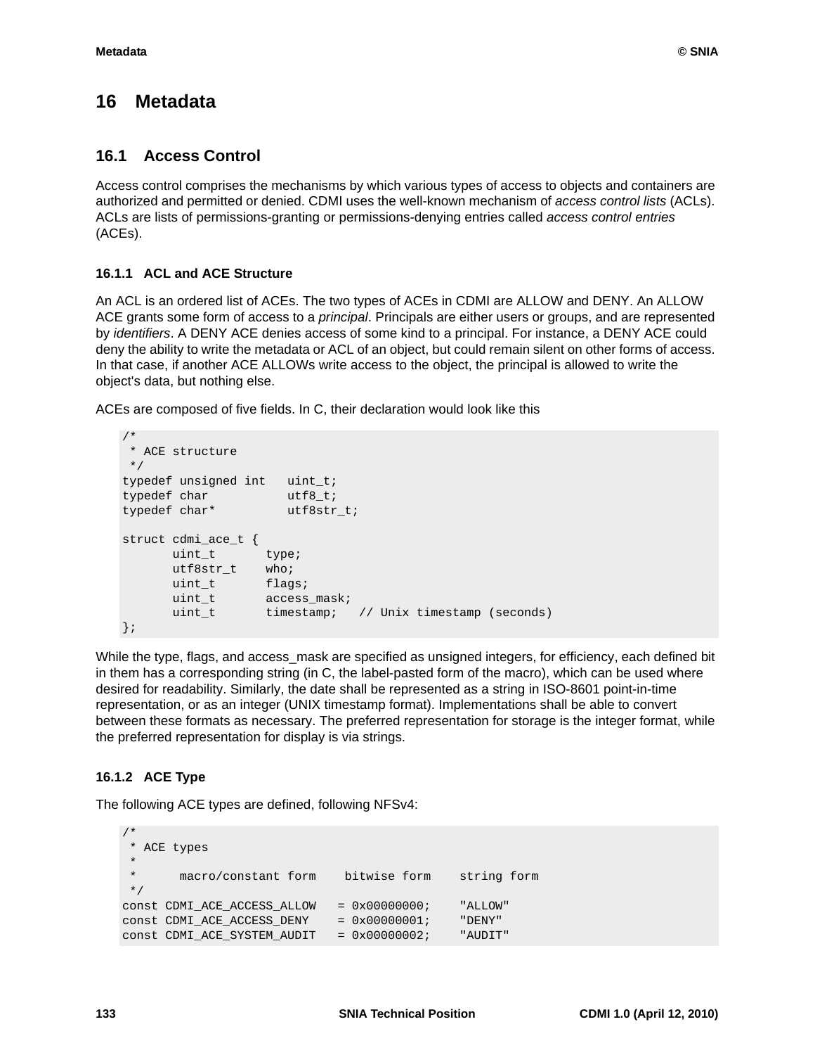# 16 Metadata

## 16.1 Access Control

Access control comprises the mechanisms by which various types of access to objects and containers are authorized and permitted or denied. CDMI uses the well-known mechanism of *access control lists* (ACLs). ACLs are lists of permissions-granting or permissions-denying entries called *access control entries* (ACEs).

### 16.1.1 ACL and ACE Structure

An ACL is an ordered list of ACEs. The two types of ACEs in CDMI are ALLOW and DENY. An ALLOW ACE grants some form of access to a *principal*. Principals are either users or groups, and are represented by *identifiers*. A DENY ACE denies access of some kind to a principal. For instance, a DENY ACE could deny the ability to write the metadata or ACL of an object, but could remain silent on other forms of access. In that case, if another ACE ALLOWs write access to the object, the principal is allowed to write the object's data, but nothing else.

ACEs are composed of five fields. In C, their declaration would look like this

```
/*
 * ACE structure
 */
typedef unsigned int   uint_t;
typedef char           utf8_t;
typedef char*          utf8str_t;

struct cdmi_ace_t {
       uint_t       type;
       utf8str_t    who;
       uint_t       flags;
       uint_t       access_mask;
       uint_t       timestamp;   // Unix timestamp (seconds)
};
```

While the type, flags, and access_mask are specified as unsigned integers, for efficiency, each defined bit in them has a corresponding string (in C, the label-pasted form of the macro), which can be used where desired for readability. Similarly, the date shall be represented as a string in ISO-8601 point-in-time representation, or as an integer (UNIX timestamp format). Implementations shall be able to convert between these formats as necessary. The preferred representation for storage is the integer format, while the preferred representation for display is via strings.

### 16.1.2 ACE Type

The following ACE types are defined, following NFSv4:

```
/*
 * ACE types
 *
 *      macro/constant form    bitwise form    string form
 */
const CDMI_ACE_ACCESS_ALLOW   = 0x00000000;    "ALLOW"
const CDMI_ACE_ACCESS_DENY    = 0x00000001;    "DENY"
const CDMI_ACE_SYSTEM_AUDIT   = 0x00000002;    "AUDIT"
```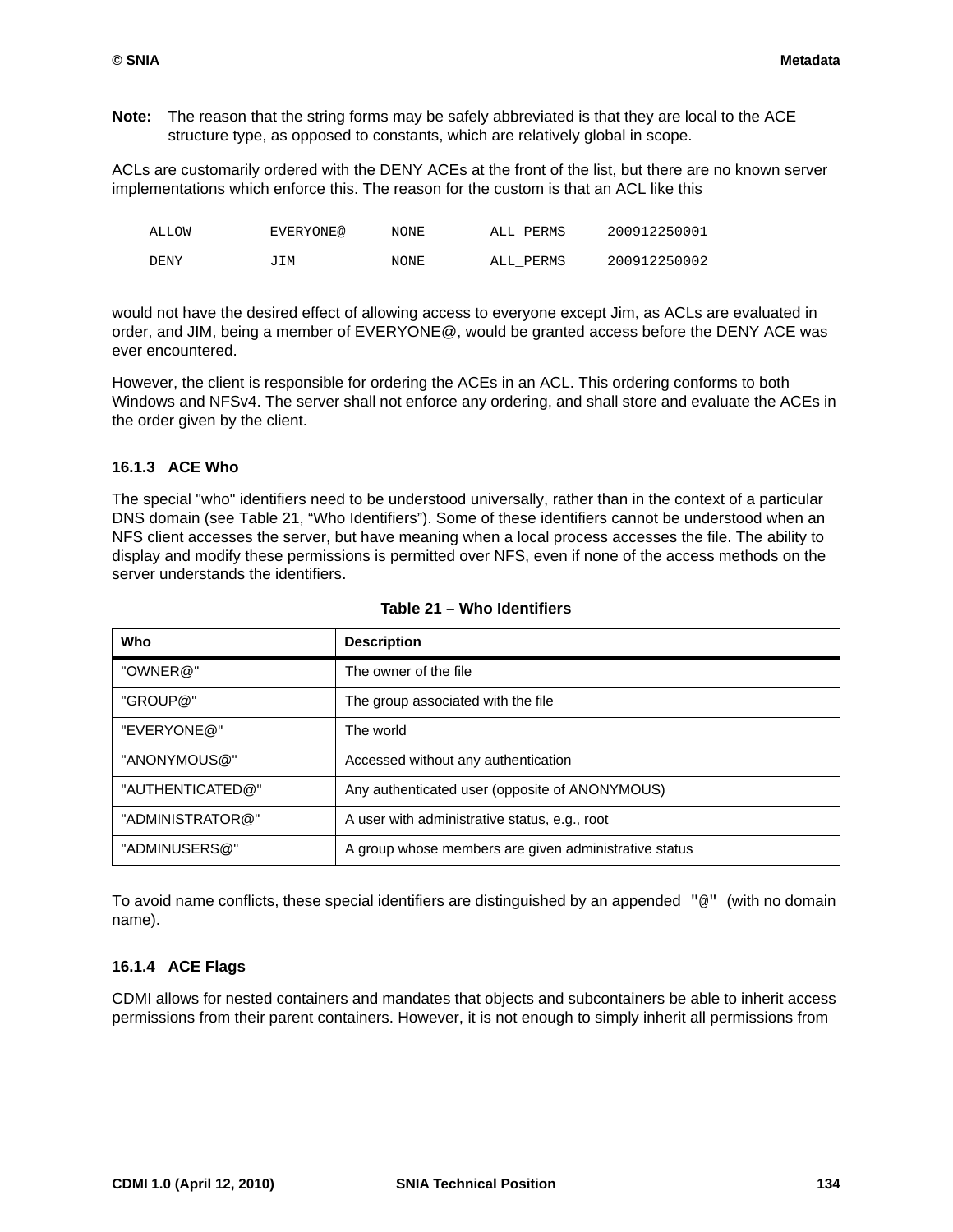**Note:** The reason that the string forms may be safely abbreviated is that they are local to the ACE structure type, as opposed to constants, which are relatively global in scope.

ACLs are customarily ordered with the DENY ACEs at the front of the list, but there are no known server implementations which enforce this. The reason for the custom is that an ACL like this

```
ALLOW        EVERYONE@     NONE      ALL_PERMS     200912250001
DENY         JIM           NONE      ALL_PERMS     200912250002
```

would not have the desired effect of allowing access to everyone except Jim, as ACLs are evaluated in order, and JIM, being a member of EVERYONE@, would be granted access before the DENY ACE was ever encountered.

However, the client is responsible for ordering the ACEs in an ACL. This ordering conforms to both Windows and NFSv4. The server shall not enforce any ordering, and shall store and evaluate the ACEs in the order given by the client.

### 16.1.3 ACE Who

The special "who" identifiers need to be understood universally, rather than in the context of a particular DNS domain (see Table 21, "Who Identifiers"). Some of these identifiers cannot be understood when an NFS client accesses the server, but have meaning when a local process accesses the file. The ability to display and modify these permissions is permitted over NFS, even if none of the access methods on the server understands the identifiers.

**Table 21 – Who Identifiers**

| Who | Description |
|---|---|
| "OWNER@" | The owner of the file |
| "GROUP@" | The group associated with the file |
| "EVERYONE@" | The world |
| "ANONYMOUS@" | Accessed without any authentication |
| "AUTHENTICATED@" | Any authenticated user (opposite of ANONYMOUS) |
| "ADMINISTRATOR@" | A user with administrative status, e.g., root |
| "ADMINUSERS@" | A group whose members are given administrative status |

To avoid name conflicts, these special identifiers are distinguished by an appended `"@"` (with no domain name).

### 16.1.4 ACE Flags

CDMI allows for nested containers and mandates that objects and subcontainers be able to inherit access permissions from their parent containers. However, it is not enough to simply inherit all permissions from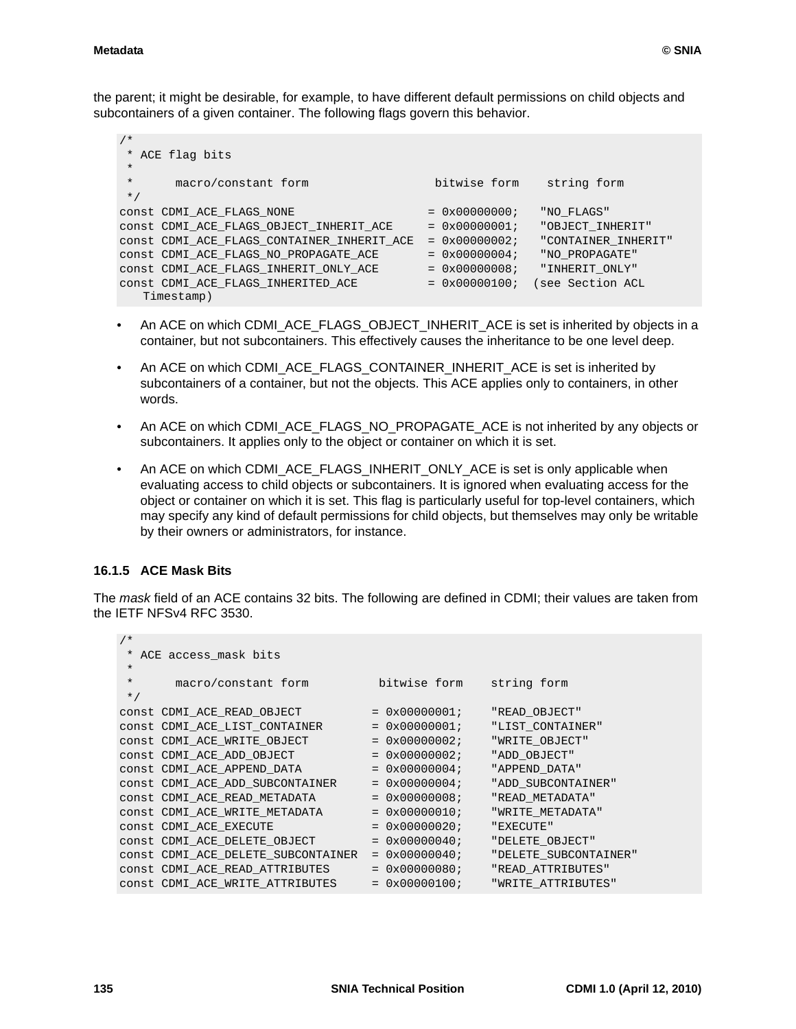the parent; it might be desirable, for example, to have different default permissions on child objects and subcontainers of a given container. The following flags govern this behavior.

```
/*
 * ACE flag bits
 *
 *      macro/constant form                  bitwise form    string form
 */
const CDMI_ACE_FLAGS_NONE                    = 0x00000000;   "NO_FLAGS"
const CDMI_ACE_FLAGS_OBJECT_INHERIT_ACE      = 0x00000001;   "OBJECT_INHERIT"
const CDMI_ACE_FLAGS_CONTAINER_INHERIT_ACE   = 0x00000002;   "CONTAINER_INHERIT"
const CDMI_ACE_FLAGS_NO_PROPAGATE_ACE        = 0x00000004;   "NO_PROPAGATE"
const CDMI_ACE_FLAGS_INHERIT_ONLY_ACE        = 0x00000008;   "INHERIT_ONLY"
const CDMI_ACE_FLAGS_INHERITED_ACE           = 0x00000100;  (see Section ACL
   Timestamp)
```

- An ACE on which CDMI_ACE_FLAGS_OBJECT_INHERIT_ACE is set is inherited by objects in a container, but not subcontainers. This effectively causes the inheritance to be one level deep.
- An ACE on which CDMI_ACE_FLAGS_CONTAINER_INHERIT_ACE is set is inherited by subcontainers of a container, but not the objects. This ACE applies only to containers, in other words.
- An ACE on which CDMI_ACE_FLAGS_NO_PROPAGATE_ACE is not inherited by any objects or subcontainers. It applies only to the object or container on which it is set.
- An ACE on which CDMI_ACE_FLAGS_INHERIT_ONLY_ACE is set is only applicable when evaluating access to child objects or subcontainers. It is ignored when evaluating access for the object or container on which it is set. This flag is particularly useful for top-level containers, which may specify any kind of default permissions for child objects, but themselves may only be writable by their owners or administrators, for instance.

### 16.1.5 ACE Mask Bits

The *mask* field of an ACE contains 32 bits. The following are defined in CDMI; their values are taken from the IETF NFSv4 RFC 3530.

```
/*
 * ACE access_mask bits
 *
 *      macro/constant form          bitwise form    string form
 */
const CDMI_ACE_READ_OBJECT          = 0x00000001;    "READ_OBJECT"
const CDMI_ACE_LIST_CONTAINER       = 0x00000001;    "LIST_CONTAINER"
const CDMI_ACE_WRITE_OBJECT         = 0x00000002;    "WRITE_OBJECT"
const CDMI_ACE_ADD_OBJECT           = 0x00000002;    "ADD_OBJECT"
const CDMI_ACE_APPEND_DATA          = 0x00000004;    "APPEND_DATA"
const CDMI_ACE_ADD_SUBCONTAINER     = 0x00000004;    "ADD_SUBCONTAINER"
const CDMI_ACE_READ_METADATA        = 0x00000008;    "READ_METADATA"
const CDMI_ACE_WRITE_METADATA       = 0x00000010;    "WRITE_METADATA"
const CDMI_ACE_EXECUTE              = 0x00000020;    "EXECUTE"
const CDMI_ACE_DELETE_OBJECT        = 0x00000040;    "DELETE_OBJECT"
const CDMI_ACE_DELETE_SUBCONTAINER  = 0x00000040;    "DELETE_SUBCONTAINER"
const CDMI_ACE_READ_ATTRIBUTES      = 0x00000080;    "READ_ATTRIBUTES"
const CDMI_ACE_WRITE_ATTRIBUTES     = 0x00000100;    "WRITE_ATTRIBUTES"
```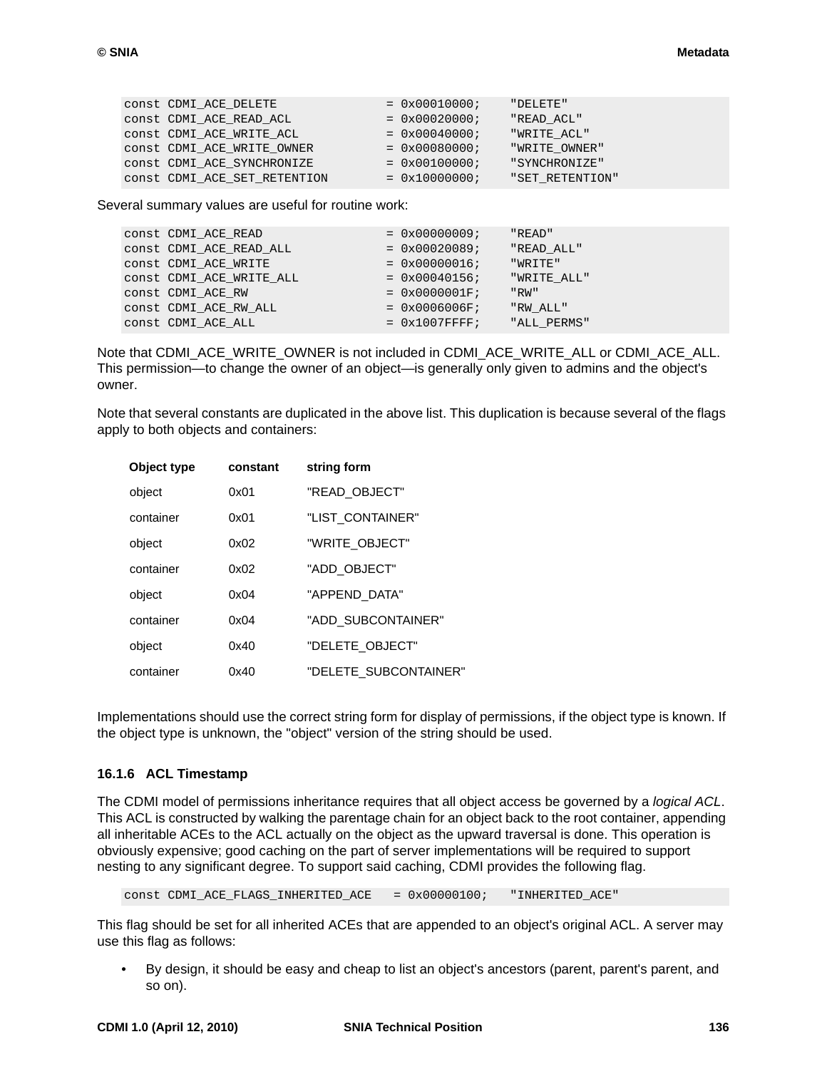```
const CDMI_ACE_DELETE              = 0x00010000;    "DELETE"
const CDMI_ACE_READ_ACL            = 0x00020000;    "READ_ACL"
const CDMI_ACE_WRITE_ACL           = 0x00040000;    "WRITE_ACL"
const CDMI_ACE_WRITE_OWNER         = 0x00080000;    "WRITE_OWNER"
const CDMI_ACE_SYNCHRONIZE         = 0x00100000;    "SYNCHRONIZE"
const CDMI_ACE_SET_RETENTION       = 0x10000000;    "SET_RETENTION"
```

Several summary values are useful for routine work:

```
const CDMI_ACE_READ                = 0x00000009;    "READ"
const CDMI_ACE_READ_ALL            = 0x00020089;    "READ_ALL"
const CDMI_ACE_WRITE               = 0x00000016;    "WRITE"
const CDMI_ACE_WRITE_ALL           = 0x00040156;    "WRITE_ALL"
const CDMI_ACE_RW                  = 0x0000001F;    "RW"
const CDMI_ACE_RW_ALL              = 0x0006006F;    "RW_ALL"
const CDMI_ACE_ALL                 = 0x1007FFFF;    "ALL_PERMS"
```

Note that CDMI_ACE_WRITE_OWNER is not included in CDMI_ACE_WRITE_ALL or CDMI_ACE_ALL. This permission—to change the owner of an object—is generally only given to admins and the object's owner.

Note that several constants are duplicated in the above list. This duplication is because several of the flags apply to both objects and containers:

| Object type | constant | string form |
|---|---|---|
| object | 0x01 | "READ_OBJECT" |
| container | 0x01 | "LIST_CONTAINER" |
| object | 0x02 | "WRITE_OBJECT" |
| container | 0x02 | "ADD_OBJECT" |
| object | 0x04 | "APPEND_DATA" |
| container | 0x04 | "ADD_SUBCONTAINER" |
| object | 0x40 | "DELETE_OBJECT" |
| container | 0x40 | "DELETE_SUBCONTAINER" |

Implementations should use the correct string form for display of permissions, if the object type is known. If the object type is unknown, the "object" version of the string should be used.

### 16.1.6 ACL Timestamp

The CDMI model of permissions inheritance requires that all object access be governed by a *logical ACL*. This ACL is constructed by walking the parentage chain for an object back to the root container, appending all inheritable ACEs to the ACL actually on the object as the upward traversal is done. This operation is obviously expensive; good caching on the part of server implementations will be required to support nesting to any significant degree. To support said caching, CDMI provides the following flag.

```
const CDMI_ACE_FLAGS_INHERITED_ACE   = 0x00000100;   "INHERITED_ACE"
```

This flag should be set for all inherited ACEs that are appended to an object's original ACL. A server may use this flag as follows:

- By design, it should be easy and cheap to list an object's ancestors (parent, parent's parent, and so on).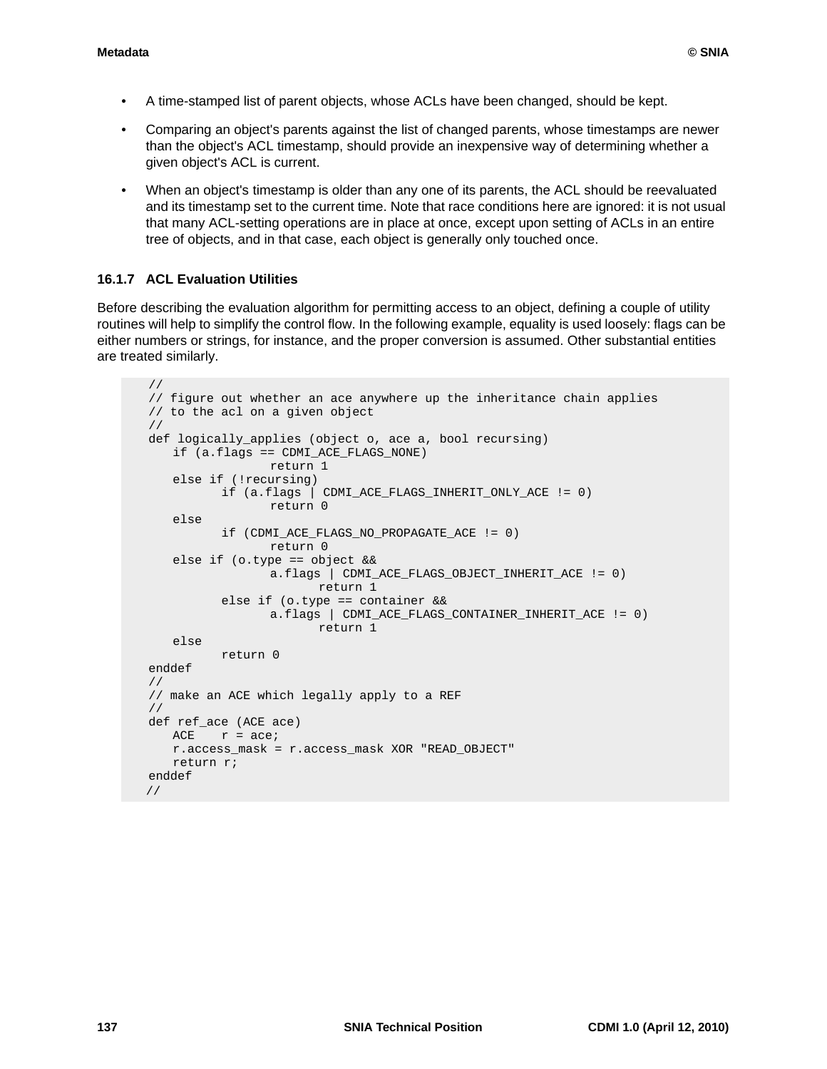- A time-stamped list of parent objects, whose ACLs have been changed, should be kept.
- Comparing an object's parents against the list of changed parents, whose timestamps are newer than the object's ACL timestamp, should provide an inexpensive way of determining whether a given object's ACL is current.
- When an object's timestamp is older than any one of its parents, the ACL should be reevaluated and its timestamp set to the current time. Note that race conditions here are ignored: it is not usual that many ACL-setting operations are in place at once, except upon setting of ACLs in an entire tree of objects, and in that case, each object is generally only touched once.

### 16.1.7 ACL Evaluation Utilities

Before describing the evaluation algorithm for permitting access to an object, defining a couple of utility routines will help to simplify the control flow. In the following example, equality is used loosely: flags can be either numbers or strings, for instance, and the proper conversion is assumed. Other substantial entities are treated similarly.

```
//
// figure out whether an ace anywhere up the inheritance chain applies
// to the acl on a given object
//
def logically_applies (object o, ace a, bool recursing)
    if (a.flags == CDMI_ACE_FLAGS_NONE)
                return 1
    else if (!recursing)
            if (a.flags | CDMI_ACE_FLAGS_INHERIT_ONLY_ACE != 0)
                return 0
    else
            if (CDMI_ACE_FLAGS_NO_PROPAGATE_ACE != 0)
                return 0
    else if (o.type == object &&
                a.flags | CDMI_ACE_FLAGS_OBJECT_INHERIT_ACE != 0)
                    return 1
            else if (o.type == container &&
                a.flags | CDMI_ACE_FLAGS_CONTAINER_INHERIT_ACE != 0)
                    return 1
    else
            return 0
enddef
//
// make an ACE which legally apply to a REF
//
def ref_ace (ACE ace)
    ACE    r = ace;
    r.access_mask = r.access_mask XOR "READ_OBJECT"
    return r;
enddef
//
```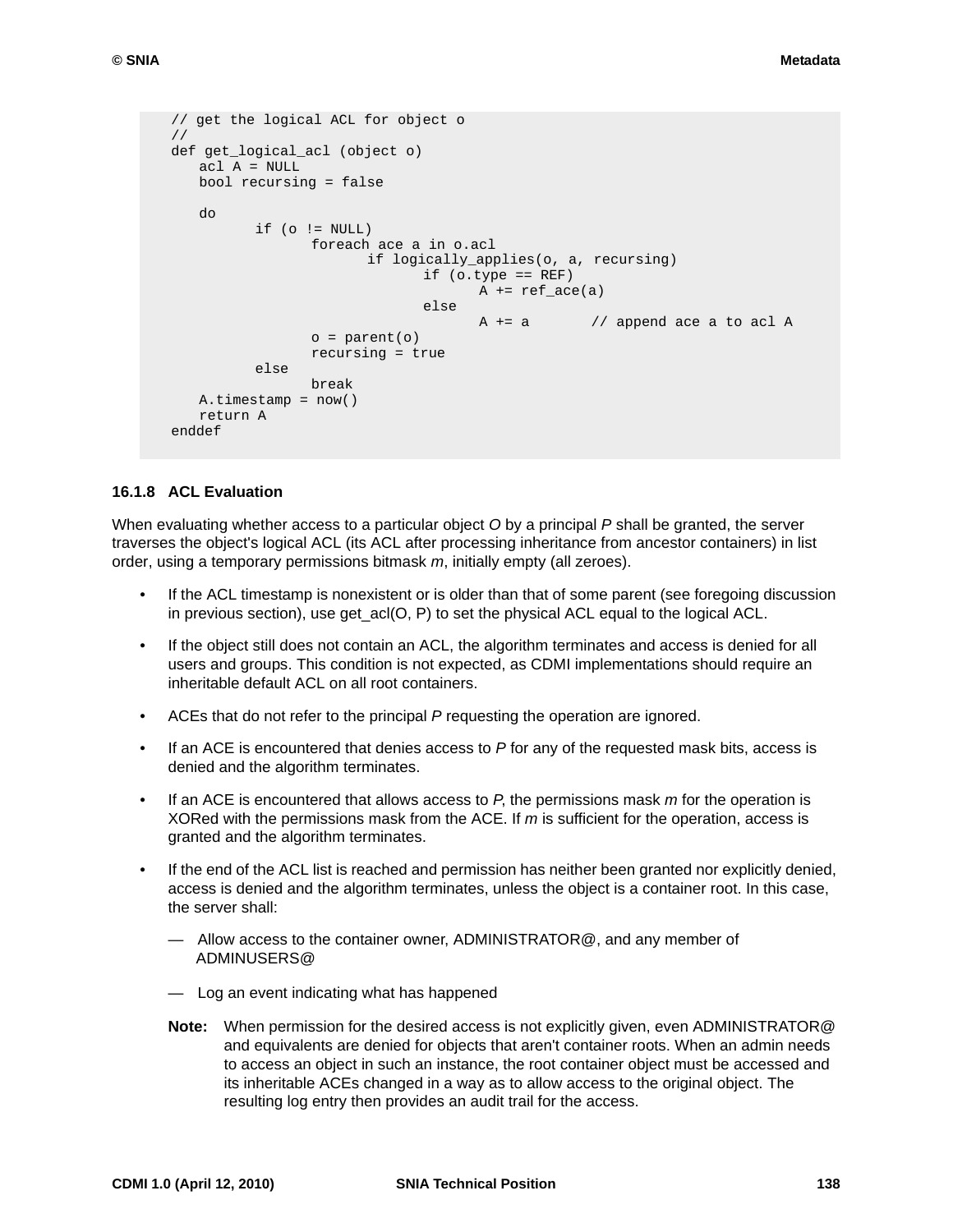```
// get the logical ACL for object o
//
def get_logical_acl (object o)
    acl A = NULL
    bool recursing = false

    do
          if (o != NULL)
                foreach ace a in o.acl
                      if logically_applies(o, a, recursing)
                            if (o.type == REF)
                                  A += ref_ace(a)
                            else
                                  A += a       // append ace a to acl A
                o = parent(o)
                recursing = true
          else
                break
    A.timestamp = now()
    return A
enddef
```

### 16.1.8 ACL Evaluation

When evaluating whether access to a particular object *O* by a principal *P* shall be granted, the server traverses the object's logical ACL (its ACL after processing inheritance from ancestor containers) in list order, using a temporary permissions bitmask *m*, initially empty (all zeroes).

- If the ACL timestamp is nonexistent or is older than that of some parent (see foregoing discussion in previous section), use get_acl(O, P) to set the physical ACL equal to the logical ACL.
- If the object still does not contain an ACL, the algorithm terminates and access is denied for all users and groups. This condition is not expected, as CDMI implementations should require an inheritable default ACL on all root containers.
- ACEs that do not refer to the principal *P* requesting the operation are ignored.
- If an ACE is encountered that denies access to *P* for any of the requested mask bits, access is denied and the algorithm terminates.
- If an ACE is encountered that allows access to *P*, the permissions mask *m* for the operation is XORed with the permissions mask from the ACE. If *m* is sufficient for the operation, access is granted and the algorithm terminates.
- If the end of the ACL list is reached and permission has neither been granted nor explicitly denied, access is denied and the algorithm terminates, unless the object is a container root. In this case, the server shall:
  - Allow access to the container owner, ADMINISTRATOR@, and any member of ADMINUSERS@
  - Log an event indicating what has happened

  **Note:** When permission for the desired access is not explicitly given, even ADMINISTRATOR@ and equivalents are denied for objects that aren't container roots. When an admin needs to access an object in such an instance, the root container object must be accessed and its inheritable ACEs changed in a way as to allow access to the original object. The resulting log entry then provides an audit trail for the access.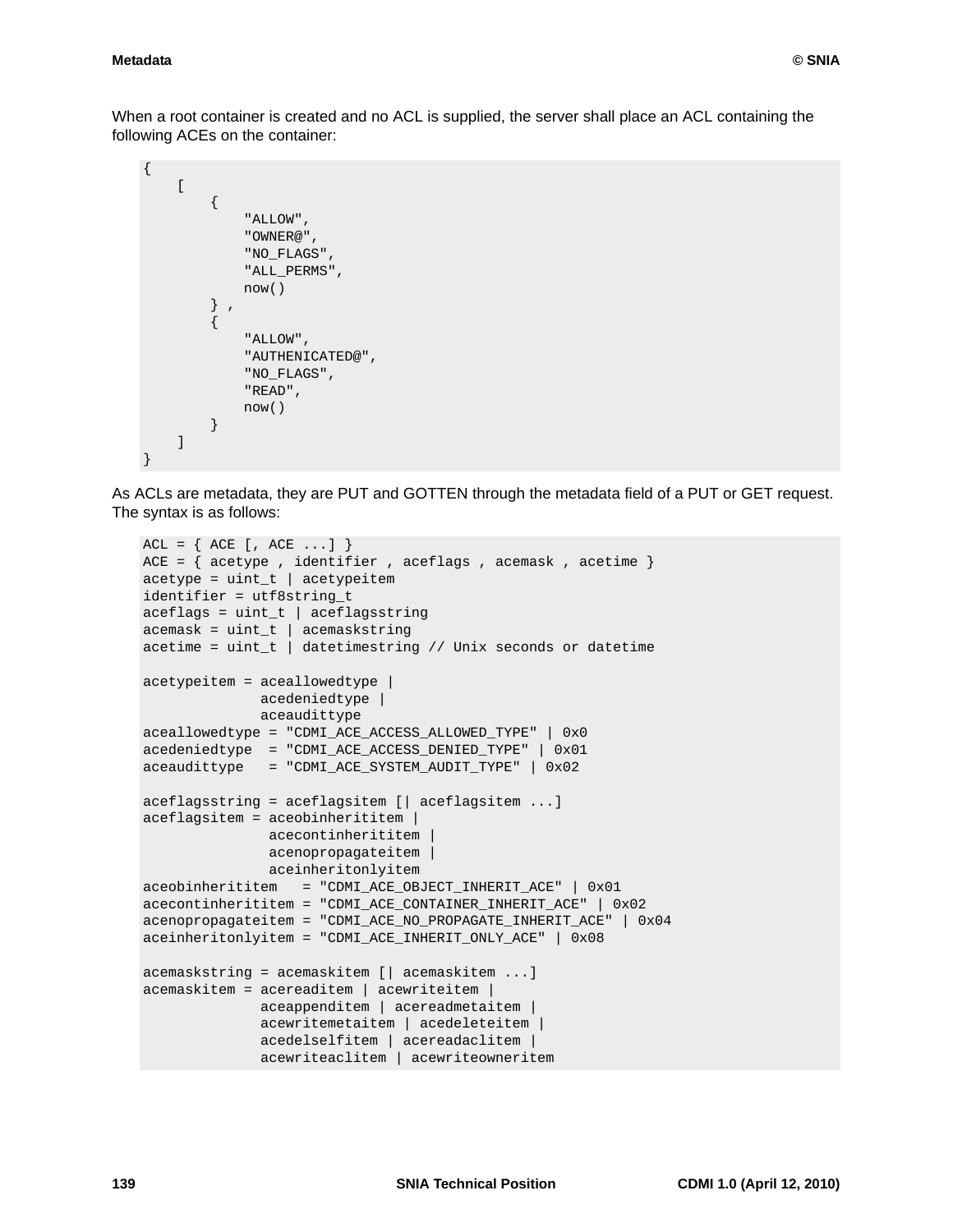When a root container is created and no ACL is supplied, the server shall place an ACL containing the following ACEs on the container:

```
{
    [
        {
            "ALLOW",
            "OWNER@",
            "NO_FLAGS",
            "ALL_PERMS",
            now()
        } ,
        {
            "ALLOW",
            "AUTHENICATED@",
            "NO_FLAGS",
            "READ",
            now()
        }
    ]
}
```

As ACLs are metadata, they are PUT and GOTTEN through the metadata field of a PUT or GET request. The syntax is as follows:

```
ACL = { ACE [, ACE ...] }
ACE = { acetype , identifier , aceflags , acemask , acetime }
acetype = uint_t | acetypeitem
identifier = utf8string_t
aceflags = uint_t | aceflagsstring
acemask = uint_t | acemaskstring
acetime = uint_t | datetimestring // Unix seconds or datetime

acetypeitem = aceallowedtype |
              acedeniedtype |
              aceaudittype
aceallowedtype = "CDMI_ACE_ACCESS_ALLOWED_TYPE" | 0x0
acedeniedtype  = "CDMI_ACE_ACCESS_DENIED_TYPE" | 0x01
aceaudittype   = "CDMI_ACE_SYSTEM_AUDIT_TYPE" | 0x02

aceflagsstring = aceflagsitem [| aceflagsitem ...]
aceflagsitem = aceobinherititem |
               acecontinherititem |
               acenopropagateitem |
               aceinheritonlyitem
aceobinherititem   = "CDMI_ACE_OBJECT_INHERIT_ACE" | 0x01
acecontinherititem = "CDMI_ACE_CONTAINER_INHERIT_ACE" | 0x02
acenopropagateitem = "CDMI_ACE_NO_PROPAGATE_INHERIT_ACE" | 0x04
aceinheritonlyitem = "CDMI_ACE_INHERIT_ONLY_ACE" | 0x08

acemaskstring = acemaskitem [| acemaskitem ...]
acemaskitem = acereaditem | acewriteitem |
              aceappenditem | acereadmetaitem |
              acewritemetaitem | acedeleteitem |
              acedelselfitem | acereadaclitem |
              acewriteaclitem | acewriteowneritem
```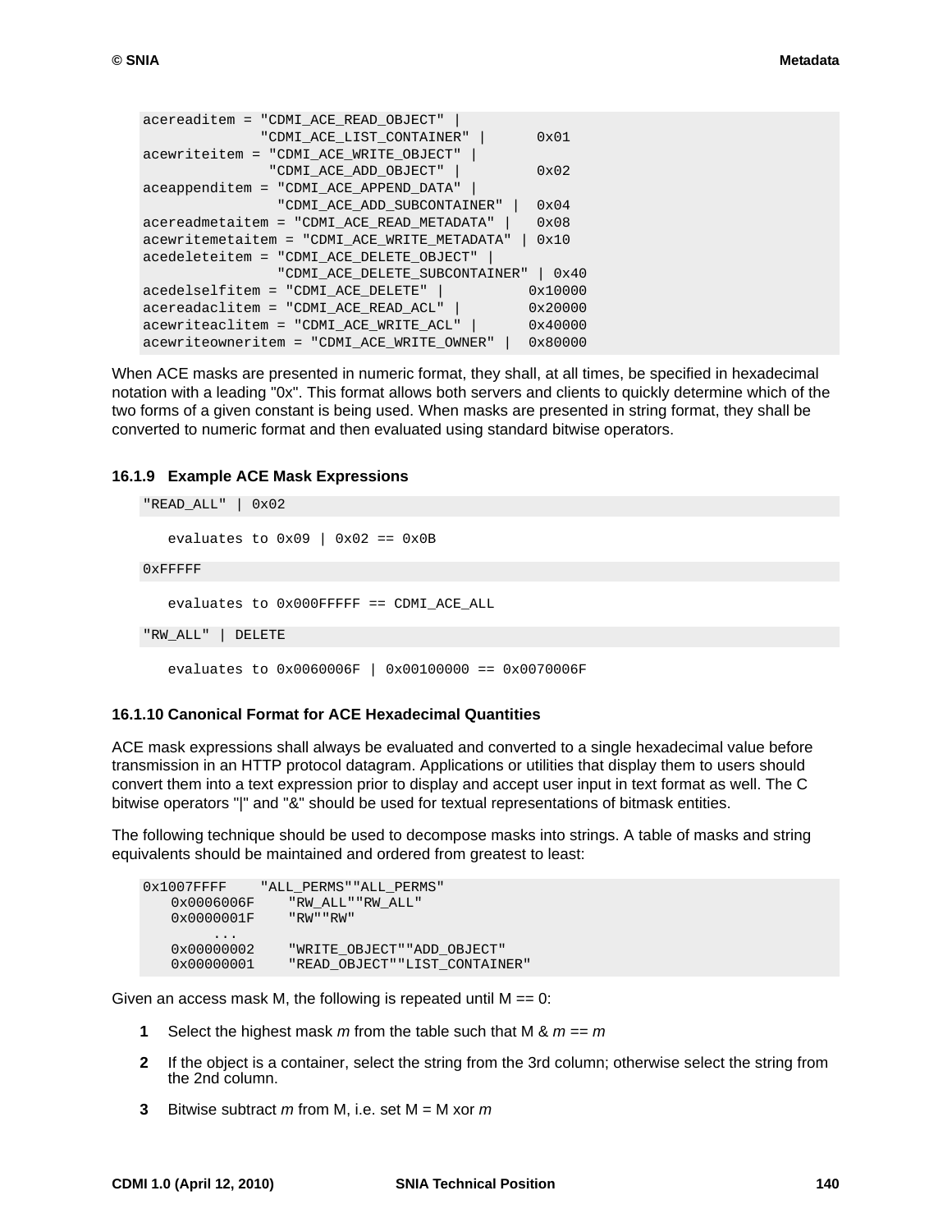```
acereaditem = "CDMI_ACE_READ_OBJECT" |
              "CDMI_ACE_LIST_CONTAINER" |      0x01
acewriteitem = "CDMI_ACE_WRITE_OBJECT" |
               "CDMI_ACE_ADD_OBJECT" |         0x02
aceappenditem = "CDMI_ACE_APPEND_DATA" |
                "CDMI_ACE_ADD_SUBCONTAINER" |  0x04
acereadmetaitem = "CDMI_ACE_READ_METADATA" |   0x08
acewritemetaitem = "CDMI_ACE_WRITE_METADATA" | 0x10
acedeleteitem = "CDMI_ACE_DELETE_OBJECT" |
                "CDMI_ACE_DELETE_SUBCONTAINER" | 0x40
acedelselfitem = "CDMI_ACE_DELETE" |          0x10000
acereadaclitem = "CDMI_ACE_READ_ACL" |        0x20000
acewriteaclitem = "CDMI_ACE_WRITE_ACL" |      0x40000
acewriteowneritem = "CDMI_ACE_WRITE_OWNER" |  0x80000
```

When ACE masks are presented in numeric format, they shall, at all times, be specified in hexadecimal notation with a leading "0x". This format allows both servers and clients to quickly determine which of the two forms of a given constant is being used. When masks are presented in string format, they shall be converted to numeric format and then evaluated using standard bitwise operators.

### 16.1.9 Example ACE Mask Expressions

```
"READ_ALL" | 0x02
```

evaluates to 0x09 | 0x02 == 0x0B

```
0xFFFFF
```

evaluates to 0x000FFFFF == CDMI_ACE_ALL

```
"RW_ALL" | DELETE
```

evaluates to 0x0060006F | 0x00100000 == 0x0070006F

### 16.1.10 Canonical Format for ACE Hexadecimal Quantities

ACE mask expressions shall always be evaluated and converted to a single hexadecimal value before transmission in an HTTP protocol datagram. Applications or utilities that display them to users should convert them into a text expression prior to display and accept user input in text format as well. The C bitwise operators "|" and "&" should be used for textual representations of bitmask entities.

The following technique should be used to decompose masks into strings. A table of masks and string equivalents should be maintained and ordered from greatest to least:

```
0x1007FFFF    "ALL_PERMS""ALL_PERMS"
   0x0006006F    "RW_ALL""RW_ALL"
   0x0000001F    "RW""RW"
        ...
   0x00000002    "WRITE_OBJECT""ADD_OBJECT"
   0x00000001    "READ_OBJECT""LIST_CONTAINER"
```

Given an access mask M, the following is repeated until M == 0:

1. Select the highest mask *m* from the table such that M & *m == m*
2. If the object is a container, select the string from the 3rd column; otherwise select the string from the 2nd column.
3. Bitwise subtract *m* from M, i.e. set M = M xor *m*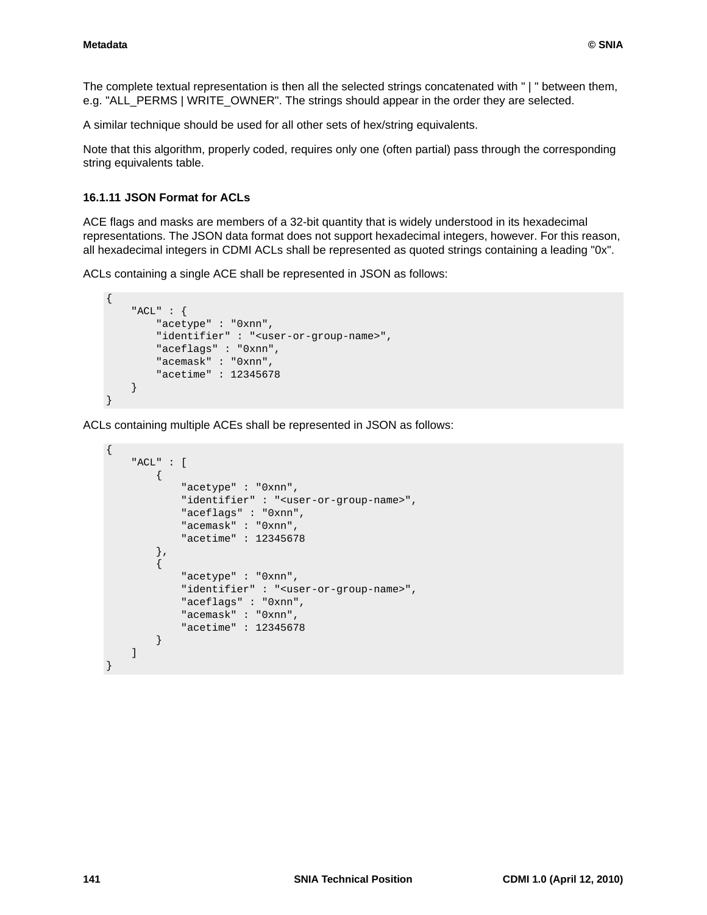The complete textual representation is then all the selected strings concatenated with " | " between them, e.g. "ALL_PERMS | WRITE_OWNER". The strings should appear in the order they are selected.

A similar technique should be used for all other sets of hex/string equivalents.

Note that this algorithm, properly coded, requires only one (often partial) pass through the corresponding string equivalents table.

### 16.1.11 JSON Format for ACLs

ACE flags and masks are members of a 32-bit quantity that is widely understood in its hexadecimal representations. The JSON data format does not support hexadecimal integers, however. For this reason, all hexadecimal integers in CDMI ACLs shall be represented as quoted strings containing a leading "0x".

ACLs containing a single ACE shall be represented in JSON as follows:

```
{
    "ACL" : {
        "acetype" : "0xnn",
        "identifier" : "<user-or-group-name>",
        "aceflags" : "0xnn",
        "acemask" : "0xnn",
        "acetime" : 12345678
    }
}
```

ACLs containing multiple ACEs shall be represented in JSON as follows:

```
{
    "ACL" : [
        {
            "acetype" : "0xnn",
            "identifier" : "<user-or-group-name>",
            "aceflags" : "0xnn",
            "acemask" : "0xnn",
            "acetime" : 12345678
        },
        {
            "acetype" : "0xnn",
            "identifier" : "<user-or-group-name>",
            "aceflags" : "0xnn",
            "acemask" : "0xnn",
            "acetime" : 12345678
        }
    ]
}
```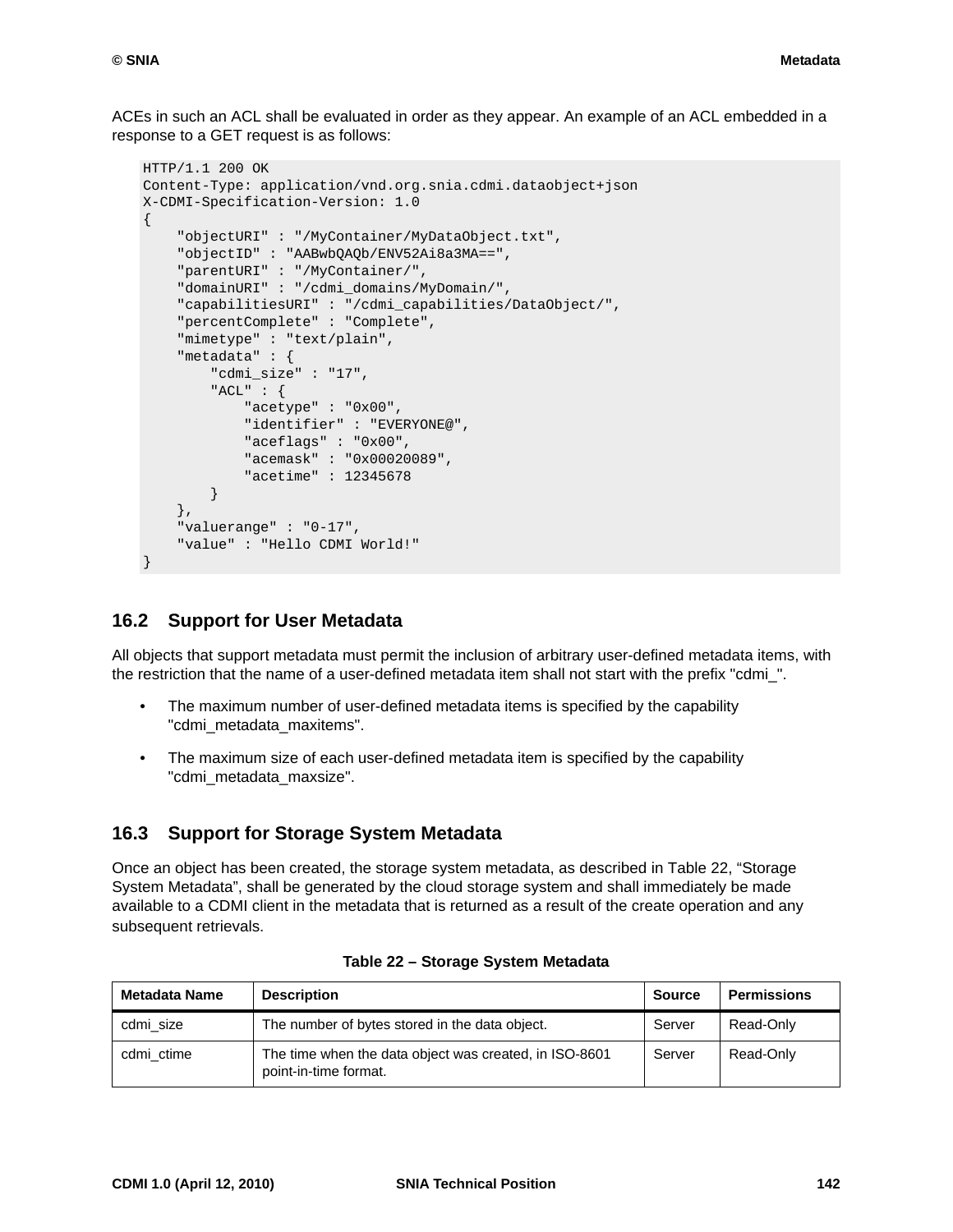ACEs in such an ACL shall be evaluated in order as they appear. An example of an ACL embedded in a response to a GET request is as follows:

```
HTTP/1.1 200 OK
Content-Type: application/vnd.org.snia.cdmi.dataobject+json
X-CDMI-Specification-Version: 1.0
{
    "objectURI" : "/MyContainer/MyDataObject.txt",
    "objectID" : "AABwbQAQb/ENV52Ai8a3MA==",
    "parentURI" : "/MyContainer/",
    "domainURI" : "/cdmi_domains/MyDomain/",
    "capabilitiesURI" : "/cdmi_capabilities/DataObject/",
    "percentComplete" : "Complete",
    "mimetype" : "text/plain",
    "metadata" : {
        "cdmi_size" : "17",
        "ACL" : {
            "acetype" : "0x00",
            "identifier" : "EVERYONE@",
            "aceflags" : "0x00",
            "acemask" : "0x00020089",
            "acetime" : 12345678
        }
    },
    "valuerange" : "0-17",
    "value" : "Hello CDMI World!"
}
```

## 16.2 Support for User Metadata

All objects that support metadata must permit the inclusion of arbitrary user-defined metadata items, with the restriction that the name of a user-defined metadata item shall not start with the prefix "cdmi_".

- The maximum number of user-defined metadata items is specified by the capability "cdmi_metadata_maxitems".
- The maximum size of each user-defined metadata item is specified by the capability "cdmi_metadata_maxsize".

## 16.3 Support for Storage System Metadata

Once an object has been created, the storage system metadata, as described in Table 22, “Storage System Metadata”, shall be generated by the cloud storage system and shall immediately be made available to a CDMI client in the metadata that is returned as a result of the create operation and any subsequent retrievals.

**Table 22 – Storage System Metadata**

| Metadata Name | Description | Source | Permissions |
|---|---|---|---|
| cdmi_size | The number of bytes stored in the data object. | Server | Read-Only |
| cdmi_ctime | The time when the data object was created, in ISO-8601 point-in-time format. | Server | Read-Only |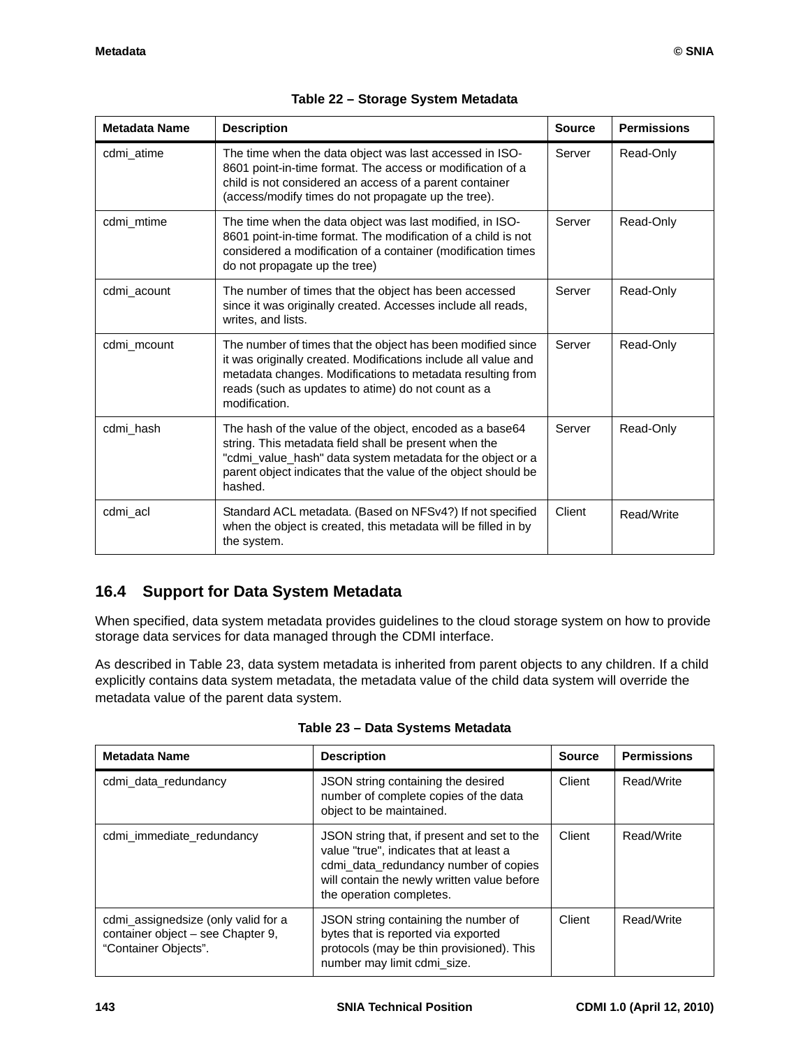**Table 22 – Storage System Metadata**

| Metadata Name | Description | Source | Permissions |
|---|---|---|---|
| cdmi_atime | The time when the data object was last accessed in ISO-8601 point-in-time format. The access or modification of a child is not considered an access of a parent container (access/modify times do not propagate up the tree). | Server | Read-Only |
| cdmi_mtime | The time when the data object was last modified, in ISO-8601 point-in-time format. The modification of a child is not considered a modification of a container (modification times do not propagate up the tree) | Server | Read-Only |
| cdmi_acount | The number of times that the object has been accessed since it was originally created. Accesses include all reads, writes, and lists. | Server | Read-Only |
| cdmi_mcount | The number of times that the object has been modified since it was originally created. Modifications include all value and metadata changes. Modifications to metadata resulting from reads (such as updates to atime) do not count as a modification. | Server | Read-Only |
| cdmi_hash | The hash of the value of the object, encoded as a base64 string. This metadata field shall be present when the "cdmi_value_hash" data system metadata for the object or a parent object indicates that the value of the object should be hashed. | Server | Read-Only |
| cdmi_acl | Standard ACL metadata. (Based on NFSv4?) If not specified when the object is created, this metadata will be filled in by the system. | Client | Read/Write |

## 16.4 Support for Data System Metadata

When specified, data system metadata provides guidelines to the cloud storage system on how to provide storage data services for data managed through the CDMI interface.

As described in Table 23, data system metadata is inherited from parent objects to any children. If a child explicitly contains data system metadata, the metadata value of the child data system will override the metadata value of the parent data system.

**Table 23 – Data Systems Metadata**

| Metadata Name | Description | Source | Permissions |
|---|---|---|---|
| cdmi_data_redundancy | JSON string containing the desired number of complete copies of the data object to be maintained. | Client | Read/Write |
| cdmi_immediate_redundancy | JSON string that, if present and set to the value "true", indicates that at least a cdmi_data_redundancy number of copies will contain the newly written value before the operation completes. | Client | Read/Write |
| cdmi_assignedsize (only valid for a container object – see Chapter 9, "Container Objects". | JSON string containing the number of bytes that is reported via exported protocols (may be thin provisioned). This number may limit cdmi_size. | Client | Read/Write |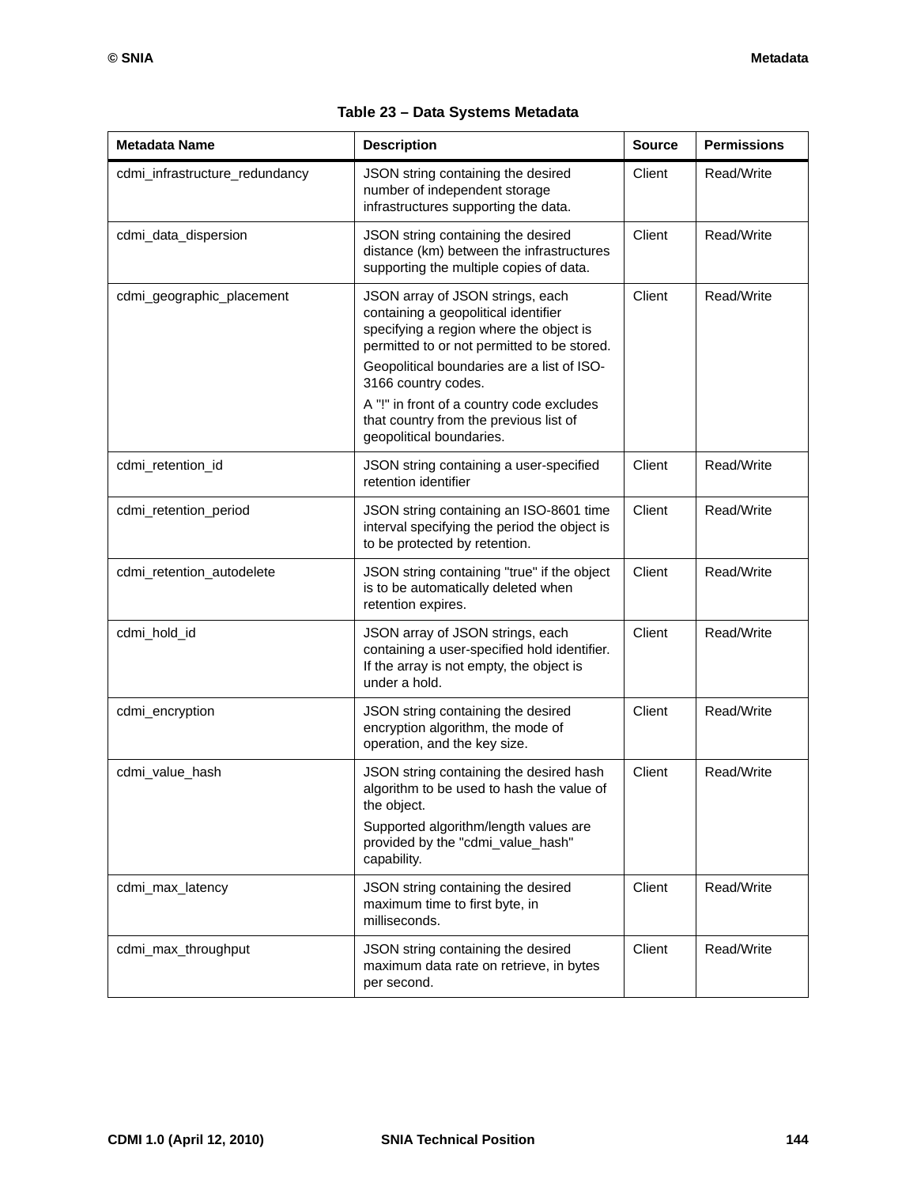**Table 23 – Data Systems Metadata**

| Metadata Name | Description | Source | Permissions |
|---|---|---|---|
| cdmi_infrastructure_redundancy | JSON string containing the desired number of independent storage infrastructures supporting the data. | Client | Read/Write |
| cdmi_data_dispersion | JSON string containing the desired distance (km) between the infrastructures supporting the multiple copies of data. | Client | Read/Write |
| cdmi_geographic_placement | JSON array of JSON strings, each containing a geopolitical identifier specifying a region where the object is permitted to or not permitted to be stored.<br>Geopolitical boundaries are a list of ISO-3166 country codes.<br>A "!" in front of a country code excludes that country from the previous list of geopolitical boundaries. | Client | Read/Write |
| cdmi_retention_id | JSON string containing a user-specified retention identifier | Client | Read/Write |
| cdmi_retention_period | JSON string containing an ISO-8601 time interval specifying the period the object is to be protected by retention. | Client | Read/Write |
| cdmi_retention_autodelete | JSON string containing "true" if the object is to be automatically deleted when retention expires. | Client | Read/Write |
| cdmi_hold_id | JSON array of JSON strings, each containing a user-specified hold identifier. If the array is not empty, the object is under a hold. | Client | Read/Write |
| cdmi_encryption | JSON string containing the desired encryption algorithm, the mode of operation, and the key size. | Client | Read/Write |
| cdmi_value_hash | JSON string containing the desired hash algorithm to be used to hash the value of the object.<br>Supported algorithm/length values are provided by the "cdmi_value_hash" capability. | Client | Read/Write |
| cdmi_max_latency | JSON string containing the desired maximum time to first byte, in milliseconds. | Client | Read/Write |
| cdmi_max_throughput | JSON string containing the desired maximum data rate on retrieve, in bytes per second. | Client | Read/Write |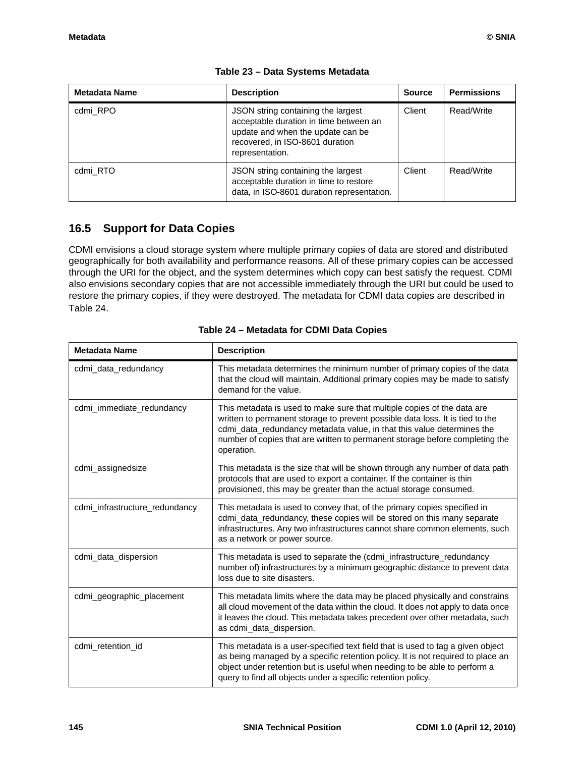**Table 23 – Data Systems Metadata**

| Metadata Name | Description | Source | Permissions |
| --- | --- | --- | --- |
| cdmi_RPO | JSON string containing the largest acceptable duration in time between an update and when the update can be recovered, in ISO-8601 duration representation. | Client | Read/Write |
| cdmi_RTO | JSON string containing the largest acceptable duration in time to restore data, in ISO-8601 duration representation. | Client | Read/Write |

## 16.5 Support for Data Copies

CDMI envisions a cloud storage system where multiple primary copies of data are stored and distributed geographically for both availability and performance reasons. All of these primary copies can be accessed through the URI for the object, and the system determines which copy can best satisfy the request. CDMI also envisions secondary copies that are not accessible immediately through the URI but could be used to restore the primary copies, if they were destroyed. The metadata for CDMI data copies are described in Table 24.

**Table 24 – Metadata for CDMI Data Copies**

| Metadata Name | Description |
| --- | --- |
| cdmi_data_redundancy | This metadata determines the minimum number of primary copies of the data that the cloud will maintain. Additional primary copies may be made to satisfy demand for the value. |
| cdmi_immediate_redundancy | This metadata is used to make sure that multiple copies of the data are written to permanent storage to prevent possible data loss. It is tied to the cdmi_data_redundancy metadata value, in that this value determines the number of copies that are written to permanent storage before completing the operation. |
| cdmi_assignedsize | This metadata is the size that will be shown through any number of data path protocols that are used to export a container. If the container is thin provisioned, this may be greater than the actual storage consumed. |
| cdmi_infrastructure_redundancy | This metadata is used to convey that, of the primary copies specified in cdmi_data_redundancy, these copies will be stored on this many separate infrastructures. Any two infrastructures cannot share common elements, such as a network or power source. |
| cdmi_data_dispersion | This metadata is used to separate the (cdmi_infrastructure_redundancy number of) infrastructures by a minimum geographic distance to prevent data loss due to site disasters. |
| cdmi_geographic_placement | This metadata limits where the data may be placed physically and constrains all cloud movement of the data within the cloud. It does not apply to data once it leaves the cloud. This metadata takes precedent over other metadata, such as cdmi_data_dispersion. |
| cdmi_retention_id | This metadata is a user-specified text field that is used to tag a given object as being managed by a specific retention policy. It is not required to place an object under retention but is useful when needing to be able to perform a query to find all objects under a specific retention policy. |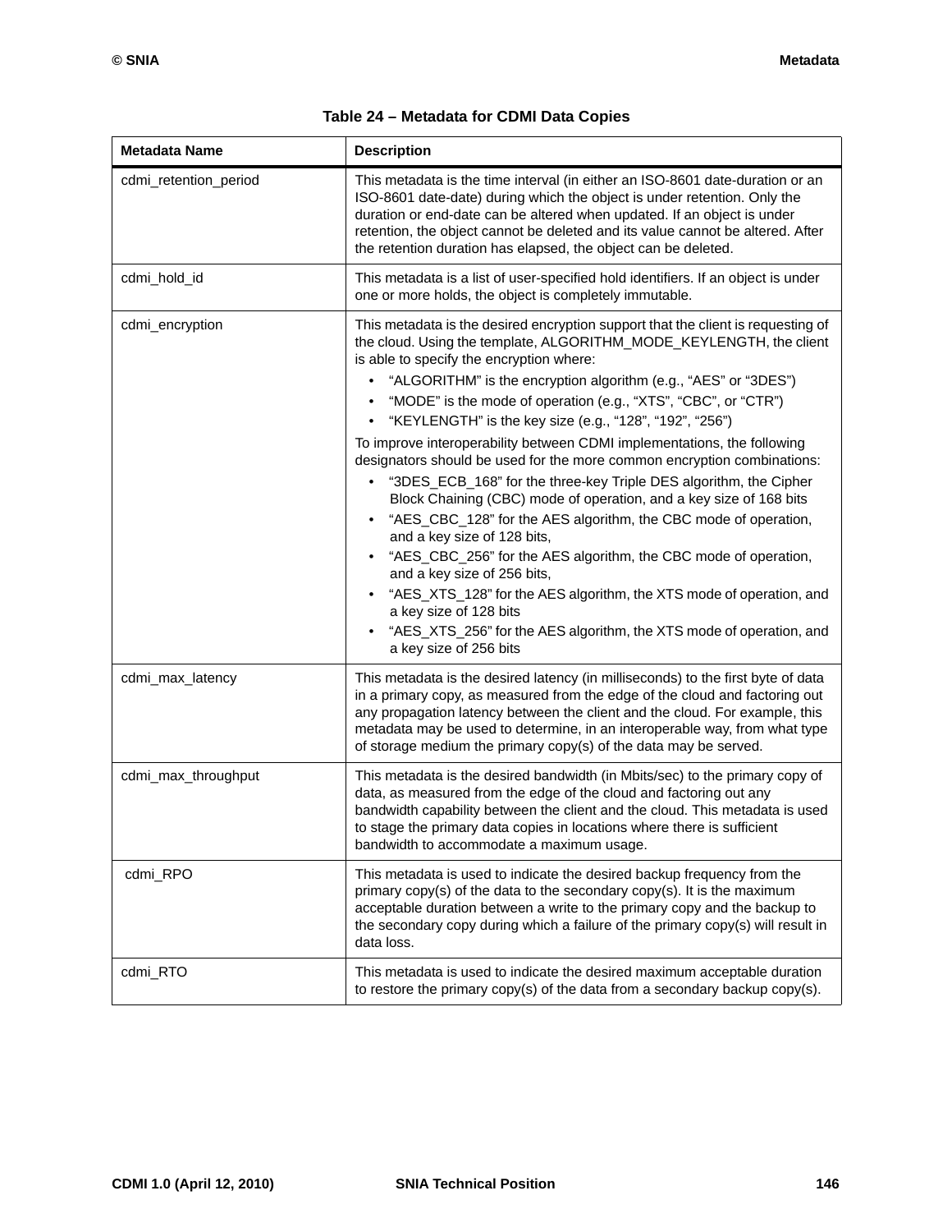**Table 24 – Metadata for CDMI Data Copies**

| Metadata Name | Description |
|---|---|
| cdmi_retention_period | This metadata is the time interval (in either an ISO-8601 date-duration or an ISO-8601 date-date) during which the object is under retention. Only the duration or end-date can be altered when updated. If an object is under retention, the object cannot be deleted and its value cannot be altered. After the retention duration has elapsed, the object can be deleted. |
| cdmi_hold_id | This metadata is a list of user-specified hold identifiers. If an object is under one or more holds, the object is completely immutable. |
| cdmi_encryption | This metadata is the desired encryption support that the client is requesting of the cloud. Using the template, ALGORITHM_MODE_KEYLENGTH, the client is able to specify the encryption where: <br>• "ALGORITHM" is the encryption algorithm (e.g., "AES" or "3DES") <br>• "MODE" is the mode of operation (e.g., "XTS", "CBC", or "CTR") <br>• "KEYLENGTH" is the key size (e.g., "128", "192", "256") <br>To improve interoperability between CDMI implementations, the following designators should be used for the more common encryption combinations: <br>• "3DES_ECB_168" for the three-key Triple DES algorithm, the Cipher Block Chaining (CBC) mode of operation, and a key size of 168 bits <br>• "AES_CBC_128" for the AES algorithm, the CBC mode of operation, and a key size of 128 bits, <br>• "AES_CBC_256" for the AES algorithm, the CBC mode of operation, and a key size of 256 bits, <br>• "AES_XTS_128" for the AES algorithm, the XTS mode of operation, and a key size of 128 bits <br>• "AES_XTS_256" for the AES algorithm, the XTS mode of operation, and a key size of 256 bits |
| cdmi_max_latency | This metadata is the desired latency (in milliseconds) to the first byte of data in a primary copy, as measured from the edge of the cloud and factoring out any propagation latency between the client and the cloud. For example, this metadata may be used to determine, in an interoperable way, from what type of storage medium the primary copy(s) of the data may be served. |
| cdmi_max_throughput | This metadata is the desired bandwidth (in Mbits/sec) to the primary copy of data, as measured from the edge of the cloud and factoring out any bandwidth capability between the client and the cloud. This metadata is used to stage the primary data copies in locations where there is sufficient bandwidth to accommodate a maximum usage. |
| cdmi_RPO | This metadata is used to indicate the desired backup frequency from the primary copy(s) of the data to the secondary copy(s). It is the maximum acceptable duration between a write to the primary copy and the backup to the secondary copy during which a failure of the primary copy(s) will result in data loss. |
| cdmi_RTO | This metadata is used to indicate the desired maximum acceptable duration to restore the primary copy(s) of the data from a secondary backup copy(s). |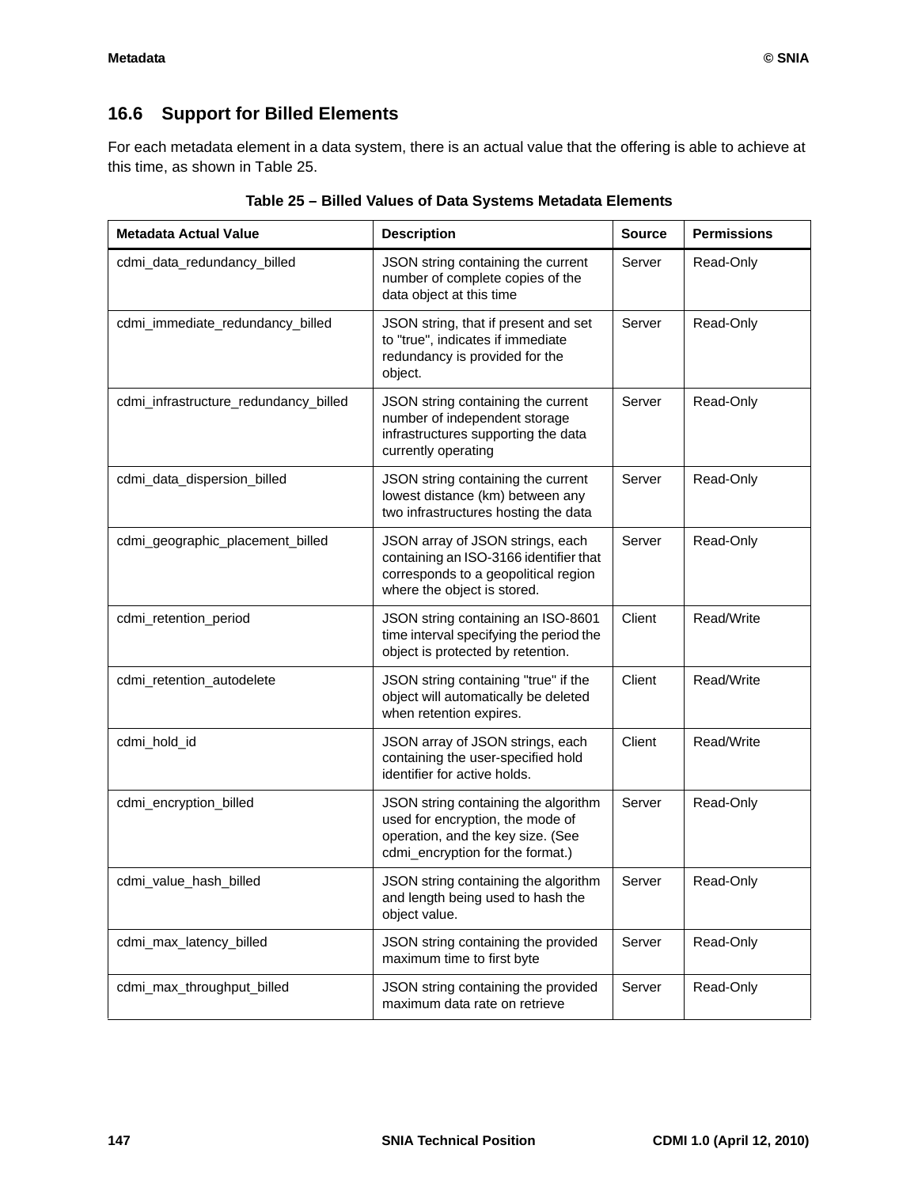## 16.6 Support for Billed Elements

For each metadata element in a data system, there is an actual value that the offering is able to achieve at this time, as shown in Table 25.

**Table 25 – Billed Values of Data Systems Metadata Elements**

| Metadata Actual Value | Description | Source | Permissions |
|---|---|---|---|
| cdmi_data_redundancy_billed | JSON string containing the current number of complete copies of the data object at this time | Server | Read-Only |
| cdmi_immediate_redundancy_billed | JSON string, that if present and set to "true", indicates if immediate redundancy is provided for the object. | Server | Read-Only |
| cdmi_infrastructure_redundancy_billed | JSON string containing the current number of independent storage infrastructures supporting the data currently operating | Server | Read-Only |
| cdmi_data_dispersion_billed | JSON string containing the current lowest distance (km) between any two infrastructures hosting the data | Server | Read-Only |
| cdmi_geographic_placement_billed | JSON array of JSON strings, each containing an ISO-3166 identifier that corresponds to a geopolitical region where the object is stored. | Server | Read-Only |
| cdmi_retention_period | JSON string containing an ISO-8601 time interval specifying the period the object is protected by retention. | Client | Read/Write |
| cdmi_retention_autodelete | JSON string containing "true" if the object will automatically be deleted when retention expires. | Client | Read/Write |
| cdmi_hold_id | JSON array of JSON strings, each containing the user-specified hold identifier for active holds. | Client | Read/Write |
| cdmi_encryption_billed | JSON string containing the algorithm used for encryption, the mode of operation, and the key size. (See cdmi_encryption for the format.) | Server | Read-Only |
| cdmi_value_hash_billed | JSON string containing the algorithm and length being used to hash the object value. | Server | Read-Only |
| cdmi_max_latency_billed | JSON string containing the provided maximum time to first byte | Server | Read-Only |
| cdmi_max_throughput_billed | JSON string containing the provided maximum data rate on retrieve | Server | Read-Only |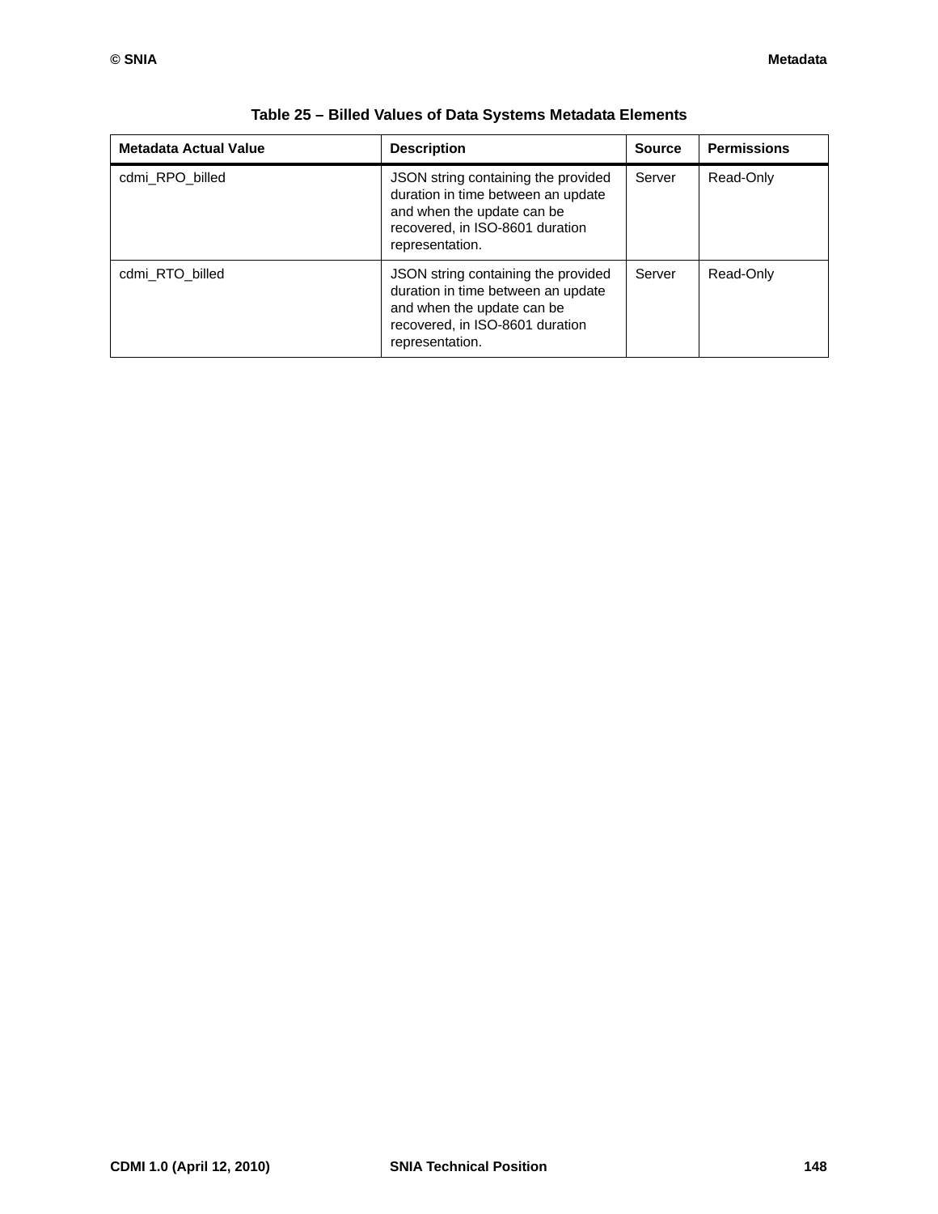**Table 25 – Billed Values of Data Systems Metadata Elements**

| Metadata Actual Value | Description | Source | Permissions |
|---|---|---|---|
| cdmi_RPO_billed | JSON string containing the provided duration in time between an update and when the update can be recovered, in ISO-8601 duration representation. | Server | Read-Only |
| cdmi_RTO_billed | JSON string containing the provided duration in time between an update and when the update can be recovered, in ISO-8601 duration representation. | Server | Read-Only |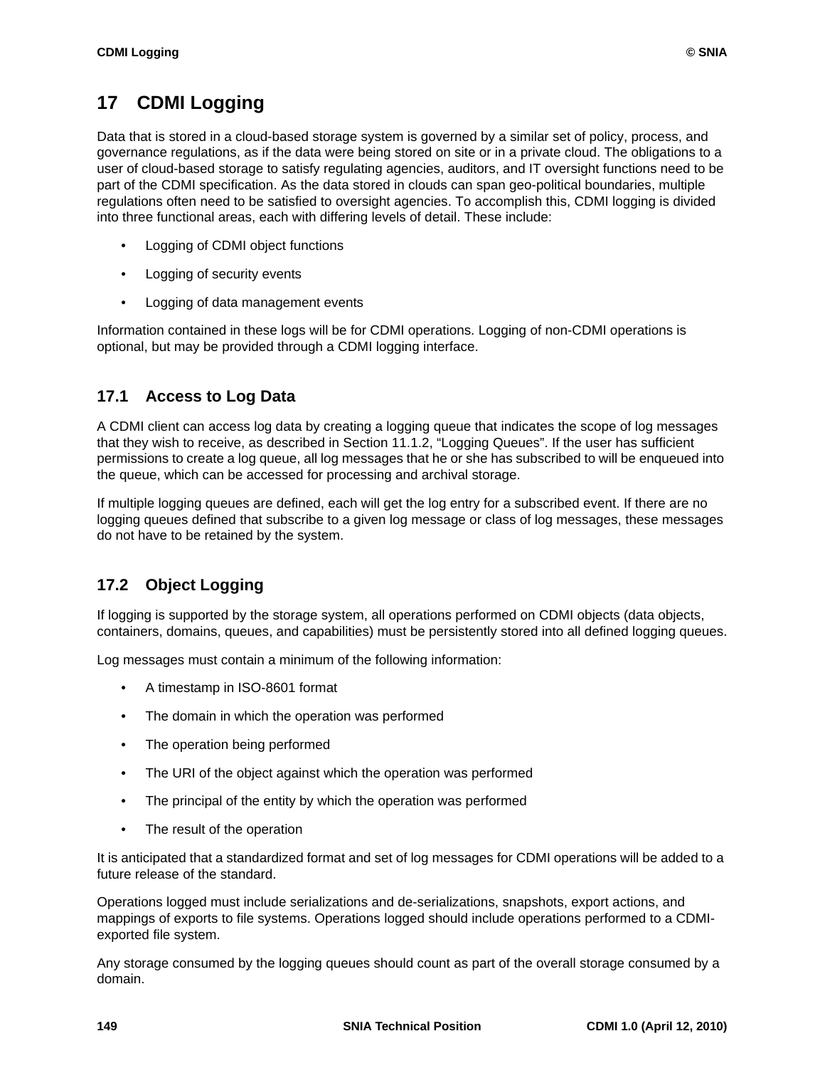# 17 CDMI Logging

Data that is stored in a cloud-based storage system is governed by a similar set of policy, process, and governance regulations, as if the data were being stored on site or in a private cloud. The obligations to a user of cloud-based storage to satisfy regulating agencies, auditors, and IT oversight functions need to be part of the CDMI specification. As the data stored in clouds can span geo-political boundaries, multiple regulations often need to be satisfied to oversight agencies. To accomplish this, CDMI logging is divided into three functional areas, each with differing levels of detail. These include:

- Logging of CDMI object functions
- Logging of security events
- Logging of data management events

Information contained in these logs will be for CDMI operations. Logging of non-CDMI operations is optional, but may be provided through a CDMI logging interface.

## 17.1 Access to Log Data

A CDMI client can access log data by creating a logging queue that indicates the scope of log messages that they wish to receive, as described in Section 11.1.2, "Logging Queues". If the user has sufficient permissions to create a log queue, all log messages that he or she has subscribed to will be enqueued into the queue, which can be accessed for processing and archival storage.

If multiple logging queues are defined, each will get the log entry for a subscribed event. If there are no logging queues defined that subscribe to a given log message or class of log messages, these messages do not have to be retained by the system.

## 17.2 Object Logging

If logging is supported by the storage system, all operations performed on CDMI objects (data objects, containers, domains, queues, and capabilities) must be persistently stored into all defined logging queues.

Log messages must contain a minimum of the following information:

- A timestamp in ISO-8601 format
- The domain in which the operation was performed
- The operation being performed
- The URI of the object against which the operation was performed
- The principal of the entity by which the operation was performed
- The result of the operation

It is anticipated that a standardized format and set of log messages for CDMI operations will be added to a future release of the standard.

Operations logged must include serializations and de-serializations, snapshots, export actions, and mappings of exports to file systems. Operations logged should include operations performed to a CDMI-exported file system.

Any storage consumed by the logging queues should count as part of the overall storage consumed by a domain.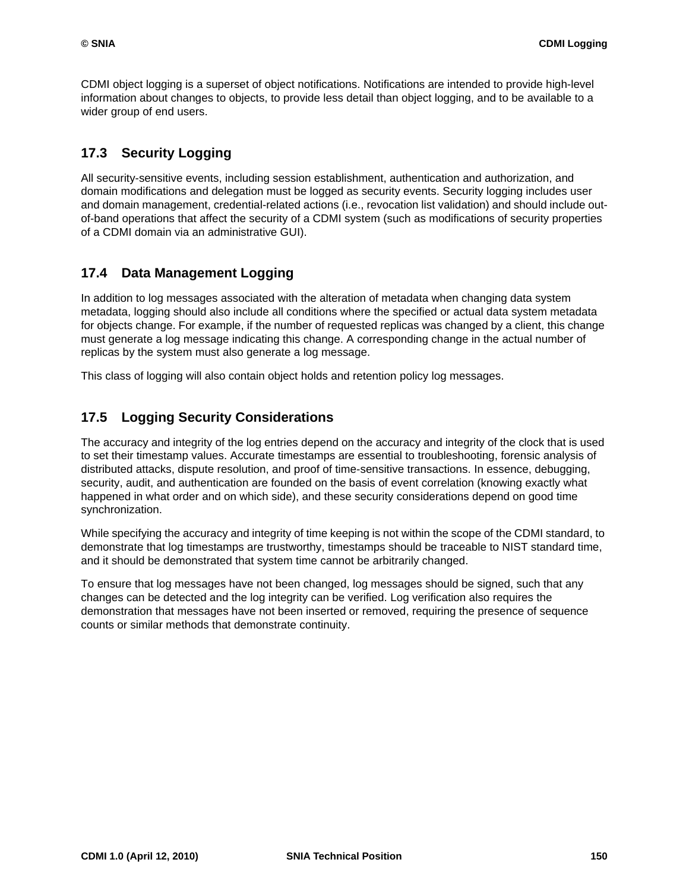CDMI object logging is a superset of object notifications. Notifications are intended to provide high-level information about changes to objects, to provide less detail than object logging, and to be available to a wider group of end users.

## 17.3 Security Logging

All security-sensitive events, including session establishment, authentication and authorization, and domain modifications and delegation must be logged as security events. Security logging includes user and domain management, credential-related actions (i.e., revocation list validation) and should include out-of-band operations that affect the security of a CDMI system (such as modifications of security properties of a CDMI domain via an administrative GUI).

## 17.4 Data Management Logging

In addition to log messages associated with the alteration of metadata when changing data system metadata, logging should also include all conditions where the specified or actual data system metadata for objects change. For example, if the number of requested replicas was changed by a client, this change must generate a log message indicating this change. A corresponding change in the actual number of replicas by the system must also generate a log message.

This class of logging will also contain object holds and retention policy log messages.

## 17.5 Logging Security Considerations

The accuracy and integrity of the log entries depend on the accuracy and integrity of the clock that is used to set their timestamp values. Accurate timestamps are essential to troubleshooting, forensic analysis of distributed attacks, dispute resolution, and proof of time-sensitive transactions. In essence, debugging, security, audit, and authentication are founded on the basis of event correlation (knowing exactly what happened in what order and on which side), and these security considerations depend on good time synchronization.

While specifying the accuracy and integrity of time keeping is not within the scope of the CDMI standard, to demonstrate that log timestamps are trustworthy, timestamps should be traceable to NIST standard time, and it should be demonstrated that system time cannot be arbitrarily changed.

To ensure that log messages have not been changed, log messages should be signed, such that any changes can be detected and the log integrity can be verified. Log verification also requires the demonstration that messages have not been inserted or removed, requiring the presence of sequence counts or similar methods that demonstrate continuity.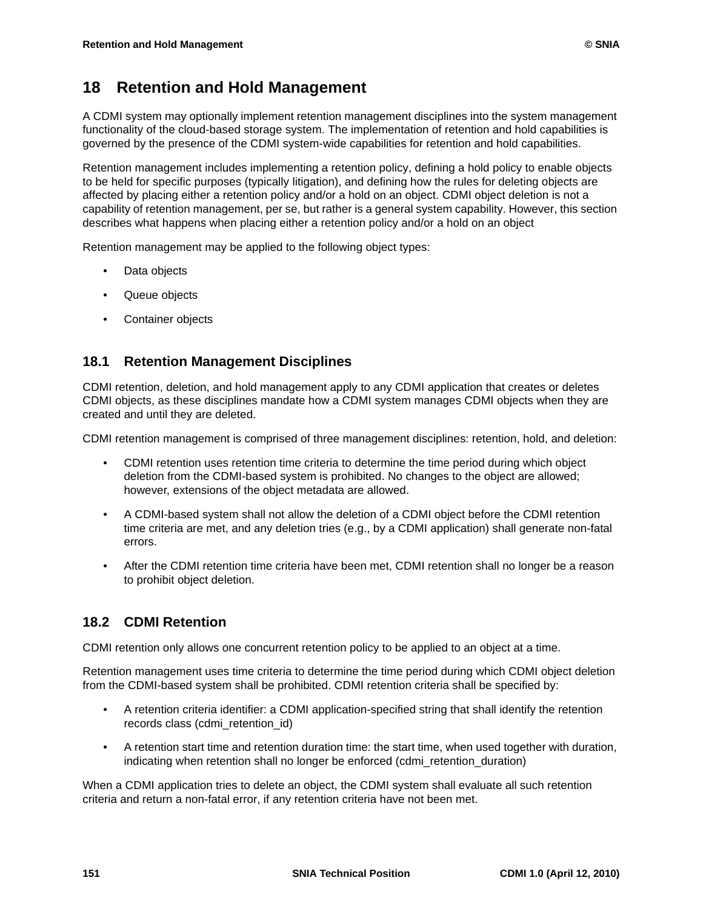# 18 Retention and Hold Management

A CDMI system may optionally implement retention management disciplines into the system management functionality of the cloud-based storage system. The implementation of retention and hold capabilities is governed by the presence of the CDMI system-wide capabilities for retention and hold capabilities.

Retention management includes implementing a retention policy, defining a hold policy to enable objects to be held for specific purposes (typically litigation), and defining how the rules for deleting objects are affected by placing either a retention policy and/or a hold on an object. CDMI object deletion is not a capability of retention management, per se, but rather is a general system capability. However, this section describes what happens when placing either a retention policy and/or a hold on an object

Retention management may be applied to the following object types:

- Data objects
- Queue objects
- Container objects

## 18.1 Retention Management Disciplines

CDMI retention, deletion, and hold management apply to any CDMI application that creates or deletes CDMI objects, as these disciplines mandate how a CDMI system manages CDMI objects when they are created and until they are deleted.

CDMI retention management is comprised of three management disciplines: retention, hold, and deletion:

- CDMI retention uses retention time criteria to determine the time period during which object deletion from the CDMI-based system is prohibited. No changes to the object are allowed; however, extensions of the object metadata are allowed.
- A CDMI-based system shall not allow the deletion of a CDMI object before the CDMI retention time criteria are met, and any deletion tries (e.g., by a CDMI application) shall generate non-fatal errors.
- After the CDMI retention time criteria have been met, CDMI retention shall no longer be a reason to prohibit object deletion.

## 18.2 CDMI Retention

CDMI retention only allows one concurrent retention policy to be applied to an object at a time.

Retention management uses time criteria to determine the time period during which CDMI object deletion from the CDMI-based system shall be prohibited. CDMI retention criteria shall be specified by:

- A retention criteria identifier: a CDMI application-specified string that shall identify the retention records class (cdmi_retention_id)
- A retention start time and retention duration time: the start time, when used together with duration, indicating when retention shall no longer be enforced (cdmi_retention_duration)

When a CDMI application tries to delete an object, the CDMI system shall evaluate all such retention criteria and return a non-fatal error, if any retention criteria have not been met.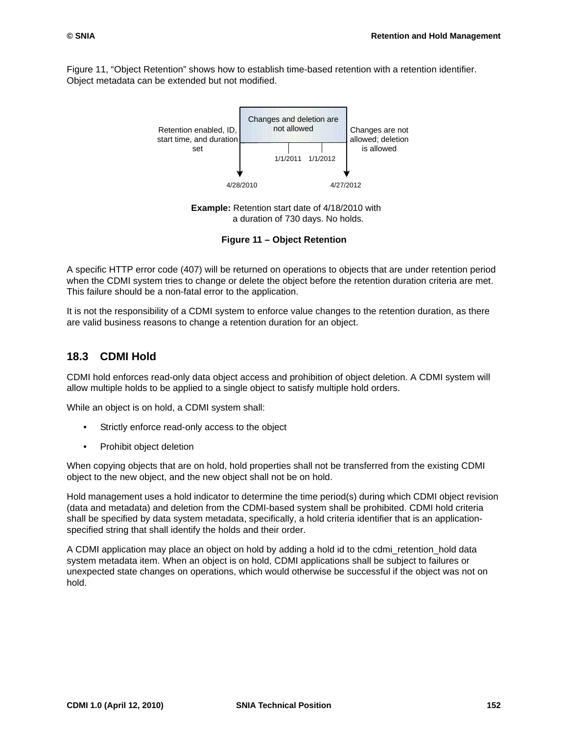Figure 11, “Object Retention” shows how to establish time-based retention with a retention identifier. Object metadata can be extended but not modified.

Retention enabled, ID, start time, and duration set

Changes and deletion are not allowed

Changes are not allowed; deletion is allowed

1/1/2011 1/1/2012

4/28/2010 4/27/2012

**Example:** Retention start date of 4/18/2010 with a duration of 730 days. No holds.

**Figure 11 – Object Retention**

A specific HTTP error code (407) will be returned on operations to objects that are under retention period when the CDMI system tries to change or delete the object before the retention duration criteria are met. This failure should be a non-fatal error to the application.

It is not the responsibility of a CDMI system to enforce value changes to the retention duration, as there are valid business reasons to change a retention duration for an object.

## 18.3 CDMI Hold

CDMI hold enforces read-only data object access and prohibition of object deletion. A CDMI system will allow multiple holds to be applied to a single object to satisfy multiple hold orders.

While an object is on hold, a CDMI system shall:

- Strictly enforce read-only access to the object
- Prohibit object deletion

When copying objects that are on hold, hold properties shall not be transferred from the existing CDMI object to the new object, and the new object shall not be on hold.

Hold management uses a hold indicator to determine the time period(s) during which CDMI object revision (data and metadata) and deletion from the CDMI-based system shall be prohibited. CDMI hold criteria shall be specified by data system metadata, specifically, a hold criteria identifier that is an application-specified string that shall identify the holds and their order.

A CDMI application may place an object on hold by adding a hold id to the cdmi_retention_hold data system metadata item. When an object is on hold, CDMI applications shall be subject to failures or unexpected state changes on operations, which would otherwise be successful if the object was not on hold.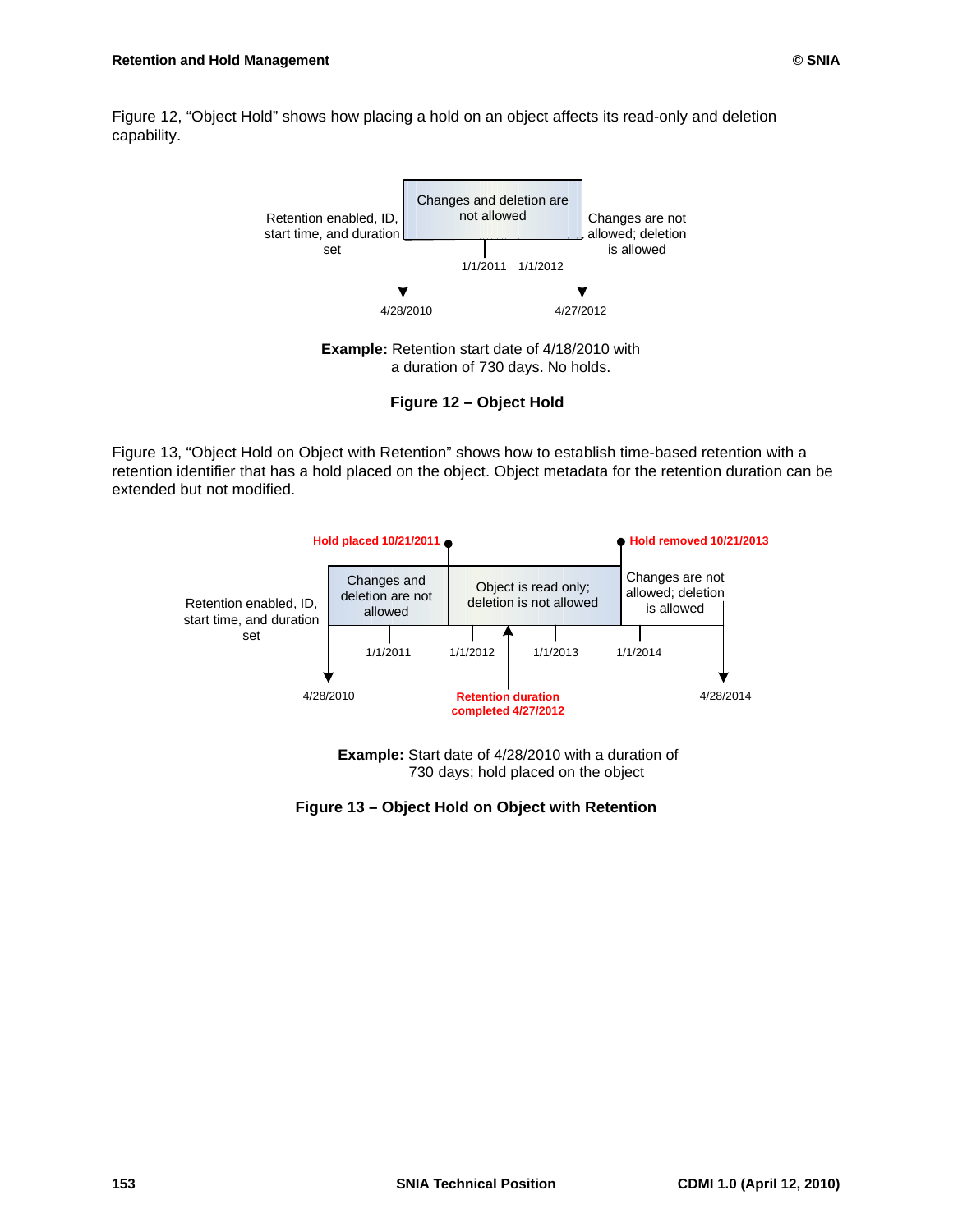Figure 12, "Object Hold" shows how placing a hold on an object affects its read-only and deletion capability.

Retention enabled, ID, start time, and duration set

Changes and deletion are not allowed

Changes are not allowed; deletion is allowed

1/1/2011 1/1/2012

4/28/2010 4/27/2012

**Example:** Retention start date of 4/18/2010 with a duration of 730 days. No holds.

**Figure 12 – Object Hold**

Figure 13, "Object Hold on Object with Retention" shows how to establish time-based retention with a retention identifier that has a hold placed on the object. Object metadata for the retention duration can be extended but not modified.

**Hold placed 10/21/2011**

**Hold removed 10/21/2013**

Retention enabled, ID, start time, and duration set

Changes and deletion are not allowed

Object is read only; deletion is not allowed

Changes are not allowed; deletion is allowed

1/1/2011 1/1/2012 1/1/2013 1/1/2014

4/28/2010

**Retention duration completed 4/27/2012**

4/28/2014

**Example:** Start date of 4/28/2010 with a duration of 730 days; hold placed on the object

**Figure 13 – Object Hold on Object with Retention**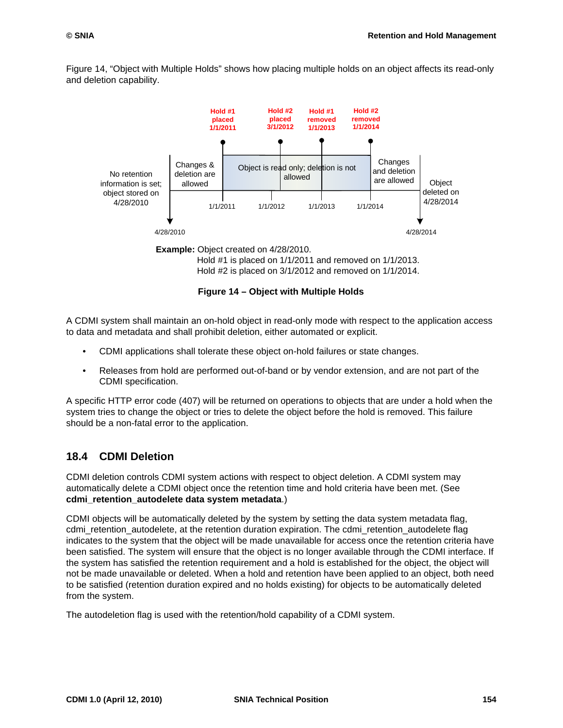Figure 14, “Object with Multiple Holds” shows how placing multiple holds on an object affects its read-only and deletion capability.

Hold #1 placed 1/1/2011 | Hold #2 placed 3/1/2012 | Hold #1 removed 1/1/2013 | Hold #2 removed 1/1/2014

No retention information is set; object stored on 4/28/2010 | Changes & deletion are allowed | Object is read only; deletion is not allowed | Changes and deletion are allowed | Object deleted on 4/28/2014

4/28/2010 | 1/1/2011 | 1/1/2012 | 1/1/2013 | 1/1/2014 | 4/28/2014

**Example:** Object created on 4/28/2010.
Hold #1 is placed on 1/1/2011 and removed on 1/1/2013.
Hold #2 is placed on 3/1/2012 and removed on 1/1/2014.

**Figure 14 – Object with Multiple Holds**

A CDMI system shall maintain an on-hold object in read-only mode with respect to the application access to data and metadata and shall prohibit deletion, either automated or explicit.

- CDMI applications shall tolerate these object on-hold failures or state changes.
- Releases from hold are performed out-of-band or by vendor extension, and are not part of the CDMI specification.

A specific HTTP error code (407) will be returned on operations to objects that are under a hold when the system tries to change the object or tries to delete the object before the hold is removed. This failure should be a non-fatal error to the application.

## 18.4 CDMI Deletion

CDMI deletion controls CDMI system actions with respect to object deletion. A CDMI system may automatically delete a CDMI object once the retention time and hold criteria have been met. (See **cdmi_retention_autodelete data system metadata**.)

CDMI objects will be automatically deleted by the system by setting the data system metadata flag, cdmi_retention_autodelete, at the retention duration expiration. The cdmi_retention_autodelete flag indicates to the system that the object will be made unavailable for access once the retention criteria have been satisfied. The system will ensure that the object is no longer available through the CDMI interface. If the system has satisfied the retention requirement and a hold is established for the object, the object will not be made unavailable or deleted. When a hold and retention have been applied to an object, both need to be satisfied (retention duration expired and no holds existing) for objects to be automatically deleted from the system.

The autodeletion flag is used with the retention/hold capability of a CDMI system.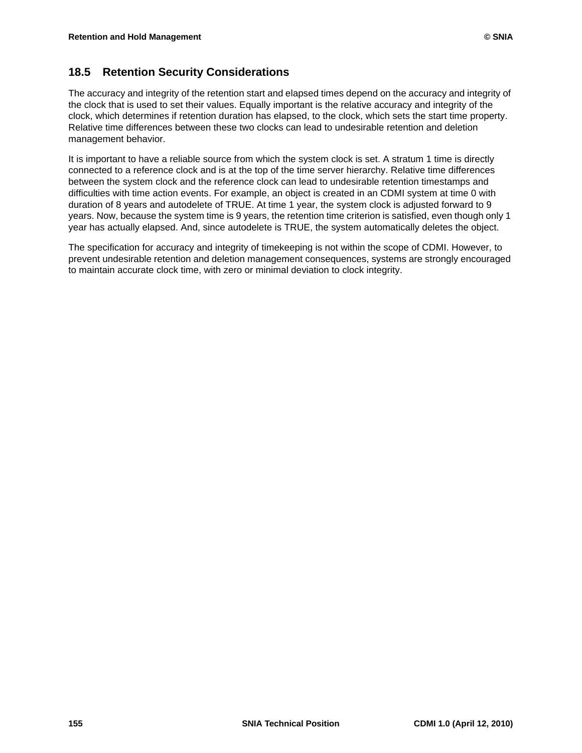## 18.5 Retention Security Considerations

The accuracy and integrity of the retention start and elapsed times depend on the accuracy and integrity of the clock that is used to set their values. Equally important is the relative accuracy and integrity of the clock, which determines if retention duration has elapsed, to the clock, which sets the start time property. Relative time differences between these two clocks can lead to undesirable retention and deletion management behavior.

It is important to have a reliable source from which the system clock is set. A stratum 1 time is directly connected to a reference clock and is at the top of the time server hierarchy. Relative time differences between the system clock and the reference clock can lead to undesirable retention timestamps and difficulties with time action events. For example, an object is created in an CDMI system at time 0 with duration of 8 years and autodelete of TRUE. At time 1 year, the system clock is adjusted forward to 9 years. Now, because the system time is 9 years, the retention time criterion is satisfied, even though only 1 year has actually elapsed. And, since autodelete is TRUE, the system automatically deletes the object.

The specification for accuracy and integrity of timekeeping is not within the scope of CDMI. However, to prevent undesirable retention and deletion management consequences, systems are strongly encouraged to maintain accurate clock time, with zero or minimal deviation to clock integrity.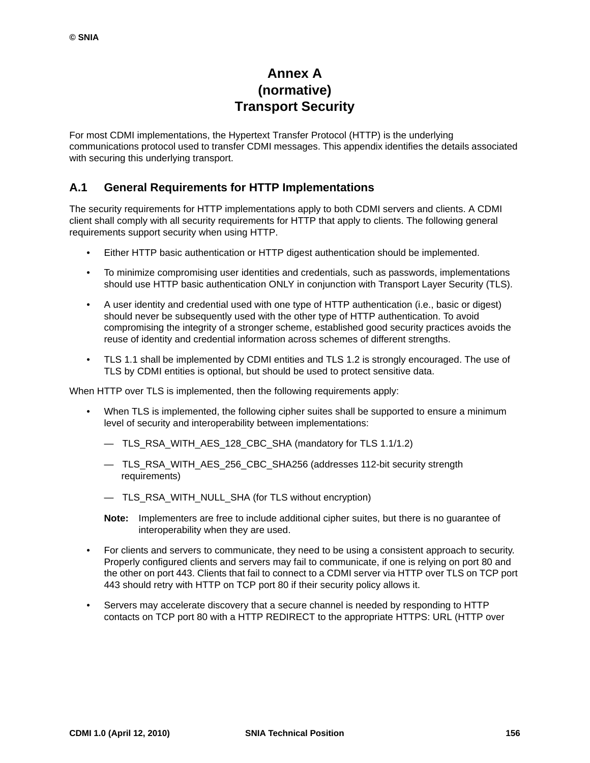# Annex A
# (normative)
# Transport Security

For most CDMI implementations, the Hypertext Transfer Protocol (HTTP) is the underlying communications protocol used to transfer CDMI messages. This appendix identifies the details associated with securing this underlying transport.

## A.1 General Requirements for HTTP Implementations

The security requirements for HTTP implementations apply to both CDMI servers and clients. A CDMI client shall comply with all security requirements for HTTP that apply to clients. The following general requirements support security when using HTTP.

- Either HTTP basic authentication or HTTP digest authentication should be implemented.
- To minimize compromising user identities and credentials, such as passwords, implementations should use HTTP basic authentication ONLY in conjunction with Transport Layer Security (TLS).
- A user identity and credential used with one type of HTTP authentication (i.e., basic or digest) should never be subsequently used with the other type of HTTP authentication. To avoid compromising the integrity of a stronger scheme, established good security practices avoids the reuse of identity and credential information across schemes of different strengths.
- TLS 1.1 shall be implemented by CDMI entities and TLS 1.2 is strongly encouraged. The use of TLS by CDMI entities is optional, but should be used to protect sensitive data.

When HTTP over TLS is implemented, then the following requirements apply:

- When TLS is implemented, the following cipher suites shall be supported to ensure a minimum level of security and interoperability between implementations:
  - TLS_RSA_WITH_AES_128_CBC_SHA (mandatory for TLS 1.1/1.2)
  - TLS_RSA_WITH_AES_256_CBC_SHA256 (addresses 112-bit security strength requirements)
  - TLS_RSA_WITH_NULL_SHA (for TLS without encryption)

  **Note:** Implementers are free to include additional cipher suites, but there is no guarantee of interoperability when they are used.

- For clients and servers to communicate, they need to be using a consistent approach to security. Properly configured clients and servers may fail to communicate, if one is relying on port 80 and the other on port 443. Clients that fail to connect to a CDMI server via HTTP over TLS on TCP port 443 should retry with HTTP on TCP port 80 if their security policy allows it.
- Servers may accelerate discovery that a secure channel is needed by responding to HTTP contacts on TCP port 80 with a HTTP REDIRECT to the appropriate HTTPS: URL (HTTP over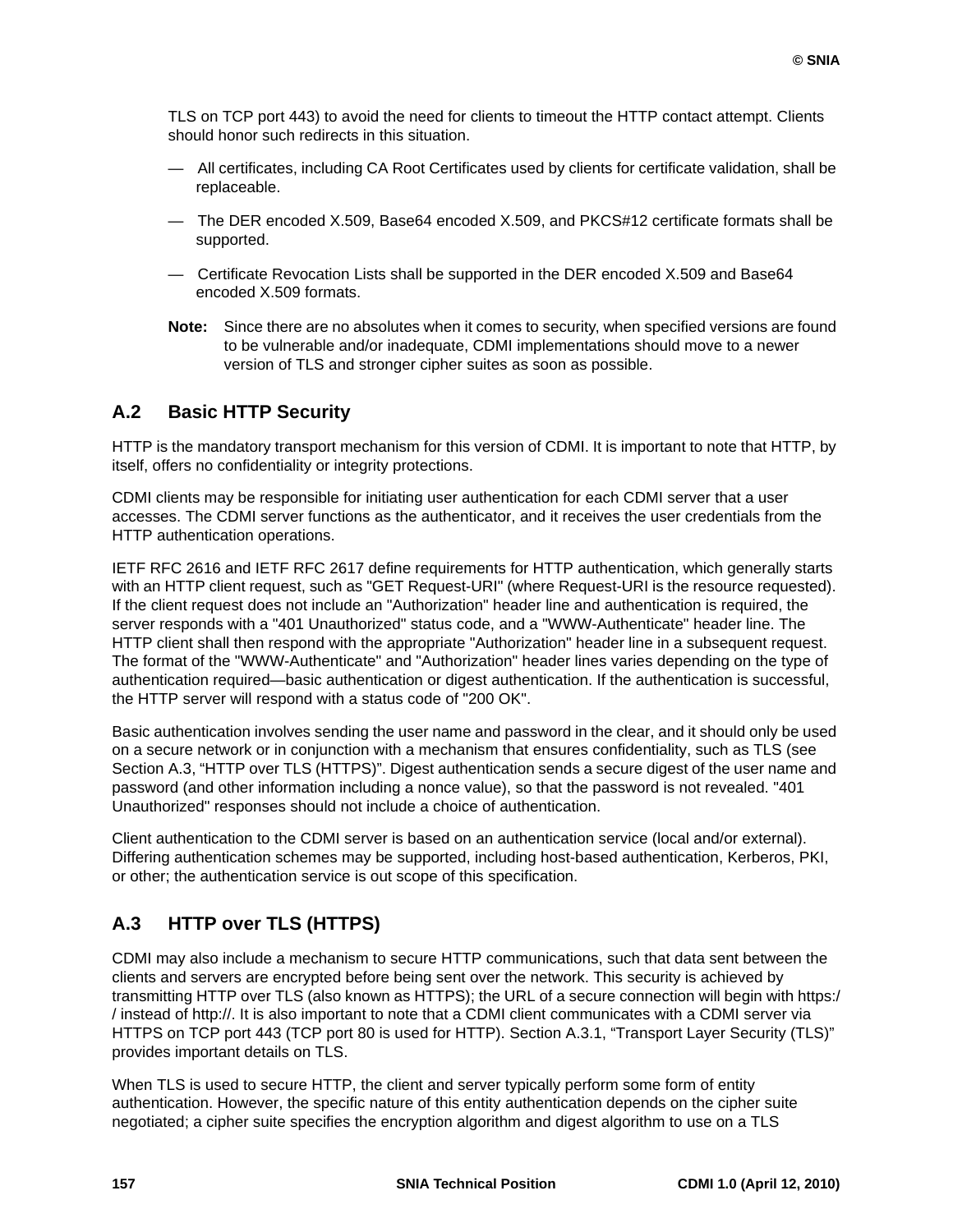TLS on TCP port 443) to avoid the need for clients to timeout the HTTP contact attempt. Clients should honor such redirects in this situation.

— All certificates, including CA Root Certificates used by clients for certificate validation, shall be replaceable.

— The DER encoded X.509, Base64 encoded X.509, and PKCS#12 certificate formats shall be supported.

— Certificate Revocation Lists shall be supported in the DER encoded X.509 and Base64 encoded X.509 formats.

**Note:** Since there are no absolutes when it comes to security, when specified versions are found to be vulnerable and/or inadequate, CDMI implementations should move to a newer version of TLS and stronger cipher suites as soon as possible.

## A.2 Basic HTTP Security

HTTP is the mandatory transport mechanism for this version of CDMI. It is important to note that HTTP, by itself, offers no confidentiality or integrity protections.

CDMI clients may be responsible for initiating user authentication for each CDMI server that a user accesses. The CDMI server functions as the authenticator, and it receives the user credentials from the HTTP authentication operations.

IETF RFC 2616 and IETF RFC 2617 define requirements for HTTP authentication, which generally starts with an HTTP client request, such as "GET Request-URI" (where Request-URI is the resource requested). If the client request does not include an "Authorization" header line and authentication is required, the server responds with a "401 Unauthorized" status code, and a "WWW-Authenticate" header line. The HTTP client shall then respond with the appropriate "Authorization" header line in a subsequent request. The format of the "WWW-Authenticate" and "Authorization" header lines varies depending on the type of authentication required—basic authentication or digest authentication. If the authentication is successful, the HTTP server will respond with a status code of "200 OK".

Basic authentication involves sending the user name and password in the clear, and it should only be used on a secure network or in conjunction with a mechanism that ensures confidentiality, such as TLS (see Section A.3, “HTTP over TLS (HTTPS)”. Digest authentication sends a secure digest of the user name and password (and other information including a nonce value), so that the password is not revealed. "401 Unauthorized" responses should not include a choice of authentication.

Client authentication to the CDMI server is based on an authentication service (local and/or external). Differing authentication schemes may be supported, including host-based authentication, Kerberos, PKI, or other; the authentication service is out scope of this specification.

## A.3 HTTP over TLS (HTTPS)

CDMI may also include a mechanism to secure HTTP communications, such that data sent between the clients and servers are encrypted before being sent over the network. This security is achieved by transmitting HTTP over TLS (also known as HTTPS); the URL of a secure connection will begin with https:// instead of http://. It is also important to note that a CDMI client communicates with a CDMI server via HTTPS on TCP port 443 (TCP port 80 is used for HTTP). Section A.3.1, “Transport Layer Security (TLS)” provides important details on TLS.

When TLS is used to secure HTTP, the client and server typically perform some form of entity authentication. However, the specific nature of this entity authentication depends on the cipher suite negotiated; a cipher suite specifies the encryption algorithm and digest algorithm to use on a TLS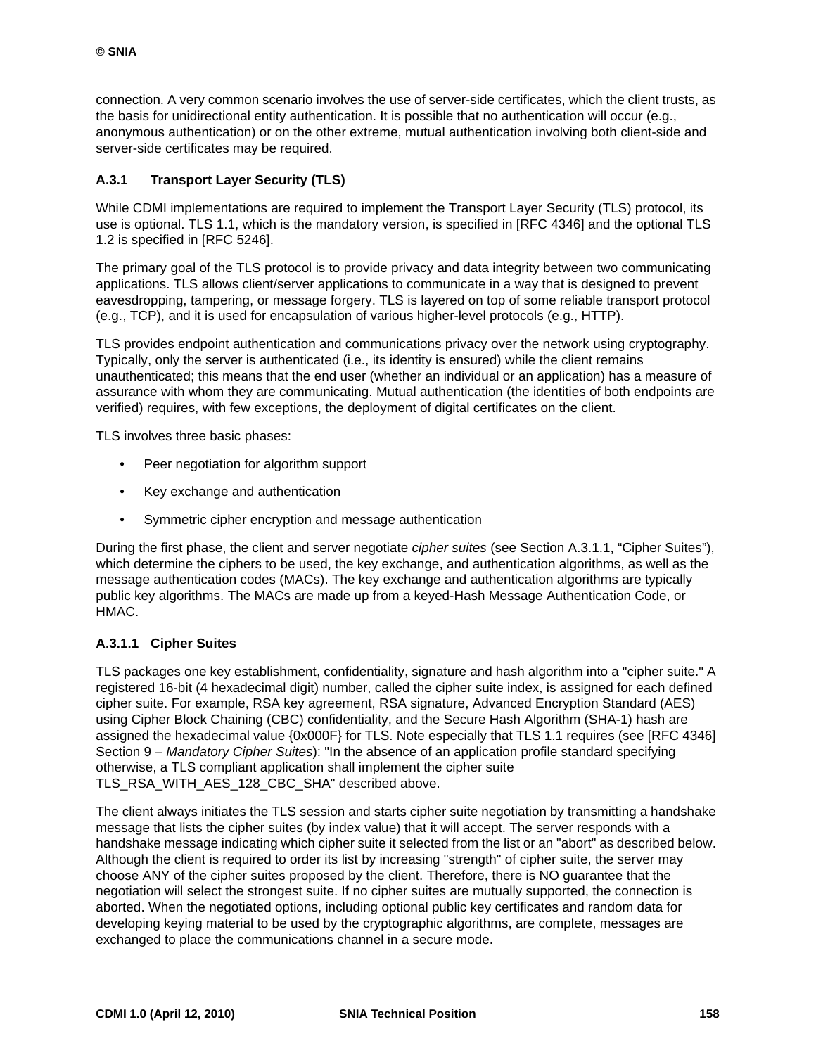connection. A very common scenario involves the use of server-side certificates, which the client trusts, as the basis for unidirectional entity authentication. It is possible that no authentication will occur (e.g., anonymous authentication) or on the other extreme, mutual authentication involving both client-side and server-side certificates may be required.

### A.3.1 Transport Layer Security (TLS)

While CDMI implementations are required to implement the Transport Layer Security (TLS) protocol, its use is optional. TLS 1.1, which is the mandatory version, is specified in [RFC 4346] and the optional TLS 1.2 is specified in [RFC 5246].

The primary goal of the TLS protocol is to provide privacy and data integrity between two communicating applications. TLS allows client/server applications to communicate in a way that is designed to prevent eavesdropping, tampering, or message forgery. TLS is layered on top of some reliable transport protocol (e.g., TCP), and it is used for encapsulation of various higher-level protocols (e.g., HTTP).

TLS provides endpoint authentication and communications privacy over the network using cryptography. Typically, only the server is authenticated (i.e., its identity is ensured) while the client remains unauthenticated; this means that the end user (whether an individual or an application) has a measure of assurance with whom they are communicating. Mutual authentication (the identities of both endpoints are verified) requires, with few exceptions, the deployment of digital certificates on the client.

TLS involves three basic phases:

- Peer negotiation for algorithm support
- Key exchange and authentication
- Symmetric cipher encryption and message authentication

During the first phase, the client and server negotiate *cipher suites* (see Section A.3.1.1, “Cipher Suites”), which determine the ciphers to be used, the key exchange, and authentication algorithms, as well as the message authentication codes (MACs). The key exchange and authentication algorithms are typically public key algorithms. The MACs are made up from a keyed-Hash Message Authentication Code, or HMAC.

#### A.3.1.1 Cipher Suites

TLS packages one key establishment, confidentiality, signature and hash algorithm into a "cipher suite." A registered 16-bit (4 hexadecimal digit) number, called the cipher suite index, is assigned for each defined cipher suite. For example, RSA key agreement, RSA signature, Advanced Encryption Standard (AES) using Cipher Block Chaining (CBC) confidentiality, and the Secure Hash Algorithm (SHA-1) hash are assigned the hexadecimal value {0x000F} for TLS. Note especially that TLS 1.1 requires (see [RFC 4346] Section 9 – *Mandatory Cipher Suites*): "In the absence of an application profile standard specifying otherwise, a TLS compliant application shall implement the cipher suite TLS_RSA_WITH_AES_128_CBC_SHA" described above.

The client always initiates the TLS session and starts cipher suite negotiation by transmitting a handshake message that lists the cipher suites (by index value) that it will accept. The server responds with a handshake message indicating which cipher suite it selected from the list or an "abort" as described below. Although the client is required to order its list by increasing "strength" of cipher suite, the server may choose ANY of the cipher suites proposed by the client. Therefore, there is NO guarantee that the negotiation will select the strongest suite. If no cipher suites are mutually supported, the connection is aborted. When the negotiated options, including optional public key certificates and random data for developing keying material to be used by the cryptographic algorithms, are complete, messages are exchanged to place the communications channel in a secure mode.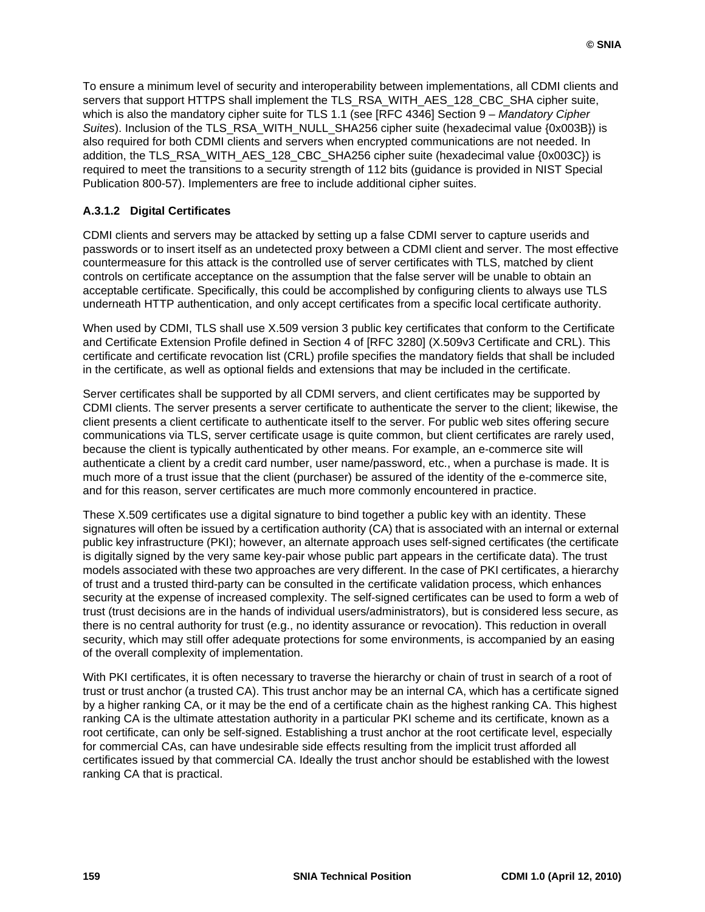To ensure a minimum level of security and interoperability between implementations, all CDMI clients and servers that support HTTPS shall implement the TLS_RSA_WITH_AES_128_CBC_SHA cipher suite, which is also the mandatory cipher suite for TLS 1.1 (see [RFC 4346] Section 9 – *Mandatory Cipher Suites*). Inclusion of the TLS_RSA_WITH_NULL_SHA256 cipher suite (hexadecimal value {0x003B}) is also required for both CDMI clients and servers when encrypted communications are not needed. In addition, the TLS_RSA_WITH_AES_128_CBC_SHA256 cipher suite (hexadecimal value {0x003C}) is required to meet the transitions to a security strength of 112 bits (guidance is provided in NIST Special Publication 800-57). Implementers are free to include additional cipher suites.

#### A.3.1.2 Digital Certificates

CDMI clients and servers may be attacked by setting up a false CDMI server to capture userids and passwords or to insert itself as an undetected proxy between a CDMI client and server. The most effective countermeasure for this attack is the controlled use of server certificates with TLS, matched by client controls on certificate acceptance on the assumption that the false server will be unable to obtain an acceptable certificate. Specifically, this could be accomplished by configuring clients to always use TLS underneath HTTP authentication, and only accept certificates from a specific local certificate authority.

When used by CDMI, TLS shall use X.509 version 3 public key certificates that conform to the Certificate and Certificate Extension Profile defined in Section 4 of [RFC 3280] (X.509v3 Certificate and CRL). This certificate and certificate revocation list (CRL) profile specifies the mandatory fields that shall be included in the certificate, as well as optional fields and extensions that may be included in the certificate.

Server certificates shall be supported by all CDMI servers, and client certificates may be supported by CDMI clients. The server presents a server certificate to authenticate the server to the client; likewise, the client presents a client certificate to authenticate itself to the server. For public web sites offering secure communications via TLS, server certificate usage is quite common, but client certificates are rarely used, because the client is typically authenticated by other means. For example, an e-commerce site will authenticate a client by a credit card number, user name/password, etc., when a purchase is made. It is much more of a trust issue that the client (purchaser) be assured of the identity of the e-commerce site, and for this reason, server certificates are much more commonly encountered in practice.

These X.509 certificates use a digital signature to bind together a public key with an identity. These signatures will often be issued by a certification authority (CA) that is associated with an internal or external public key infrastructure (PKI); however, an alternate approach uses self-signed certificates (the certificate is digitally signed by the very same key-pair whose public part appears in the certificate data). The trust models associated with these two approaches are very different. In the case of PKI certificates, a hierarchy of trust and a trusted third-party can be consulted in the certificate validation process, which enhances security at the expense of increased complexity. The self-signed certificates can be used to form a web of trust (trust decisions are in the hands of individual users/administrators), but is considered less secure, as there is no central authority for trust (e.g., no identity assurance or revocation). This reduction in overall security, which may still offer adequate protections for some environments, is accompanied by an easing of the overall complexity of implementation.

With PKI certificates, it is often necessary to traverse the hierarchy or chain of trust in search of a root of trust or trust anchor (a trusted CA). This trust anchor may be an internal CA, which has a certificate signed by a higher ranking CA, or it may be the end of a certificate chain as the highest ranking CA. This highest ranking CA is the ultimate attestation authority in a particular PKI scheme and its certificate, known as a root certificate, can only be self-signed. Establishing a trust anchor at the root certificate level, especially for commercial CAs, can have undesirable side effects resulting from the implicit trust afforded all certificates issued by that commercial CA. Ideally the trust anchor should be established with the lowest ranking CA that is practical.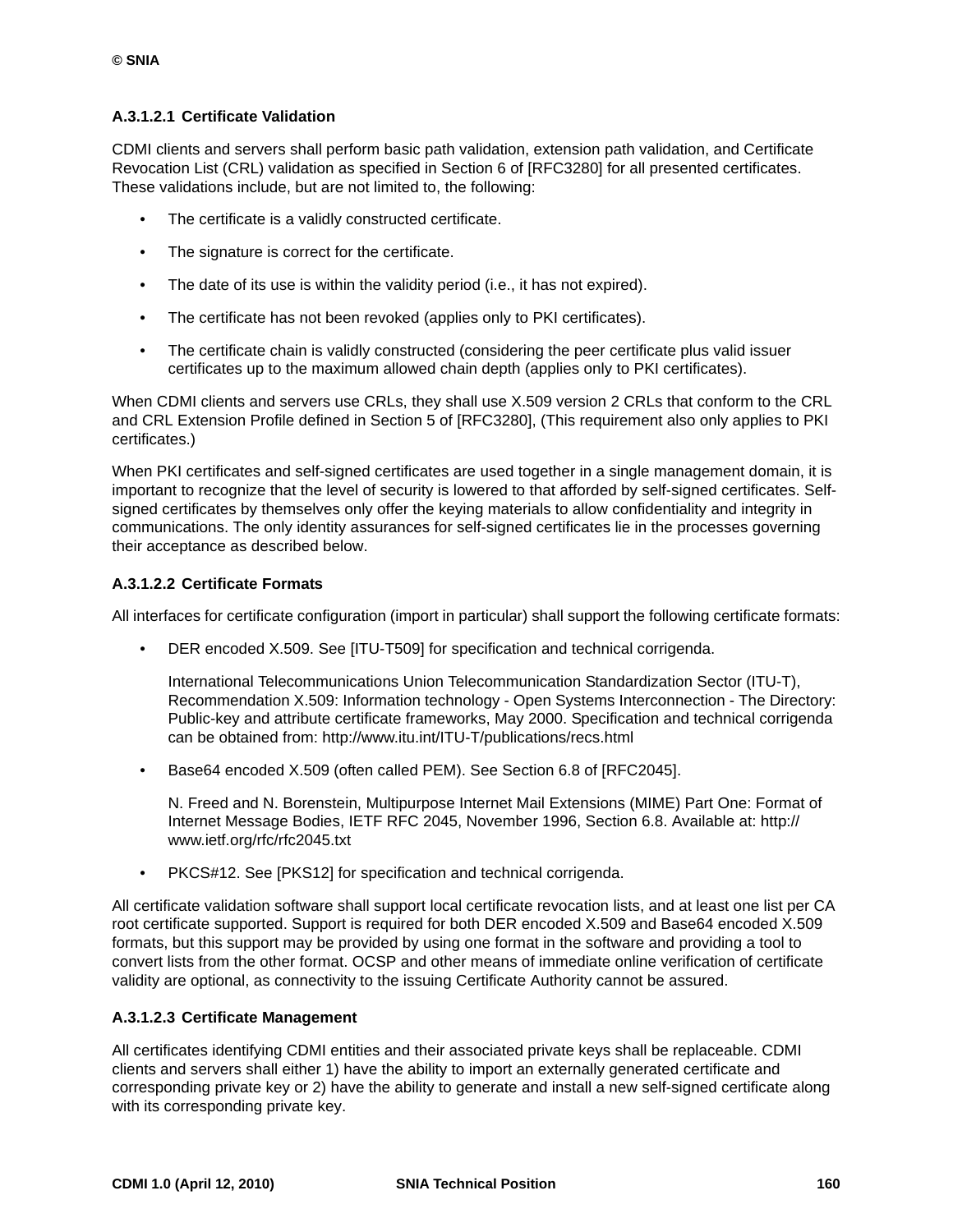#### A.3.1.2.1 Certificate Validation

CDMI clients and servers shall perform basic path validation, extension path validation, and Certificate Revocation List (CRL) validation as specified in Section 6 of [RFC3280] for all presented certificates. These validations include, but are not limited to, the following:

- The certificate is a validly constructed certificate.
- The signature is correct for the certificate.
- The date of its use is within the validity period (i.e., it has not expired).
- The certificate has not been revoked (applies only to PKI certificates).
- The certificate chain is validly constructed (considering the peer certificate plus valid issuer certificates up to the maximum allowed chain depth (applies only to PKI certificates).

When CDMI clients and servers use CRLs, they shall use X.509 version 2 CRLs that conform to the CRL and CRL Extension Profile defined in Section 5 of [RFC3280], (This requirement also only applies to PKI certificates.)

When PKI certificates and self-signed certificates are used together in a single management domain, it is important to recognize that the level of security is lowered to that afforded by self-signed certificates. Self-signed certificates by themselves only offer the keying materials to allow confidentiality and integrity in communications. The only identity assurances for self-signed certificates lie in the processes governing their acceptance as described below.

#### A.3.1.2.2 Certificate Formats

All interfaces for certificate configuration (import in particular) shall support the following certificate formats:

- DER encoded X.509. See [ITU-T509] for specification and technical corrigenda.

  International Telecommunications Union Telecommunication Standardization Sector (ITU-T), Recommendation X.509: Information technology - Open Systems Interconnection - The Directory: Public-key and attribute certificate frameworks, May 2000. Specification and technical corrigenda can be obtained from: http://www.itu.int/ITU-T/publications/recs.html

- Base64 encoded X.509 (often called PEM). See Section 6.8 of [RFC2045].

  N. Freed and N. Borenstein, Multipurpose Internet Mail Extensions (MIME) Part One: Format of Internet Message Bodies, IETF RFC 2045, November 1996, Section 6.8. Available at: http://www.ietf.org/rfc/rfc2045.txt

- PKCS#12. See [PKS12] for specification and technical corrigenda.

All certificate validation software shall support local certificate revocation lists, and at least one list per CA root certificate supported. Support is required for both DER encoded X.509 and Base64 encoded X.509 formats, but this support may be provided by using one format in the software and providing a tool to convert lists from the other format. OCSP and other means of immediate online verification of certificate validity are optional, as connectivity to the issuing Certificate Authority cannot be assured.

#### A.3.1.2.3 Certificate Management

All certificates identifying CDMI entities and their associated private keys shall be replaceable. CDMI clients and servers shall either 1) have the ability to import an externally generated certificate and corresponding private key or 2) have the ability to generate and install a new self-signed certificate along with its corresponding private key.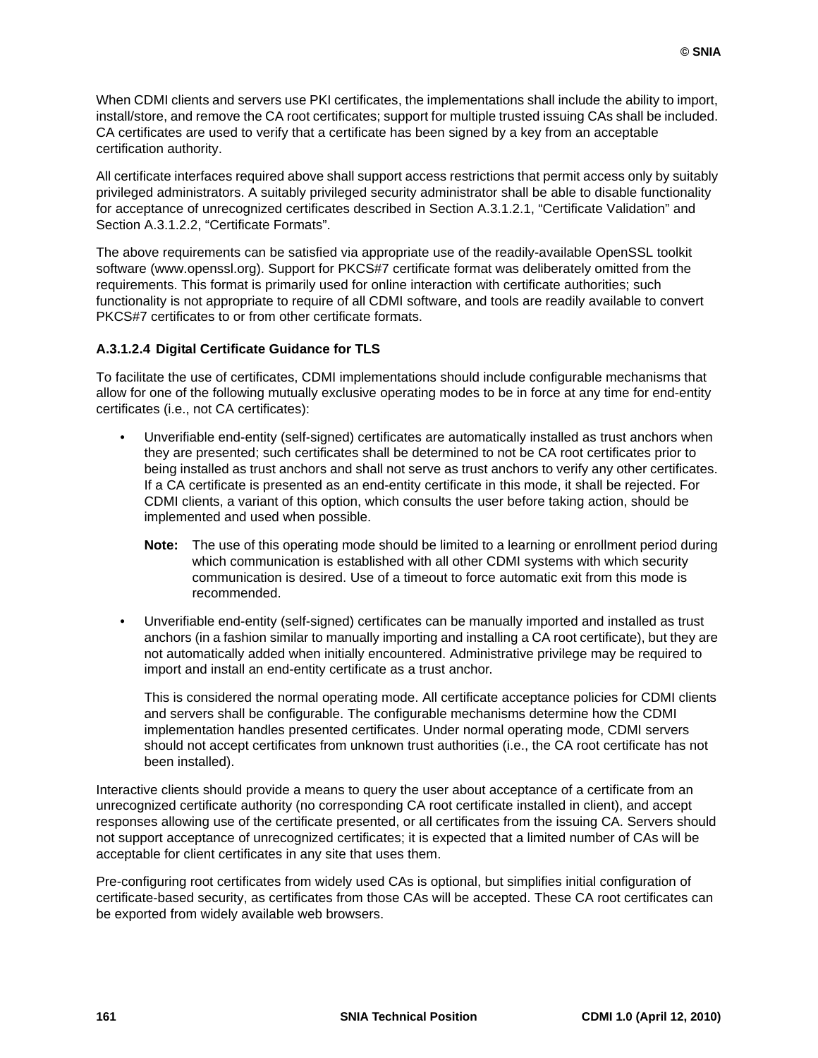When CDMI clients and servers use PKI certificates, the implementations shall include the ability to import, install/store, and remove the CA root certificates; support for multiple trusted issuing CAs shall be included. CA certificates are used to verify that a certificate has been signed by a key from an acceptable certification authority.

All certificate interfaces required above shall support access restrictions that permit access only by suitably privileged administrators. A suitably privileged security administrator shall be able to disable functionality for acceptance of unrecognized certificates described in Section A.3.1.2.1, “Certificate Validation” and Section A.3.1.2.2, “Certificate Formats”.

The above requirements can be satisfied via appropriate use of the readily-available OpenSSL toolkit software (www.openssl.org). Support for PKCS#7 certificate format was deliberately omitted from the requirements. This format is primarily used for online interaction with certificate authorities; such functionality is not appropriate to require of all CDMI software, and tools are readily available to convert PKCS#7 certificates to or from other certificate formats.

#### A.3.1.2.4 Digital Certificate Guidance for TLS

To facilitate the use of certificates, CDMI implementations should include configurable mechanisms that allow for one of the following mutually exclusive operating modes to be in force at any time for end-entity certificates (i.e., not CA certificates):

- Unverifiable end-entity (self-signed) certificates are automatically installed as trust anchors when they are presented; such certificates shall be determined to not be CA root certificates prior to being installed as trust anchors and shall not serve as trust anchors to verify any other certificates. If a CA certificate is presented as an end-entity certificate in this mode, it shall be rejected. For CDMI clients, a variant of this option, which consults the user before taking action, should be implemented and used when possible.

  **Note:** The use of this operating mode should be limited to a learning or enrollment period during which communication is established with all other CDMI systems with which security communication is desired. Use of a timeout to force automatic exit from this mode is recommended.

- Unverifiable end-entity (self-signed) certificates can be manually imported and installed as trust anchors (in a fashion similar to manually importing and installing a CA root certificate), but they are not automatically added when initially encountered. Administrative privilege may be required to import and install an end-entity certificate as a trust anchor.

  This is considered the normal operating mode. All certificate acceptance policies for CDMI clients and servers shall be configurable. The configurable mechanisms determine how the CDMI implementation handles presented certificates. Under normal operating mode, CDMI servers should not accept certificates from unknown trust authorities (i.e., the CA root certificate has not been installed).

Interactive clients should provide a means to query the user about acceptance of a certificate from an unrecognized certificate authority (no corresponding CA root certificate installed in client), and accept responses allowing use of the certificate presented, or all certificates from the issuing CA. Servers should not support acceptance of unrecognized certificates; it is expected that a limited number of CAs will be acceptable for client certificates in any site that uses them.

Pre-configuring root certificates from widely used CAs is optional, but simplifies initial configuration of certificate-based security, as certificates from those CAs will be accepted. These CA root certificates can be exported from widely available web browsers.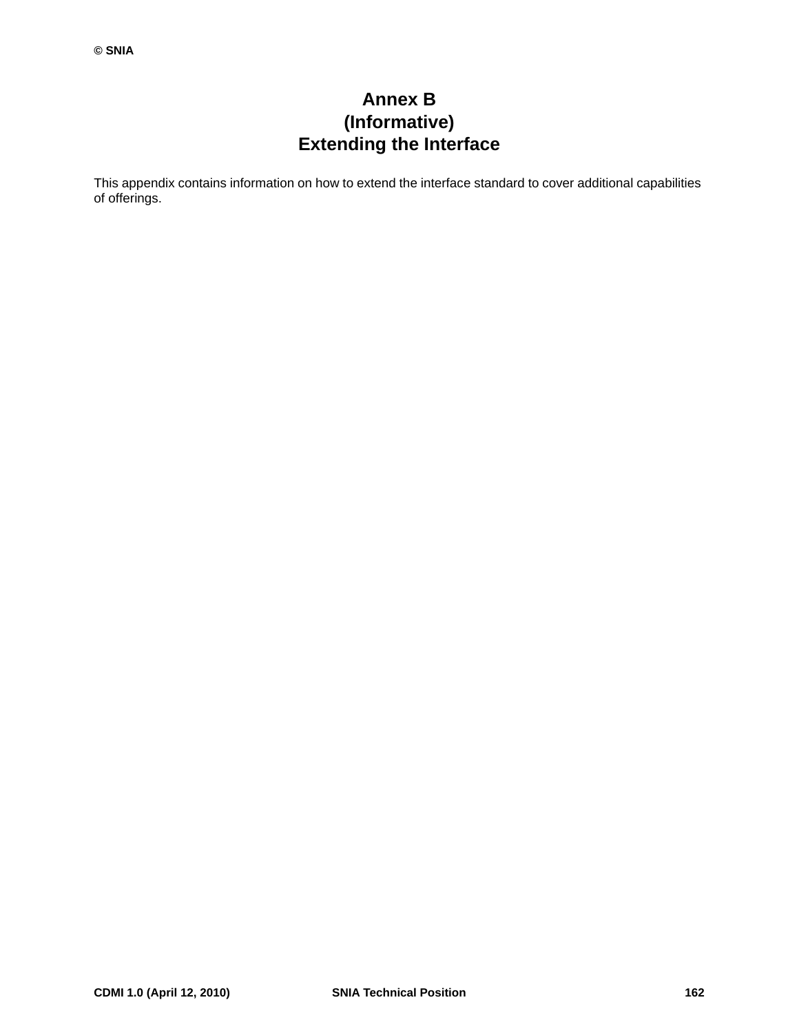# Annex B
## (Informative)
## Extending the Interface

This appendix contains information on how to extend the interface standard to cover additional capabilities of offerings.